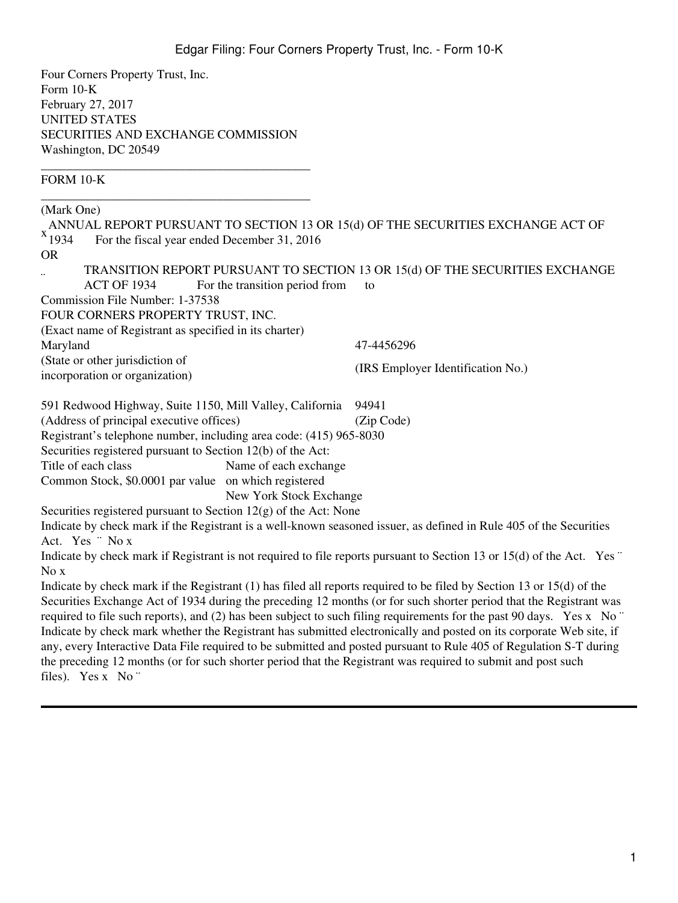Four Corners Property Trust, Inc.
Form 10-K
February 27, 2017
UNITED STATES
SECURITIES AND EXCHANGE COMMISSION
Washington, DC 20549

---

FORM 10-K

---

(Mark One)

x ANNUAL REPORT PURSUANT TO SECTION 13 OR 15(d) OF THE SECURITIES EXCHANGE ACT OF 1934 For the fiscal year ended December 31, 2016

OR

¨ TRANSITION REPORT PURSUANT TO SECTION 13 OR 15(d) OF THE SECURITIES EXCHANGE ACT OF 1934 For the transition period from to

Commission File Number: 1-37538

FOUR CORNERS PROPERTY TRUST, INC.
(Exact name of Registrant as specified in its charter)

| Maryland | 47-4456296 |
|---|---|
| (State or other jurisdiction of incorporation or organization) | (IRS Employer Identification No.) |

| 591 Redwood Highway, Suite 1150, Mill Valley, California | 94941 |
|---|---|
| (Address of principal executive offices) | (Zip Code) |

Registrant's telephone number, including area code: (415) 965-8030

Securities registered pursuant to Section 12(b) of the Act:

| Title of each class | Name of each exchange on which registered |
|---|---|
| Common Stock, $0.0001 par value | New York Stock Exchange |

Securities registered pursuant to Section 12(g) of the Act: None

Indicate by check mark if the Registrant is a well-known seasoned issuer, as defined in Rule 405 of the Securities Act. Yes ¨ No x

Indicate by check mark if Registrant is not required to file reports pursuant to Section 13 or 15(d) of the Act. Yes ¨ No x

Indicate by check mark if the Registrant (1) has filed all reports required to be filed by Section 13 or 15(d) of the Securities Exchange Act of 1934 during the preceding 12 months (or for such shorter period that the Registrant was required to file such reports), and (2) has been subject to such filing requirements for the past 90 days. Yes x No ¨

Indicate by check mark whether the Registrant has submitted electronically and posted on its corporate Web site, if any, every Interactive Data File required to be submitted and posted pursuant to Rule 405 of Regulation S-T during the preceding 12 months (or for such shorter period that the Registrant was required to submit and post such files). Yes x No ¨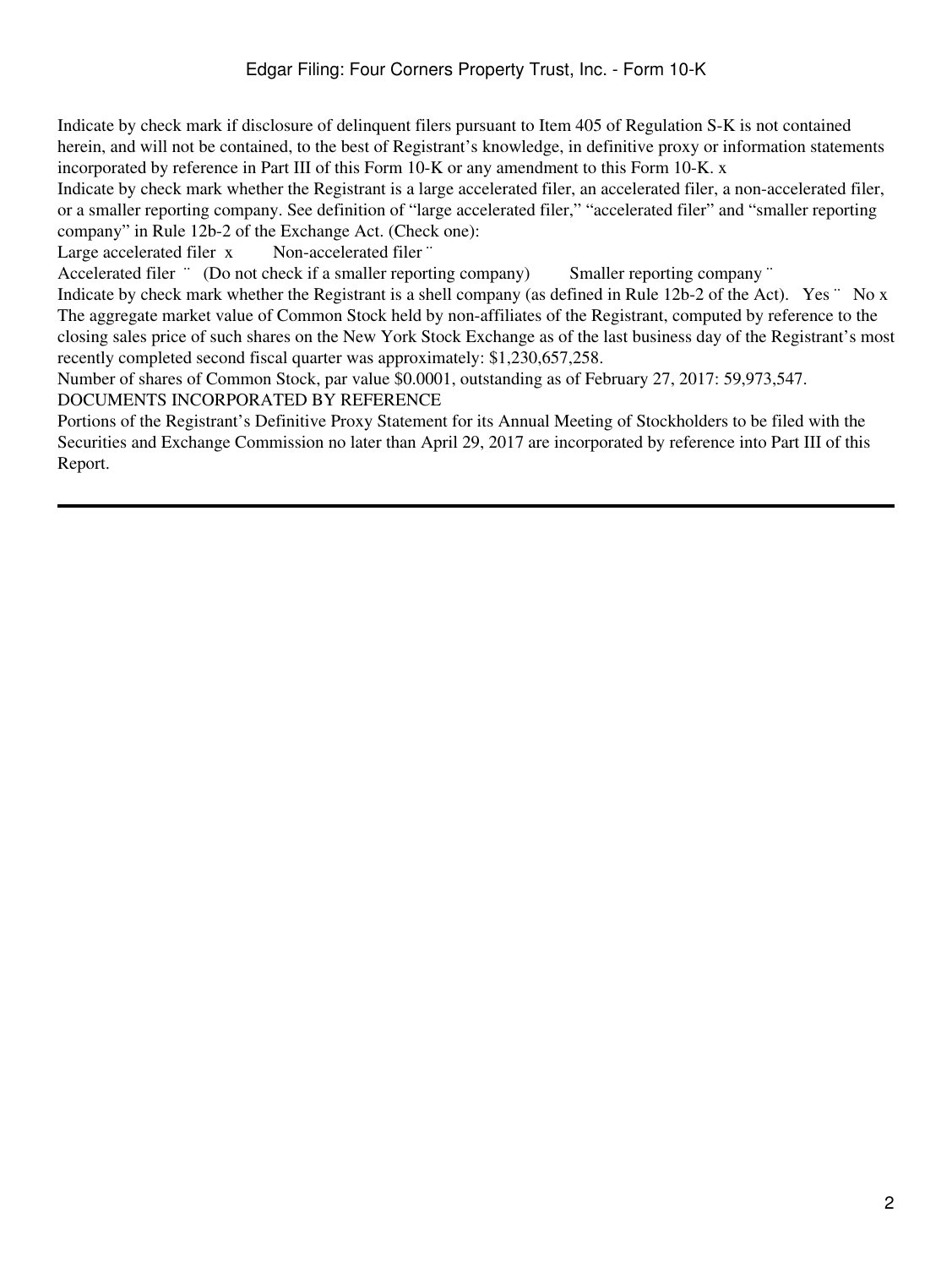Indicate by check mark if disclosure of delinquent filers pursuant to Item 405 of Regulation S-K is not contained herein, and will not be contained, to the best of Registrant's knowledge, in definitive proxy or information statements incorporated by reference in Part III of this Form 10-K or any amendment to this Form 10-K. x

Indicate by check mark whether the Registrant is a large accelerated filer, an accelerated filer, a non-accelerated filer, or a smaller reporting company. See definition of "large accelerated filer," "accelerated filer" and "smaller reporting company" in Rule 12b-2 of the Exchange Act. (Check one):

Large accelerated filer x Non-accelerated filer ¨

Accelerated filer ¨ (Do not check if a smaller reporting company) Smaller reporting company ¨

Indicate by check mark whether the Registrant is a shell company (as defined in Rule 12b-2 of the Act). Yes ¨ No x

The aggregate market value of Common Stock held by non-affiliates of the Registrant, computed by reference to the closing sales price of such shares on the New York Stock Exchange as of the last business day of the Registrant's most recently completed second fiscal quarter was approximately: $1,230,657,258.

Number of shares of Common Stock, par value $0.0001, outstanding as of February 27, 2017: 59,973,547.

DOCUMENTS INCORPORATED BY REFERENCE

Portions of the Registrant's Definitive Proxy Statement for its Annual Meeting of Stockholders to be filed with the Securities and Exchange Commission no later than April 29, 2017 are incorporated by reference into Part III of this Report.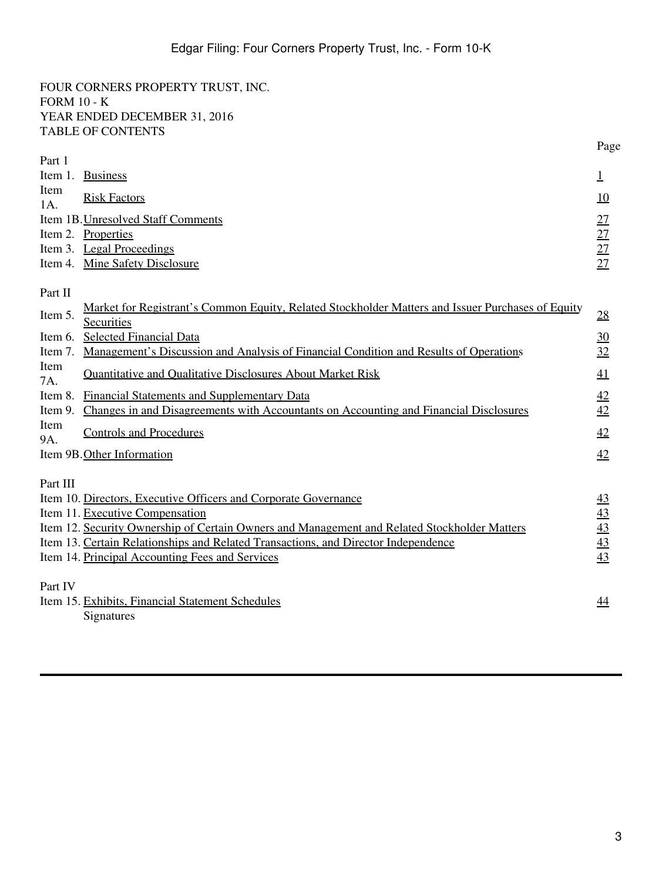FOUR CORNERS PROPERTY TRUST, INC.
FORM 10 - K
YEAR ENDED DECEMBER 31, 2016
TABLE OF CONTENTS

| | | Page |
|---|---|---|
| Part 1 | | |
| Item 1. | Business | 1 |
| Item 1A. | Risk Factors | 10 |
| Item 1B. | Unresolved Staff Comments | 27 |
| Item 2. | Properties | 27 |
| Item 3. | Legal Proceedings | 27 |
| Item 4. | Mine Safety Disclosure | 27 |
| Part II | | |
| Item 5. | Market for Registrant's Common Equity, Related Stockholder Matters and Issuer Purchases of Equity Securities | 28 |
| Item 6. | Selected Financial Data | 30 |
| Item 7. | Management's Discussion and Analysis of Financial Condition and Results of Operations | 32 |
| Item 7A. | Quantitative and Qualitative Disclosures About Market Risk | 41 |
| Item 8. | Financial Statements and Supplementary Data | 42 |
| Item 9. | Changes in and Disagreements with Accountants on Accounting and Financial Disclosures | 42 |
| Item 9A. | Controls and Procedures | 42 |
| Item 9B. | Other Information | 42 |
| Part III | | |
| Item 10. | Directors, Executive Officers and Corporate Governance | 43 |
| Item 11. | Executive Compensation | 43 |
| Item 12. | Security Ownership of Certain Owners and Management and Related Stockholder Matters | 43 |
| Item 13. | Certain Relationships and Related Transactions, and Director Independence | 43 |
| Item 14. | Principal Accounting Fees and Services | 43 |
| Part IV | | |
| Item 15. | Exhibits, Financial Statement Schedules | 44 |
| | Signatures | |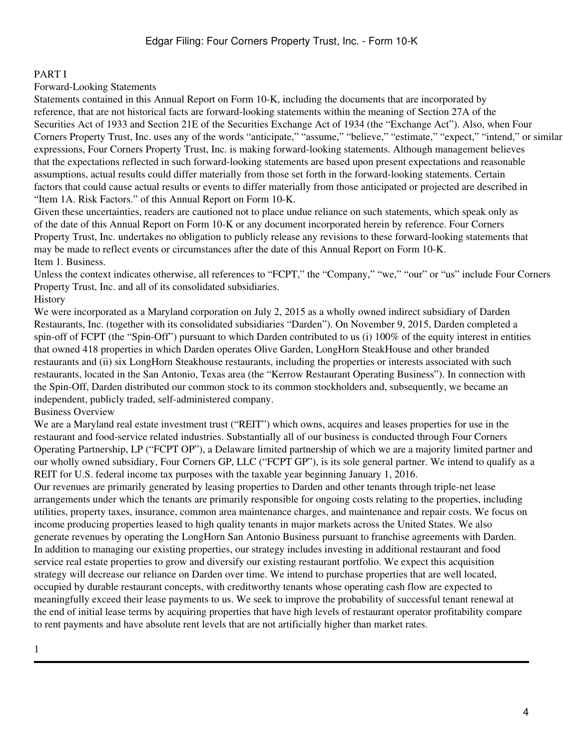# PART I

## Forward-Looking Statements

Statements contained in this Annual Report on Form 10-K, including the documents that are incorporated by reference, that are not historical facts are forward-looking statements within the meaning of Section 27A of the Securities Act of 1933 and Section 21E of the Securities Exchange Act of 1934 (the "Exchange Act"). Also, when Four Corners Property Trust, Inc. uses any of the words "anticipate," "assume," "believe," "estimate," "expect," "intend," or similar expressions, Four Corners Property Trust, Inc. is making forward-looking statements. Although management believes that the expectations reflected in such forward-looking statements are based upon present expectations and reasonable assumptions, actual results could differ materially from those set forth in the forward-looking statements. Certain factors that could cause actual results or events to differ materially from those anticipated or projected are described in "Item 1A. Risk Factors." of this Annual Report on Form 10-K.

Given these uncertainties, readers are cautioned not to place undue reliance on such statements, which speak only as of the date of this Annual Report on Form 10-K or any document incorporated herein by reference. Four Corners Property Trust, Inc. undertakes no obligation to publicly release any revisions to these forward-looking statements that may be made to reflect events or circumstances after the date of this Annual Report on Form 10-K.

## Item 1. Business.

Unless the context indicates otherwise, all references to "FCPT," the "Company," "we," "our" or "us" include Four Corners Property Trust, Inc. and all of its consolidated subsidiaries.

### History

We were incorporated as a Maryland corporation on July 2, 2015 as a wholly owned indirect subsidiary of Darden Restaurants, Inc. (together with its consolidated subsidiaries "Darden"). On November 9, 2015, Darden completed a spin-off of FCPT (the "Spin-Off") pursuant to which Darden contributed to us (i) 100% of the equity interest in entities that owned 418 properties in which Darden operates Olive Garden, LongHorn SteakHouse and other branded restaurants and (ii) six LongHorn Steakhouse restaurants, including the properties or interests associated with such restaurants, located in the San Antonio, Texas area (the "Kerrow Restaurant Operating Business"). In connection with the Spin-Off, Darden distributed our common stock to its common stockholders and, subsequently, we became an independent, publicly traded, self-administered company.

### Business Overview

We are a Maryland real estate investment trust ("REIT") which owns, acquires and leases properties for use in the restaurant and food-service related industries. Substantially all of our business is conducted through Four Corners Operating Partnership, LP ("FCPT OP"), a Delaware limited partnership of which we are a majority limited partner and our wholly owned subsidiary, Four Corners GP, LLC ("FCPT GP"), is its sole general partner. We intend to qualify as a REIT for U.S. federal income tax purposes with the taxable year beginning January 1, 2016.

Our revenues are primarily generated by leasing properties to Darden and other tenants through triple-net lease arrangements under which the tenants are primarily responsible for ongoing costs relating to the properties, including utilities, property taxes, insurance, common area maintenance charges, and maintenance and repair costs. We focus on income producing properties leased to high quality tenants in major markets across the United States. We also generate revenues by operating the LongHorn San Antonio Business pursuant to franchise agreements with Darden. In addition to managing our existing properties, our strategy includes investing in additional restaurant and food service real estate properties to grow and diversify our existing restaurant portfolio. We expect this acquisition strategy will decrease our reliance on Darden over time. We intend to purchase properties that are well located, occupied by durable restaurant concepts, with creditworthy tenants whose operating cash flow are expected to meaningfully exceed their lease payments to us. We seek to improve the probability of successful tenant renewal at the end of initial lease terms by acquiring properties that have high levels of restaurant operator profitability compare to rent payments and have absolute rent levels that are not artificially higher than market rates.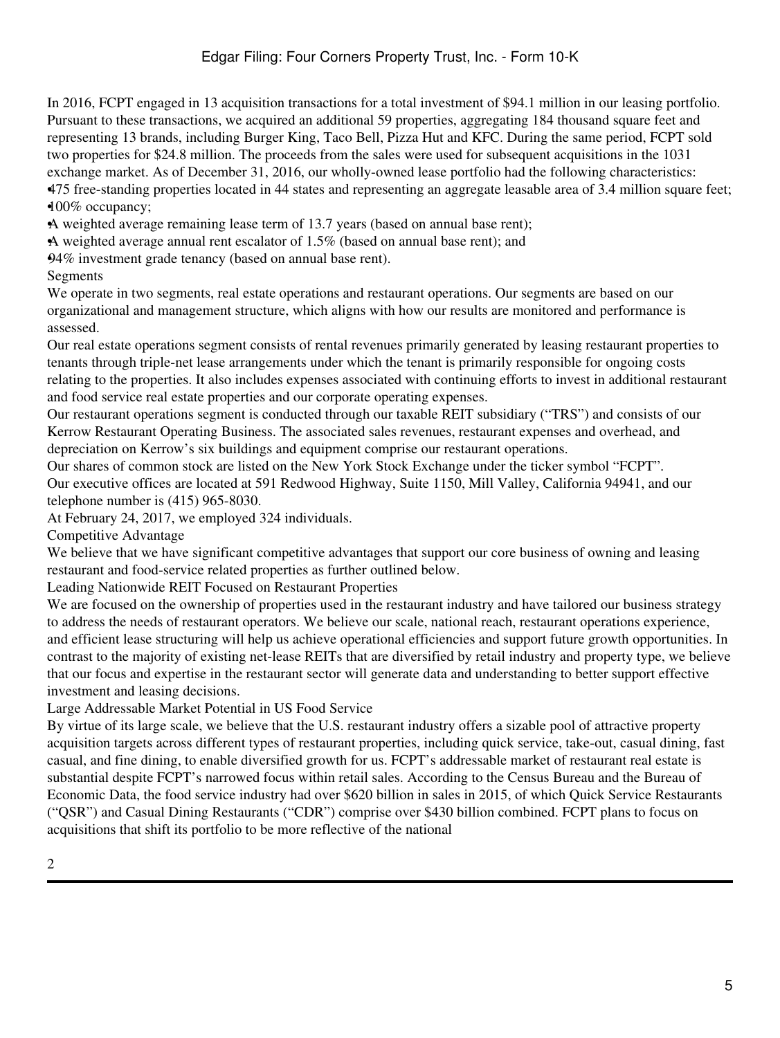In 2016, FCPT engaged in 13 acquisition transactions for a total investment of $94.1 million in our leasing portfolio. Pursuant to these transactions, we acquired an additional 59 properties, aggregating 184 thousand square feet and representing 13 brands, including Burger King, Taco Bell, Pizza Hut and KFC. During the same period, FCPT sold two properties for $24.8 million. The proceeds from the sales were used for subsequent acquisitions in the 1031 exchange market. As of December 31, 2016, our wholly-owned lease portfolio had the following characteristics:

- 475 free-standing properties located in 44 states and representing an aggregate leasable area of 3.4 million square feet;
- 100% occupancy;
- A weighted average remaining lease term of 13.7 years (based on annual base rent);
- A weighted average annual rent escalator of 1.5% (based on annual base rent); and
- 94% investment grade tenancy (based on annual base rent).

## Segments

We operate in two segments, real estate operations and restaurant operations. Our segments are based on our organizational and management structure, which aligns with how our results are monitored and performance is assessed.

Our real estate operations segment consists of rental revenues primarily generated by leasing restaurant properties to tenants through triple-net lease arrangements under which the tenant is primarily responsible for ongoing costs relating to the properties. It also includes expenses associated with continuing efforts to invest in additional restaurant and food service real estate properties and our corporate operating expenses.

Our restaurant operations segment is conducted through our taxable REIT subsidiary ("TRS") and consists of our Kerrow Restaurant Operating Business. The associated sales revenues, restaurant expenses and overhead, and depreciation on Kerrow's six buildings and equipment comprise our restaurant operations.

Our shares of common stock are listed on the New York Stock Exchange under the ticker symbol "FCPT".

Our executive offices are located at 591 Redwood Highway, Suite 1150, Mill Valley, California 94941, and our telephone number is (415) 965-8030.

At February 24, 2017, we employed 324 individuals.

## Competitive Advantage

We believe that we have significant competitive advantages that support our core business of owning and leasing restaurant and food-service related properties as further outlined below.

### Leading Nationwide REIT Focused on Restaurant Properties

We are focused on the ownership of properties used in the restaurant industry and have tailored our business strategy to address the needs of restaurant operators. We believe our scale, national reach, restaurant operations experience, and efficient lease structuring will help us achieve operational efficiencies and support future growth opportunities. In contrast to the majority of existing net-lease REITs that are diversified by retail industry and property type, we believe that our focus and expertise in the restaurant sector will generate data and understanding to better support effective investment and leasing decisions.

### Large Addressable Market Potential in US Food Service

By virtue of its large scale, we believe that the U.S. restaurant industry offers a sizable pool of attractive property acquisition targets across different types of restaurant properties, including quick service, take-out, casual dining, fast casual, and fine dining, to enable diversified growth for us. FCPT's addressable market of restaurant real estate is substantial despite FCPT's narrowed focus within retail sales. According to the Census Bureau and the Bureau of Economic Data, the food service industry had over $620 billion in sales in 2015, of which Quick Service Restaurants ("QSR") and Casual Dining Restaurants ("CDR") comprise over $430 billion combined. FCPT plans to focus on acquisitions that shift its portfolio to be more reflective of the national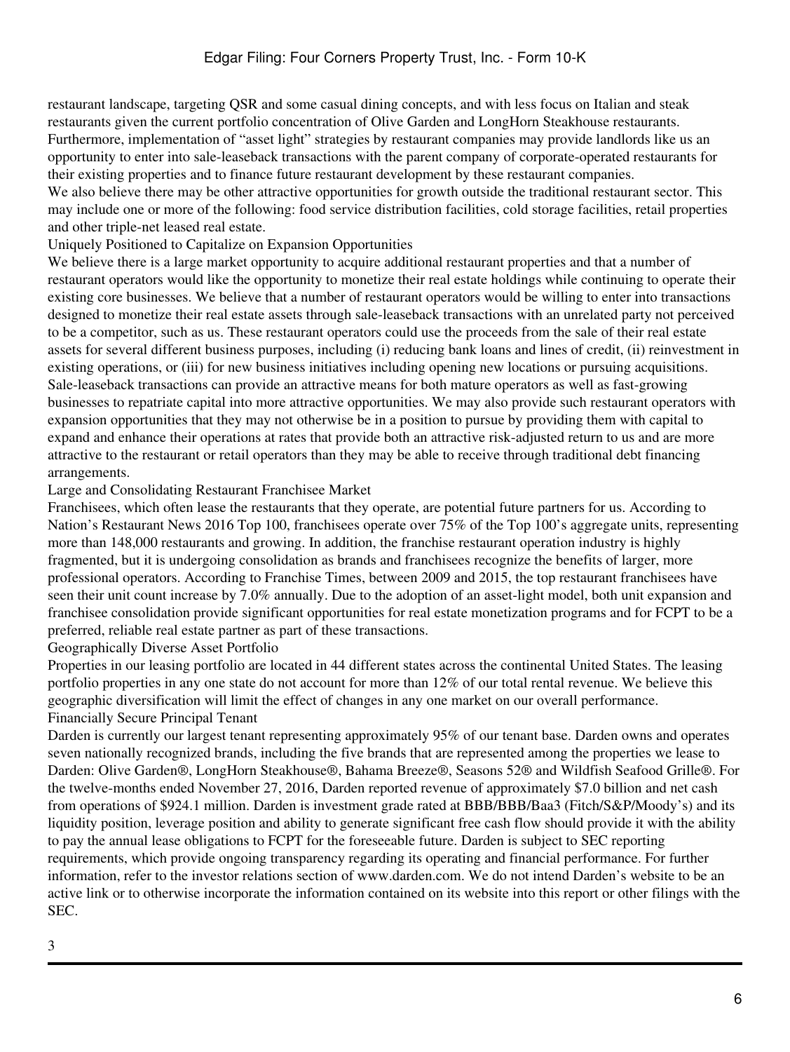restaurant landscape, targeting QSR and some casual dining concepts, and with less focus on Italian and steak restaurants given the current portfolio concentration of Olive Garden and LongHorn Steakhouse restaurants. Furthermore, implementation of "asset light" strategies by restaurant companies may provide landlords like us an opportunity to enter into sale-leaseback transactions with the parent company of corporate-operated restaurants for their existing properties and to finance future restaurant development by these restaurant companies.

We also believe there may be other attractive opportunities for growth outside the traditional restaurant sector. This may include one or more of the following: food service distribution facilities, cold storage facilities, retail properties and other triple-net leased real estate.

### Uniquely Positioned to Capitalize on Expansion Opportunities

We believe there is a large market opportunity to acquire additional restaurant properties and that a number of restaurant operators would like the opportunity to monetize their real estate holdings while continuing to operate their existing core businesses. We believe that a number of restaurant operators would be willing to enter into transactions designed to monetize their real estate assets through sale-leaseback transactions with an unrelated party not perceived to be a competitor, such as us. These restaurant operators could use the proceeds from the sale of their real estate assets for several different business purposes, including (i) reducing bank loans and lines of credit, (ii) reinvestment in existing operations, or (iii) for new business initiatives including opening new locations or pursuing acquisitions. Sale-leaseback transactions can provide an attractive means for both mature operators as well as fast-growing businesses to repatriate capital into more attractive opportunities. We may also provide such restaurant operators with expansion opportunities that they may not otherwise be in a position to pursue by providing them with capital to expand and enhance their operations at rates that provide both an attractive risk-adjusted return to us and are more attractive to the restaurant or retail operators than they may be able to receive through traditional debt financing arrangements.

### Large and Consolidating Restaurant Franchisee Market

Franchisees, which often lease the restaurants that they operate, are potential future partners for us. According to Nation's Restaurant News 2016 Top 100, franchisees operate over 75% of the Top 100's aggregate units, representing more than 148,000 restaurants and growing. In addition, the franchise restaurant operation industry is highly fragmented, but it is undergoing consolidation as brands and franchisees recognize the benefits of larger, more professional operators. According to Franchise Times, between 2009 and 2015, the top restaurant franchisees have seen their unit count increase by 7.0% annually. Due to the adoption of an asset-light model, both unit expansion and franchisee consolidation provide significant opportunities for real estate monetization programs and for FCPT to be a preferred, reliable real estate partner as part of these transactions.

### Geographically Diverse Asset Portfolio

Properties in our leasing portfolio are located in 44 different states across the continental United States. The leasing portfolio properties in any one state do not account for more than 12% of our total rental revenue. We believe this geographic diversification will limit the effect of changes in any one market on our overall performance.

### Financially Secure Principal Tenant

Darden is currently our largest tenant representing approximately 95% of our tenant base. Darden owns and operates seven nationally recognized brands, including the five brands that are represented among the properties we lease to Darden: Olive Garden®, LongHorn Steakhouse®, Bahama Breeze®, Seasons 52® and Wildfish Seafood Grille®. For the twelve-months ended November 27, 2016, Darden reported revenue of approximately $7.0 billion and net cash from operations of $924.1 million. Darden is investment grade rated at BBB/BBB/Baa3 (Fitch/S&P/Moody's) and its liquidity position, leverage position and ability to generate significant free cash flow should provide it with the ability to pay the annual lease obligations to FCPT for the foreseeable future. Darden is subject to SEC reporting requirements, which provide ongoing transparency regarding its operating and financial performance. For further information, refer to the investor relations section of www.darden.com. We do not intend Darden's website to be an active link or to otherwise incorporate the information contained on its website into this report or other filings with the SEC.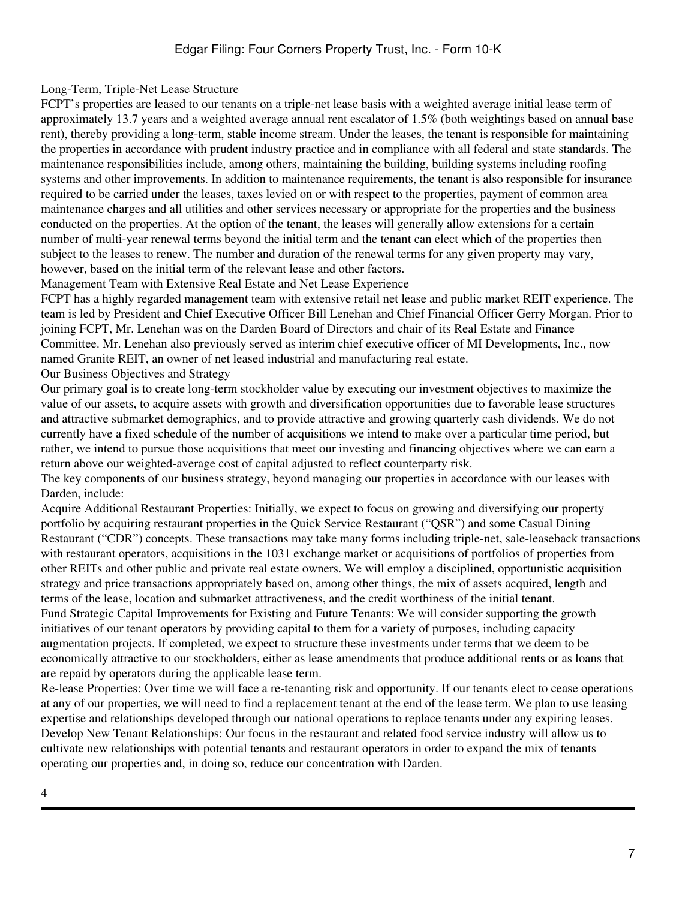### Long-Term, Triple-Net Lease Structure

FCPT's properties are leased to our tenants on a triple-net lease basis with a weighted average initial lease term of approximately 13.7 years and a weighted average annual rent escalator of 1.5% (both weightings based on annual base rent), thereby providing a long-term, stable income stream. Under the leases, the tenant is responsible for maintaining the properties in accordance with prudent industry practice and in compliance with all federal and state standards. The maintenance responsibilities include, among others, maintaining the building, building systems including roofing systems and other improvements. In addition to maintenance requirements, the tenant is also responsible for insurance required to be carried under the leases, taxes levied on or with respect to the properties, payment of common area maintenance charges and all utilities and other services necessary or appropriate for the properties and the business conducted on the properties. At the option of the tenant, the leases will generally allow extensions for a certain number of multi-year renewal terms beyond the initial term and the tenant can elect which of the properties then subject to the leases to renew. The number and duration of the renewal terms for any given property may vary, however, based on the initial term of the relevant lease and other factors.

### Management Team with Extensive Real Estate and Net Lease Experience

FCPT has a highly regarded management team with extensive retail net lease and public market REIT experience. The team is led by President and Chief Executive Officer Bill Lenehan and Chief Financial Officer Gerry Morgan. Prior to joining FCPT, Mr. Lenehan was on the Darden Board of Directors and chair of its Real Estate and Finance Committee. Mr. Lenehan also previously served as interim chief executive officer of MI Developments, Inc., now named Granite REIT, an owner of net leased industrial and manufacturing real estate.

### Our Business Objectives and Strategy

Our primary goal is to create long-term stockholder value by executing our investment objectives to maximize the value of our assets, to acquire assets with growth and diversification opportunities due to favorable lease structures and attractive submarket demographics, and to provide attractive and growing quarterly cash dividends. We do not currently have a fixed schedule of the number of acquisitions we intend to make over a particular time period, but rather, we intend to pursue those acquisitions that meet our investing and financing objectives where we can earn a return above our weighted-average cost of capital adjusted to reflect counterparty risk.

The key components of our business strategy, beyond managing our properties in accordance with our leases with Darden, include:

Acquire Additional Restaurant Properties: Initially, we expect to focus on growing and diversifying our property portfolio by acquiring restaurant properties in the Quick Service Restaurant ("QSR") and some Casual Dining Restaurant ("CDR") concepts. These transactions may take many forms including triple-net, sale-leaseback transactions with restaurant operators, acquisitions in the 1031 exchange market or acquisitions of portfolios of properties from other REITs and other public and private real estate owners. We will employ a disciplined, opportunistic acquisition strategy and price transactions appropriately based on, among other things, the mix of assets acquired, length and terms of the lease, location and submarket attractiveness, and the credit worthiness of the initial tenant.

Fund Strategic Capital Improvements for Existing and Future Tenants: We will consider supporting the growth initiatives of our tenant operators by providing capital to them for a variety of purposes, including capacity augmentation projects. If completed, we expect to structure these investments under terms that we deem to be economically attractive to our stockholders, either as lease amendments that produce additional rents or as loans that are repaid by operators during the applicable lease term.

Re-lease Properties: Over time we will face a re-tenanting risk and opportunity. If our tenants elect to cease operations at any of our properties, we will need to find a replacement tenant at the end of the lease term. We plan to use leasing expertise and relationships developed through our national operations to replace tenants under any expiring leases.

Develop New Tenant Relationships: Our focus in the restaurant and related food service industry will allow us to cultivate new relationships with potential tenants and restaurant operators in order to expand the mix of tenants operating our properties and, in doing so, reduce our concentration with Darden.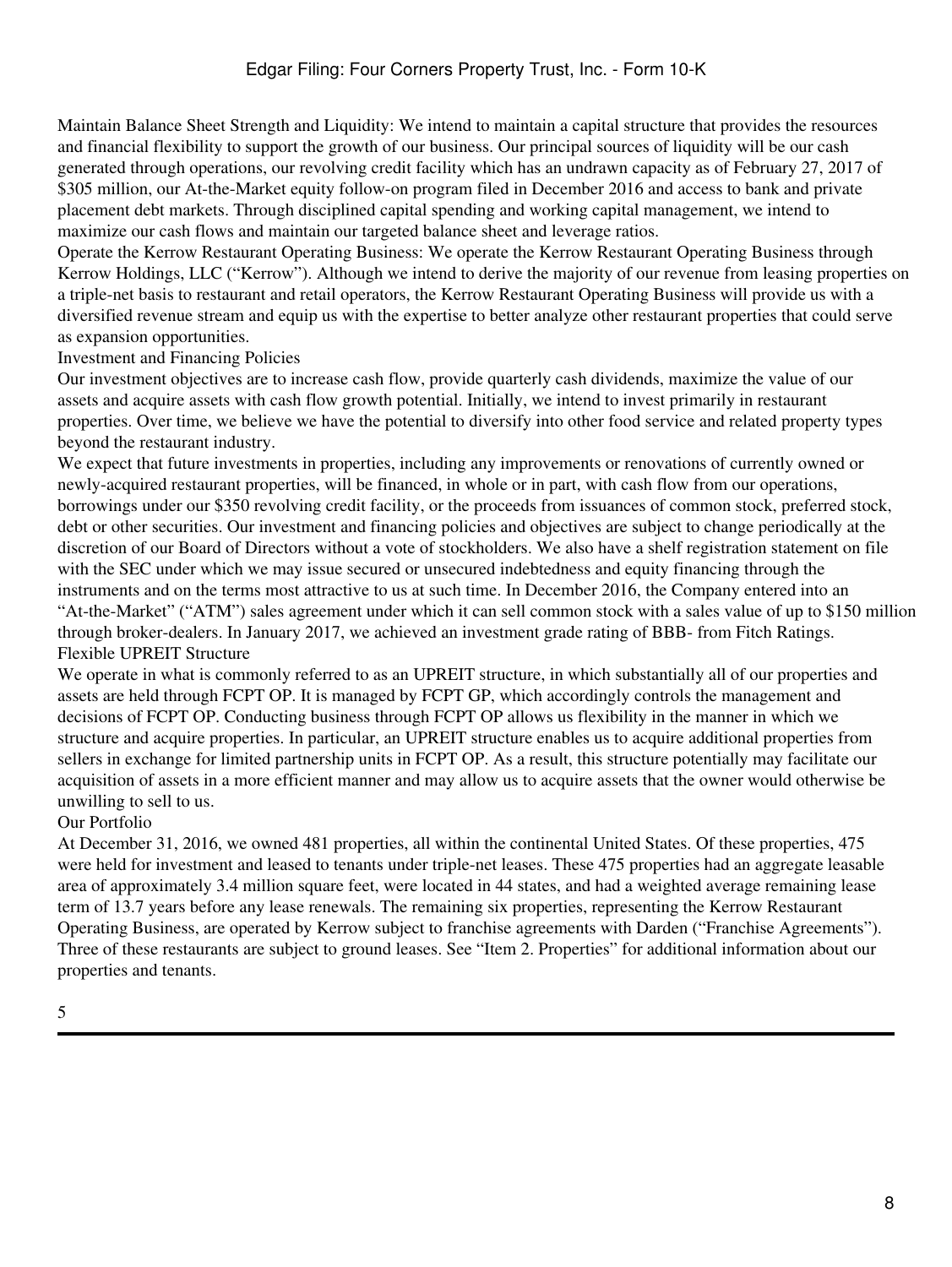Maintain Balance Sheet Strength and Liquidity: We intend to maintain a capital structure that provides the resources and financial flexibility to support the growth of our business. Our principal sources of liquidity will be our cash generated through operations, our revolving credit facility which has an undrawn capacity as of February 27, 2017 of $305 million, our At-the-Market equity follow-on program filed in December 2016 and access to bank and private placement debt markets. Through disciplined capital spending and working capital management, we intend to maximize our cash flows and maintain our targeted balance sheet and leverage ratios.

Operate the Kerrow Restaurant Operating Business: We operate the Kerrow Restaurant Operating Business through Kerrow Holdings, LLC ("Kerrow"). Although we intend to derive the majority of our revenue from leasing properties on a triple-net basis to restaurant and retail operators, the Kerrow Restaurant Operating Business will provide us with a diversified revenue stream and equip us with the expertise to better analyze other restaurant properties that could serve as expansion opportunities.

## Investment and Financing Policies

Our investment objectives are to increase cash flow, provide quarterly cash dividends, maximize the value of our assets and acquire assets with cash flow growth potential. Initially, we intend to invest primarily in restaurant properties. Over time, we believe we have the potential to diversify into other food service and related property types beyond the restaurant industry.

We expect that future investments in properties, including any improvements or renovations of currently owned or newly-acquired restaurant properties, will be financed, in whole or in part, with cash flow from our operations, borrowings under our $350 revolving credit facility, or the proceeds from issuances of common stock, preferred stock, debt or other securities. Our investment and financing policies and objectives are subject to change periodically at the discretion of our Board of Directors without a vote of stockholders. We also have a shelf registration statement on file with the SEC under which we may issue secured or unsecured indebtedness and equity financing through the instruments and on the terms most attractive to us at such time. In December 2016, the Company entered into an "At-the-Market" ("ATM") sales agreement under which it can sell common stock with a sales value of up to $150 million through broker-dealers. In January 2017, we achieved an investment grade rating of BBB- from Fitch Ratings.

## Flexible UPREIT Structure

We operate in what is commonly referred to as an UPREIT structure, in which substantially all of our properties and assets are held through FCPT OP. It is managed by FCPT GP, which accordingly controls the management and decisions of FCPT OP. Conducting business through FCPT OP allows us flexibility in the manner in which we structure and acquire properties. In particular, an UPREIT structure enables us to acquire additional properties from sellers in exchange for limited partnership units in FCPT OP. As a result, this structure potentially may facilitate our acquisition of assets in a more efficient manner and may allow us to acquire assets that the owner would otherwise be unwilling to sell to us.

## Our Portfolio

At December 31, 2016, we owned 481 properties, all within the continental United States. Of these properties, 475 were held for investment and leased to tenants under triple-net leases. These 475 properties had an aggregate leasable area of approximately 3.4 million square feet, were located in 44 states, and had a weighted average remaining lease term of 13.7 years before any lease renewals. The remaining six properties, representing the Kerrow Restaurant Operating Business, are operated by Kerrow subject to franchise agreements with Darden ("Franchise Agreements"). Three of these restaurants are subject to ground leases. See "Item 2. Properties" for additional information about our properties and tenants.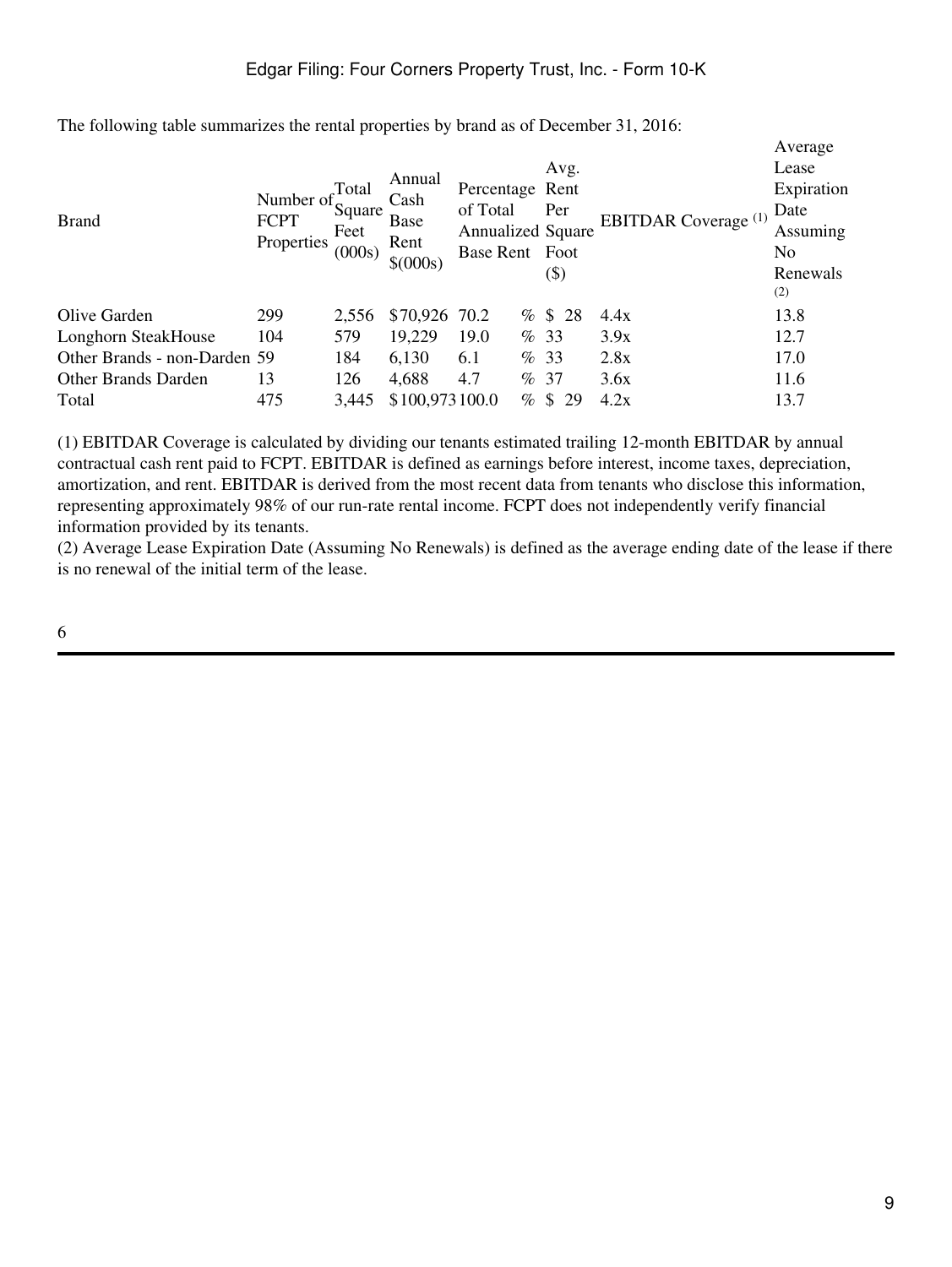The following table summarizes the rental properties by brand as of December 31, 2016:

| Brand | Number of FCPT Properties | Total Square Feet (000s) | Annual Cash Base Rent $(000s) | Percentage of Total Annualized Base Rent | Avg. Rent Per Square Foot ($) | EBITDAR Coverage [(1)] | Average Lease Expiration Date Assuming No Renewals [(2)] |
|---|---|---|---|---|---|---|---|
| Olive Garden | 299 | 2,556 | $70,926 | 70.2 % | $ 28 | 4.4x | 13.8 |
| Longhorn SteakHouse | 104 | 579 | 19,229 | 19.0 % | 33 | 3.9x | 12.7 |
| Other Brands - non-Darden | 59 | 184 | 6,130 | 6.1 % | 33 | 2.8x | 17.0 |
| Other Brands Darden | 13 | 126 | 4,688 | 4.7 % | 37 | 3.6x | 11.6 |
| Total | 475 | 3,445 | $100,973 | 100.0 % | $ 29 | 4.2x | 13.7 |

(1) EBITDAR Coverage is calculated by dividing our tenants estimated trailing 12-month EBITDAR by annual contractual cash rent paid to FCPT. EBITDAR is defined as earnings before interest, income taxes, depreciation, amortization, and rent. EBITDAR is derived from the most recent data from tenants who disclose this information, representing approximately 98% of our run-rate rental income. FCPT does not independently verify financial information provided by its tenants.

(2) Average Lease Expiration Date (Assuming No Renewals) is defined as the average ending date of the lease if there is no renewal of the initial term of the lease.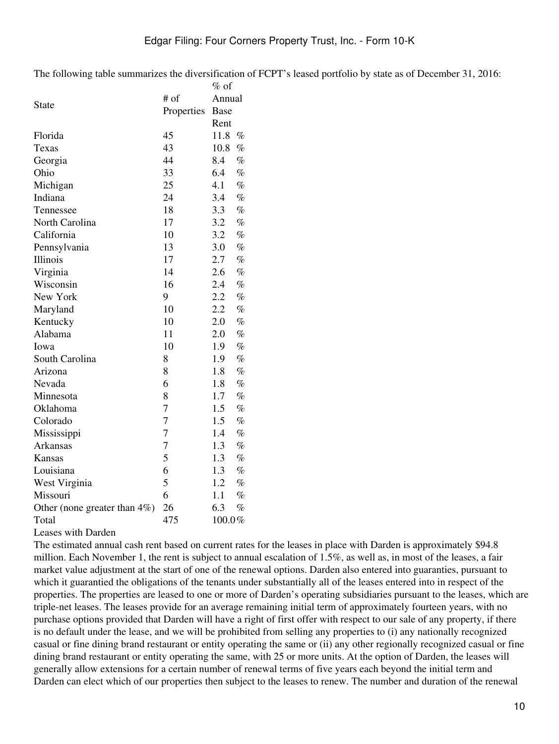The following table summarizes the diversification of FCPT's leased portfolio by state as of December 31, 2016:

| State | # of Properties | % of Annual Base Rent |
|---|---|---|
| Florida | 45 | 11.8 % |
| Texas | 43 | 10.8 % |
| Georgia | 44 | 8.4 % |
| Ohio | 33 | 6.4 % |
| Michigan | 25 | 4.1 % |
| Indiana | 24 | 3.4 % |
| Tennessee | 18 | 3.3 % |
| North Carolina | 17 | 3.2 % |
| California | 10 | 3.2 % |
| Pennsylvania | 13 | 3.0 % |
| Illinois | 17 | 2.7 % |
| Virginia | 14 | 2.6 % |
| Wisconsin | 16 | 2.4 % |
| New York | 9 | 2.2 % |
| Maryland | 10 | 2.2 % |
| Kentucky | 10 | 2.0 % |
| Alabama | 11 | 2.0 % |
| Iowa | 10 | 1.9 % |
| South Carolina | 8 | 1.9 % |
| Arizona | 8 | 1.8 % |
| Nevada | 6 | 1.8 % |
| Minnesota | 8 | 1.7 % |
| Oklahoma | 7 | 1.5 % |
| Colorado | 7 | 1.5 % |
| Mississippi | 7 | 1.4 % |
| Arkansas | 7 | 1.3 % |
| Kansas | 5 | 1.3 % |
| Louisiana | 6 | 1.3 % |
| West Virginia | 5 | 1.2 % |
| Missouri | 6 | 1.1 % |
| Other (none greater than 4%) | 26 | 6.3 % |
| Total | 475 | 100.0 % |

Leases with Darden

The estimated annual cash rent based on current rates for the leases in place with Darden is approximately $94.8 million. Each November 1, the rent is subject to annual escalation of 1.5%, as well as, in most of the leases, a fair market value adjustment at the start of one of the renewal options. Darden also entered into guaranties, pursuant to which it guarantied the obligations of the tenants under substantially all of the leases entered into in respect of the properties. The properties are leased to one or more of Darden's operating subsidiaries pursuant to the leases, which are triple-net leases. The leases provide for an average remaining initial term of approximately fourteen years, with no purchase options provided that Darden will have a right of first offer with respect to our sale of any property, if there is no default under the lease, and we will be prohibited from selling any properties to (i) any nationally recognized casual or fine dining brand restaurant or entity operating the same or (ii) any other regionally recognized casual or fine dining brand restaurant or entity operating the same, with 25 or more units. At the option of Darden, the leases will generally allow extensions for a certain number of renewal terms of five years each beyond the initial term and Darden can elect which of our properties then subject to the leases to renew. The number and duration of the renewal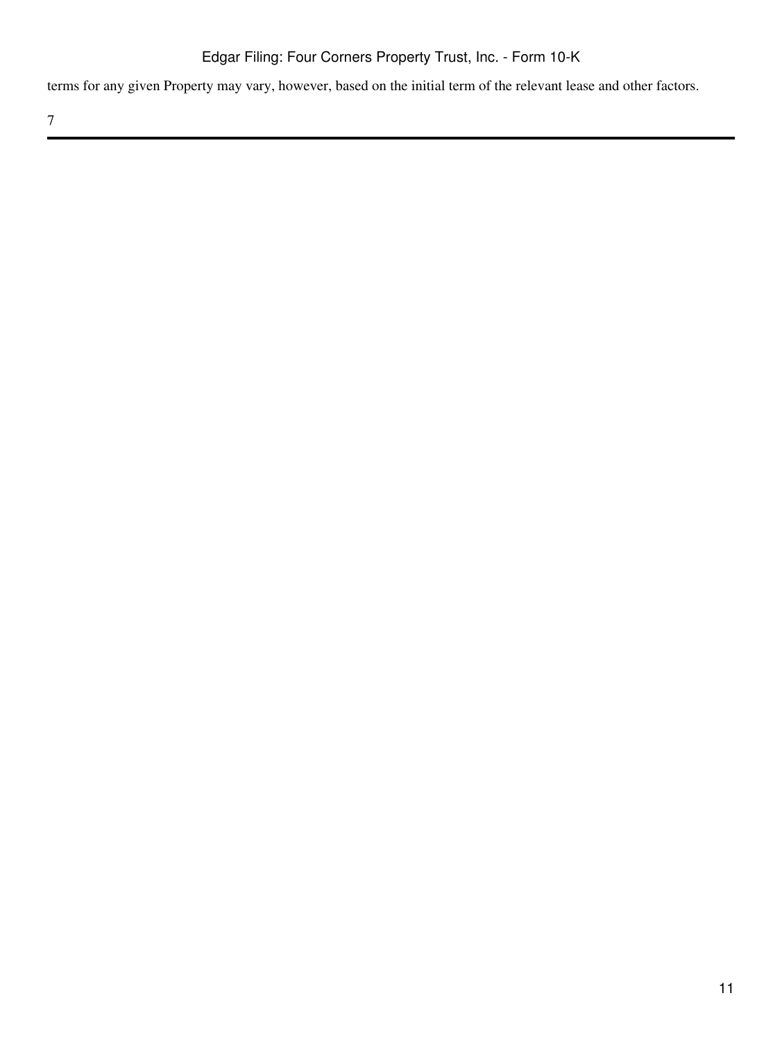terms for any given Property may vary, however, based on the initial term of the relevant lease and other factors.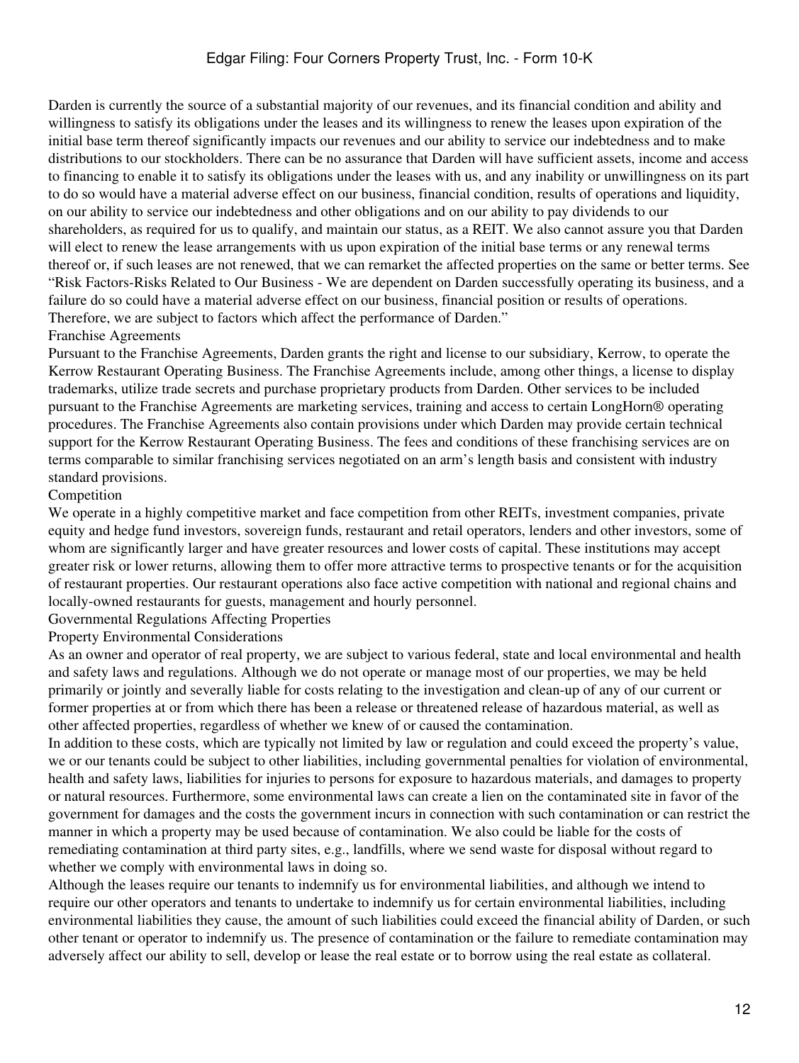Darden is currently the source of a substantial majority of our revenues, and its financial condition and ability and willingness to satisfy its obligations under the leases and its willingness to renew the leases upon expiration of the initial base term thereof significantly impacts our revenues and our ability to service our indebtedness and to make distributions to our stockholders. There can be no assurance that Darden will have sufficient assets, income and access to financing to enable it to satisfy its obligations under the leases with us, and any inability or unwillingness on its part to do so would have a material adverse effect on our business, financial condition, results of operations and liquidity, on our ability to service our indebtedness and other obligations and on our ability to pay dividends to our shareholders, as required for us to qualify, and maintain our status, as a REIT. We also cannot assure you that Darden will elect to renew the lease arrangements with us upon expiration of the initial base terms or any renewal terms thereof or, if such leases are not renewed, that we can remarket the affected properties on the same or better terms. See "Risk Factors-Risks Related to Our Business - We are dependent on Darden successfully operating its business, and a failure do so could have a material adverse effect on our business, financial position or results of operations. Therefore, we are subject to factors which affect the performance of Darden."

## Franchise Agreements

Pursuant to the Franchise Agreements, Darden grants the right and license to our subsidiary, Kerrow, to operate the Kerrow Restaurant Operating Business. The Franchise Agreements include, among other things, a license to display trademarks, utilize trade secrets and purchase proprietary products from Darden. Other services to be included pursuant to the Franchise Agreements are marketing services, training and access to certain LongHorn® operating procedures. The Franchise Agreements also contain provisions under which Darden may provide certain technical support for the Kerrow Restaurant Operating Business. The fees and conditions of these franchising services are on terms comparable to similar franchising services negotiated on an arm's length basis and consistent with industry standard provisions.

## Competition

We operate in a highly competitive market and face competition from other REITs, investment companies, private equity and hedge fund investors, sovereign funds, restaurant and retail operators, lenders and other investors, some of whom are significantly larger and have greater resources and lower costs of capital. These institutions may accept greater risk or lower returns, allowing them to offer more attractive terms to prospective tenants or for the acquisition of restaurant properties. Our restaurant operations also face active competition with national and regional chains and locally-owned restaurants for guests, management and hourly personnel.

## Governmental Regulations Affecting Properties

### Property Environmental Considerations

As an owner and operator of real property, we are subject to various federal, state and local environmental and health and safety laws and regulations. Although we do not operate or manage most of our properties, we may be held primarily or jointly and severally liable for costs relating to the investigation and clean-up of any of our current or former properties at or from which there has been a release or threatened release of hazardous material, as well as other affected properties, regardless of whether we knew of or caused the contamination.

In addition to these costs, which are typically not limited by law or regulation and could exceed the property's value, we or our tenants could be subject to other liabilities, including governmental penalties for violation of environmental, health and safety laws, liabilities for injuries to persons for exposure to hazardous materials, and damages to property or natural resources. Furthermore, some environmental laws can create a lien on the contaminated site in favor of the government for damages and the costs the government incurs in connection with such contamination or can restrict the manner in which a property may be used because of contamination. We also could be liable for the costs of remediating contamination at third party sites, e.g., landfills, where we send waste for disposal without regard to whether we comply with environmental laws in doing so.

Although the leases require our tenants to indemnify us for environmental liabilities, and although we intend to require our other operators and tenants to undertake to indemnify us for certain environmental liabilities, including environmental liabilities they cause, the amount of such liabilities could exceed the financial ability of Darden, or such other tenant or operator to indemnify us. The presence of contamination or the failure to remediate contamination may adversely affect our ability to sell, develop or lease the real estate or to borrow using the real estate as collateral.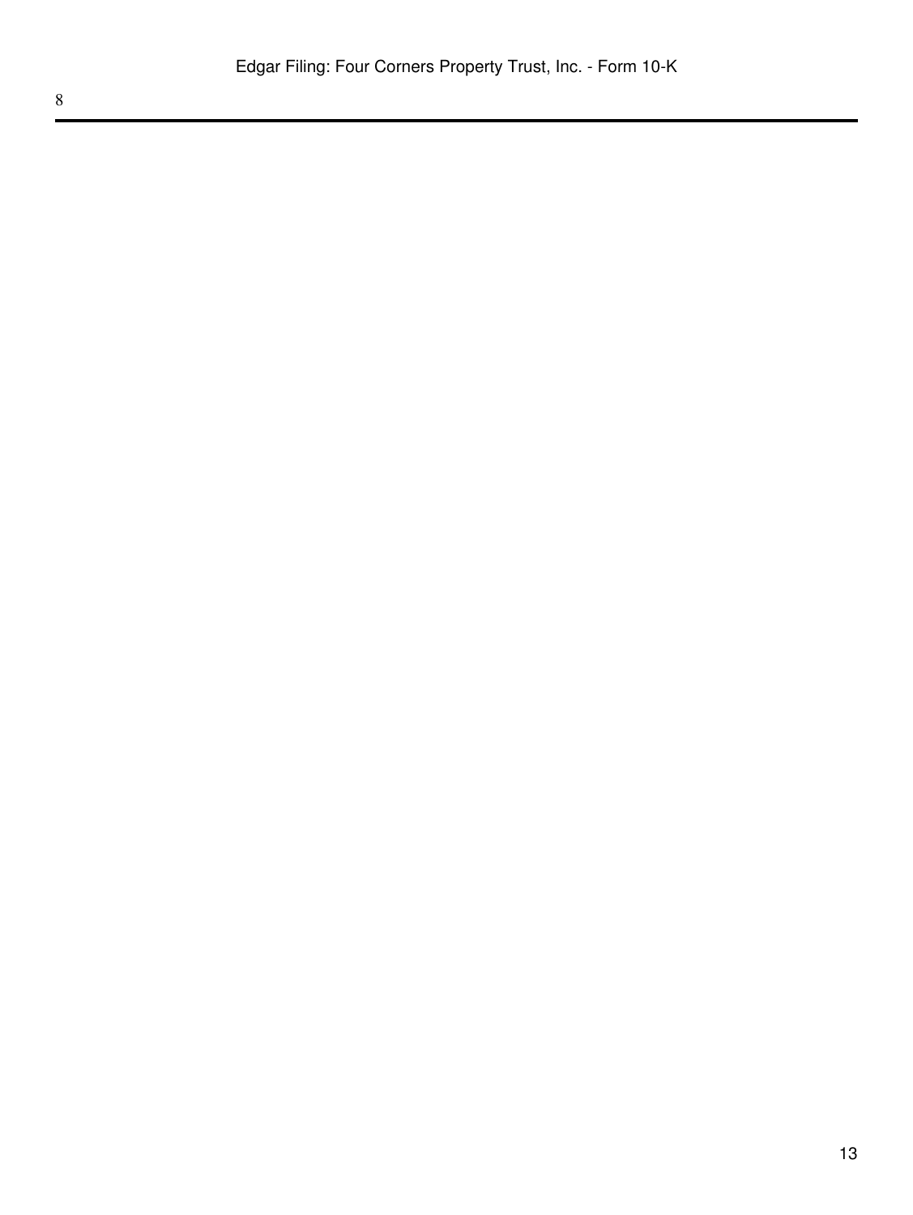8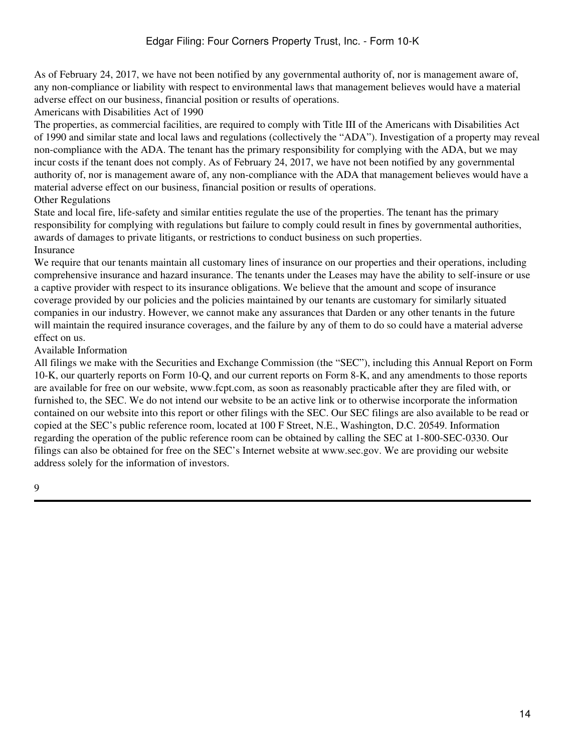As of February 24, 2017, we have not been notified by any governmental authority of, nor is management aware of, any non-compliance or liability with respect to environmental laws that management believes would have a material adverse effect on our business, financial position or results of operations.

### Americans with Disabilities Act of 1990

The properties, as commercial facilities, are required to comply with Title III of the Americans with Disabilities Act of 1990 and similar state and local laws and regulations (collectively the "ADA"). Investigation of a property may reveal non-compliance with the ADA. The tenant has the primary responsibility for complying with the ADA, but we may incur costs if the tenant does not comply. As of February 24, 2017, we have not been notified by any governmental authority of, nor is management aware of, any non-compliance with the ADA that management believes would have a material adverse effect on our business, financial position or results of operations.

### Other Regulations

State and local fire, life-safety and similar entities regulate the use of the properties. The tenant has the primary responsibility for complying with regulations but failure to comply could result in fines by governmental authorities, awards of damages to private litigants, or restrictions to conduct business on such properties.

### Insurance

We require that our tenants maintain all customary lines of insurance on our properties and their operations, including comprehensive insurance and hazard insurance. The tenants under the Leases may have the ability to self-insure or use a captive provider with respect to its insurance obligations. We believe that the amount and scope of insurance coverage provided by our policies and the policies maintained by our tenants are customary for similarly situated companies in our industry. However, we cannot make any assurances that Darden or any other tenants in the future will maintain the required insurance coverages, and the failure by any of them to do so could have a material adverse effect on us.

### Available Information

All filings we make with the Securities and Exchange Commission (the "SEC"), including this Annual Report on Form 10-K, our quarterly reports on Form 10-Q, and our current reports on Form 8-K, and any amendments to those reports are available for free on our website, www.fcpt.com, as soon as reasonably practicable after they are filed with, or furnished to, the SEC. We do not intend our website to be an active link or to otherwise incorporate the information contained on our website into this report or other filings with the SEC. Our SEC filings are also available to be read or copied at the SEC's public reference room, located at 100 F Street, N.E., Washington, D.C. 20549. Information regarding the operation of the public reference room can be obtained by calling the SEC at 1-800-SEC-0330. Our filings can also be obtained for free on the SEC's Internet website at www.sec.gov. We are providing our website address solely for the information of investors.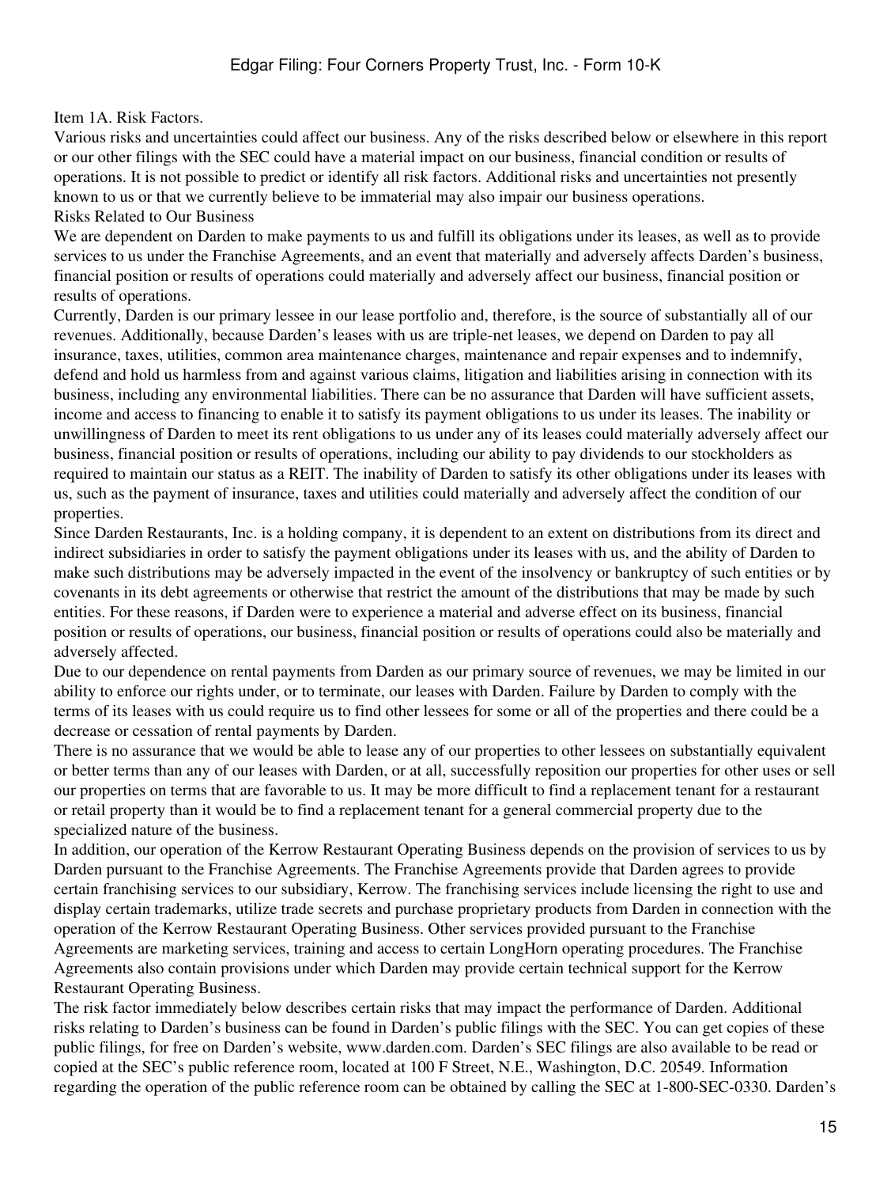## Item 1A. Risk Factors.

Various risks and uncertainties could affect our business. Any of the risks described below or elsewhere in this report or our other filings with the SEC could have a material impact on our business, financial condition or results of operations. It is not possible to predict or identify all risk factors. Additional risks and uncertainties not presently known to us or that we currently believe to be immaterial may also impair our business operations.

### Risks Related to Our Business

We are dependent on Darden to make payments to us and fulfill its obligations under its leases, as well as to provide services to us under the Franchise Agreements, and an event that materially and adversely affects Darden's business, financial position or results of operations could materially and adversely affect our business, financial position or results of operations.

Currently, Darden is our primary lessee in our lease portfolio and, therefore, is the source of substantially all of our revenues. Additionally, because Darden's leases with us are triple-net leases, we depend on Darden to pay all insurance, taxes, utilities, common area maintenance charges, maintenance and repair expenses and to indemnify, defend and hold us harmless from and against various claims, litigation and liabilities arising in connection with its business, including any environmental liabilities. There can be no assurance that Darden will have sufficient assets, income and access to financing to enable it to satisfy its payment obligations to us under its leases. The inability or unwillingness of Darden to meet its rent obligations to us under any of its leases could materially adversely affect our business, financial position or results of operations, including our ability to pay dividends to our stockholders as required to maintain our status as a REIT. The inability of Darden to satisfy its other obligations under its leases with us, such as the payment of insurance, taxes and utilities could materially and adversely affect the condition of our properties.

Since Darden Restaurants, Inc. is a holding company, it is dependent to an extent on distributions from its direct and indirect subsidiaries in order to satisfy the payment obligations under its leases with us, and the ability of Darden to make such distributions may be adversely impacted in the event of the insolvency or bankruptcy of such entities or by covenants in its debt agreements or otherwise that restrict the amount of the distributions that may be made by such entities. For these reasons, if Darden were to experience a material and adverse effect on its business, financial position or results of operations, our business, financial position or results of operations could also be materially and adversely affected.

Due to our dependence on rental payments from Darden as our primary source of revenues, we may be limited in our ability to enforce our rights under, or to terminate, our leases with Darden. Failure by Darden to comply with the terms of its leases with us could require us to find other lessees for some or all of the properties and there could be a decrease or cessation of rental payments by Darden.

There is no assurance that we would be able to lease any of our properties to other lessees on substantially equivalent or better terms than any of our leases with Darden, or at all, successfully reposition our properties for other uses or sell our properties on terms that are favorable to us. It may be more difficult to find a replacement tenant for a restaurant or retail property than it would be to find a replacement tenant for a general commercial property due to the specialized nature of the business.

In addition, our operation of the Kerrow Restaurant Operating Business depends on the provision of services to us by Darden pursuant to the Franchise Agreements. The Franchise Agreements provide that Darden agrees to provide certain franchising services to our subsidiary, Kerrow. The franchising services include licensing the right to use and display certain trademarks, utilize trade secrets and purchase proprietary products from Darden in connection with the operation of the Kerrow Restaurant Operating Business. Other services provided pursuant to the Franchise Agreements are marketing services, training and access to certain LongHorn operating procedures. The Franchise Agreements also contain provisions under which Darden may provide certain technical support for the Kerrow Restaurant Operating Business.

The risk factor immediately below describes certain risks that may impact the performance of Darden. Additional risks relating to Darden's business can be found in Darden's public filings with the SEC. You can get copies of these public filings, for free on Darden's website, www.darden.com. Darden's SEC filings are also available to be read or copied at the SEC's public reference room, located at 100 F Street, N.E., Washington, D.C. 20549. Information regarding the operation of the public reference room can be obtained by calling the SEC at 1-800-SEC-0330. Darden's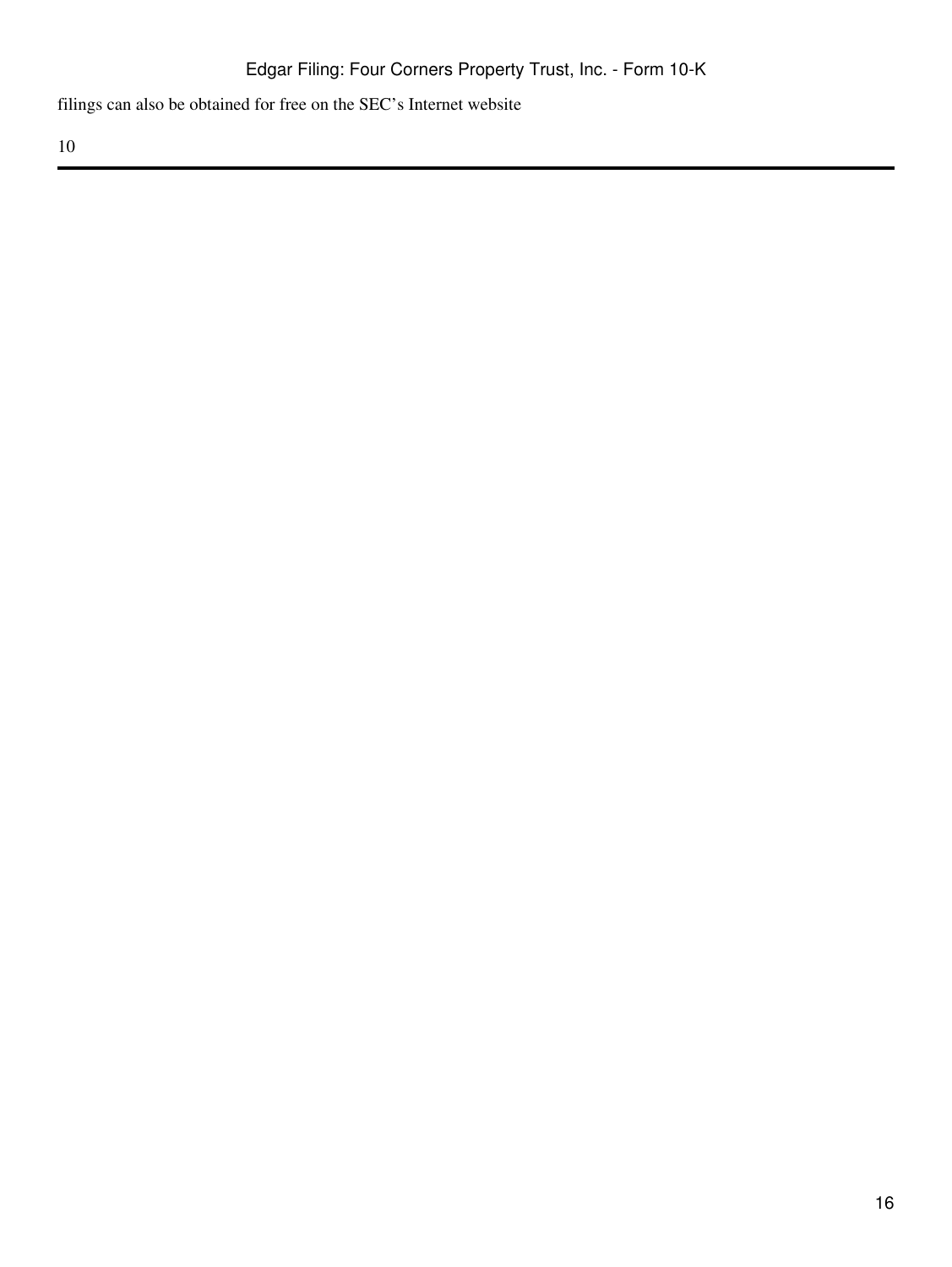filings can also be obtained for free on the SEC's Internet website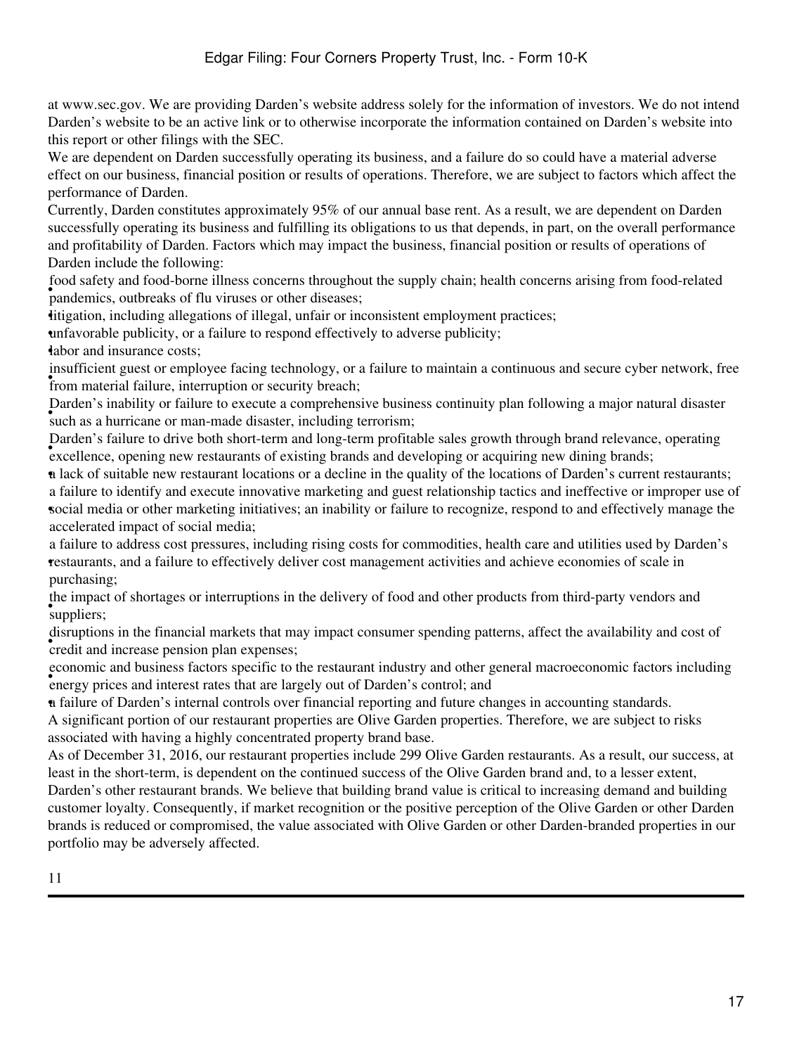at www.sec.gov. We are providing Darden's website address solely for the information of investors. We do not intend Darden's website to be an active link or to otherwise incorporate the information contained on Darden's website into this report or other filings with the SEC.

We are dependent on Darden successfully operating its business, and a failure do so could have a material adverse effect on our business, financial position or results of operations. Therefore, we are subject to factors which affect the performance of Darden.

Currently, Darden constitutes approximately 95% of our annual base rent. As a result, we are dependent on Darden successfully operating its business and fulfilling its obligations to us that depends, in part, on the overall performance and profitability of Darden. Factors which may impact the business, financial position or results of operations of Darden include the following:

- food safety and food-borne illness concerns throughout the supply chain; health concerns arising from food-related pandemics, outbreaks of flu viruses or other diseases;
- litigation, including allegations of illegal, unfair or inconsistent employment practices;
- unfavorable publicity, or a failure to respond effectively to adverse publicity;
- labor and insurance costs;
- insufficient guest or employee facing technology, or a failure to maintain a continuous and secure cyber network, free from material failure, interruption or security breach;
- Darden's inability or failure to execute a comprehensive business continuity plan following a major natural disaster such as a hurricane or man-made disaster, including terrorism;
- Darden's failure to drive both short-term and long-term profitable sales growth through brand relevance, operating excellence, opening new restaurants of existing brands and developing or acquiring new dining brands;
- a lack of suitable new restaurant locations or a decline in the quality of the locations of Darden's current restaurants;
- a failure to identify and execute innovative marketing and guest relationship tactics and ineffective or improper use of social media or other marketing initiatives; an inability or failure to recognize, respond to and effectively manage the accelerated impact of social media;
- a failure to address cost pressures, including rising costs for commodities, health care and utilities used by Darden's restaurants, and a failure to effectively deliver cost management activities and achieve economies of scale in purchasing;
- the impact of shortages or interruptions in the delivery of food and other products from third-party vendors and suppliers;
- disruptions in the financial markets that may impact consumer spending patterns, affect the availability and cost of credit and increase pension plan expenses;
- economic and business factors specific to the restaurant industry and other general macroeconomic factors including energy prices and interest rates that are largely out of Darden's control; and
- a failure of Darden's internal controls over financial reporting and future changes in accounting standards.

A significant portion of our restaurant properties are Olive Garden properties. Therefore, we are subject to risks associated with having a highly concentrated property brand base.

As of December 31, 2016, our restaurant properties include 299 Olive Garden restaurants. As a result, our success, at least in the short-term, is dependent on the continued success of the Olive Garden brand and, to a lesser extent, Darden's other restaurant brands. We believe that building brand value is critical to increasing demand and building customer loyalty. Consequently, if market recognition or the positive perception of the Olive Garden or other Darden brands is reduced or compromised, the value associated with Olive Garden or other Darden-branded properties in our portfolio may be adversely affected.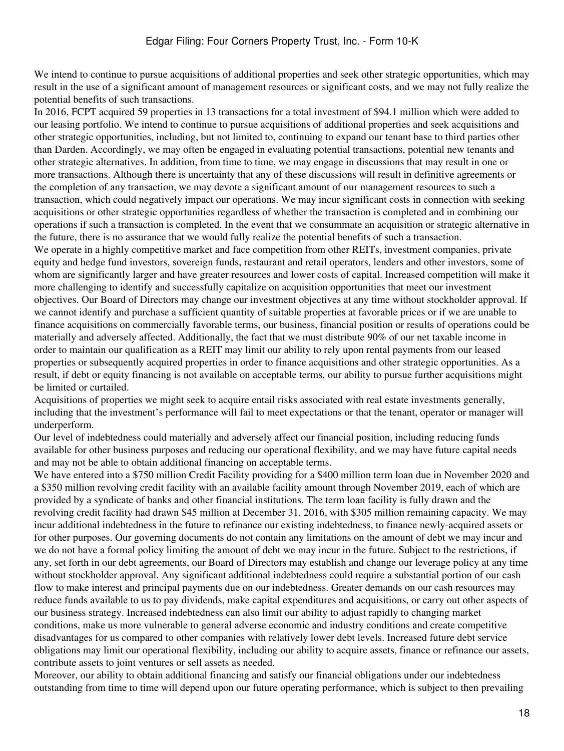We intend to continue to pursue acquisitions of additional properties and seek other strategic opportunities, which may result in the use of a significant amount of management resources or significant costs, and we may not fully realize the potential benefits of such transactions.

In 2016, FCPT acquired 59 properties in 13 transactions for a total investment of $94.1 million which were added to our leasing portfolio. We intend to continue to pursue acquisitions of additional properties and seek acquisitions and other strategic opportunities, including, but not limited to, continuing to expand our tenant base to third parties other than Darden. Accordingly, we may often be engaged in evaluating potential transactions, potential new tenants and other strategic alternatives. In addition, from time to time, we may engage in discussions that may result in one or more transactions. Although there is uncertainty that any of these discussions will result in definitive agreements or the completion of any transaction, we may devote a significant amount of our management resources to such a transaction, which could negatively impact our operations. We may incur significant costs in connection with seeking acquisitions or other strategic opportunities regardless of whether the transaction is completed and in combining our operations if such a transaction is completed. In the event that we consummate an acquisition or strategic alternative in the future, there is no assurance that we would fully realize the potential benefits of such a transaction.

We operate in a highly competitive market and face competition from other REITs, investment companies, private equity and hedge fund investors, sovereign funds, restaurant and retail operators, lenders and other investors, some of whom are significantly larger and have greater resources and lower costs of capital. Increased competition will make it more challenging to identify and successfully capitalize on acquisition opportunities that meet our investment objectives. Our Board of Directors may change our investment objectives at any time without stockholder approval. If we cannot identify and purchase a sufficient quantity of suitable properties at favorable prices or if we are unable to finance acquisitions on commercially favorable terms, our business, financial position or results of operations could be materially and adversely affected. Additionally, the fact that we must distribute 90% of our net taxable income in order to maintain our qualification as a REIT may limit our ability to rely upon rental payments from our leased properties or subsequently acquired properties in order to finance acquisitions and other strategic opportunities. As a result, if debt or equity financing is not available on acceptable terms, our ability to pursue further acquisitions might be limited or curtailed.

Acquisitions of properties we might seek to acquire entail risks associated with real estate investments generally, including that the investment's performance will fail to meet expectations or that the tenant, operator or manager will underperform.

Our level of indebtedness could materially and adversely affect our financial position, including reducing funds available for other business purposes and reducing our operational flexibility, and we may have future capital needs and may not be able to obtain additional financing on acceptable terms.

We have entered into a $750 million Credit Facility providing for a $400 million term loan due in November 2020 and a $350 million revolving credit facility with an available facility amount through November 2019, each of which are provided by a syndicate of banks and other financial institutions. The term loan facility is fully drawn and the revolving credit facility had drawn $45 million at December 31, 2016, with $305 million remaining capacity. We may incur additional indebtedness in the future to refinance our existing indebtedness, to finance newly-acquired assets or for other purposes. Our governing documents do not contain any limitations on the amount of debt we may incur and we do not have a formal policy limiting the amount of debt we may incur in the future. Subject to the restrictions, if any, set forth in our debt agreements, our Board of Directors may establish and change our leverage policy at any time without stockholder approval. Any significant additional indebtedness could require a substantial portion of our cash flow to make interest and principal payments due on our indebtedness. Greater demands on our cash resources may reduce funds available to us to pay dividends, make capital expenditures and acquisitions, or carry out other aspects of our business strategy. Increased indebtedness can also limit our ability to adjust rapidly to changing market conditions, make us more vulnerable to general adverse economic and industry conditions and create competitive disadvantages for us compared to other companies with relatively lower debt levels. Increased future debt service obligations may limit our operational flexibility, including our ability to acquire assets, finance or refinance our assets, contribute assets to joint ventures or sell assets as needed.

Moreover, our ability to obtain additional financing and satisfy our financial obligations under our indebtedness outstanding from time to time will depend upon our future operating performance, which is subject to then prevailing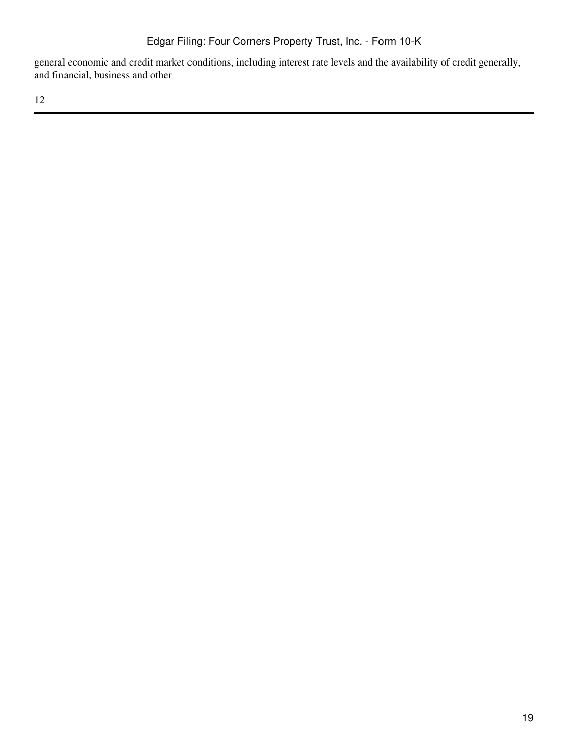general economic and credit market conditions, including interest rate levels and the availability of credit generally, and financial, business and other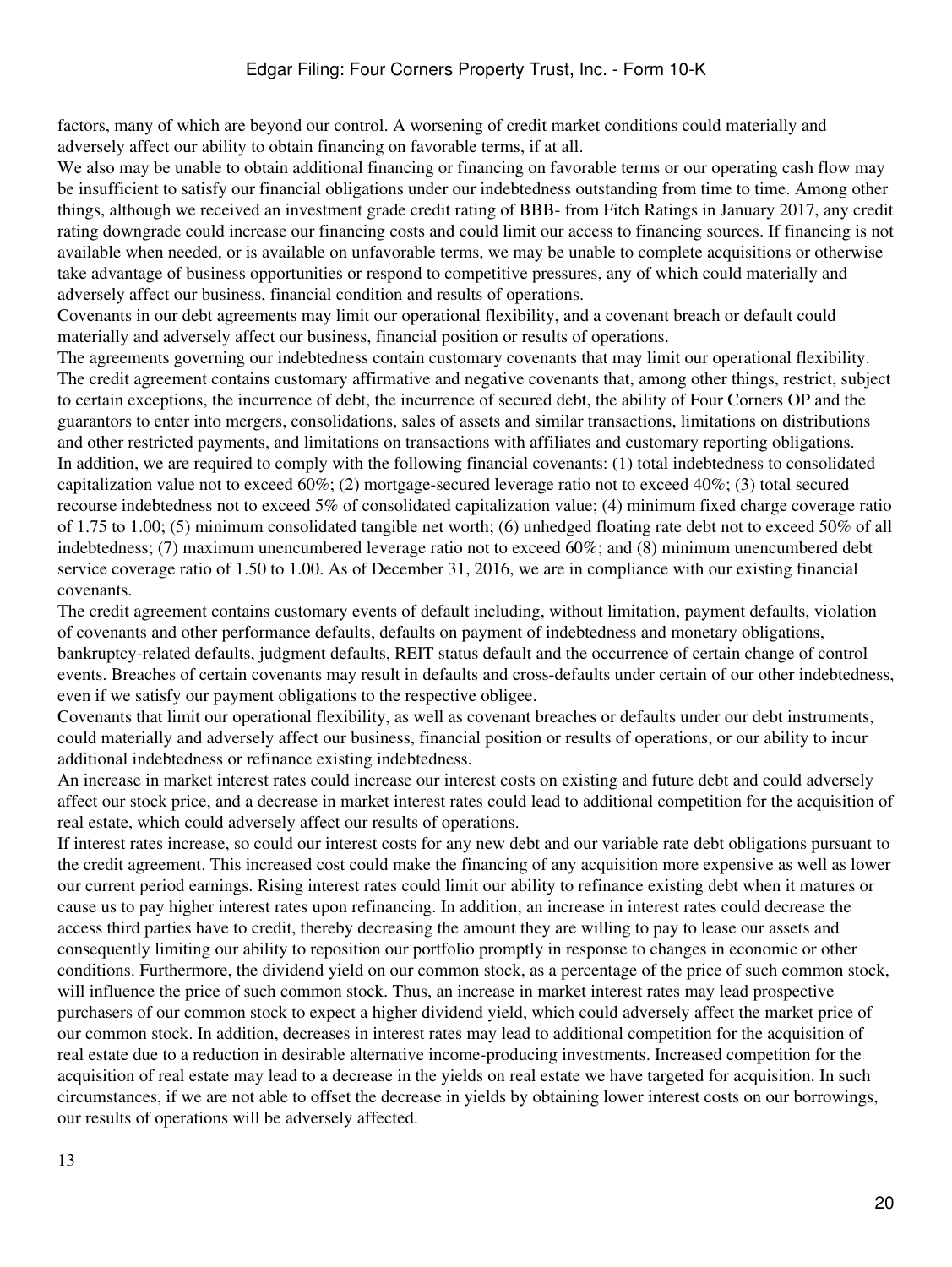factors, many of which are beyond our control. A worsening of credit market conditions could materially and adversely affect our ability to obtain financing on favorable terms, if at all.

We also may be unable to obtain additional financing or financing on favorable terms or our operating cash flow may be insufficient to satisfy our financial obligations under our indebtedness outstanding from time to time. Among other things, although we received an investment grade credit rating of BBB- from Fitch Ratings in January 2017, any credit rating downgrade could increase our financing costs and could limit our access to financing sources. If financing is not available when needed, or is available on unfavorable terms, we may be unable to complete acquisitions or otherwise take advantage of business opportunities or respond to competitive pressures, any of which could materially and adversely affect our business, financial condition and results of operations.

Covenants in our debt agreements may limit our operational flexibility, and a covenant breach or default could materially and adversely affect our business, financial position or results of operations.

The agreements governing our indebtedness contain customary covenants that may limit our operational flexibility. The credit agreement contains customary affirmative and negative covenants that, among other things, restrict, subject to certain exceptions, the incurrence of debt, the incurrence of secured debt, the ability of Four Corners OP and the guarantors to enter into mergers, consolidations, sales of assets and similar transactions, limitations on distributions and other restricted payments, and limitations on transactions with affiliates and customary reporting obligations.

In addition, we are required to comply with the following financial covenants: (1) total indebtedness to consolidated capitalization value not to exceed 60%; (2) mortgage-secured leverage ratio not to exceed 40%; (3) total secured recourse indebtedness not to exceed 5% of consolidated capitalization value; (4) minimum fixed charge coverage ratio of 1.75 to 1.00; (5) minimum consolidated tangible net worth; (6) unhedged floating rate debt not to exceed 50% of all indebtedness; (7) maximum unencumbered leverage ratio not to exceed 60%; and (8) minimum unencumbered debt service coverage ratio of 1.50 to 1.00. As of December 31, 2016, we are in compliance with our existing financial covenants.

The credit agreement contains customary events of default including, without limitation, payment defaults, violation of covenants and other performance defaults, defaults on payment of indebtedness and monetary obligations, bankruptcy-related defaults, judgment defaults, REIT status default and the occurrence of certain change of control events. Breaches of certain covenants may result in defaults and cross-defaults under certain of our other indebtedness, even if we satisfy our payment obligations to the respective obligee.

Covenants that limit our operational flexibility, as well as covenant breaches or defaults under our debt instruments, could materially and adversely affect our business, financial position or results of operations, or our ability to incur additional indebtedness or refinance existing indebtedness.

An increase in market interest rates could increase our interest costs on existing and future debt and could adversely affect our stock price, and a decrease in market interest rates could lead to additional competition for the acquisition of real estate, which could adversely affect our results of operations.

If interest rates increase, so could our interest costs for any new debt and our variable rate debt obligations pursuant to the credit agreement. This increased cost could make the financing of any acquisition more expensive as well as lower our current period earnings. Rising interest rates could limit our ability to refinance existing debt when it matures or cause us to pay higher interest rates upon refinancing. In addition, an increase in interest rates could decrease the access third parties have to credit, thereby decreasing the amount they are willing to pay to lease our assets and consequently limiting our ability to reposition our portfolio promptly in response to changes in economic or other conditions. Furthermore, the dividend yield on our common stock, as a percentage of the price of such common stock, will influence the price of such common stock. Thus, an increase in market interest rates may lead prospective purchasers of our common stock to expect a higher dividend yield, which could adversely affect the market price of our common stock. In addition, decreases in interest rates may lead to additional competition for the acquisition of real estate due to a reduction in desirable alternative income-producing investments. Increased competition for the acquisition of real estate may lead to a decrease in the yields on real estate we have targeted for acquisition. In such circumstances, if we are not able to offset the decrease in yields by obtaining lower interest costs on our borrowings, our results of operations will be adversely affected.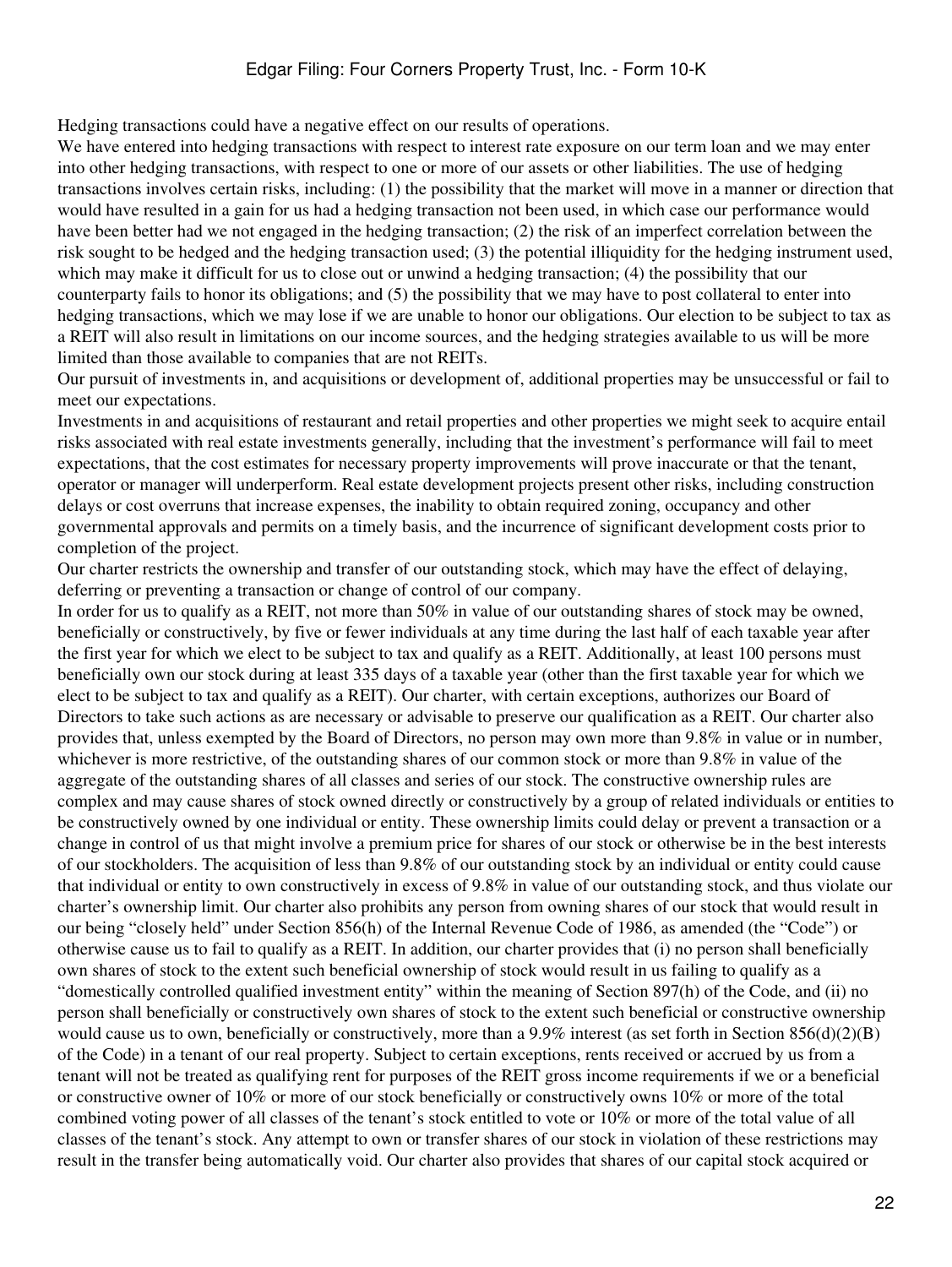Hedging transactions could have a negative effect on our results of operations.

We have entered into hedging transactions with respect to interest rate exposure on our term loan and we may enter into other hedging transactions, with respect to one or more of our assets or other liabilities. The use of hedging transactions involves certain risks, including: (1) the possibility that the market will move in a manner or direction that would have resulted in a gain for us had a hedging transaction not been used, in which case our performance would have been better had we not engaged in the hedging transaction; (2) the risk of an imperfect correlation between the risk sought to be hedged and the hedging transaction used; (3) the potential illiquidity for the hedging instrument used, which may make it difficult for us to close out or unwind a hedging transaction; (4) the possibility that our counterparty fails to honor its obligations; and (5) the possibility that we may have to post collateral to enter into hedging transactions, which we may lose if we are unable to honor our obligations. Our election to be subject to tax as a REIT will also result in limitations on our income sources, and the hedging strategies available to us will be more limited than those available to companies that are not REITs.

Our pursuit of investments in, and acquisitions or development of, additional properties may be unsuccessful or fail to meet our expectations.

Investments in and acquisitions of restaurant and retail properties and other properties we might seek to acquire entail risks associated with real estate investments generally, including that the investment's performance will fail to meet expectations, that the cost estimates for necessary property improvements will prove inaccurate or that the tenant, operator or manager will underperform. Real estate development projects present other risks, including construction delays or cost overruns that increase expenses, the inability to obtain required zoning, occupancy and other governmental approvals and permits on a timely basis, and the incurrence of significant development costs prior to completion of the project.

Our charter restricts the ownership and transfer of our outstanding stock, which may have the effect of delaying, deferring or preventing a transaction or change of control of our company.

In order for us to qualify as a REIT, not more than 50% in value of our outstanding shares of stock may be owned, beneficially or constructively, by five or fewer individuals at any time during the last half of each taxable year after the first year for which we elect to be subject to tax and qualify as a REIT. Additionally, at least 100 persons must beneficially own our stock during at least 335 days of a taxable year (other than the first taxable year for which we elect to be subject to tax and qualify as a REIT). Our charter, with certain exceptions, authorizes our Board of Directors to take such actions as are necessary or advisable to preserve our qualification as a REIT. Our charter also provides that, unless exempted by the Board of Directors, no person may own more than 9.8% in value or in number, whichever is more restrictive, of the outstanding shares of our common stock or more than 9.8% in value of the aggregate of the outstanding shares of all classes and series of our stock. The constructive ownership rules are complex and may cause shares of stock owned directly or constructively by a group of related individuals or entities to be constructively owned by one individual or entity. These ownership limits could delay or prevent a transaction or a change in control of us that might involve a premium price for shares of our stock or otherwise be in the best interests of our stockholders. The acquisition of less than 9.8% of our outstanding stock by an individual or entity could cause that individual or entity to own constructively in excess of 9.8% in value of our outstanding stock, and thus violate our charter's ownership limit. Our charter also prohibits any person from owning shares of our stock that would result in our being "closely held" under Section 856(h) of the Internal Revenue Code of 1986, as amended (the "Code") or otherwise cause us to fail to qualify as a REIT. In addition, our charter provides that (i) no person shall beneficially own shares of stock to the extent such beneficial ownership of stock would result in us failing to qualify as a "domestically controlled qualified investment entity" within the meaning of Section 897(h) of the Code, and (ii) no person shall beneficially or constructively own shares of stock to the extent such beneficial or constructive ownership would cause us to own, beneficially or constructively, more than a 9.9% interest (as set forth in Section 856(d)(2)(B) of the Code) in a tenant of our real property. Subject to certain exceptions, rents received or accrued by us from a tenant will not be treated as qualifying rent for purposes of the REIT gross income requirements if we or a beneficial or constructive owner of 10% or more of our stock beneficially or constructively owns 10% or more of the total combined voting power of all classes of the tenant's stock entitled to vote or 10% or more of the total value of all classes of the tenant's stock. Any attempt to own or transfer shares of our stock in violation of these restrictions may result in the transfer being automatically void. Our charter also provides that shares of our capital stock acquired or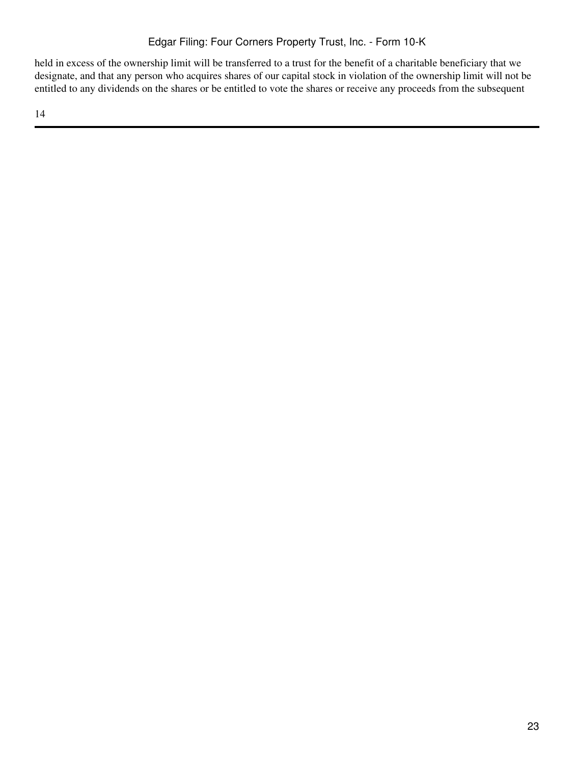held in excess of the ownership limit will be transferred to a trust for the benefit of a charitable beneficiary that we designate, and that any person who acquires shares of our capital stock in violation of the ownership limit will not be entitled to any dividends on the shares or be entitled to vote the shares or receive any proceeds from the subsequent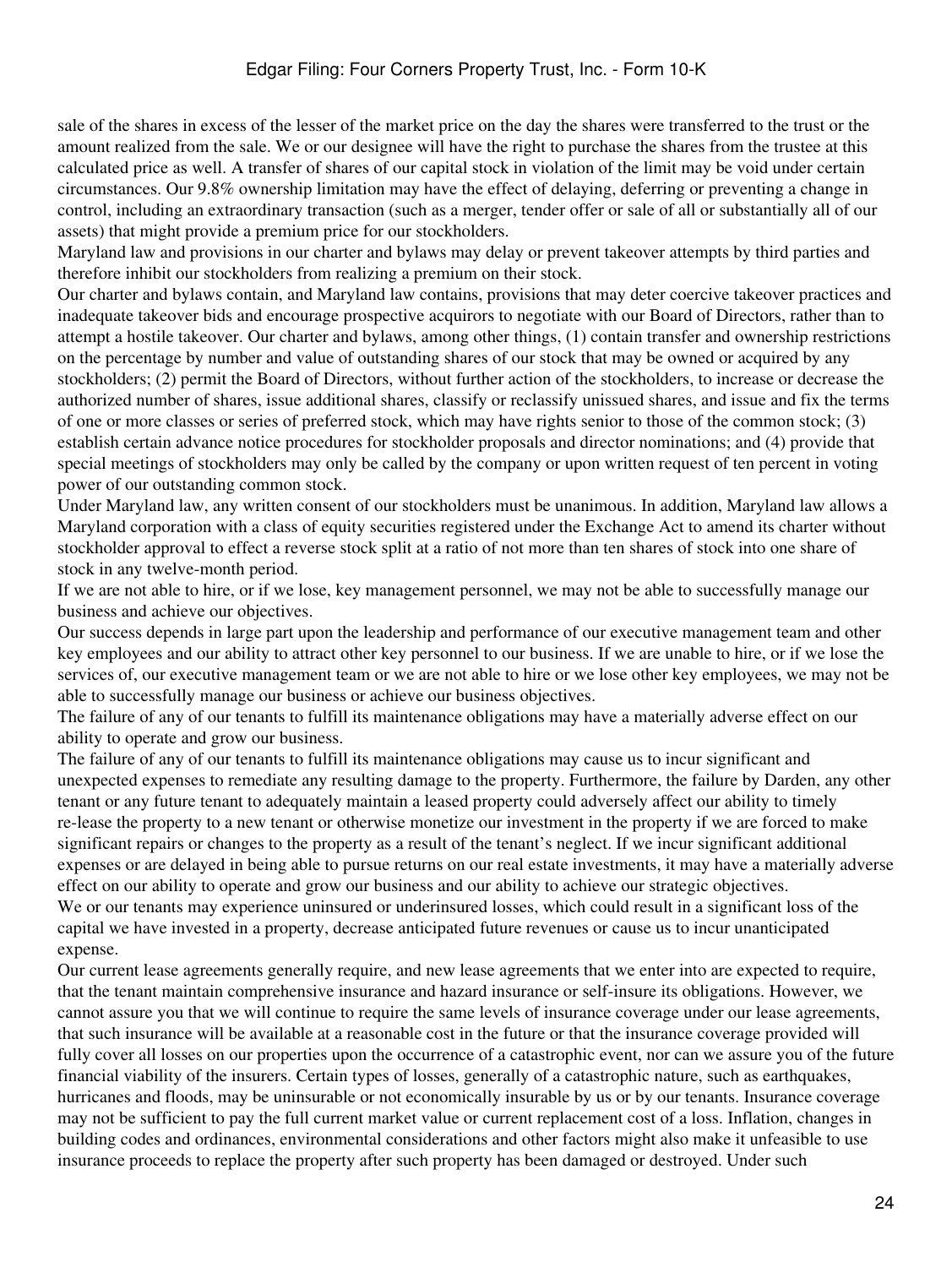sale of the shares in excess of the lesser of the market price on the day the shares were transferred to the trust or the amount realized from the sale. We or our designee will have the right to purchase the shares from the trustee at this calculated price as well. A transfer of shares of our capital stock in violation of the limit may be void under certain circumstances. Our 9.8% ownership limitation may have the effect of delaying, deferring or preventing a change in control, including an extraordinary transaction (such as a merger, tender offer or sale of all or substantially all of our assets) that might provide a premium price for our stockholders.

Maryland law and provisions in our charter and bylaws may delay or prevent takeover attempts by third parties and therefore inhibit our stockholders from realizing a premium on their stock.

Our charter and bylaws contain, and Maryland law contains, provisions that may deter coercive takeover practices and inadequate takeover bids and encourage prospective acquirors to negotiate with our Board of Directors, rather than to attempt a hostile takeover. Our charter and bylaws, among other things, (1) contain transfer and ownership restrictions on the percentage by number and value of outstanding shares of our stock that may be owned or acquired by any stockholders; (2) permit the Board of Directors, without further action of the stockholders, to increase or decrease the authorized number of shares, issue additional shares, classify or reclassify unissued shares, and issue and fix the terms of one or more classes or series of preferred stock, which may have rights senior to those of the common stock; (3) establish certain advance notice procedures for stockholder proposals and director nominations; and (4) provide that special meetings of stockholders may only be called by the company or upon written request of ten percent in voting power of our outstanding common stock.

Under Maryland law, any written consent of our stockholders must be unanimous. In addition, Maryland law allows a Maryland corporation with a class of equity securities registered under the Exchange Act to amend its charter without stockholder approval to effect a reverse stock split at a ratio of not more than ten shares of stock into one share of stock in any twelve-month period.

If we are not able to hire, or if we lose, key management personnel, we may not be able to successfully manage our business and achieve our objectives.

Our success depends in large part upon the leadership and performance of our executive management team and other key employees and our ability to attract other key personnel to our business. If we are unable to hire, or if we lose the services of, our executive management team or we are not able to hire or we lose other key employees, we may not be able to successfully manage our business or achieve our business objectives.

The failure of any of our tenants to fulfill its maintenance obligations may have a materially adverse effect on our ability to operate and grow our business.

The failure of any of our tenants to fulfill its maintenance obligations may cause us to incur significant and unexpected expenses to remediate any resulting damage to the property. Furthermore, the failure by Darden, any other tenant or any future tenant to adequately maintain a leased property could adversely affect our ability to timely re-lease the property to a new tenant or otherwise monetize our investment in the property if we are forced to make significant repairs or changes to the property as a result of the tenant's neglect. If we incur significant additional expenses or are delayed in being able to pursue returns on our real estate investments, it may have a materially adverse effect on our ability to operate and grow our business and our ability to achieve our strategic objectives.

We or our tenants may experience uninsured or underinsured losses, which could result in a significant loss of the capital we have invested in a property, decrease anticipated future revenues or cause us to incur unanticipated expense.

Our current lease agreements generally require, and new lease agreements that we enter into are expected to require, that the tenant maintain comprehensive insurance and hazard insurance or self-insure its obligations. However, we cannot assure you that we will continue to require the same levels of insurance coverage under our lease agreements, that such insurance will be available at a reasonable cost in the future or that the insurance coverage provided will fully cover all losses on our properties upon the occurrence of a catastrophic event, nor can we assure you of the future financial viability of the insurers. Certain types of losses, generally of a catastrophic nature, such as earthquakes, hurricanes and floods, may be uninsurable or not economically insurable by us or by our tenants. Insurance coverage may not be sufficient to pay the full current market value or current replacement cost of a loss. Inflation, changes in building codes and ordinances, environmental considerations and other factors might also make it unfeasible to use insurance proceeds to replace the property after such property has been damaged or destroyed. Under such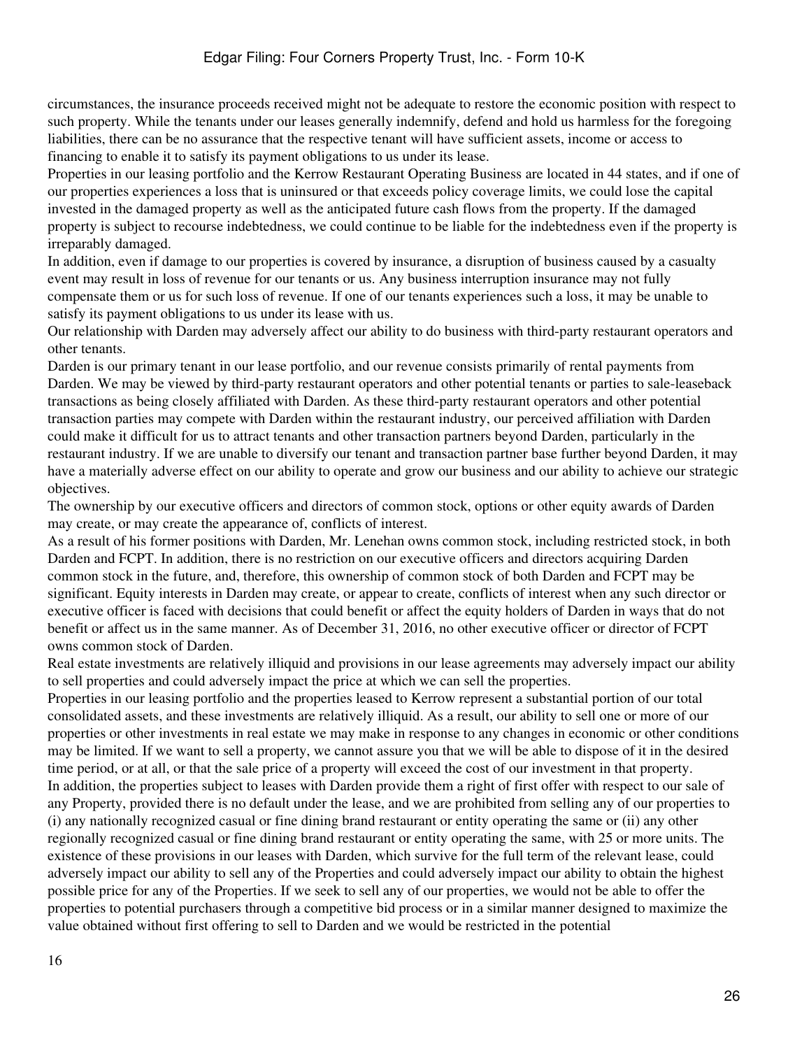circumstances, the insurance proceeds received might not be adequate to restore the economic position with respect to such property. While the tenants under our leases generally indemnify, defend and hold us harmless for the foregoing liabilities, there can be no assurance that the respective tenant will have sufficient assets, income or access to financing to enable it to satisfy its payment obligations to us under its lease.

Properties in our leasing portfolio and the Kerrow Restaurant Operating Business are located in 44 states, and if one of our properties experiences a loss that is uninsured or that exceeds policy coverage limits, we could lose the capital invested in the damaged property as well as the anticipated future cash flows from the property. If the damaged property is subject to recourse indebtedness, we could continue to be liable for the indebtedness even if the property is irreparably damaged.

In addition, even if damage to our properties is covered by insurance, a disruption of business caused by a casualty event may result in loss of revenue for our tenants or us. Any business interruption insurance may not fully compensate them or us for such loss of revenue. If one of our tenants experiences such a loss, it may be unable to satisfy its payment obligations to us under its lease with us.

Our relationship with Darden may adversely affect our ability to do business with third-party restaurant operators and other tenants.

Darden is our primary tenant in our lease portfolio, and our revenue consists primarily of rental payments from Darden. We may be viewed by third-party restaurant operators and other potential tenants or parties to sale-leaseback transactions as being closely affiliated with Darden. As these third-party restaurant operators and other potential transaction parties may compete with Darden within the restaurant industry, our perceived affiliation with Darden could make it difficult for us to attract tenants and other transaction partners beyond Darden, particularly in the restaurant industry. If we are unable to diversify our tenant and transaction partner base further beyond Darden, it may have a materially adverse effect on our ability to operate and grow our business and our ability to achieve our strategic objectives.

The ownership by our executive officers and directors of common stock, options or other equity awards of Darden may create, or may create the appearance of, conflicts of interest.

As a result of his former positions with Darden, Mr. Lenehan owns common stock, including restricted stock, in both Darden and FCPT. In addition, there is no restriction on our executive officers and directors acquiring Darden common stock in the future, and, therefore, this ownership of common stock of both Darden and FCPT may be significant. Equity interests in Darden may create, or appear to create, conflicts of interest when any such director or executive officer is faced with decisions that could benefit or affect the equity holders of Darden in ways that do not benefit or affect us in the same manner. As of December 31, 2016, no other executive officer or director of FCPT owns common stock of Darden.

Real estate investments are relatively illiquid and provisions in our lease agreements may adversely impact our ability to sell properties and could adversely impact the price at which we can sell the properties.

Properties in our leasing portfolio and the properties leased to Kerrow represent a substantial portion of our total consolidated assets, and these investments are relatively illiquid. As a result, our ability to sell one or more of our properties or other investments in real estate we may make in response to any changes in economic or other conditions may be limited. If we want to sell a property, we cannot assure you that we will be able to dispose of it in the desired time period, or at all, or that the sale price of a property will exceed the cost of our investment in that property.

In addition, the properties subject to leases with Darden provide them a right of first offer with respect to our sale of any Property, provided there is no default under the lease, and we are prohibited from selling any of our properties to (i) any nationally recognized casual or fine dining brand restaurant or entity operating the same or (ii) any other regionally recognized casual or fine dining brand restaurant or entity operating the same, with 25 or more units. The existence of these provisions in our leases with Darden, which survive for the full term of the relevant lease, could adversely impact our ability to sell any of the Properties and could adversely impact our ability to obtain the highest possible price for any of the Properties. If we seek to sell any of our properties, we would not be able to offer the properties to potential purchasers through a competitive bid process or in a similar manner designed to maximize the value obtained without first offering to sell to Darden and we would be restricted in the potential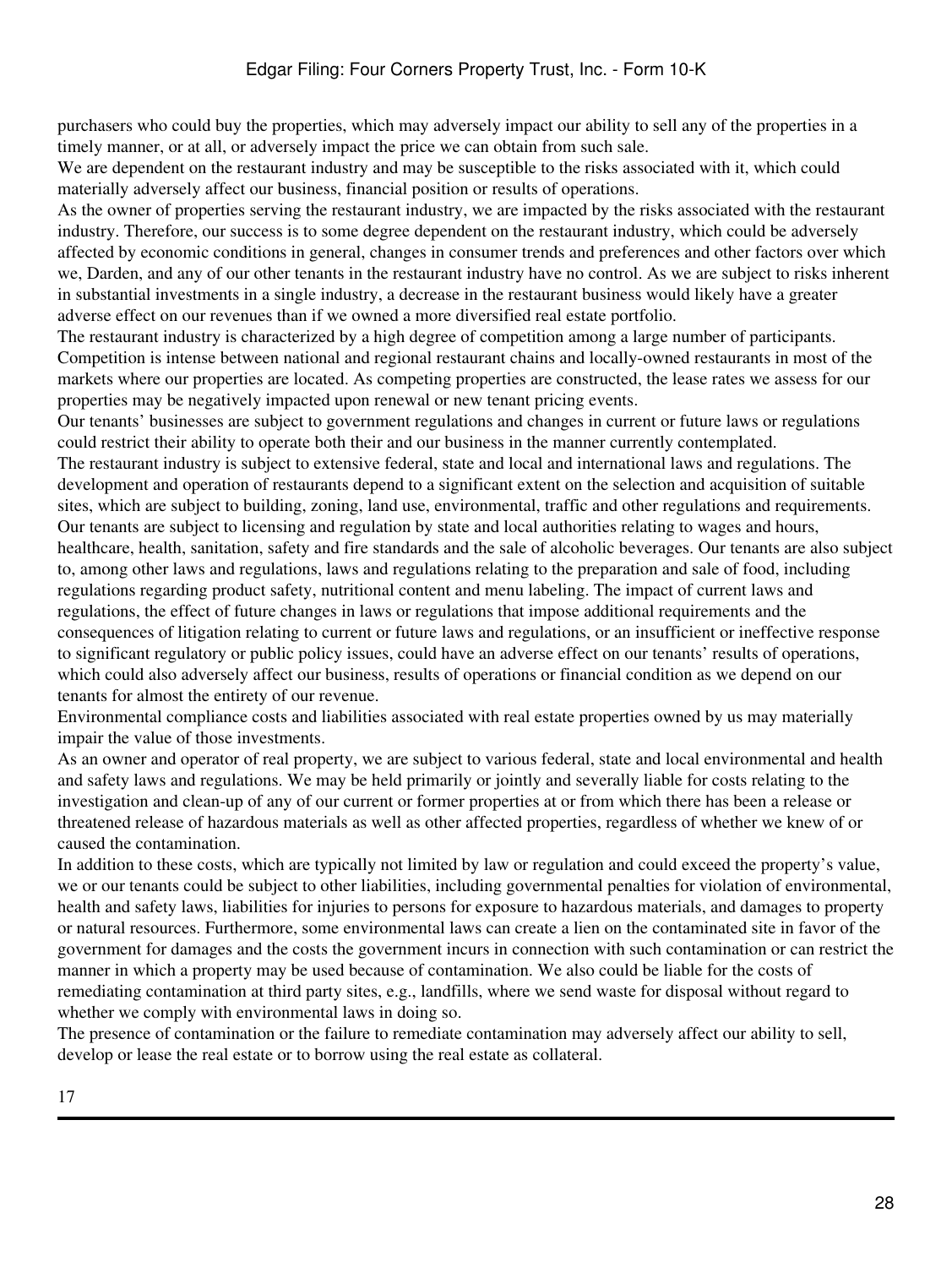purchasers who could buy the properties, which may adversely impact our ability to sell any of the properties in a timely manner, or at all, or adversely impact the price we can obtain from such sale.

We are dependent on the restaurant industry and may be susceptible to the risks associated with it, which could materially adversely affect our business, financial position or results of operations.

As the owner of properties serving the restaurant industry, we are impacted by the risks associated with the restaurant industry. Therefore, our success is to some degree dependent on the restaurant industry, which could be adversely affected by economic conditions in general, changes in consumer trends and preferences and other factors over which we, Darden, and any of our other tenants in the restaurant industry have no control. As we are subject to risks inherent in substantial investments in a single industry, a decrease in the restaurant business would likely have a greater adverse effect on our revenues than if we owned a more diversified real estate portfolio.

The restaurant industry is characterized by a high degree of competition among a large number of participants. Competition is intense between national and regional restaurant chains and locally-owned restaurants in most of the markets where our properties are located. As competing properties are constructed, the lease rates we assess for our properties may be negatively impacted upon renewal or new tenant pricing events.

Our tenants' businesses are subject to government regulations and changes in current or future laws or regulations could restrict their ability to operate both their and our business in the manner currently contemplated.

The restaurant industry is subject to extensive federal, state and local and international laws and regulations. The development and operation of restaurants depend to a significant extent on the selection and acquisition of suitable sites, which are subject to building, zoning, land use, environmental, traffic and other regulations and requirements. Our tenants are subject to licensing and regulation by state and local authorities relating to wages and hours, healthcare, health, sanitation, safety and fire standards and the sale of alcoholic beverages. Our tenants are also subject to, among other laws and regulations, laws and regulations relating to the preparation and sale of food, including regulations regarding product safety, nutritional content and menu labeling. The impact of current laws and regulations, the effect of future changes in laws or regulations that impose additional requirements and the consequences of litigation relating to current or future laws and regulations, or an insufficient or ineffective response to significant regulatory or public policy issues, could have an adverse effect on our tenants' results of operations, which could also adversely affect our business, results of operations or financial condition as we depend on our tenants for almost the entirety of our revenue.

Environmental compliance costs and liabilities associated with real estate properties owned by us may materially impair the value of those investments.

As an owner and operator of real property, we are subject to various federal, state and local environmental and health and safety laws and regulations. We may be held primarily or jointly and severally liable for costs relating to the investigation and clean-up of any of our current or former properties at or from which there has been a release or threatened release of hazardous materials as well as other affected properties, regardless of whether we knew of or caused the contamination.

In addition to these costs, which are typically not limited by law or regulation and could exceed the property's value, we or our tenants could be subject to other liabilities, including governmental penalties for violation of environmental, health and safety laws, liabilities for injuries to persons for exposure to hazardous materials, and damages to property or natural resources. Furthermore, some environmental laws can create a lien on the contaminated site in favor of the government for damages and the costs the government incurs in connection with such contamination or can restrict the manner in which a property may be used because of contamination. We also could be liable for the costs of remediating contamination at third party sites, e.g., landfills, where we send waste for disposal without regard to whether we comply with environmental laws in doing so.

The presence of contamination or the failure to remediate contamination may adversely affect our ability to sell, develop or lease the real estate or to borrow using the real estate as collateral.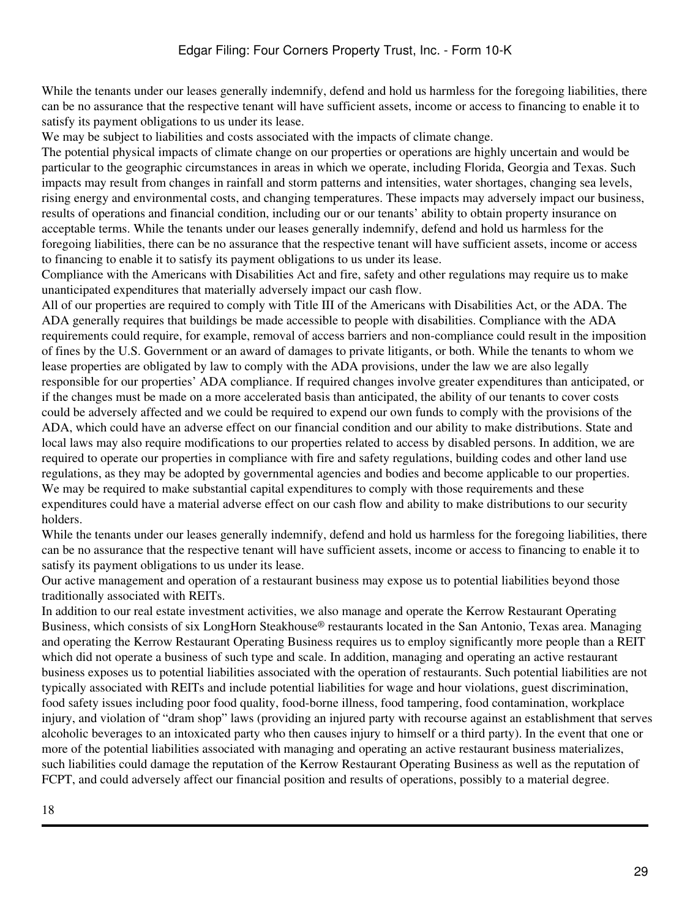While the tenants under our leases generally indemnify, defend and hold us harmless for the foregoing liabilities, there can be no assurance that the respective tenant will have sufficient assets, income or access to financing to enable it to satisfy its payment obligations to us under its lease.

We may be subject to liabilities and costs associated with the impacts of climate change.

The potential physical impacts of climate change on our properties or operations are highly uncertain and would be particular to the geographic circumstances in areas in which we operate, including Florida, Georgia and Texas. Such impacts may result from changes in rainfall and storm patterns and intensities, water shortages, changing sea levels, rising energy and environmental costs, and changing temperatures. These impacts may adversely impact our business, results of operations and financial condition, including our or our tenants' ability to obtain property insurance on acceptable terms. While the tenants under our leases generally indemnify, defend and hold us harmless for the foregoing liabilities, there can be no assurance that the respective tenant will have sufficient assets, income or access to financing to enable it to satisfy its payment obligations to us under its lease.

Compliance with the Americans with Disabilities Act and fire, safety and other regulations may require us to make unanticipated expenditures that materially adversely impact our cash flow.

All of our properties are required to comply with Title III of the Americans with Disabilities Act, or the ADA. The ADA generally requires that buildings be made accessible to people with disabilities. Compliance with the ADA requirements could require, for example, removal of access barriers and non-compliance could result in the imposition of fines by the U.S. Government or an award of damages to private litigants, or both. While the tenants to whom we lease properties are obligated by law to comply with the ADA provisions, under the law we are also legally responsible for our properties' ADA compliance. If required changes involve greater expenditures than anticipated, or if the changes must be made on a more accelerated basis than anticipated, the ability of our tenants to cover costs could be adversely affected and we could be required to expend our own funds to comply with the provisions of the ADA, which could have an adverse effect on our financial condition and our ability to make distributions. State and local laws may also require modifications to our properties related to access by disabled persons. In addition, we are required to operate our properties in compliance with fire and safety regulations, building codes and other land use regulations, as they may be adopted by governmental agencies and bodies and become applicable to our properties. We may be required to make substantial capital expenditures to comply with those requirements and these expenditures could have a material adverse effect on our cash flow and ability to make distributions to our security holders.

While the tenants under our leases generally indemnify, defend and hold us harmless for the foregoing liabilities, there can be no assurance that the respective tenant will have sufficient assets, income or access to financing to enable it to satisfy its payment obligations to us under its lease.

Our active management and operation of a restaurant business may expose us to potential liabilities beyond those traditionally associated with REITs.

In addition to our real estate investment activities, we also manage and operate the Kerrow Restaurant Operating Business, which consists of six LongHorn Steakhouse® restaurants located in the San Antonio, Texas area. Managing and operating the Kerrow Restaurant Operating Business requires us to employ significantly more people than a REIT which did not operate a business of such type and scale. In addition, managing and operating an active restaurant business exposes us to potential liabilities associated with the operation of restaurants. Such potential liabilities are not typically associated with REITs and include potential liabilities for wage and hour violations, guest discrimination, food safety issues including poor food quality, food-borne illness, food tampering, food contamination, workplace injury, and violation of "dram shop" laws (providing an injured party with recourse against an establishment that serves alcoholic beverages to an intoxicated party who then causes injury to himself or a third party). In the event that one or more of the potential liabilities associated with managing and operating an active restaurant business materializes, such liabilities could damage the reputation of the Kerrow Restaurant Operating Business as well as the reputation of FCPT, and could adversely affect our financial position and results of operations, possibly to a material degree.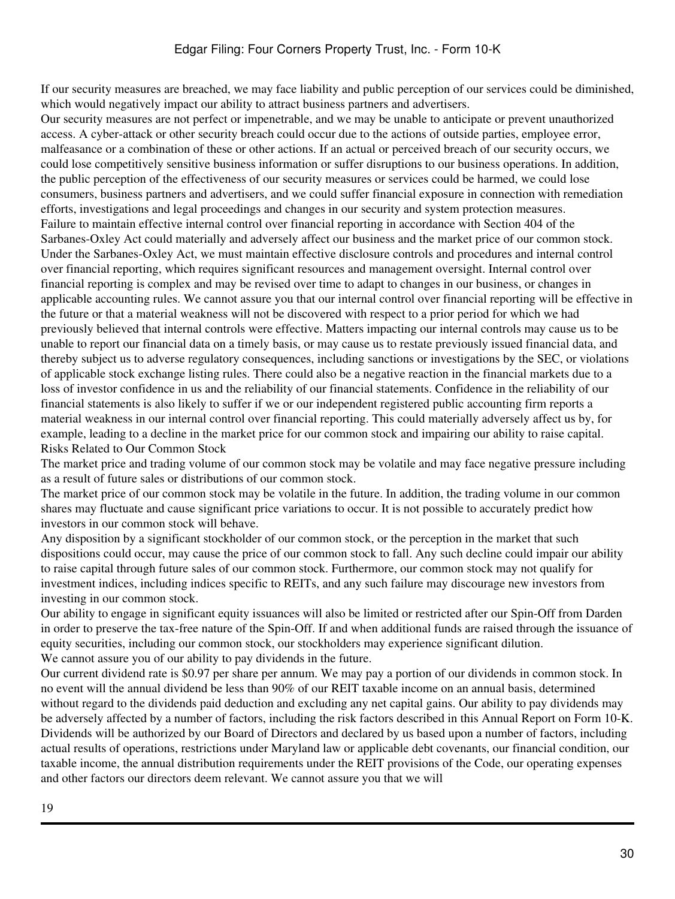If our security measures are breached, we may face liability and public perception of our services could be diminished, which would negatively impact our ability to attract business partners and advertisers.

Our security measures are not perfect or impenetrable, and we may be unable to anticipate or prevent unauthorized access. A cyber-attack or other security breach could occur due to the actions of outside parties, employee error, malfeasance or a combination of these or other actions. If an actual or perceived breach of our security occurs, we could lose competitively sensitive business information or suffer disruptions to our business operations. In addition, the public perception of the effectiveness of our security measures or services could be harmed, we could lose consumers, business partners and advertisers, and we could suffer financial exposure in connection with remediation efforts, investigations and legal proceedings and changes in our security and system protection measures.

Failure to maintain effective internal control over financial reporting in accordance with Section 404 of the Sarbanes-Oxley Act could materially and adversely affect our business and the market price of our common stock.

Under the Sarbanes-Oxley Act, we must maintain effective disclosure controls and procedures and internal control over financial reporting, which requires significant resources and management oversight. Internal control over financial reporting is complex and may be revised over time to adapt to changes in our business, or changes in applicable accounting rules. We cannot assure you that our internal control over financial reporting will be effective in the future or that a material weakness will not be discovered with respect to a prior period for which we had previously believed that internal controls were effective. Matters impacting our internal controls may cause us to be unable to report our financial data on a timely basis, or may cause us to restate previously issued financial data, and thereby subject us to adverse regulatory consequences, including sanctions or investigations by the SEC, or violations of applicable stock exchange listing rules. There could also be a negative reaction in the financial markets due to a loss of investor confidence in us and the reliability of our financial statements. Confidence in the reliability of our financial statements is also likely to suffer if we or our independent registered public accounting firm reports a material weakness in our internal control over financial reporting. This could materially adversely affect us by, for example, leading to a decline in the market price for our common stock and impairing our ability to raise capital.

## Risks Related to Our Common Stock

The market price and trading volume of our common stock may be volatile and may face negative pressure including as a result of future sales or distributions of our common stock.

The market price of our common stock may be volatile in the future. In addition, the trading volume in our common shares may fluctuate and cause significant price variations to occur. It is not possible to accurately predict how investors in our common stock will behave.

Any disposition by a significant stockholder of our common stock, or the perception in the market that such dispositions could occur, may cause the price of our common stock to fall. Any such decline could impair our ability to raise capital through future sales of our common stock. Furthermore, our common stock may not qualify for investment indices, including indices specific to REITs, and any such failure may discourage new investors from investing in our common stock.

Our ability to engage in significant equity issuances will also be limited or restricted after our Spin-Off from Darden in order to preserve the tax-free nature of the Spin-Off. If and when additional funds are raised through the issuance of equity securities, including our common stock, our stockholders may experience significant dilution.

We cannot assure you of our ability to pay dividends in the future.

Our current dividend rate is $0.97 per share per annum. We may pay a portion of our dividends in common stock. In no event will the annual dividend be less than 90% of our REIT taxable income on an annual basis, determined without regard to the dividends paid deduction and excluding any net capital gains. Our ability to pay dividends may be adversely affected by a number of factors, including the risk factors described in this Annual Report on Form 10-K. Dividends will be authorized by our Board of Directors and declared by us based upon a number of factors, including actual results of operations, restrictions under Maryland law or applicable debt covenants, our financial condition, our taxable income, the annual distribution requirements under the REIT provisions of the Code, our operating expenses and other factors our directors deem relevant. We cannot assure you that we will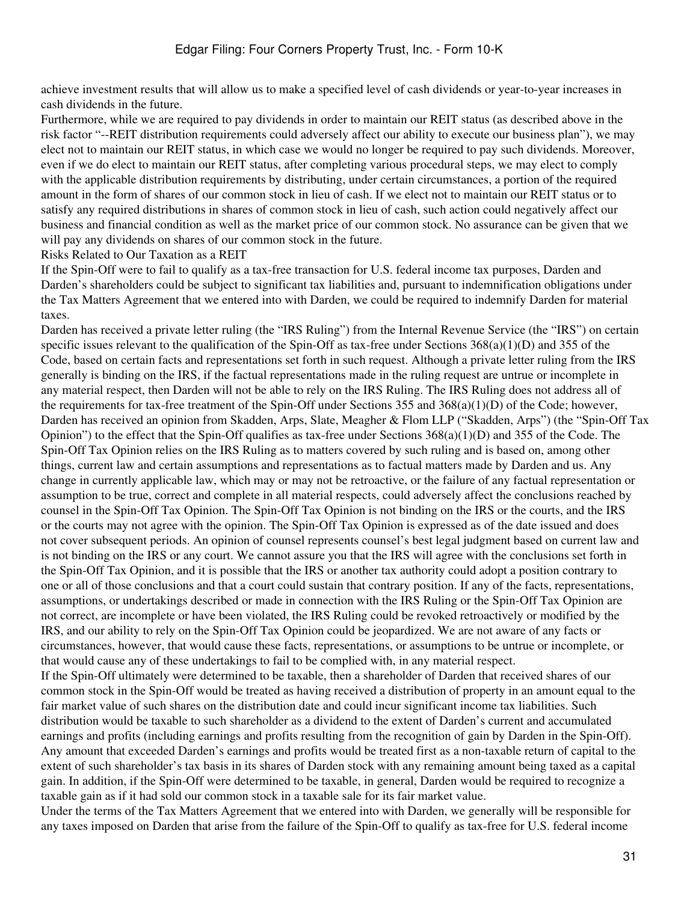achieve investment results that will allow us to make a specified level of cash dividends or year-to-year increases in cash dividends in the future.

Furthermore, while we are required to pay dividends in order to maintain our REIT status (as described above in the risk factor "--REIT distribution requirements could adversely affect our ability to execute our business plan"), we may elect not to maintain our REIT status, in which case we would no longer be required to pay such dividends. Moreover, even if we do elect to maintain our REIT status, after completing various procedural steps, we may elect to comply with the applicable distribution requirements by distributing, under certain circumstances, a portion of the required amount in the form of shares of our common stock in lieu of cash. If we elect not to maintain our REIT status or to satisfy any required distributions in shares of common stock in lieu of cash, such action could negatively affect our business and financial condition as well as the market price of our common stock. No assurance can be given that we will pay any dividends on shares of our common stock in the future.

## Risks Related to Our Taxation as a REIT

If the Spin-Off were to fail to qualify as a tax-free transaction for U.S. federal income tax purposes, Darden and Darden's shareholders could be subject to significant tax liabilities and, pursuant to indemnification obligations under the Tax Matters Agreement that we entered into with Darden, we could be required to indemnify Darden for material taxes.

Darden has received a private letter ruling (the "IRS Ruling") from the Internal Revenue Service (the "IRS") on certain specific issues relevant to the qualification of the Spin-Off as tax-free under Sections 368(a)(1)(D) and 355 of the Code, based on certain facts and representations set forth in such request. Although a private letter ruling from the IRS generally is binding on the IRS, if the factual representations made in the ruling request are untrue or incomplete in any material respect, then Darden will not be able to rely on the IRS Ruling. The IRS Ruling does not address all of the requirements for tax-free treatment of the Spin-Off under Sections 355 and 368(a)(1)(D) of the Code; however, Darden has received an opinion from Skadden, Arps, Slate, Meagher & Flom LLP ("Skadden, Arps") (the "Spin-Off Tax Opinion") to the effect that the Spin-Off qualifies as tax-free under Sections 368(a)(1)(D) and 355 of the Code. The Spin-Off Tax Opinion relies on the IRS Ruling as to matters covered by such ruling and is based on, among other things, current law and certain assumptions and representations as to factual matters made by Darden and us. Any change in currently applicable law, which may or may not be retroactive, or the failure of any factual representation or assumption to be true, correct and complete in all material respects, could adversely affect the conclusions reached by counsel in the Spin-Off Tax Opinion. The Spin-Off Tax Opinion is not binding on the IRS or the courts, and the IRS or the courts may not agree with the opinion. The Spin-Off Tax Opinion is expressed as of the date issued and does not cover subsequent periods. An opinion of counsel represents counsel's best legal judgment based on current law and is not binding on the IRS or any court. We cannot assure you that the IRS will agree with the conclusions set forth in the Spin-Off Tax Opinion, and it is possible that the IRS or another tax authority could adopt a position contrary to one or all of those conclusions and that a court could sustain that contrary position. If any of the facts, representations, assumptions, or undertakings described or made in connection with the IRS Ruling or the Spin-Off Tax Opinion are not correct, are incomplete or have been violated, the IRS Ruling could be revoked retroactively or modified by the IRS, and our ability to rely on the Spin-Off Tax Opinion could be jeopardized. We are not aware of any facts or circumstances, however, that would cause these facts, representations, or assumptions to be untrue or incomplete, or that would cause any of these undertakings to fail to be complied with, in any material respect.

If the Spin-Off ultimately were determined to be taxable, then a shareholder of Darden that received shares of our common stock in the Spin-Off would be treated as having received a distribution of property in an amount equal to the fair market value of such shares on the distribution date and could incur significant income tax liabilities. Such distribution would be taxable to such shareholder as a dividend to the extent of Darden's current and accumulated earnings and profits (including earnings and profits resulting from the recognition of gain by Darden in the Spin-Off). Any amount that exceeded Darden's earnings and profits would be treated first as a non-taxable return of capital to the extent of such shareholder's tax basis in its shares of Darden stock with any remaining amount being taxed as a capital gain. In addition, if the Spin-Off were determined to be taxable, in general, Darden would be required to recognize a taxable gain as if it had sold our common stock in a taxable sale for its fair market value.

Under the terms of the Tax Matters Agreement that we entered into with Darden, we generally will be responsible for any taxes imposed on Darden that arise from the failure of the Spin-Off to qualify as tax-free for U.S. federal income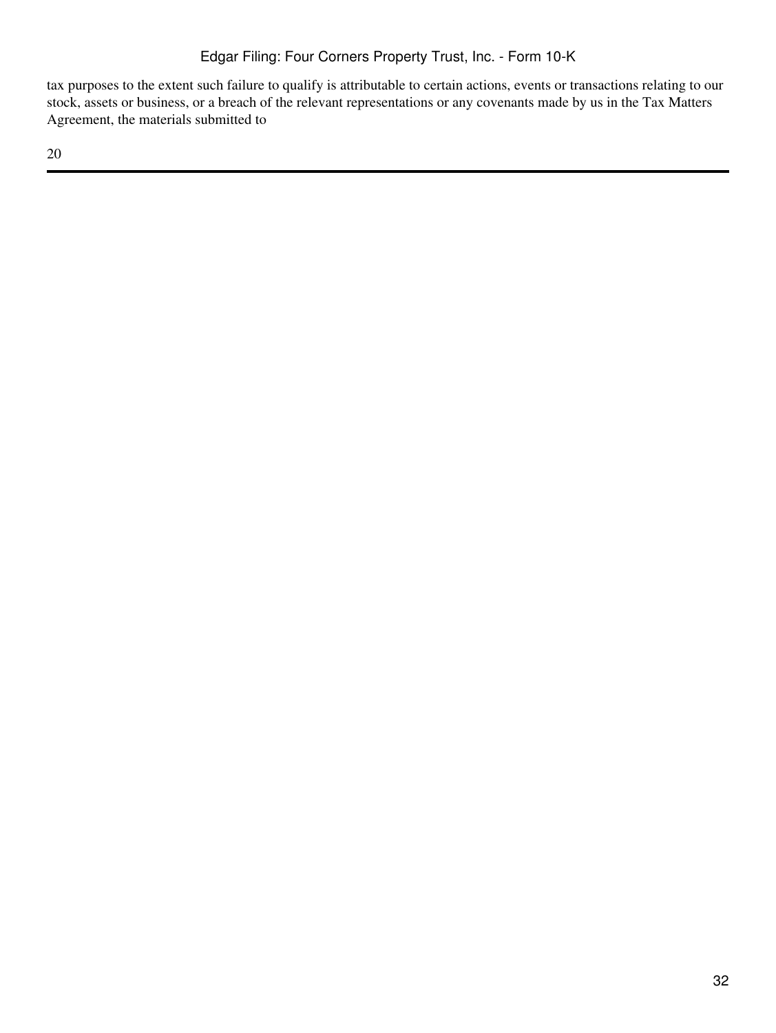tax purposes to the extent such failure to qualify is attributable to certain actions, events or transactions relating to our stock, assets or business, or a breach of the relevant representations or any covenants made by us in the Tax Matters Agreement, the materials submitted to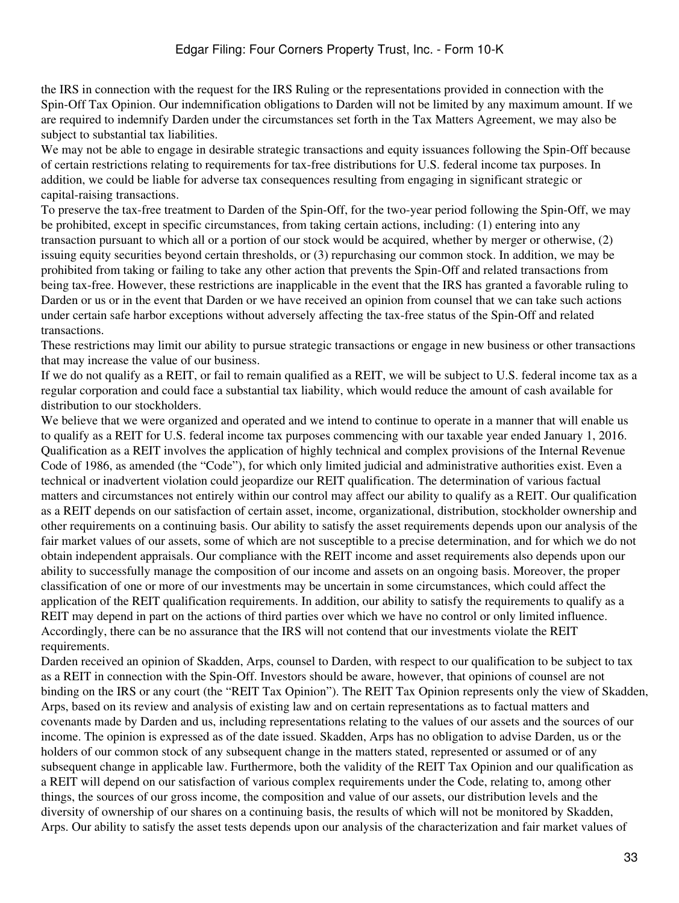the IRS in connection with the request for the IRS Ruling or the representations provided in connection with the Spin-Off Tax Opinion. Our indemnification obligations to Darden will not be limited by any maximum amount. If we are required to indemnify Darden under the circumstances set forth in the Tax Matters Agreement, we may also be subject to substantial tax liabilities.

We may not be able to engage in desirable strategic transactions and equity issuances following the Spin-Off because of certain restrictions relating to requirements for tax-free distributions for U.S. federal income tax purposes. In addition, we could be liable for adverse tax consequences resulting from engaging in significant strategic or capital-raising transactions.

To preserve the tax-free treatment to Darden of the Spin-Off, for the two-year period following the Spin-Off, we may be prohibited, except in specific circumstances, from taking certain actions, including: (1) entering into any transaction pursuant to which all or a portion of our stock would be acquired, whether by merger or otherwise, (2) issuing equity securities beyond certain thresholds, or (3) repurchasing our common stock. In addition, we may be prohibited from taking or failing to take any other action that prevents the Spin-Off and related transactions from being tax-free. However, these restrictions are inapplicable in the event that the IRS has granted a favorable ruling to Darden or us or in the event that Darden or we have received an opinion from counsel that we can take such actions under certain safe harbor exceptions without adversely affecting the tax-free status of the Spin-Off and related transactions.

These restrictions may limit our ability to pursue strategic transactions or engage in new business or other transactions that may increase the value of our business.

If we do not qualify as a REIT, or fail to remain qualified as a REIT, we will be subject to U.S. federal income tax as a regular corporation and could face a substantial tax liability, which would reduce the amount of cash available for distribution to our stockholders.

We believe that we were organized and operated and we intend to continue to operate in a manner that will enable us to qualify as a REIT for U.S. federal income tax purposes commencing with our taxable year ended January 1, 2016. Qualification as a REIT involves the application of highly technical and complex provisions of the Internal Revenue Code of 1986, as amended (the "Code"), for which only limited judicial and administrative authorities exist. Even a technical or inadvertent violation could jeopardize our REIT qualification. The determination of various factual matters and circumstances not entirely within our control may affect our ability to qualify as a REIT. Our qualification as a REIT depends on our satisfaction of certain asset, income, organizational, distribution, stockholder ownership and other requirements on a continuing basis. Our ability to satisfy the asset requirements depends upon our analysis of the fair market values of our assets, some of which are not susceptible to a precise determination, and for which we do not obtain independent appraisals. Our compliance with the REIT income and asset requirements also depends upon our ability to successfully manage the composition of our income and assets on an ongoing basis. Moreover, the proper classification of one or more of our investments may be uncertain in some circumstances, which could affect the application of the REIT qualification requirements. In addition, our ability to satisfy the requirements to qualify as a REIT may depend in part on the actions of third parties over which we have no control or only limited influence. Accordingly, there can be no assurance that the IRS will not contend that our investments violate the REIT requirements.

Darden received an opinion of Skadden, Arps, counsel to Darden, with respect to our qualification to be subject to tax as a REIT in connection with the Spin-Off. Investors should be aware, however, that opinions of counsel are not binding on the IRS or any court (the "REIT Tax Opinion"). The REIT Tax Opinion represents only the view of Skadden, Arps, based on its review and analysis of existing law and on certain representations as to factual matters and covenants made by Darden and us, including representations relating to the values of our assets and the sources of our income. The opinion is expressed as of the date issued. Skadden, Arps has no obligation to advise Darden, us or the holders of our common stock of any subsequent change in the matters stated, represented or assumed or of any subsequent change in applicable law. Furthermore, both the validity of the REIT Tax Opinion and our qualification as a REIT will depend on our satisfaction of various complex requirements under the Code, relating to, among other things, the sources of our gross income, the composition and value of our assets, our distribution levels and the diversity of ownership of our shares on a continuing basis, the results of which will not be monitored by Skadden, Arps. Our ability to satisfy the asset tests depends upon our analysis of the characterization and fair market values of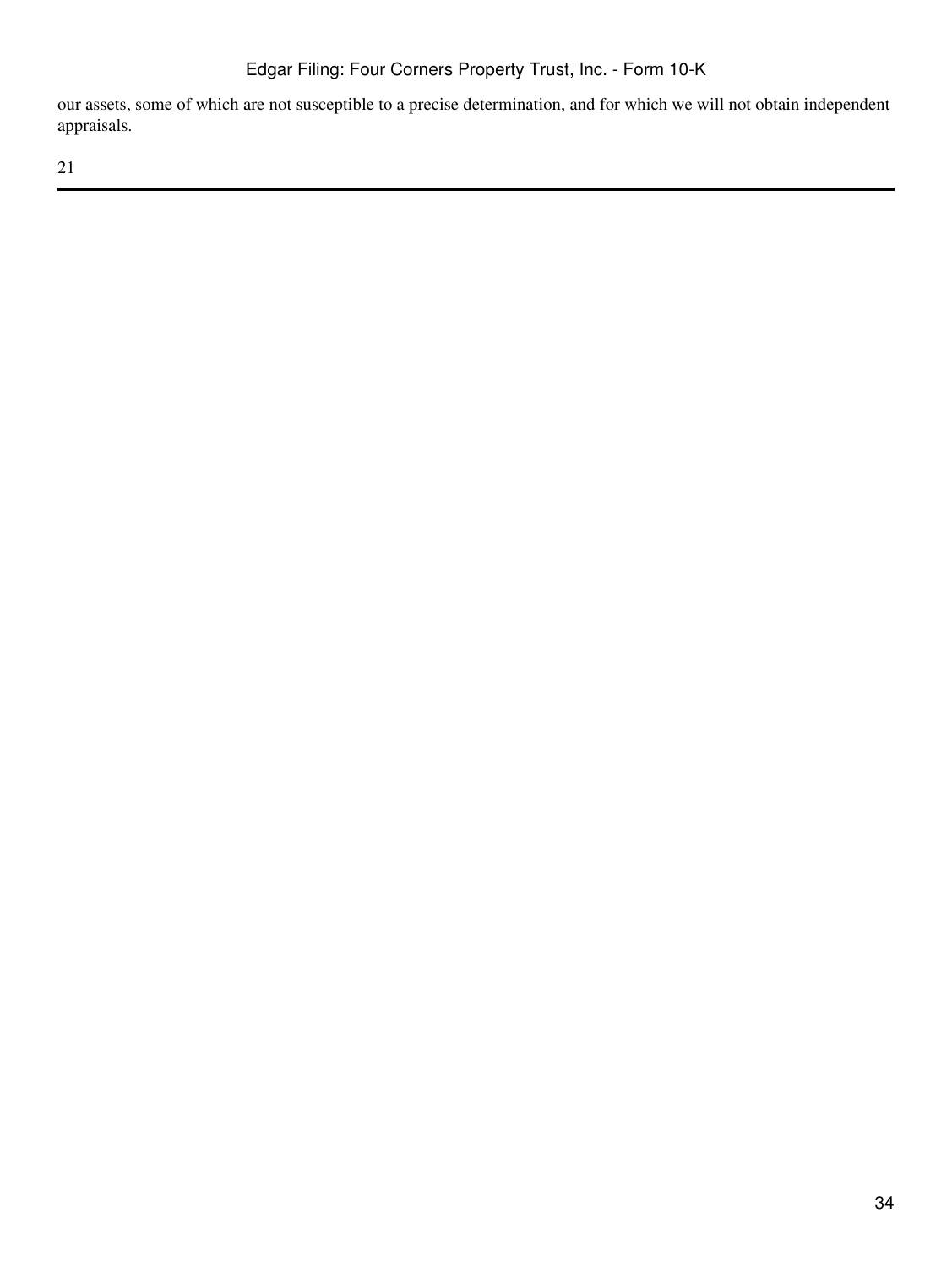our assets, some of which are not susceptible to a precise determination, and for which we will not obtain independent appraisals.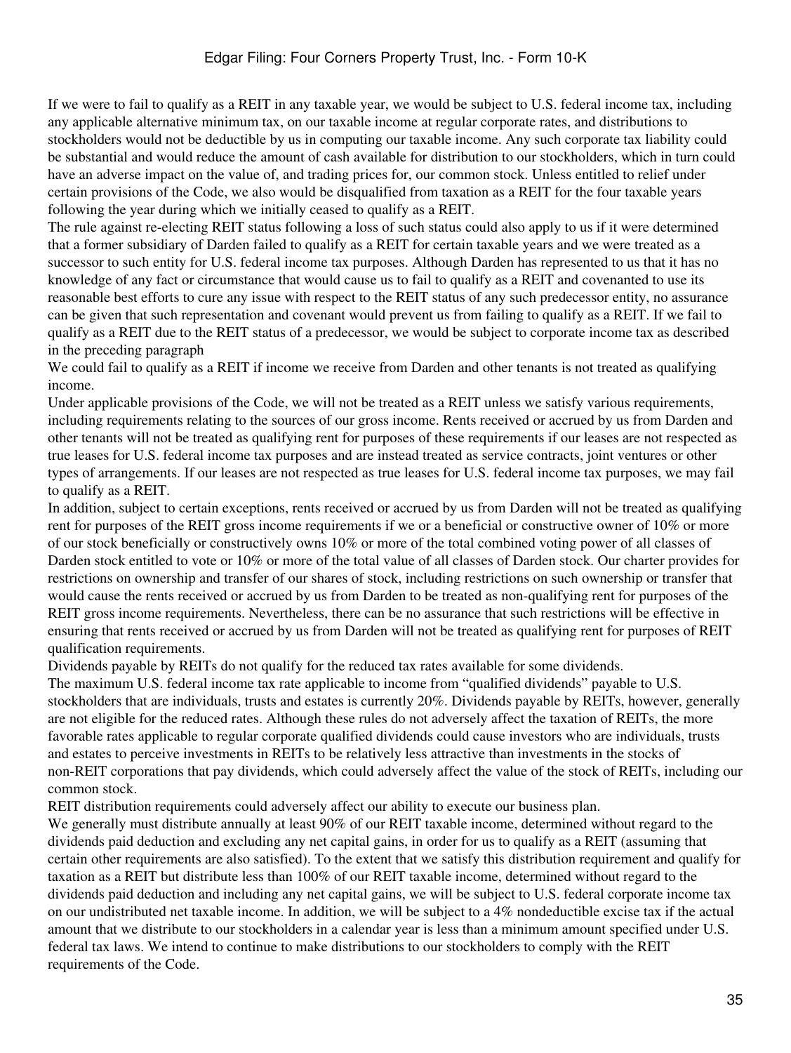If we were to fail to qualify as a REIT in any taxable year, we would be subject to U.S. federal income tax, including any applicable alternative minimum tax, on our taxable income at regular corporate rates, and distributions to stockholders would not be deductible by us in computing our taxable income. Any such corporate tax liability could be substantial and would reduce the amount of cash available for distribution to our stockholders, which in turn could have an adverse impact on the value of, and trading prices for, our common stock. Unless entitled to relief under certain provisions of the Code, we also would be disqualified from taxation as a REIT for the four taxable years following the year during which we initially ceased to qualify as a REIT.

The rule against re-electing REIT status following a loss of such status could also apply to us if it were determined that a former subsidiary of Darden failed to qualify as a REIT for certain taxable years and we were treated as a successor to such entity for U.S. federal income tax purposes. Although Darden has represented to us that it has no knowledge of any fact or circumstance that would cause us to fail to qualify as a REIT and covenanted to use its reasonable best efforts to cure any issue with respect to the REIT status of any such predecessor entity, no assurance can be given that such representation and covenant would prevent us from failing to qualify as a REIT. If we fail to qualify as a REIT due to the REIT status of a predecessor, we would be subject to corporate income tax as described in the preceding paragraph

We could fail to qualify as a REIT if income we receive from Darden and other tenants is not treated as qualifying income.

Under applicable provisions of the Code, we will not be treated as a REIT unless we satisfy various requirements, including requirements relating to the sources of our gross income. Rents received or accrued by us from Darden and other tenants will not be treated as qualifying rent for purposes of these requirements if our leases are not respected as true leases for U.S. federal income tax purposes and are instead treated as service contracts, joint ventures or other types of arrangements. If our leases are not respected as true leases for U.S. federal income tax purposes, we may fail to qualify as a REIT.

In addition, subject to certain exceptions, rents received or accrued by us from Darden will not be treated as qualifying rent for purposes of the REIT gross income requirements if we or a beneficial or constructive owner of 10% or more of our stock beneficially or constructively owns 10% or more of the total combined voting power of all classes of Darden stock entitled to vote or 10% or more of the total value of all classes of Darden stock. Our charter provides for restrictions on ownership and transfer of our shares of stock, including restrictions on such ownership or transfer that would cause the rents received or accrued by us from Darden to be treated as non-qualifying rent for purposes of the REIT gross income requirements. Nevertheless, there can be no assurance that such restrictions will be effective in ensuring that rents received or accrued by us from Darden will not be treated as qualifying rent for purposes of REIT qualification requirements.

Dividends payable by REITs do not qualify for the reduced tax rates available for some dividends.

The maximum U.S. federal income tax rate applicable to income from "qualified dividends" payable to U.S. stockholders that are individuals, trusts and estates is currently 20%. Dividends payable by REITs, however, generally are not eligible for the reduced rates. Although these rules do not adversely affect the taxation of REITs, the more favorable rates applicable to regular corporate qualified dividends could cause investors who are individuals, trusts and estates to perceive investments in REITs to be relatively less attractive than investments in the stocks of non-REIT corporations that pay dividends, which could adversely affect the value of the stock of REITs, including our common stock.

REIT distribution requirements could adversely affect our ability to execute our business plan.

We generally must distribute annually at least 90% of our REIT taxable income, determined without regard to the dividends paid deduction and excluding any net capital gains, in order for us to qualify as a REIT (assuming that certain other requirements are also satisfied). To the extent that we satisfy this distribution requirement and qualify for taxation as a REIT but distribute less than 100% of our REIT taxable income, determined without regard to the dividends paid deduction and including any net capital gains, we will be subject to U.S. federal corporate income tax on our undistributed net taxable income. In addition, we will be subject to a 4% nondeductible excise tax if the actual amount that we distribute to our stockholders in a calendar year is less than a minimum amount specified under U.S. federal tax laws. We intend to continue to make distributions to our stockholders to comply with the REIT requirements of the Code.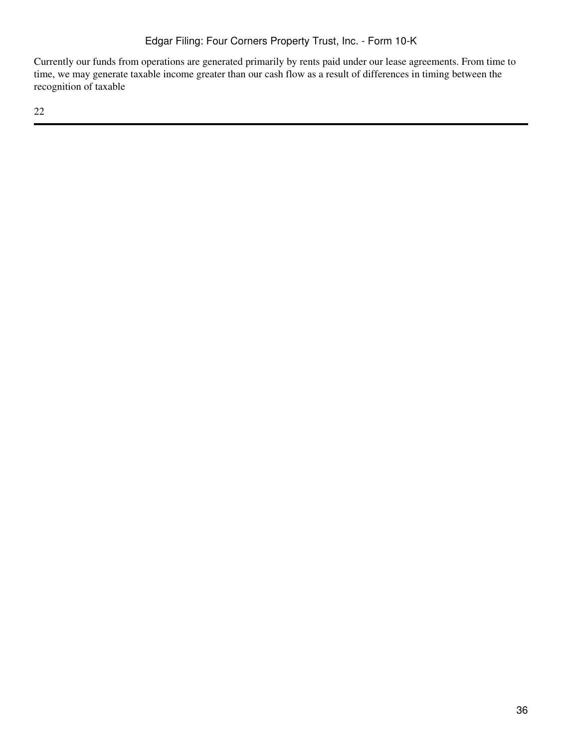Currently our funds from operations are generated primarily by rents paid under our lease agreements. From time to time, we may generate taxable income greater than our cash flow as a result of differences in timing between the recognition of taxable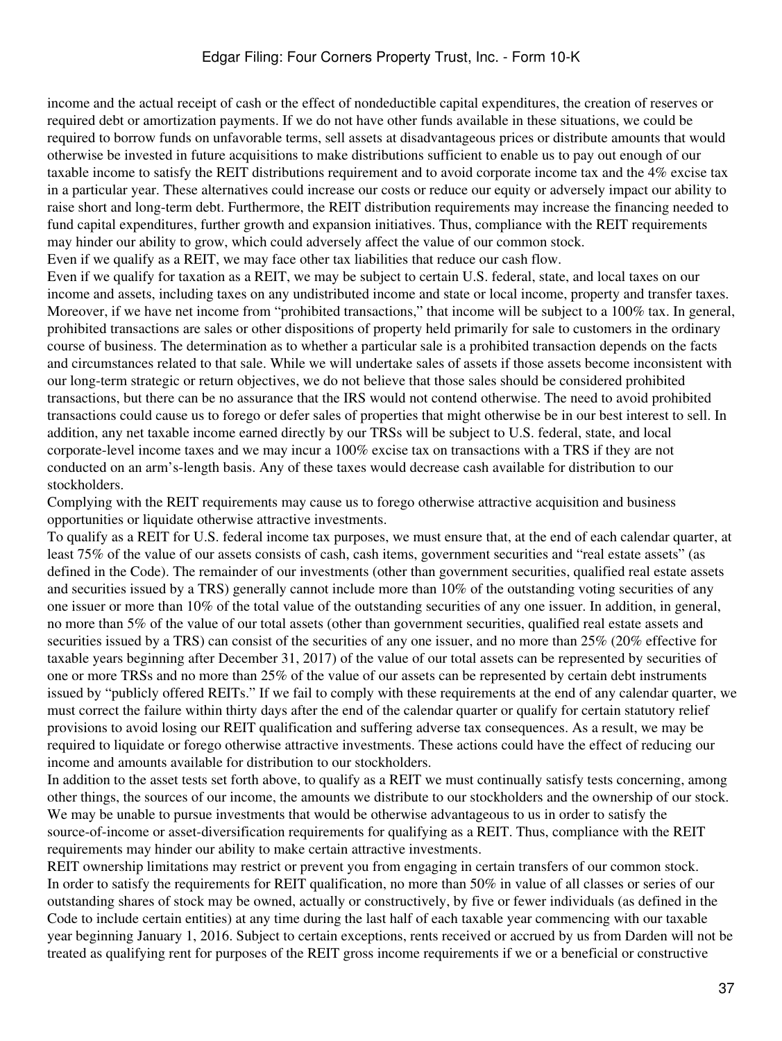income and the actual receipt of cash or the effect of nondeductible capital expenditures, the creation of reserves or required debt or amortization payments. If we do not have other funds available in these situations, we could be required to borrow funds on unfavorable terms, sell assets at disadvantageous prices or distribute amounts that would otherwise be invested in future acquisitions to make distributions sufficient to enable us to pay out enough of our taxable income to satisfy the REIT distributions requirement and to avoid corporate income tax and the 4% excise tax in a particular year. These alternatives could increase our costs or reduce our equity or adversely impact our ability to raise short and long-term debt. Furthermore, the REIT distribution requirements may increase the financing needed to fund capital expenditures, further growth and expansion initiatives. Thus, compliance with the REIT requirements may hinder our ability to grow, which could adversely affect the value of our common stock.

Even if we qualify as a REIT, we may face other tax liabilities that reduce our cash flow.

Even if we qualify for taxation as a REIT, we may be subject to certain U.S. federal, state, and local taxes on our income and assets, including taxes on any undistributed income and state or local income, property and transfer taxes. Moreover, if we have net income from "prohibited transactions," that income will be subject to a 100% tax. In general, prohibited transactions are sales or other dispositions of property held primarily for sale to customers in the ordinary course of business. The determination as to whether a particular sale is a prohibited transaction depends on the facts and circumstances related to that sale. While we will undertake sales of assets if those assets become inconsistent with our long-term strategic or return objectives, we do not believe that those sales should be considered prohibited transactions, but there can be no assurance that the IRS would not contend otherwise. The need to avoid prohibited transactions could cause us to forego or defer sales of properties that might otherwise be in our best interest to sell. In addition, any net taxable income earned directly by our TRSs will be subject to U.S. federal, state, and local corporate-level income taxes and we may incur a 100% excise tax on transactions with a TRS if they are not conducted on an arm's-length basis. Any of these taxes would decrease cash available for distribution to our stockholders.

Complying with the REIT requirements may cause us to forego otherwise attractive acquisition and business opportunities or liquidate otherwise attractive investments.

To qualify as a REIT for U.S. federal income tax purposes, we must ensure that, at the end of each calendar quarter, at least 75% of the value of our assets consists of cash, cash items, government securities and "real estate assets" (as defined in the Code). The remainder of our investments (other than government securities, qualified real estate assets and securities issued by a TRS) generally cannot include more than 10% of the outstanding voting securities of any one issuer or more than 10% of the total value of the outstanding securities of any one issuer. In addition, in general, no more than 5% of the value of our total assets (other than government securities, qualified real estate assets and securities issued by a TRS) can consist of the securities of any one issuer, and no more than 25% (20% effective for taxable years beginning after December 31, 2017) of the value of our total assets can be represented by securities of one or more TRSs and no more than 25% of the value of our assets can be represented by certain debt instruments issued by "publicly offered REITs." If we fail to comply with these requirements at the end of any calendar quarter, we must correct the failure within thirty days after the end of the calendar quarter or qualify for certain statutory relief provisions to avoid losing our REIT qualification and suffering adverse tax consequences. As a result, we may be required to liquidate or forego otherwise attractive investments. These actions could have the effect of reducing our income and amounts available for distribution to our stockholders.

In addition to the asset tests set forth above, to qualify as a REIT we must continually satisfy tests concerning, among other things, the sources of our income, the amounts we distribute to our stockholders and the ownership of our stock. We may be unable to pursue investments that would be otherwise advantageous to us in order to satisfy the source-of-income or asset-diversification requirements for qualifying as a REIT. Thus, compliance with the REIT requirements may hinder our ability to make certain attractive investments.

REIT ownership limitations may restrict or prevent you from engaging in certain transfers of our common stock.

In order to satisfy the requirements for REIT qualification, no more than 50% in value of all classes or series of our outstanding shares of stock may be owned, actually or constructively, by five or fewer individuals (as defined in the Code to include certain entities) at any time during the last half of each taxable year commencing with our taxable year beginning January 1, 2016. Subject to certain exceptions, rents received or accrued by us from Darden will not be treated as qualifying rent for purposes of the REIT gross income requirements if we or a beneficial or constructive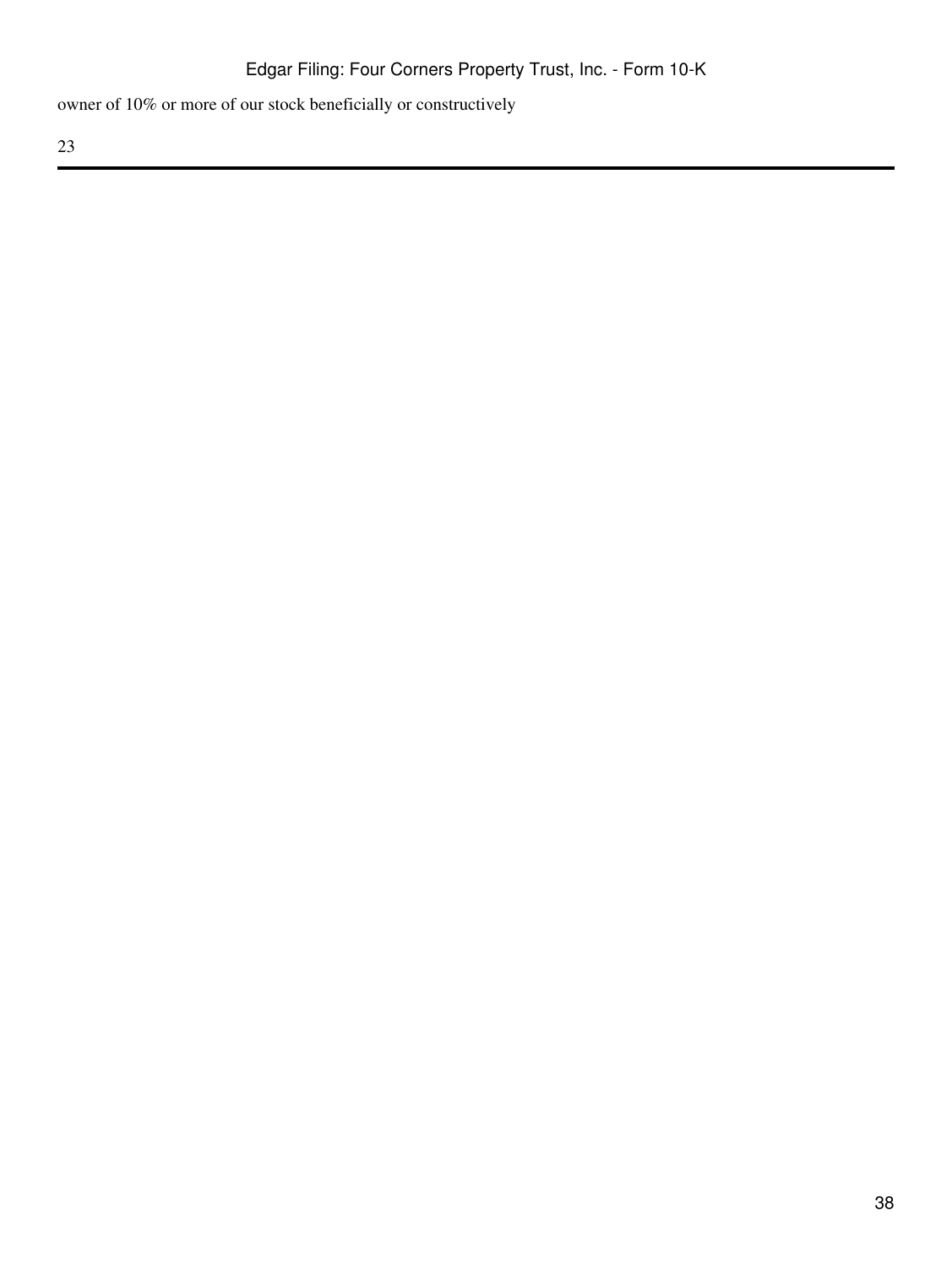owner of 10% or more of our stock beneficially or constructively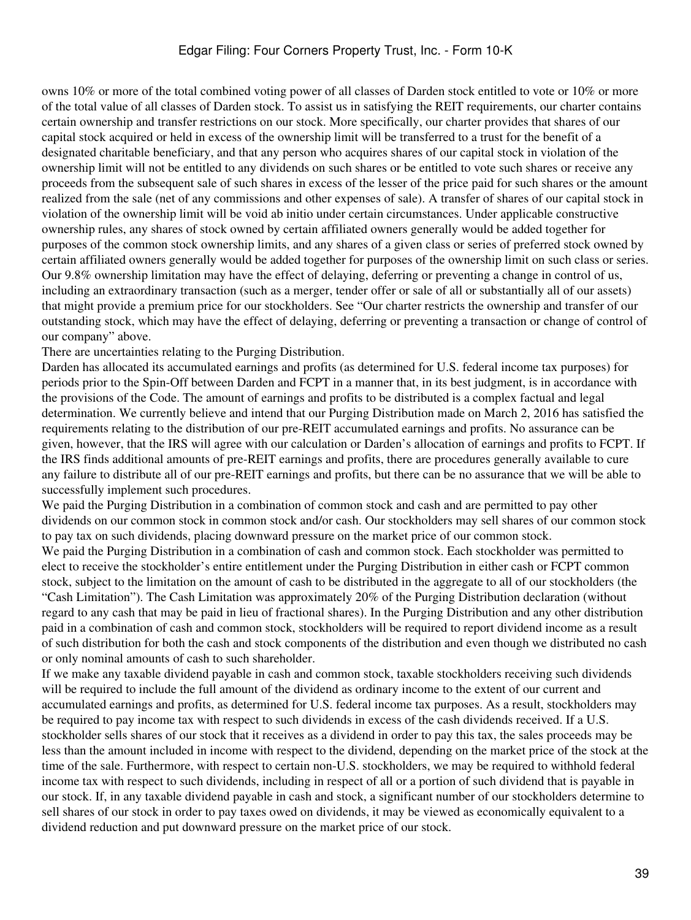owns 10% or more of the total combined voting power of all classes of Darden stock entitled to vote or 10% or more of the total value of all classes of Darden stock. To assist us in satisfying the REIT requirements, our charter contains certain ownership and transfer restrictions on our stock. More specifically, our charter provides that shares of our capital stock acquired or held in excess of the ownership limit will be transferred to a trust for the benefit of a designated charitable beneficiary, and that any person who acquires shares of our capital stock in violation of the ownership limit will not be entitled to any dividends on such shares or be entitled to vote such shares or receive any proceeds from the subsequent sale of such shares in excess of the lesser of the price paid for such shares or the amount realized from the sale (net of any commissions and other expenses of sale). A transfer of shares of our capital stock in violation of the ownership limit will be void ab initio under certain circumstances. Under applicable constructive ownership rules, any shares of stock owned by certain affiliated owners generally would be added together for purposes of the common stock ownership limits, and any shares of a given class or series of preferred stock owned by certain affiliated owners generally would be added together for purposes of the ownership limit on such class or series. Our 9.8% ownership limitation may have the effect of delaying, deferring or preventing a change in control of us, including an extraordinary transaction (such as a merger, tender offer or sale of all or substantially all of our assets) that might provide a premium price for our stockholders. See "Our charter restricts the ownership and transfer of our outstanding stock, which may have the effect of delaying, deferring or preventing a transaction or change of control of our company" above.

There are uncertainties relating to the Purging Distribution.

Darden has allocated its accumulated earnings and profits (as determined for U.S. federal income tax purposes) for periods prior to the Spin-Off between Darden and FCPT in a manner that, in its best judgment, is in accordance with the provisions of the Code. The amount of earnings and profits to be distributed is a complex factual and legal determination. We currently believe and intend that our Purging Distribution made on March 2, 2016 has satisfied the requirements relating to the distribution of our pre-REIT accumulated earnings and profits. No assurance can be given, however, that the IRS will agree with our calculation or Darden's allocation of earnings and profits to FCPT. If the IRS finds additional amounts of pre-REIT earnings and profits, there are procedures generally available to cure any failure to distribute all of our pre-REIT earnings and profits, but there can be no assurance that we will be able to successfully implement such procedures.

We paid the Purging Distribution in a combination of common stock and cash and are permitted to pay other dividends on our common stock in common stock and/or cash. Our stockholders may sell shares of our common stock to pay tax on such dividends, placing downward pressure on the market price of our common stock.

We paid the Purging Distribution in a combination of cash and common stock. Each stockholder was permitted to elect to receive the stockholder's entire entitlement under the Purging Distribution in either cash or FCPT common stock, subject to the limitation on the amount of cash to be distributed in the aggregate to all of our stockholders (the "Cash Limitation"). The Cash Limitation was approximately 20% of the Purging Distribution declaration (without regard to any cash that may be paid in lieu of fractional shares). In the Purging Distribution and any other distribution paid in a combination of cash and common stock, stockholders will be required to report dividend income as a result of such distribution for both the cash and stock components of the distribution and even though we distributed no cash or only nominal amounts of cash to such shareholder.

If we make any taxable dividend payable in cash and common stock, taxable stockholders receiving such dividends will be required to include the full amount of the dividend as ordinary income to the extent of our current and accumulated earnings and profits, as determined for U.S. federal income tax purposes. As a result, stockholders may be required to pay income tax with respect to such dividends in excess of the cash dividends received. If a U.S. stockholder sells shares of our stock that it receives as a dividend in order to pay this tax, the sales proceeds may be less than the amount included in income with respect to the dividend, depending on the market price of the stock at the time of the sale. Furthermore, with respect to certain non-U.S. stockholders, we may be required to withhold federal income tax with respect to such dividends, including in respect of all or a portion of such dividend that is payable in our stock. If, in any taxable dividend payable in cash and stock, a significant number of our stockholders determine to sell shares of our stock in order to pay taxes owed on dividends, it may be viewed as economically equivalent to a dividend reduction and put downward pressure on the market price of our stock.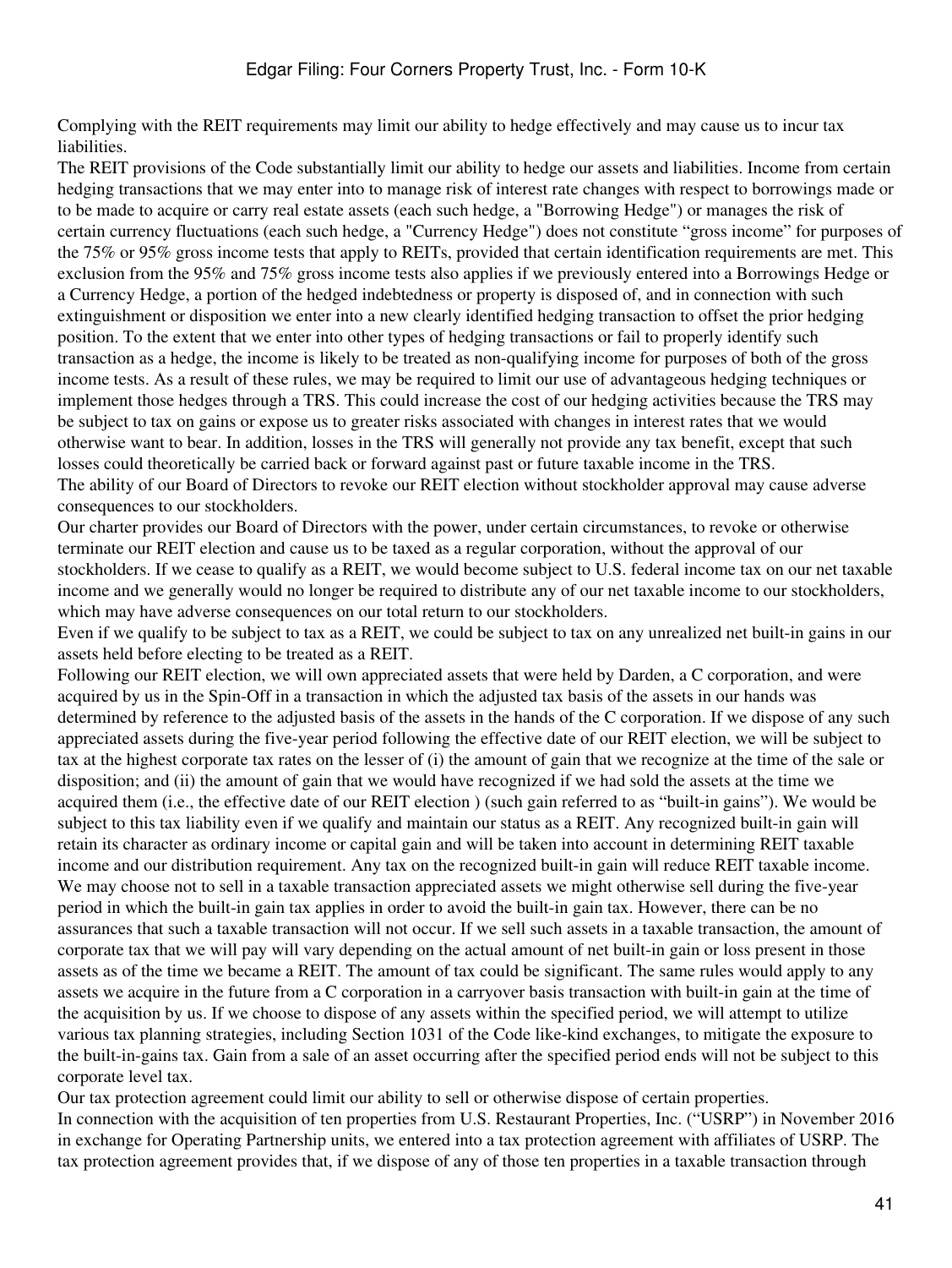Complying with the REIT requirements may limit our ability to hedge effectively and may cause us to incur tax liabilities.

The REIT provisions of the Code substantially limit our ability to hedge our assets and liabilities. Income from certain hedging transactions that we may enter into to manage risk of interest rate changes with respect to borrowings made or to be made to acquire or carry real estate assets (each such hedge, a "Borrowing Hedge") or manages the risk of certain currency fluctuations (each such hedge, a "Currency Hedge") does not constitute “gross income” for purposes of the 75% or 95% gross income tests that apply to REITs, provided that certain identification requirements are met. This exclusion from the 95% and 75% gross income tests also applies if we previously entered into a Borrowings Hedge or a Currency Hedge, a portion of the hedged indebtedness or property is disposed of, and in connection with such extinguishment or disposition we enter into a new clearly identified hedging transaction to offset the prior hedging position. To the extent that we enter into other types of hedging transactions or fail to properly identify such transaction as a hedge, the income is likely to be treated as non-qualifying income for purposes of both of the gross income tests. As a result of these rules, we may be required to limit our use of advantageous hedging techniques or implement those hedges through a TRS. This could increase the cost of our hedging activities because the TRS may be subject to tax on gains or expose us to greater risks associated with changes in interest rates that we would otherwise want to bear. In addition, losses in the TRS will generally not provide any tax benefit, except that such losses could theoretically be carried back or forward against past or future taxable income in the TRS.

The ability of our Board of Directors to revoke our REIT election without stockholder approval may cause adverse consequences to our stockholders.

Our charter provides our Board of Directors with the power, under certain circumstances, to revoke or otherwise terminate our REIT election and cause us to be taxed as a regular corporation, without the approval of our stockholders. If we cease to qualify as a REIT, we would become subject to U.S. federal income tax on our net taxable income and we generally would no longer be required to distribute any of our net taxable income to our stockholders, which may have adverse consequences on our total return to our stockholders.

Even if we qualify to be subject to tax as a REIT, we could be subject to tax on any unrealized net built-in gains in our assets held before electing to be treated as a REIT.

Following our REIT election, we will own appreciated assets that were held by Darden, a C corporation, and were acquired by us in the Spin-Off in a transaction in which the adjusted tax basis of the assets in our hands was determined by reference to the adjusted basis of the assets in the hands of the C corporation. If we dispose of any such appreciated assets during the five-year period following the effective date of our REIT election, we will be subject to tax at the highest corporate tax rates on the lesser of (i) the amount of gain that we recognize at the time of the sale or disposition; and (ii) the amount of gain that we would have recognized if we had sold the assets at the time we acquired them (i.e., the effective date of our REIT election ) (such gain referred to as “built-in gains”). We would be subject to this tax liability even if we qualify and maintain our status as a REIT. Any recognized built-in gain will retain its character as ordinary income or capital gain and will be taken into account in determining REIT taxable income and our distribution requirement. Any tax on the recognized built-in gain will reduce REIT taxable income. We may choose not to sell in a taxable transaction appreciated assets we might otherwise sell during the five-year period in which the built-in gain tax applies in order to avoid the built-in gain tax. However, there can be no assurances that such a taxable transaction will not occur. If we sell such assets in a taxable transaction, the amount of corporate tax that we will pay will vary depending on the actual amount of net built-in gain or loss present in those assets as of the time we became a REIT. The amount of tax could be significant. The same rules would apply to any assets we acquire in the future from a C corporation in a carryover basis transaction with built-in gain at the time of the acquisition by us. If we choose to dispose of any assets within the specified period, we will attempt to utilize various tax planning strategies, including Section 1031 of the Code like-kind exchanges, to mitigate the exposure to the built-in-gains tax. Gain from a sale of an asset occurring after the specified period ends will not be subject to this corporate level tax.

Our tax protection agreement could limit our ability to sell or otherwise dispose of certain properties.

In connection with the acquisition of ten properties from U.S. Restaurant Properties, Inc. (“USRP”) in November 2016 in exchange for Operating Partnership units, we entered into a tax protection agreement with affiliates of USRP. The tax protection agreement provides that, if we dispose of any of those ten properties in a taxable transaction through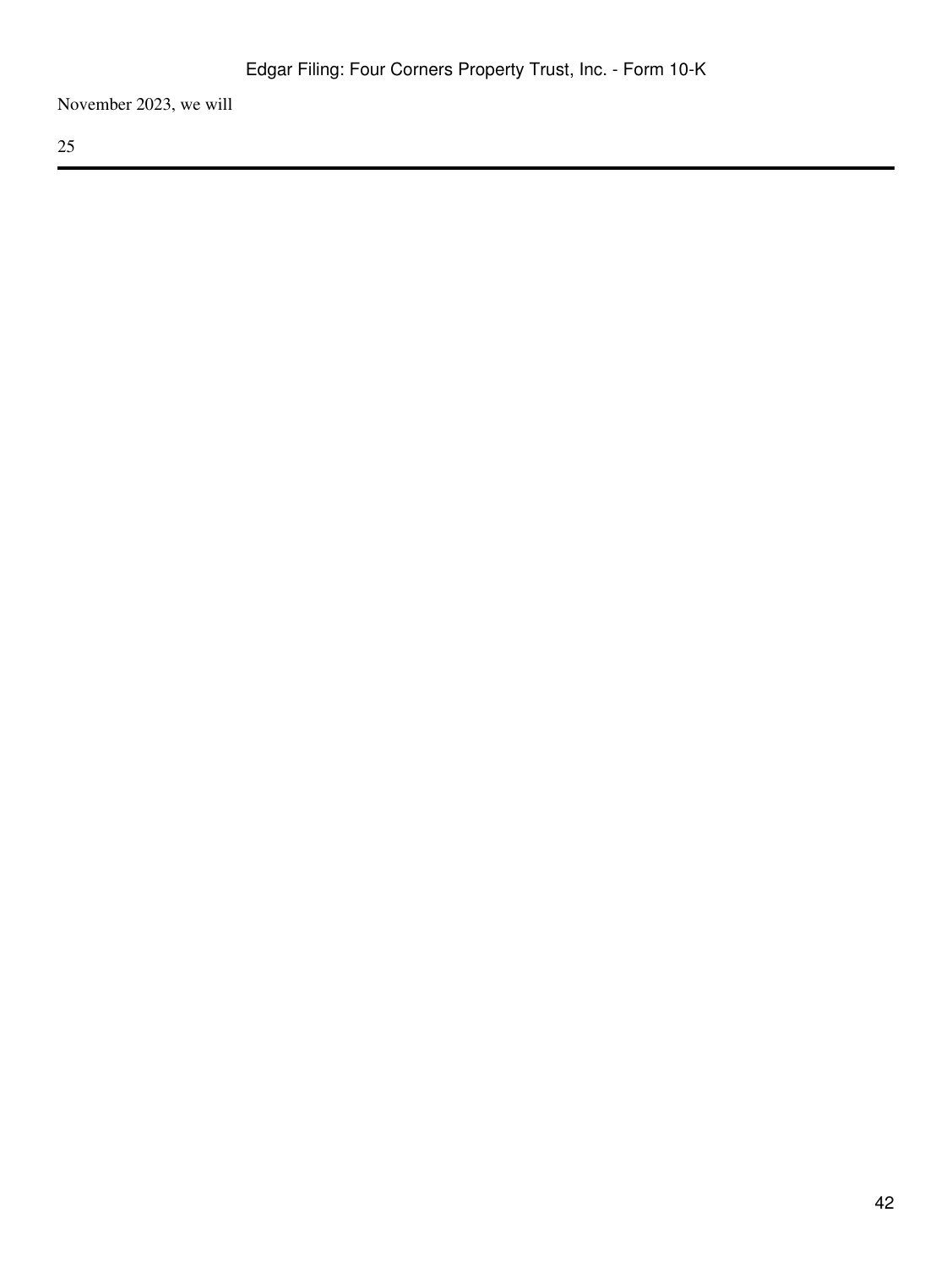November 2023, we will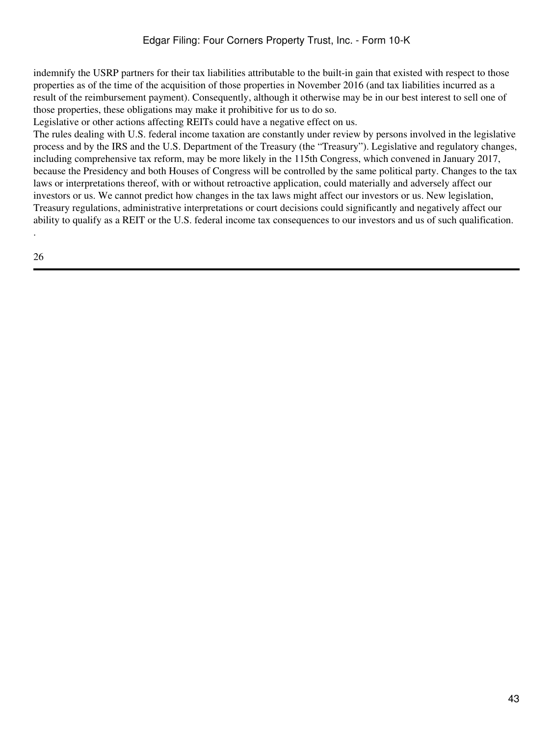indemnify the USRP partners for their tax liabilities attributable to the built-in gain that existed with respect to those properties as of the time of the acquisition of those properties in November 2016 (and tax liabilities incurred as a result of the reimbursement payment). Consequently, although it otherwise may be in our best interest to sell one of those properties, these obligations may make it prohibitive for us to do so.

Legislative or other actions affecting REITs could have a negative effect on us.

The rules dealing with U.S. federal income taxation are constantly under review by persons involved in the legislative process and by the IRS and the U.S. Department of the Treasury (the "Treasury"). Legislative and regulatory changes, including comprehensive tax reform, may be more likely in the 115th Congress, which convened in January 2017, because the Presidency and both Houses of Congress will be controlled by the same political party. Changes to the tax laws or interpretations thereof, with or without retroactive application, could materially and adversely affect our investors or us. We cannot predict how changes in the tax laws might affect our investors or us. New legislation, Treasury regulations, administrative interpretations or court decisions could significantly and negatively affect our ability to qualify as a REIT or the U.S. federal income tax consequences to our investors and us of such qualification.
.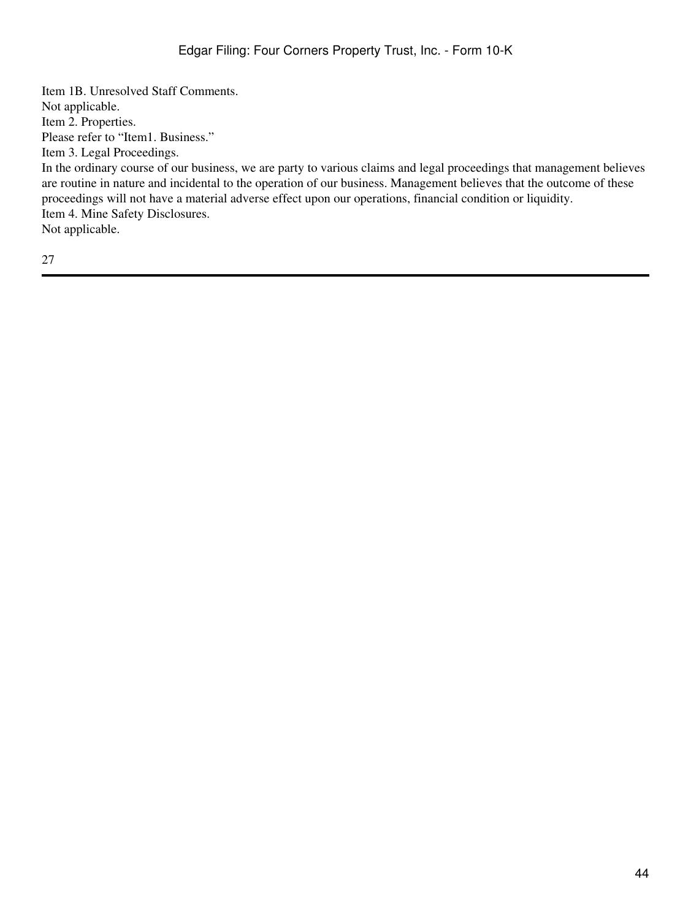## Item 1B. Unresolved Staff Comments.

Not applicable.

## Item 2. Properties.

Please refer to "Item1. Business."

## Item 3. Legal Proceedings.

In the ordinary course of our business, we are party to various claims and legal proceedings that management believes are routine in nature and incidental to the operation of our business. Management believes that the outcome of these proceedings will not have a material adverse effect upon our operations, financial condition or liquidity.

## Item 4. Mine Safety Disclosures.

Not applicable.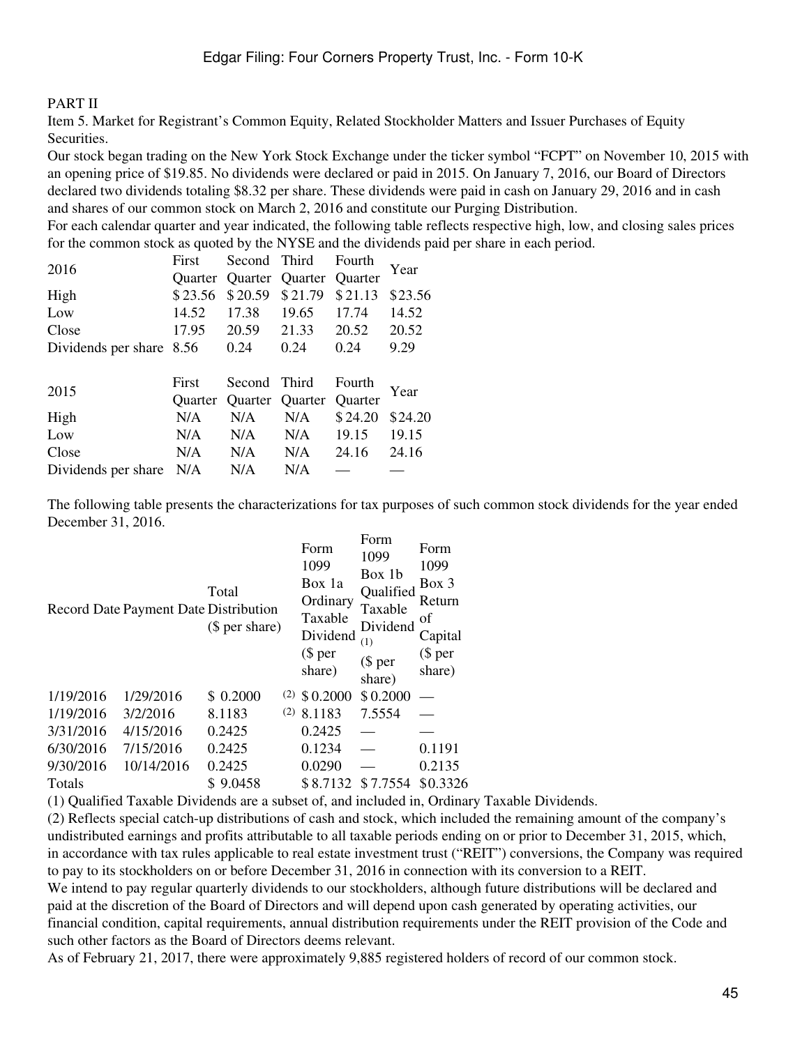PART II

Item 5. Market for Registrant's Common Equity, Related Stockholder Matters and Issuer Purchases of Equity Securities.

Our stock began trading on the New York Stock Exchange under the ticker symbol "FCPT" on November 10, 2015 with an opening price of $19.85. No dividends were declared or paid in 2015. On January 7, 2016, our Board of Directors declared two dividends totaling $8.32 per share. These dividends were paid in cash on January 29, 2016 and in cash and shares of our common stock on March 2, 2016 and constitute our Purging Distribution.

For each calendar quarter and year indicated, the following table reflects respective high, low, and closing sales prices for the common stock as quoted by the NYSE and the dividends paid per share in each period.

| 2016 | First Quarter | Second Quarter | Third Quarter | Fourth Quarter | Year |
|---|---|---|---|---|---|
| High | $ 23.56 | $ 20.59 | $ 21.79 | $ 21.13 | $23.56 |
| Low | 14.52 | 17.38 | 19.65 | 17.74 | 14.52 |
| Close | 17.95 | 20.59 | 21.33 | 20.52 | 20.52 |
| Dividends per share | 8.56 | 0.24 | 0.24 | 0.24 | 9.29 |

| 2015 | First Quarter | Second Quarter | Third Quarter | Fourth Quarter | Year |
|---|---|---|---|---|---|
| High | N/A | N/A | N/A | $ 24.20 | $24.20 |
| Low | N/A | N/A | N/A | 19.15 | 19.15 |
| Close | N/A | N/A | N/A | 24.16 | 24.16 |
| Dividends per share | N/A | N/A | N/A | — | — |

The following table presents the characterizations for tax purposes of such common stock dividends for the year ended December 31, 2016.

| Record Date | Payment Date | Total Distribution ($ per share) | Form 1099 Box 1a Ordinary Taxable Dividend ($ per share) | Form 1099 Box 1b Qualified Taxable Dividend (1) ($ per share) | Form 1099 Box 3 Return of Capital ($ per share) |
|---|---|---|---|---|---|
| 1/19/2016 | 1/29/2016 | $ 0.2000 (2) | $ 0.2000 | $ 0.2000 | — |
| 1/19/2016 | 3/2/2016 | 8.1183 (2) | 8.1183 | 7.5554 | — |
| 3/31/2016 | 4/15/2016 | 0.2425 | 0.2425 | — | — |
| 6/30/2016 | 7/15/2016 | 0.2425 | 0.1234 | — | 0.1191 |
| 9/30/2016 | 10/14/2016 | 0.2425 | 0.0290 | — | 0.2135 |
| Totals | | $ 9.0458 | $ 8.7132 | $ 7.7554 | $0.3326 |

(1) Qualified Taxable Dividends are a subset of, and included in, Ordinary Taxable Dividends.

(2) Reflects special catch-up distributions of cash and stock, which included the remaining amount of the company's undistributed earnings and profits attributable to all taxable periods ending on or prior to December 31, 2015, which, in accordance with tax rules applicable to real estate investment trust ("REIT") conversions, the Company was required to pay to its stockholders on or before December 31, 2016 in connection with its conversion to a REIT.

We intend to pay regular quarterly dividends to our stockholders, although future distributions will be declared and paid at the discretion of the Board of Directors and will depend upon cash generated by operating activities, our financial condition, capital requirements, annual distribution requirements under the REIT provision of the Code and such other factors as the Board of Directors deems relevant.

As of February 21, 2017, there were approximately 9,885 registered holders of record of our common stock.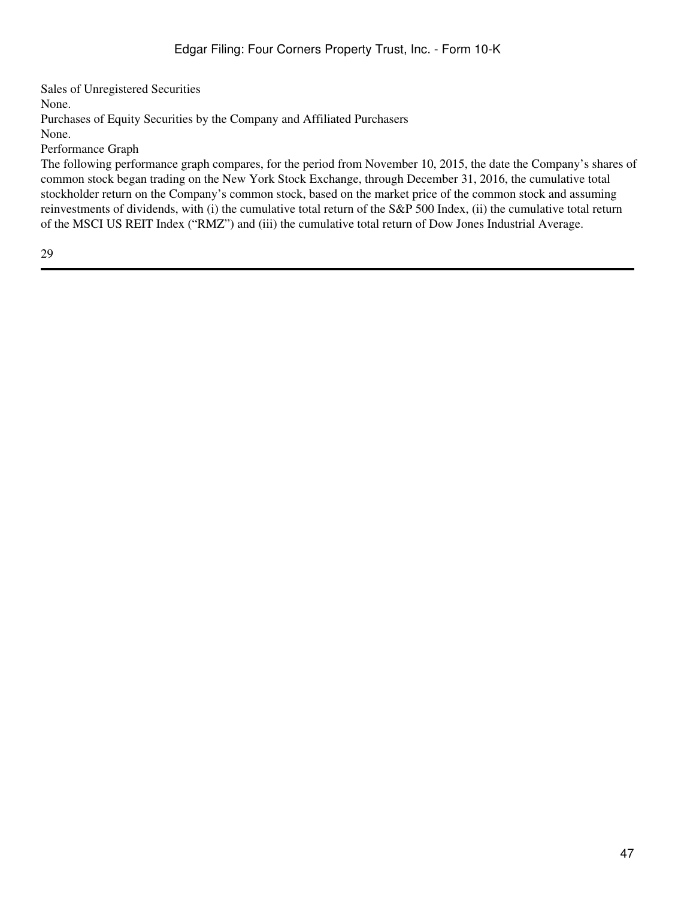Sales of Unregistered Securities

None.

Purchases of Equity Securities by the Company and Affiliated Purchasers

None.

Performance Graph

The following performance graph compares, for the period from November 10, 2015, the date the Company's shares of common stock began trading on the New York Stock Exchange, through December 31, 2016, the cumulative total stockholder return on the Company's common stock, based on the market price of the common stock and assuming reinvestments of dividends, with (i) the cumulative total return of the S&P 500 Index, (ii) the cumulative total return of the MSCI US REIT Index ("RMZ") and (iii) the cumulative total return of Dow Jones Industrial Average.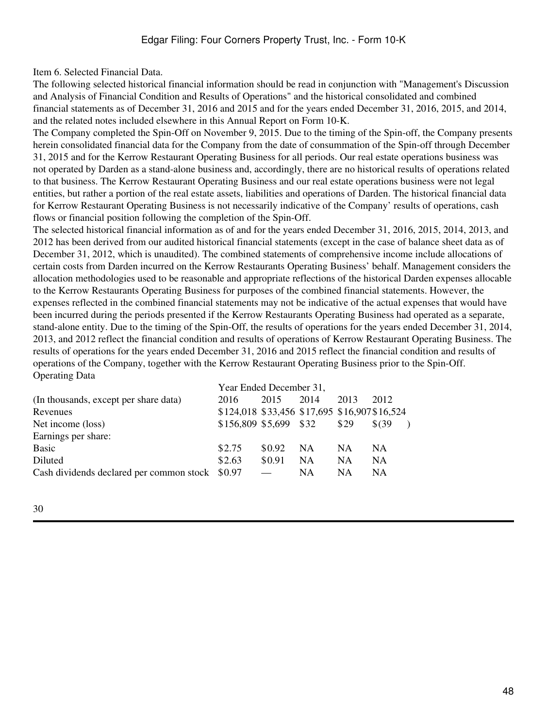Item 6. Selected Financial Data.

The following selected historical financial information should be read in conjunction with "Management's Discussion and Analysis of Financial Condition and Results of Operations" and the historical consolidated and combined financial statements as of December 31, 2016 and 2015 and for the years ended December 31, 2016, 2015, and 2014, and the related notes included elsewhere in this Annual Report on Form 10-K.

The Company completed the Spin-Off on November 9, 2015. Due to the timing of the Spin-off, the Company presents herein consolidated financial data for the Company from the date of consummation of the Spin-off through December 31, 2015 and for the Kerrow Restaurant Operating Business for all periods. Our real estate operations business was not operated by Darden as a stand-alone business and, accordingly, there are no historical results of operations related to that business. The Kerrow Restaurant Operating Business and our real estate operations business were not legal entities, but rather a portion of the real estate assets, liabilities and operations of Darden. The historical financial data for Kerrow Restaurant Operating Business is not necessarily indicative of the Company' results of operations, cash flows or financial position following the completion of the Spin-Off.

The selected historical financial information as of and for the years ended December 31, 2016, 2015, 2014, 2013, and 2012 has been derived from our audited historical financial statements (except in the case of balance sheet data as of December 31, 2012, which is unaudited). The combined statements of comprehensive income include allocations of certain costs from Darden incurred on the Kerrow Restaurants Operating Business' behalf. Management considers the allocation methodologies used to be reasonable and appropriate reflections of the historical Darden expenses allocable to the Kerrow Restaurants Operating Business for purposes of the combined financial statements. However, the expenses reflected in the combined financial statements may not be indicative of the actual expenses that would have been incurred during the periods presented if the Kerrow Restaurants Operating Business had operated as a separate, stand-alone entity. Due to the timing of the Spin-Off, the results of operations for the years ended December 31, 2014, 2013, and 2012 reflect the financial condition and results of operations of Kerrow Restaurant Operating Business. The results of operations for the years ended December 31, 2016 and 2015 reflect the financial condition and results of operations of the Company, together with the Kerrow Restaurant Operating Business prior to the Spin-Off.

Operating Data

| | Year Ended December 31, | | | | |
|---|---|---|---|---|---|
| (In thousands, except per share data) | 2016 | 2015 | 2014 | 2013 | 2012 |
| Revenues | $124,018 | $33,456 | $17,695 | $16,907 | $16,524 |
| Net income (loss) | $156,809 | $5,699 | $32 | $29 | $(39) |
| Earnings per share: | | | | | |
| Basic | $2.75 | $0.92 | NA | NA | NA |
| Diluted | $2.63 | $0.91 | NA | NA | NA |
| Cash dividends declared per common stock | $0.97 | — | NA | NA | NA |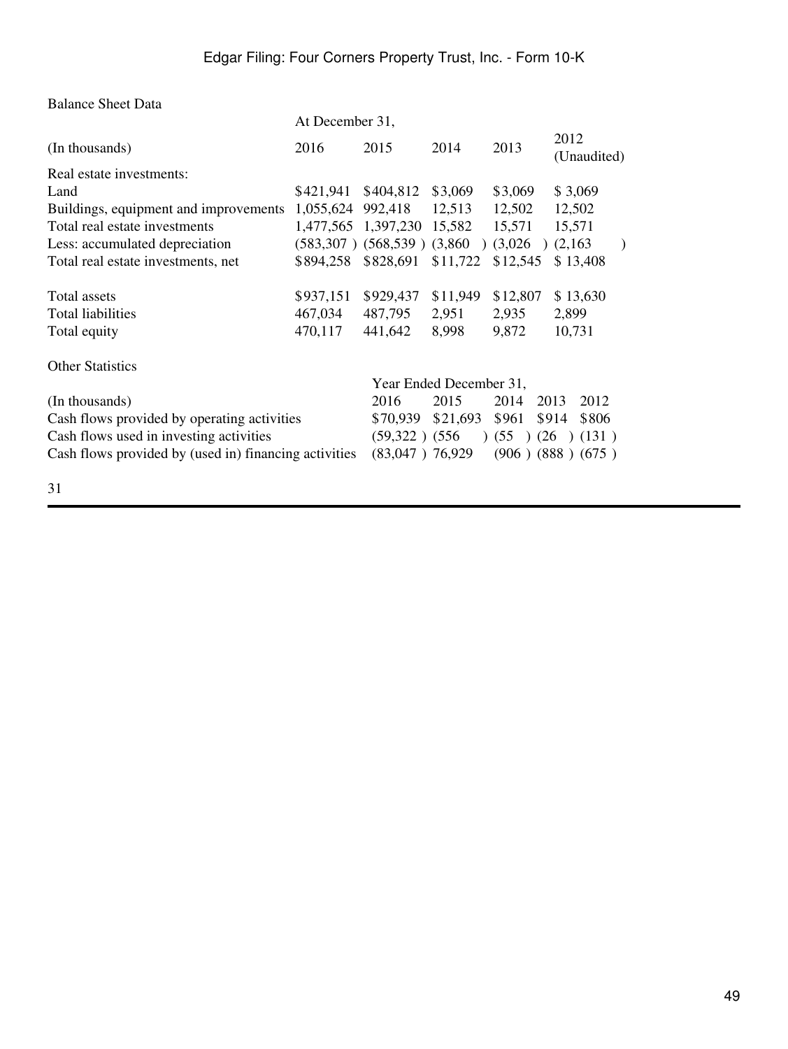Balance Sheet Data

| (In thousands) | At December 31, 2016 | 2015 | 2014 | 2013 | 2012 (Unaudited) |
|---|---|---|---|---|---|
| Real estate investments: | | | | | |
| Land | $421,941 | $404,812 | $3,069 | $3,069 | $ 3,069 |
| Buildings, equipment and improvements | 1,055,624 | 992,418 | 12,513 | 12,502 | 12,502 |
| Total real estate investments | 1,477,565 | 1,397,230 | 15,582 | 15,571 | 15,571 |
| Less: accumulated depreciation | (583,307 ) | (568,539 ) | (3,860 ) | (3,026 ) | (2,163 ) |
| Total real estate investments, net | $894,258 | $828,691 | $11,722 | $12,545 | $ 13,408 |
| | | | | | |
| Total assets | $937,151 | $929,437 | $11,949 | $12,807 | $ 13,630 |
| Total liabilities | 467,034 | 487,795 | 2,951 | 2,935 | 2,899 |
| Total equity | 470,117 | 441,642 | 8,998 | 9,872 | 10,731 |

Other Statistics

| (In thousands) | Year Ended December 31, 2016 | 2015 | 2014 | 2013 | 2012 |
|---|---|---|---|---|---|
| Cash flows provided by operating activities | $70,939 | $21,693 | $961 | $914 | $806 |
| Cash flows used in investing activities | (59,322 ) | (556 ) | (55 ) | (26 ) | (131 ) |
| Cash flows provided by (used in) financing activities | (83,047 ) | 76,929 | (906 ) | (888 ) | (675 ) |

31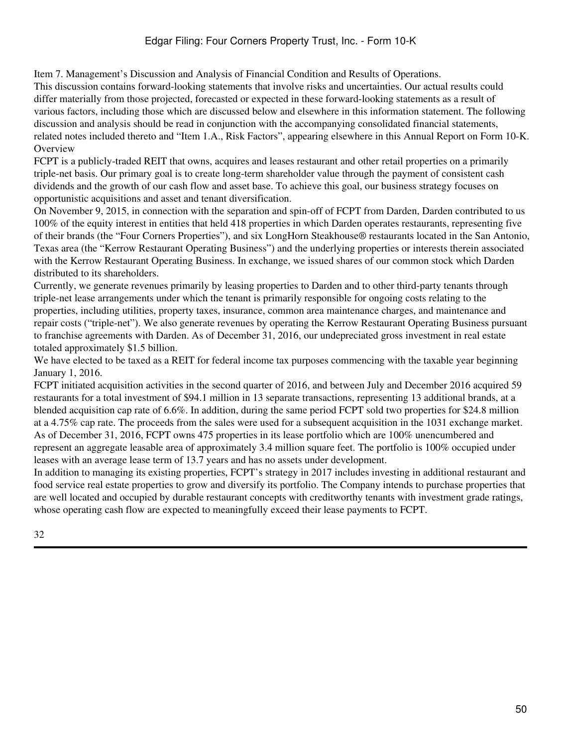Item 7. Management's Discussion and Analysis of Financial Condition and Results of Operations.

This discussion contains forward-looking statements that involve risks and uncertainties. Our actual results could differ materially from those projected, forecasted or expected in these forward-looking statements as a result of various factors, including those which are discussed below and elsewhere in this information statement. The following discussion and analysis should be read in conjunction with the accompanying consolidated financial statements, related notes included thereto and "Item 1.A., Risk Factors", appearing elsewhere in this Annual Report on Form 10-K.

## Overview

FCPT is a publicly-traded REIT that owns, acquires and leases restaurant and other retail properties on a primarily triple-net basis. Our primary goal is to create long-term shareholder value through the payment of consistent cash dividends and the growth of our cash flow and asset base. To achieve this goal, our business strategy focuses on opportunistic acquisitions and asset and tenant diversification.

On November 9, 2015, in connection with the separation and spin-off of FCPT from Darden, Darden contributed to us 100% of the equity interest in entities that held 418 properties in which Darden operates restaurants, representing five of their brands (the "Four Corners Properties"), and six LongHorn Steakhouse® restaurants located in the San Antonio, Texas area (the "Kerrow Restaurant Operating Business") and the underlying properties or interests therein associated with the Kerrow Restaurant Operating Business. In exchange, we issued shares of our common stock which Darden distributed to its shareholders.

Currently, we generate revenues primarily by leasing properties to Darden and to other third-party tenants through triple-net lease arrangements under which the tenant is primarily responsible for ongoing costs relating to the properties, including utilities, property taxes, insurance, common area maintenance charges, and maintenance and repair costs ("triple-net"). We also generate revenues by operating the Kerrow Restaurant Operating Business pursuant to franchise agreements with Darden. As of December 31, 2016, our undepreciated gross investment in real estate totaled approximately $1.5 billion.

We have elected to be taxed as a REIT for federal income tax purposes commencing with the taxable year beginning January 1, 2016.

FCPT initiated acquisition activities in the second quarter of 2016, and between July and December 2016 acquired 59 restaurants for a total investment of $94.1 million in 13 separate transactions, representing 13 additional brands, at a blended acquisition cap rate of 6.6%. In addition, during the same period FCPT sold two properties for $24.8 million at a 4.75% cap rate. The proceeds from the sales were used for a subsequent acquisition in the 1031 exchange market. As of December 31, 2016, FCPT owns 475 properties in its lease portfolio which are 100% unencumbered and represent an aggregate leasable area of approximately 3.4 million square feet. The portfolio is 100% occupied under leases with an average lease term of 13.7 years and has no assets under development.

In addition to managing its existing properties, FCPT's strategy in 2017 includes investing in additional restaurant and food service real estate properties to grow and diversify its portfolio. The Company intends to purchase properties that are well located and occupied by durable restaurant concepts with creditworthy tenants with investment grade ratings, whose operating cash flow are expected to meaningfully exceed their lease payments to FCPT.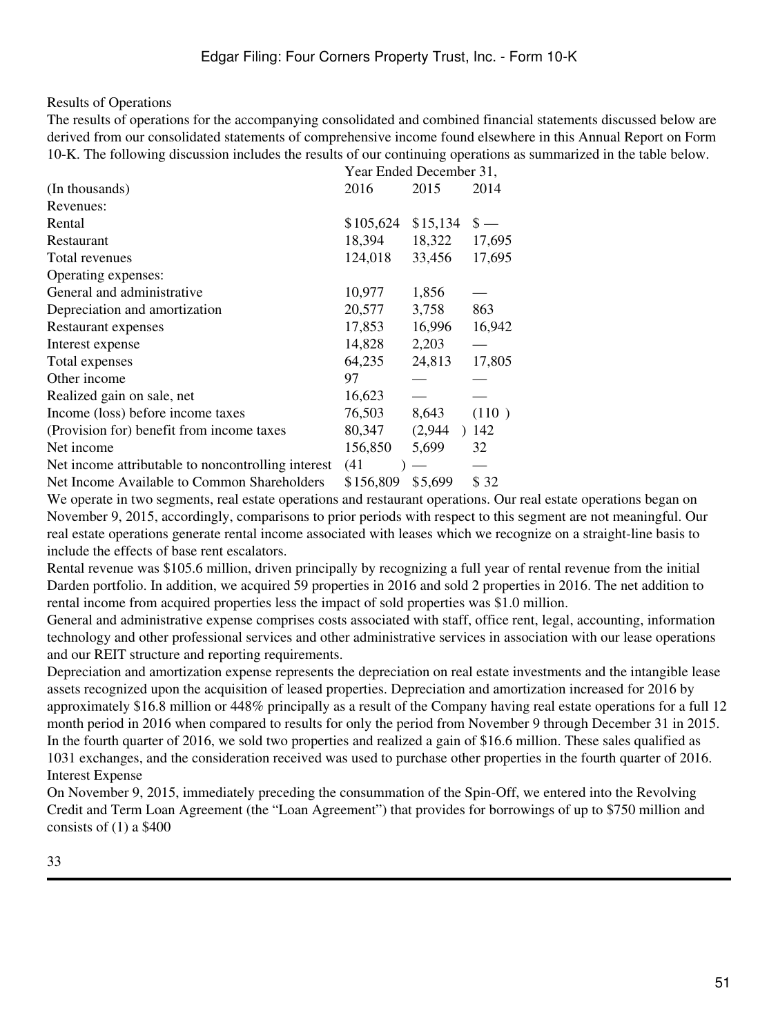Results of Operations

The results of operations for the accompanying consolidated and combined financial statements discussed below are derived from our consolidated statements of comprehensive income found elsewhere in this Annual Report on Form 10-K. The following discussion includes the results of our continuing operations as summarized in the table below.

| (In thousands) | Year Ended December 31, 2016 | 2015 | 2014 |
|---|---|---|---|
| Revenues: | | | |
| Rental | $105,624 | $15,134 | $ — |
| Restaurant | 18,394 | 18,322 | 17,695 |
| Total revenues | 124,018 | 33,456 | 17,695 |
| Operating expenses: | | | |
| General and administrative | 10,977 | 1,856 | — |
| Depreciation and amortization | 20,577 | 3,758 | 863 |
| Restaurant expenses | 17,853 | 16,996 | 16,942 |
| Interest expense | 14,828 | 2,203 | — |
| Total expenses | 64,235 | 24,813 | 17,805 |
| Other income | 97 | — | — |
| Realized gain on sale, net | 16,623 | — | — |
| Income (loss) before income taxes | 76,503 | 8,643 | (110 ) |
| (Provision for) benefit from income taxes | 80,347 | (2,944 ) | 142 |
| Net income | 156,850 | 5,699 | 32 |
| Net income attributable to noncontrolling interest | (41 ) | — | — |
| Net Income Available to Common Shareholders | $156,809 | $5,699 | $ 32 |

We operate in two segments, real estate operations and restaurant operations. Our real estate operations began on November 9, 2015, accordingly, comparisons to prior periods with respect to this segment are not meaningful. Our real estate operations generate rental income associated with leases which we recognize on a straight-line basis to include the effects of base rent escalators.

Rental revenue was $105.6 million, driven principally by recognizing a full year of rental revenue from the initial Darden portfolio. In addition, we acquired 59 properties in 2016 and sold 2 properties in 2016. The net addition to rental income from acquired properties less the impact of sold properties was $1.0 million.

General and administrative expense comprises costs associated with staff, office rent, legal, accounting, information technology and other professional services and other administrative services in association with our lease operations and our REIT structure and reporting requirements.

Depreciation and amortization expense represents the depreciation on real estate investments and the intangible lease assets recognized upon the acquisition of leased properties. Depreciation and amortization increased for 2016 by approximately $16.8 million or 448% principally as a result of the Company having real estate operations for a full 12 month period in 2016 when compared to results for only the period from November 9 through December 31 in 2015.

In the fourth quarter of 2016, we sold two properties and realized a gain of $16.6 million. These sales qualified as 1031 exchanges, and the consideration received was used to purchase other properties in the fourth quarter of 2016.

Interest Expense

On November 9, 2015, immediately preceding the consummation of the Spin-Off, we entered into the Revolving Credit and Term Loan Agreement (the "Loan Agreement") that provides for borrowings of up to $750 million and consists of (1) a $400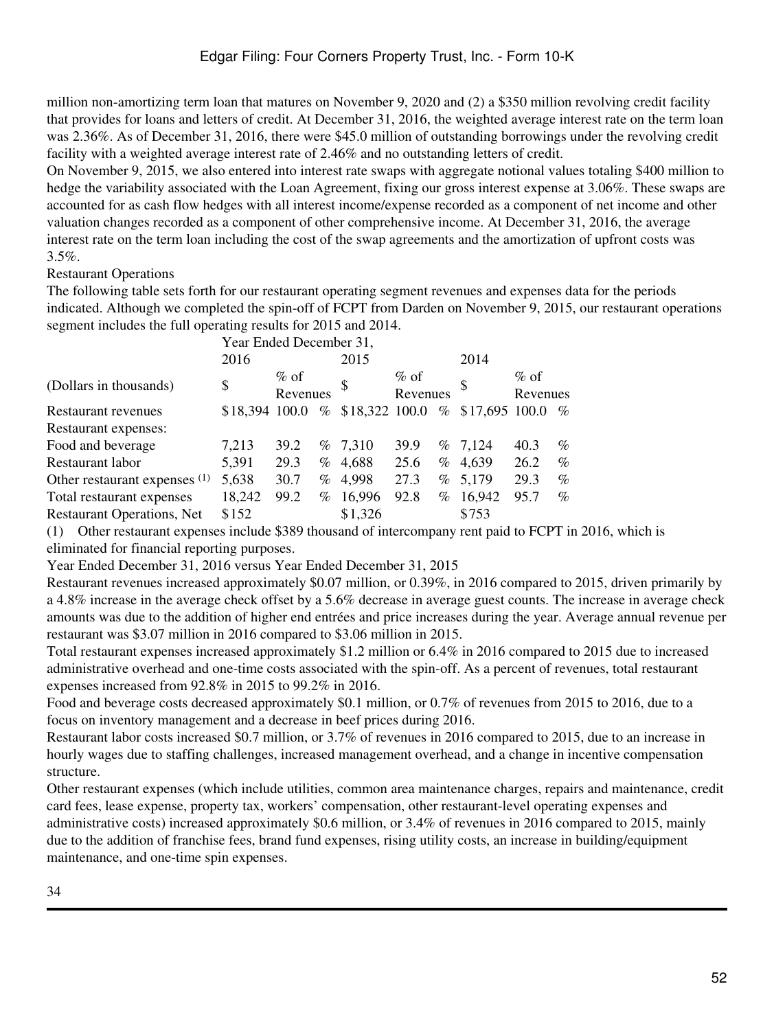million non-amortizing term loan that matures on November 9, 2020 and (2) a $350 million revolving credit facility that provides for loans and letters of credit. At December 31, 2016, the weighted average interest rate on the term loan was 2.36%. As of December 31, 2016, there were $45.0 million of outstanding borrowings under the revolving credit facility with a weighted average interest rate of 2.46% and no outstanding letters of credit.

On November 9, 2015, we also entered into interest rate swaps with aggregate notional values totaling $400 million to hedge the variability associated with the Loan Agreement, fixing our gross interest expense at 3.06%. These swaps are accounted for as cash flow hedges with all interest income/expense recorded as a component of net income and other valuation changes recorded as a component of other comprehensive income. At December 31, 2016, the average interest rate on the term loan including the cost of the swap agreements and the amortization of upfront costs was 3.5%.

### Restaurant Operations

The following table sets forth for our restaurant operating segment revenues and expenses data for the periods indicated. Although we completed the spin-off of FCPT from Darden on November 9, 2015, our restaurant operations segment includes the full operating results for 2015 and 2014.

| | Year Ended December 31, | | | | | |
|---|---|---|---|---|---|---|
| | 2016 | | 2015 | | 2014 | |
| (Dollars in thousands) | $ | % of Revenues | $ | % of Revenues | $ | % of Revenues |
| Restaurant revenues | $18,394 | 100.0 % | $18,322 | 100.0 % | $17,695 | 100.0 % |
| Restaurant expenses: | | | | | | |
| Food and beverage | 7,213 | 39.2 % | 7,310 | 39.9 % | 7,124 | 40.3 % |
| Restaurant labor | 5,391 | 29.3 % | 4,688 | 25.6 % | 4,639 | 26.2 % |
| Other restaurant expenses (1) | 5,638 | 30.7 % | 4,998 | 27.3 % | 5,179 | 29.3 % |
| Total restaurant expenses | 18,242 | 99.2 % | 16,996 | 92.8 % | 16,942 | 95.7 % |
| Restaurant Operations, Net | $152 | | $1,326 | | $753 | |

(1) Other restaurant expenses include $389 thousand of intercompany rent paid to FCPT in 2016, which is eliminated for financial reporting purposes.

Year Ended December 31, 2016 versus Year Ended December 31, 2015

Restaurant revenues increased approximately $0.07 million, or 0.39%, in 2016 compared to 2015, driven primarily by a 4.8% increase in the average check offset by a 5.6% decrease in average guest counts. The increase in average check amounts was due to the addition of higher end entrées and price increases during the year. Average annual revenue per restaurant was $3.07 million in 2016 compared to $3.06 million in 2015.

Total restaurant expenses increased approximately $1.2 million or 6.4% in 2016 compared to 2015 due to increased administrative overhead and one-time costs associated with the spin-off. As a percent of revenues, total restaurant expenses increased from 92.8% in 2015 to 99.2% in 2016.

Food and beverage costs decreased approximately $0.1 million, or 0.7% of revenues from 2015 to 2016, due to a focus on inventory management and a decrease in beef prices during 2016.

Restaurant labor costs increased $0.7 million, or 3.7% of revenues in 2016 compared to 2015, due to an increase in hourly wages due to staffing challenges, increased management overhead, and a change in incentive compensation structure.

Other restaurant expenses (which include utilities, common area maintenance charges, repairs and maintenance, credit card fees, lease expense, property tax, workers' compensation, other restaurant-level operating expenses and administrative costs) increased approximately $0.6 million, or 3.4% of revenues in 2016 compared to 2015, mainly due to the addition of franchise fees, brand fund expenses, rising utility costs, an increase in building/equipment maintenance, and one-time spin expenses.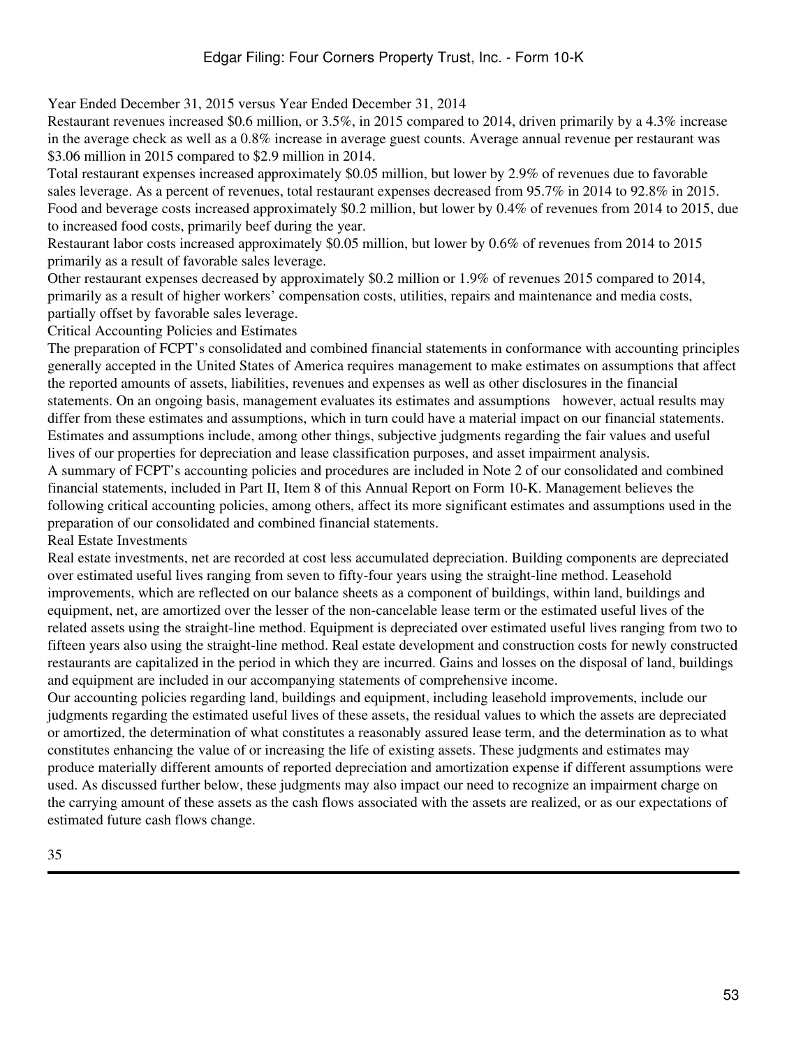Year Ended December 31, 2015 versus Year Ended December 31, 2014

Restaurant revenues increased $0.6 million, or 3.5%, in 2015 compared to 2014, driven primarily by a 4.3% increase in the average check as well as a 0.8% increase in average guest counts. Average annual revenue per restaurant was $3.06 million in 2015 compared to $2.9 million in 2014.

Total restaurant expenses increased approximately $0.05 million, but lower by 2.9% of revenues due to favorable sales leverage. As a percent of revenues, total restaurant expenses decreased from 95.7% in 2014 to 92.8% in 2015. Food and beverage costs increased approximately $0.2 million, but lower by 0.4% of revenues from 2014 to 2015, due to increased food costs, primarily beef during the year.

Restaurant labor costs increased approximately $0.05 million, but lower by 0.6% of revenues from 2014 to 2015 primarily as a result of favorable sales leverage.

Other restaurant expenses decreased by approximately $0.2 million or 1.9% of revenues 2015 compared to 2014, primarily as a result of higher workers' compensation costs, utilities, repairs and maintenance and media costs, partially offset by favorable sales leverage.

## Critical Accounting Policies and Estimates

The preparation of FCPT's consolidated and combined financial statements in conformance with accounting principles generally accepted in the United States of America requires management to make estimates on assumptions that affect the reported amounts of assets, liabilities, revenues and expenses as well as other disclosures in the financial statements. On an ongoing basis, management evaluates its estimates and assumptions however, actual results may differ from these estimates and assumptions, which in turn could have a material impact on our financial statements. Estimates and assumptions include, among other things, subjective judgments regarding the fair values and useful lives of our properties for depreciation and lease classification purposes, and asset impairment analysis.

A summary of FCPT's accounting policies and procedures are included in Note 2 of our consolidated and combined financial statements, included in Part II, Item 8 of this Annual Report on Form 10-K. Management believes the following critical accounting policies, among others, affect its more significant estimates and assumptions used in the preparation of our consolidated and combined financial statements.

### Real Estate Investments

Real estate investments, net are recorded at cost less accumulated depreciation. Building components are depreciated over estimated useful lives ranging from seven to fifty-four years using the straight-line method. Leasehold improvements, which are reflected on our balance sheets as a component of buildings, within land, buildings and equipment, net, are amortized over the lesser of the non-cancelable lease term or the estimated useful lives of the related assets using the straight-line method. Equipment is depreciated over estimated useful lives ranging from two to fifteen years also using the straight-line method. Real estate development and construction costs for newly constructed restaurants are capitalized in the period in which they are incurred. Gains and losses on the disposal of land, buildings and equipment are included in our accompanying statements of comprehensive income.

Our accounting policies regarding land, buildings and equipment, including leasehold improvements, include our judgments regarding the estimated useful lives of these assets, the residual values to which the assets are depreciated or amortized, the determination of what constitutes a reasonably assured lease term, and the determination as to what constitutes enhancing the value of or increasing the life of existing assets. These judgments and estimates may produce materially different amounts of reported depreciation and amortization expense if different assumptions were used. As discussed further below, these judgments may also impact our need to recognize an impairment charge on the carrying amount of these assets as the cash flows associated with the assets are realized, or as our expectations of estimated future cash flows change.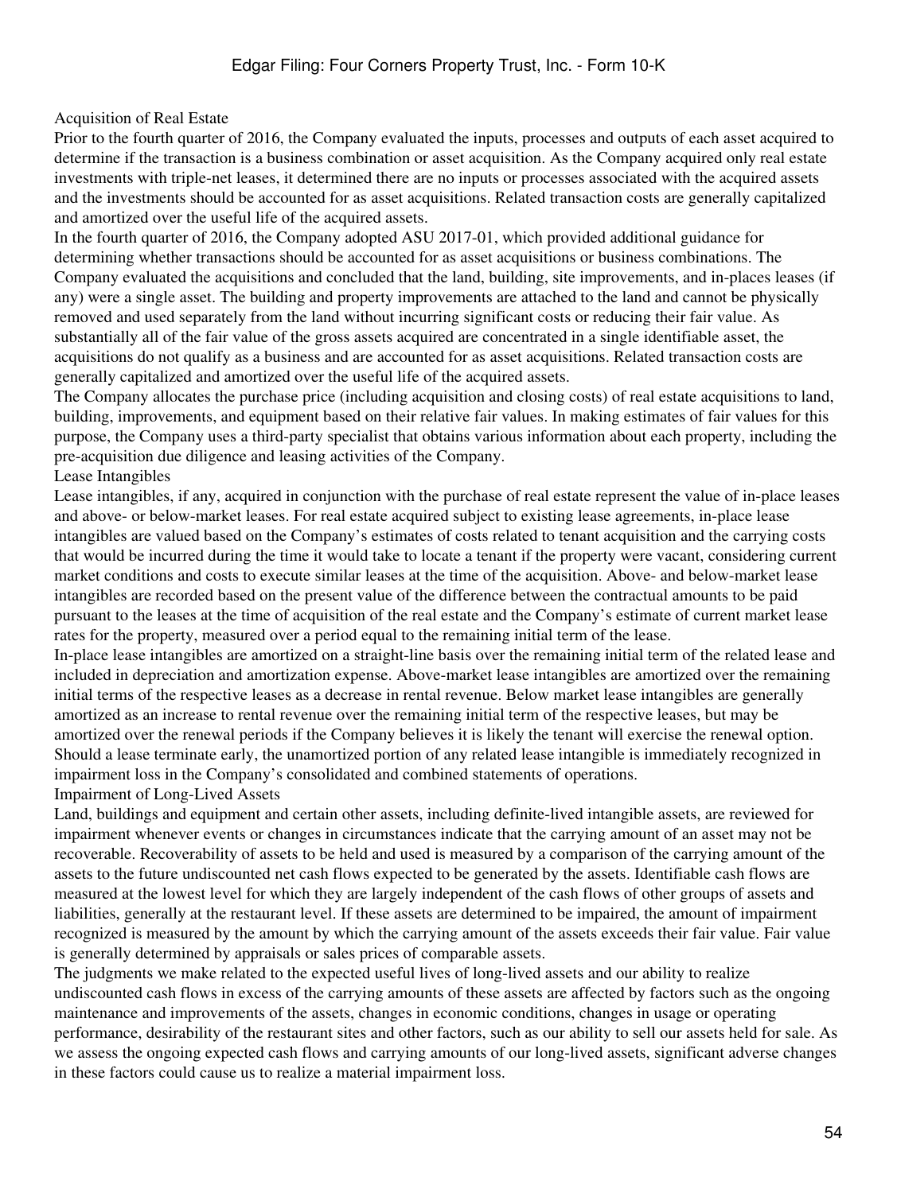### Acquisition of Real Estate

Prior to the fourth quarter of 2016, the Company evaluated the inputs, processes and outputs of each asset acquired to determine if the transaction is a business combination or asset acquisition. As the Company acquired only real estate investments with triple-net leases, it determined there are no inputs or processes associated with the acquired assets and the investments should be accounted for as asset acquisitions. Related transaction costs are generally capitalized and amortized over the useful life of the acquired assets.

In the fourth quarter of 2016, the Company adopted ASU 2017-01, which provided additional guidance for determining whether transactions should be accounted for as asset acquisitions or business combinations. The Company evaluated the acquisitions and concluded that the land, building, site improvements, and in-places leases (if any) were a single asset. The building and property improvements are attached to the land and cannot be physically removed and used separately from the land without incurring significant costs or reducing their fair value. As substantially all of the fair value of the gross assets acquired are concentrated in a single identifiable asset, the acquisitions do not qualify as a business and are accounted for as asset acquisitions. Related transaction costs are generally capitalized and amortized over the useful life of the acquired assets.

The Company allocates the purchase price (including acquisition and closing costs) of real estate acquisitions to land, building, improvements, and equipment based on their relative fair values. In making estimates of fair values for this purpose, the Company uses a third-party specialist that obtains various information about each property, including the pre-acquisition due diligence and leasing activities of the Company.

### Lease Intangibles

Lease intangibles, if any, acquired in conjunction with the purchase of real estate represent the value of in-place leases and above- or below-market leases. For real estate acquired subject to existing lease agreements, in-place lease intangibles are valued based on the Company's estimates of costs related to tenant acquisition and the carrying costs that would be incurred during the time it would take to locate a tenant if the property were vacant, considering current market conditions and costs to execute similar leases at the time of the acquisition. Above- and below-market lease intangibles are recorded based on the present value of the difference between the contractual amounts to be paid pursuant to the leases at the time of acquisition of the real estate and the Company's estimate of current market lease rates for the property, measured over a period equal to the remaining initial term of the lease.

In-place lease intangibles are amortized on a straight-line basis over the remaining initial term of the related lease and included in depreciation and amortization expense. Above-market lease intangibles are amortized over the remaining initial terms of the respective leases as a decrease in rental revenue. Below market lease intangibles are generally amortized as an increase to rental revenue over the remaining initial term of the respective leases, but may be amortized over the renewal periods if the Company believes it is likely the tenant will exercise the renewal option. Should a lease terminate early, the unamortized portion of any related lease intangible is immediately recognized in impairment loss in the Company's consolidated and combined statements of operations.

### Impairment of Long-Lived Assets

Land, buildings and equipment and certain other assets, including definite-lived intangible assets, are reviewed for impairment whenever events or changes in circumstances indicate that the carrying amount of an asset may not be recoverable. Recoverability of assets to be held and used is measured by a comparison of the carrying amount of the assets to the future undiscounted net cash flows expected to be generated by the assets. Identifiable cash flows are measured at the lowest level for which they are largely independent of the cash flows of other groups of assets and liabilities, generally at the restaurant level. If these assets are determined to be impaired, the amount of impairment recognized is measured by the amount by which the carrying amount of the assets exceeds their fair value. Fair value is generally determined by appraisals or sales prices of comparable assets.

The judgments we make related to the expected useful lives of long-lived assets and our ability to realize undiscounted cash flows in excess of the carrying amounts of these assets are affected by factors such as the ongoing maintenance and improvements of the assets, changes in economic conditions, changes in usage or operating performance, desirability of the restaurant sites and other factors, such as our ability to sell our assets held for sale. As we assess the ongoing expected cash flows and carrying amounts of our long-lived assets, significant adverse changes in these factors could cause us to realize a material impairment loss.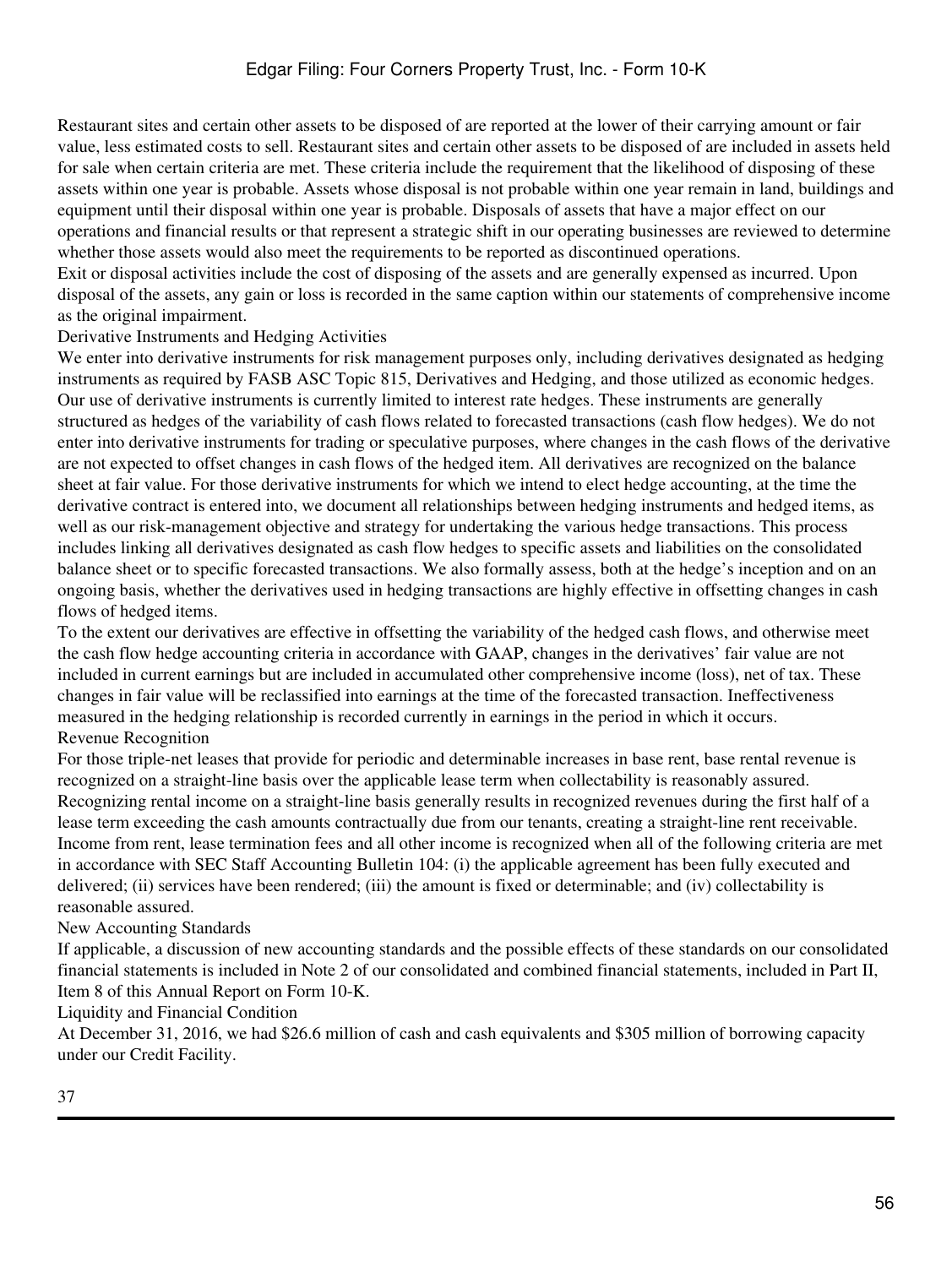Restaurant sites and certain other assets to be disposed of are reported at the lower of their carrying amount or fair value, less estimated costs to sell. Restaurant sites and certain other assets to be disposed of are included in assets held for sale when certain criteria are met. These criteria include the requirement that the likelihood of disposing of these assets within one year is probable. Assets whose disposal is not probable within one year remain in land, buildings and equipment until their disposal within one year is probable. Disposals of assets that have a major effect on our operations and financial results or that represent a strategic shift in our operating businesses are reviewed to determine whether those assets would also meet the requirements to be reported as discontinued operations.

Exit or disposal activities include the cost of disposing of the assets and are generally expensed as incurred. Upon disposal of the assets, any gain or loss is recorded in the same caption within our statements of comprehensive income as the original impairment.

### Derivative Instruments and Hedging Activities

We enter into derivative instruments for risk management purposes only, including derivatives designated as hedging instruments as required by FASB ASC Topic 815, Derivatives and Hedging, and those utilized as economic hedges. Our use of derivative instruments is currently limited to interest rate hedges. These instruments are generally structured as hedges of the variability of cash flows related to forecasted transactions (cash flow hedges). We do not enter into derivative instruments for trading or speculative purposes, where changes in the cash flows of the derivative are not expected to offset changes in cash flows of the hedged item. All derivatives are recognized on the balance sheet at fair value. For those derivative instruments for which we intend to elect hedge accounting, at the time the derivative contract is entered into, we document all relationships between hedging instruments and hedged items, as well as our risk-management objective and strategy for undertaking the various hedge transactions. This process includes linking all derivatives designated as cash flow hedges to specific assets and liabilities on the consolidated balance sheet or to specific forecasted transactions. We also formally assess, both at the hedge's inception and on an ongoing basis, whether the derivatives used in hedging transactions are highly effective in offsetting changes in cash flows of hedged items.

To the extent our derivatives are effective in offsetting the variability of the hedged cash flows, and otherwise meet the cash flow hedge accounting criteria in accordance with GAAP, changes in the derivatives' fair value are not included in current earnings but are included in accumulated other comprehensive income (loss), net of tax. These changes in fair value will be reclassified into earnings at the time of the forecasted transaction. Ineffectiveness measured in the hedging relationship is recorded currently in earnings in the period in which it occurs.

### Revenue Recognition

For those triple-net leases that provide for periodic and determinable increases in base rent, base rental revenue is recognized on a straight-line basis over the applicable lease term when collectability is reasonably assured. Recognizing rental income on a straight-line basis generally results in recognized revenues during the first half of a lease term exceeding the cash amounts contractually due from our tenants, creating a straight-line rent receivable. Income from rent, lease termination fees and all other income is recognized when all of the following criteria are met in accordance with SEC Staff Accounting Bulletin 104: (i) the applicable agreement has been fully executed and delivered; (ii) services have been rendered; (iii) the amount is fixed or determinable; and (iv) collectability is reasonable assured.

### New Accounting Standards

If applicable, a discussion of new accounting standards and the possible effects of these standards on our consolidated financial statements is included in Note 2 of our consolidated and combined financial statements, included in Part II, Item 8 of this Annual Report on Form 10-K.

### Liquidity and Financial Condition

At December 31, 2016, we had $26.6 million of cash and cash equivalents and $305 million of borrowing capacity under our Credit Facility.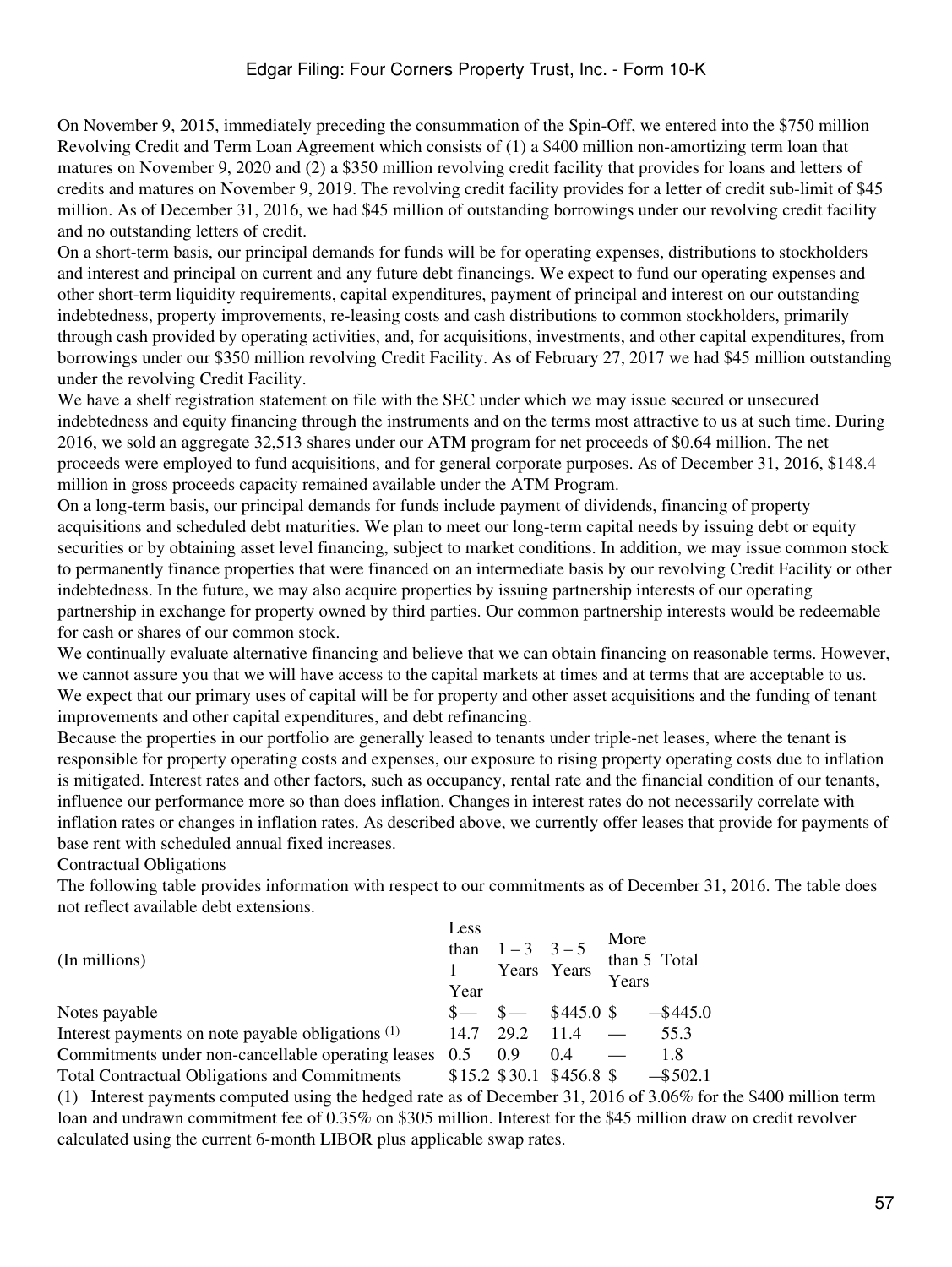On November 9, 2015, immediately preceding the consummation of the Spin-Off, we entered into the $750 million Revolving Credit and Term Loan Agreement which consists of (1) a $400 million non-amortizing term loan that matures on November 9, 2020 and (2) a $350 million revolving credit facility that provides for loans and letters of credits and matures on November 9, 2019. The revolving credit facility provides for a letter of credit sub-limit of $45 million. As of December 31, 2016, we had $45 million of outstanding borrowings under our revolving credit facility and no outstanding letters of credit.

On a short-term basis, our principal demands for funds will be for operating expenses, distributions to stockholders and interest and principal on current and any future debt financings. We expect to fund our operating expenses and other short-term liquidity requirements, capital expenditures, payment of principal and interest on our outstanding indebtedness, property improvements, re-leasing costs and cash distributions to common stockholders, primarily through cash provided by operating activities, and, for acquisitions, investments, and other capital expenditures, from borrowings under our $350 million revolving Credit Facility. As of February 27, 2017 we had $45 million outstanding under the revolving Credit Facility.

We have a shelf registration statement on file with the SEC under which we may issue secured or unsecured indebtedness and equity financing through the instruments and on the terms most attractive to us at such time. During 2016, we sold an aggregate 32,513 shares under our ATM program for net proceeds of $0.64 million. The net proceeds were employed to fund acquisitions, and for general corporate purposes. As of December 31, 2016, $148.4 million in gross proceeds capacity remained available under the ATM Program.

On a long-term basis, our principal demands for funds include payment of dividends, financing of property acquisitions and scheduled debt maturities. We plan to meet our long-term capital needs by issuing debt or equity securities or by obtaining asset level financing, subject to market conditions. In addition, we may issue common stock to permanently finance properties that were financed on an intermediate basis by our revolving Credit Facility or other indebtedness. In the future, we may also acquire properties by issuing partnership interests of our operating partnership in exchange for property owned by third parties. Our common partnership interests would be redeemable for cash or shares of our common stock.

We continually evaluate alternative financing and believe that we can obtain financing on reasonable terms. However, we cannot assure you that we will have access to the capital markets at times and at terms that are acceptable to us. We expect that our primary uses of capital will be for property and other asset acquisitions and the funding of tenant improvements and other capital expenditures, and debt refinancing.

Because the properties in our portfolio are generally leased to tenants under triple-net leases, where the tenant is responsible for property operating costs and expenses, our exposure to rising property operating costs due to inflation is mitigated. Interest rates and other factors, such as occupancy, rental rate and the financial condition of our tenants, influence our performance more so than does inflation. Changes in interest rates do not necessarily correlate with inflation rates or changes in inflation rates. As described above, we currently offer leases that provide for payments of base rent with scheduled annual fixed increases.

Contractual Obligations

The following table provides information with respect to our commitments as of December 31, 2016. The table does not reflect available debt extensions.

| (In millions) | Less than 1 Year | 1 – 3 Years | 3 – 5 Years | More than 5 Years | Total |
|---|---|---|---|---|---|
| Notes payable | $— | $— | $445.0 | $— | $445.0 |
| Interest payments on note payable obligations (1) | 14.7 | 29.2 | 11.4 | — | 55.3 |
| Commitments under non-cancellable operating leases | 0.5 | 0.9 | 0.4 | — | 1.8 |
| Total Contractual Obligations and Commitments | $15.2 | $30.1 | $456.8 | $— | $502.1 |

(1) Interest payments computed using the hedged rate as of December 31, 2016 of 3.06% for the $400 million term loan and undrawn commitment fee of 0.35% on $305 million. Interest for the $45 million draw on credit revolver calculated using the current 6-month LIBOR plus applicable swap rates.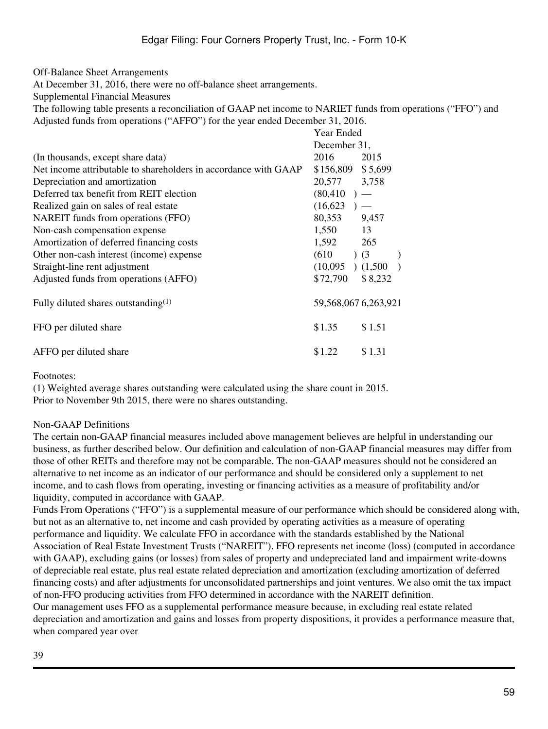Off-Balance Sheet Arrangements

At December 31, 2016, there were no off-balance sheet arrangements.

Supplemental Financial Measures

The following table presents a reconciliation of GAAP net income to NARIET funds from operations ("FFO") and Adjusted funds from operations ("AFFO") for the year ended December 31, 2016.

| (In thousands, except share data) | Year Ended December 31, 2016 | 2015 |
|---|---|---|
| Net income attributable to shareholders in accordance with GAAP | $156,809 | $5,699 |
| Depreciation and amortization | 20,577 | 3,758 |
| Deferred tax benefit from REIT election | (80,410) | — |
| Realized gain on sales of real estate | (16,623) | — |
| NAREIT funds from operations (FFO) | 80,353 | 9,457 |
| Non-cash compensation expense | 1,550 | 13 |
| Amortization of deferred financing costs | 1,592 | 265 |
| Other non-cash interest (income) expense | (610) | (3) |
| Straight-line rent adjustment | (10,095) | (1,500) |
| Adjusted funds from operations (AFFO) | $72,790 | $8,232 |
| Fully diluted shares outstanding[(1)] | 59,568,067 | 6,263,921 |
| FFO per diluted share | $1.35 | $1.51 |
| AFFO per diluted share | $1.22 | $1.31 |

Footnotes:

(1) Weighted average shares outstanding were calculated using the share count in 2015.
Prior to November 9th 2015, there were no shares outstanding.

Non-GAAP Definitions

The certain non-GAAP financial measures included above management believes are helpful in understanding our business, as further described below. Our definition and calculation of non-GAAP financial measures may differ from those of other REITs and therefore may not be comparable. The non-GAAP measures should not be considered an alternative to net income as an indicator of our performance and should be considered only a supplement to net income, and to cash flows from operating, investing or financing activities as a measure of profitability and/or liquidity, computed in accordance with GAAP.

Funds From Operations ("FFO") is a supplemental measure of our performance which should be considered along with, but not as an alternative to, net income and cash provided by operating activities as a measure of operating performance and liquidity. We calculate FFO in accordance with the standards established by the National Association of Real Estate Investment Trusts ("NAREIT"). FFO represents net income (loss) (computed in accordance with GAAP), excluding gains (or losses) from sales of property and undepreciated land and impairment write-downs of depreciable real estate, plus real estate related depreciation and amortization (excluding amortization of deferred financing costs) and after adjustments for unconsolidated partnerships and joint ventures. We also omit the tax impact of non-FFO producing activities from FFO determined in accordance with the NAREIT definition.

Our management uses FFO as a supplemental performance measure because, in excluding real estate related depreciation and amortization and gains and losses from property dispositions, it provides a performance measure that, when compared year over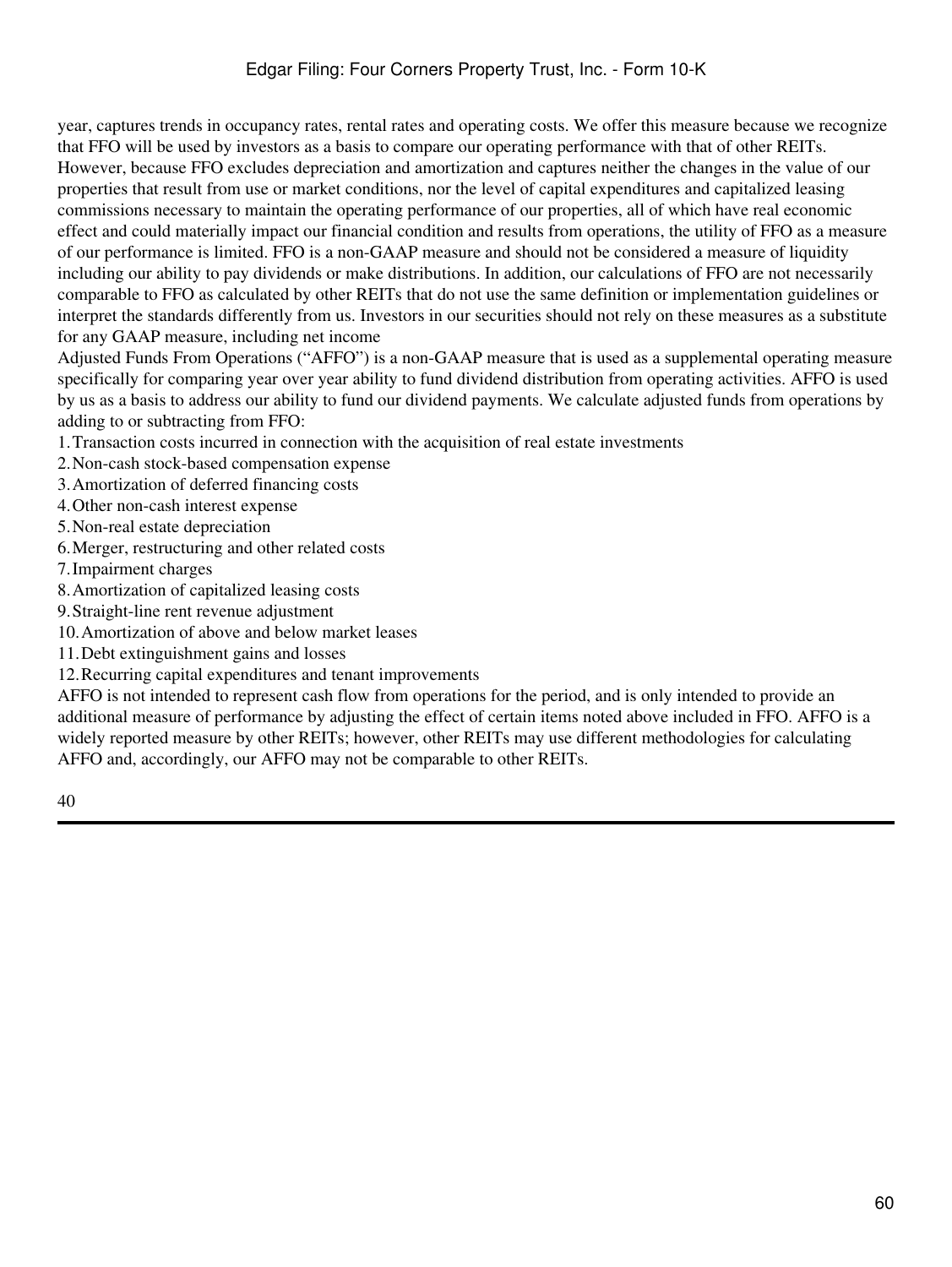year, captures trends in occupancy rates, rental rates and operating costs. We offer this measure because we recognize that FFO will be used by investors as a basis to compare our operating performance with that of other REITs. However, because FFO excludes depreciation and amortization and captures neither the changes in the value of our properties that result from use or market conditions, nor the level of capital expenditures and capitalized leasing commissions necessary to maintain the operating performance of our properties, all of which have real economic effect and could materially impact our financial condition and results from operations, the utility of FFO as a measure of our performance is limited. FFO is a non-GAAP measure and should not be considered a measure of liquidity including our ability to pay dividends or make distributions. In addition, our calculations of FFO are not necessarily comparable to FFO as calculated by other REITs that do not use the same definition or implementation guidelines or interpret the standards differently from us. Investors in our securities should not rely on these measures as a substitute for any GAAP measure, including net income

Adjusted Funds From Operations ("AFFO") is a non-GAAP measure that is used as a supplemental operating measure specifically for comparing year over year ability to fund dividend distribution from operating activities. AFFO is used by us as a basis to address our ability to fund our dividend payments. We calculate adjusted funds from operations by adding to or subtracting from FFO:

1. Transaction costs incurred in connection with the acquisition of real estate investments
2. Non-cash stock-based compensation expense
3. Amortization of deferred financing costs
4. Other non-cash interest expense
5. Non-real estate depreciation
6. Merger, restructuring and other related costs
7. Impairment charges
8. Amortization of capitalized leasing costs
9. Straight-line rent revenue adjustment
10. Amortization of above and below market leases
11. Debt extinguishment gains and losses
12. Recurring capital expenditures and tenant improvements

AFFO is not intended to represent cash flow from operations for the period, and is only intended to provide an additional measure of performance by adjusting the effect of certain items noted above included in FFO. AFFO is a widely reported measure by other REITs; however, other REITs may use different methodologies for calculating AFFO and, accordingly, our AFFO may not be comparable to other REITs.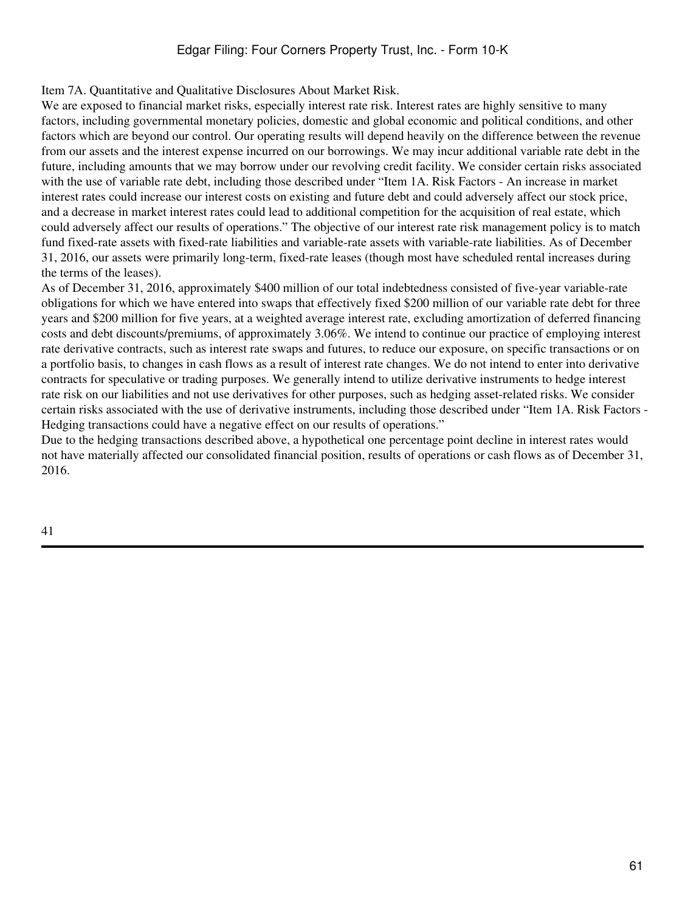## Item 7A. Quantitative and Qualitative Disclosures About Market Risk.

We are exposed to financial market risks, especially interest rate risk. Interest rates are highly sensitive to many factors, including governmental monetary policies, domestic and global economic and political conditions, and other factors which are beyond our control. Our operating results will depend heavily on the difference between the revenue from our assets and the interest expense incurred on our borrowings. We may incur additional variable rate debt in the future, including amounts that we may borrow under our revolving credit facility. We consider certain risks associated with the use of variable rate debt, including those described under "Item 1A. Risk Factors - An increase in market interest rates could increase our interest costs on existing and future debt and could adversely affect our stock price, and a decrease in market interest rates could lead to additional competition for the acquisition of real estate, which could adversely affect our results of operations." The objective of our interest rate risk management policy is to match fund fixed-rate assets with fixed-rate liabilities and variable-rate assets with variable-rate liabilities. As of December 31, 2016, our assets were primarily long-term, fixed-rate leases (though most have scheduled rental increases during the terms of the leases).

As of December 31, 2016, approximately $400 million of our total indebtedness consisted of five-year variable-rate obligations for which we have entered into swaps that effectively fixed $200 million of our variable rate debt for three years and $200 million for five years, at a weighted average interest rate, excluding amortization of deferred financing costs and debt discounts/premiums, of approximately 3.06%. We intend to continue our practice of employing interest rate derivative contracts, such as interest rate swaps and futures, to reduce our exposure, on specific transactions or on a portfolio basis, to changes in cash flows as a result of interest rate changes. We do not intend to enter into derivative contracts for speculative or trading purposes. We generally intend to utilize derivative instruments to hedge interest rate risk on our liabilities and not use derivatives for other purposes, such as hedging asset-related risks. We consider certain risks associated with the use of derivative instruments, including those described under "Item 1A. Risk Factors - Hedging transactions could have a negative effect on our results of operations."

Due to the hedging transactions described above, a hypothetical one percentage point decline in interest rates would not have materially affected our consolidated financial position, results of operations or cash flows as of December 31, 2016.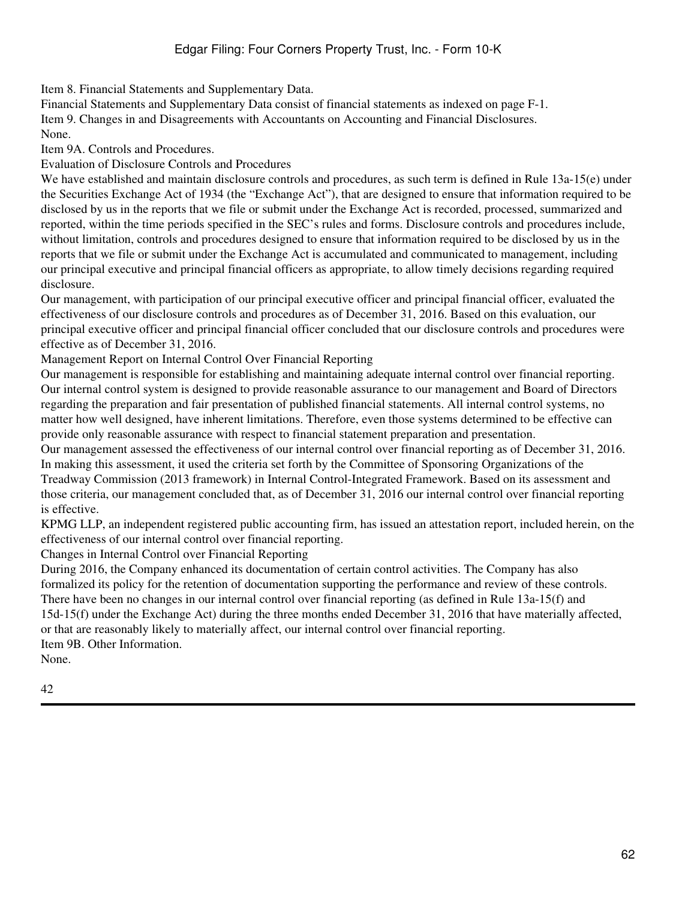## Item 8. Financial Statements and Supplementary Data.

Financial Statements and Supplementary Data consist of financial statements as indexed on page F-1.

## Item 9. Changes in and Disagreements with Accountants on Accounting and Financial Disclosures.

None.

## Item 9A. Controls and Procedures.

### Evaluation of Disclosure Controls and Procedures

We have established and maintain disclosure controls and procedures, as such term is defined in Rule 13a-15(e) under the Securities Exchange Act of 1934 (the "Exchange Act"), that are designed to ensure that information required to be disclosed by us in the reports that we file or submit under the Exchange Act is recorded, processed, summarized and reported, within the time periods specified in the SEC's rules and forms. Disclosure controls and procedures include, without limitation, controls and procedures designed to ensure that information required to be disclosed by us in the reports that we file or submit under the Exchange Act is accumulated and communicated to management, including our principal executive and principal financial officers as appropriate, to allow timely decisions regarding required disclosure.

Our management, with participation of our principal executive officer and principal financial officer, evaluated the effectiveness of our disclosure controls and procedures as of December 31, 2016. Based on this evaluation, our principal executive officer and principal financial officer concluded that our disclosure controls and procedures were effective as of December 31, 2016.

### Management Report on Internal Control Over Financial Reporting

Our management is responsible for establishing and maintaining adequate internal control over financial reporting. Our internal control system is designed to provide reasonable assurance to our management and Board of Directors regarding the preparation and fair presentation of published financial statements. All internal control systems, no matter how well designed, have inherent limitations. Therefore, even those systems determined to be effective can provide only reasonable assurance with respect to financial statement preparation and presentation.

Our management assessed the effectiveness of our internal control over financial reporting as of December 31, 2016. In making this assessment, it used the criteria set forth by the Committee of Sponsoring Organizations of the Treadway Commission (2013 framework) in Internal Control-Integrated Framework. Based on its assessment and those criteria, our management concluded that, as of December 31, 2016 our internal control over financial reporting is effective.

KPMG LLP, an independent registered public accounting firm, has issued an attestation report, included herein, on the effectiveness of our internal control over financial reporting.

### Changes in Internal Control over Financial Reporting

During 2016, the Company enhanced its documentation of certain control activities. The Company has also formalized its policy for the retention of documentation supporting the performance and review of these controls. There have been no changes in our internal control over financial reporting (as defined in Rule 13a-15(f) and 15d-15(f) under the Exchange Act) during the three months ended December 31, 2016 that have materially affected, or that are reasonably likely to materially affect, our internal control over financial reporting.

## Item 9B. Other Information.

None.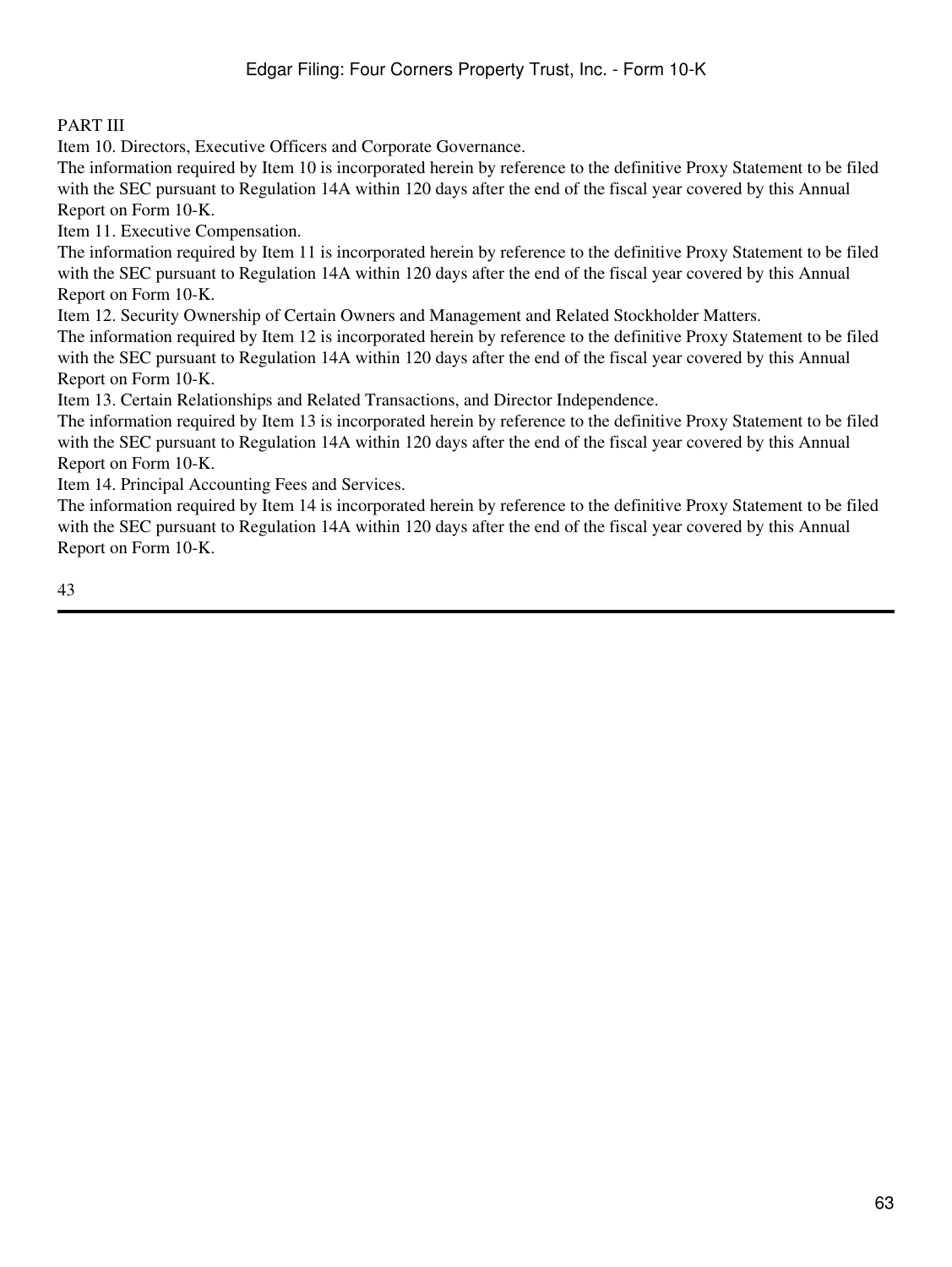# PART III

## Item 10. Directors, Executive Officers and Corporate Governance.

The information required by Item 10 is incorporated herein by reference to the definitive Proxy Statement to be filed with the SEC pursuant to Regulation 14A within 120 days after the end of the fiscal year covered by this Annual Report on Form 10-K.

## Item 11. Executive Compensation.

The information required by Item 11 is incorporated herein by reference to the definitive Proxy Statement to be filed with the SEC pursuant to Regulation 14A within 120 days after the end of the fiscal year covered by this Annual Report on Form 10-K.

## Item 12. Security Ownership of Certain Owners and Management and Related Stockholder Matters.

The information required by Item 12 is incorporated herein by reference to the definitive Proxy Statement to be filed with the SEC pursuant to Regulation 14A within 120 days after the end of the fiscal year covered by this Annual Report on Form 10-K.

## Item 13. Certain Relationships and Related Transactions, and Director Independence.

The information required by Item 13 is incorporated herein by reference to the definitive Proxy Statement to be filed with the SEC pursuant to Regulation 14A within 120 days after the end of the fiscal year covered by this Annual Report on Form 10-K.

## Item 14. Principal Accounting Fees and Services.

The information required by Item 14 is incorporated herein by reference to the definitive Proxy Statement to be filed with the SEC pursuant to Regulation 14A within 120 days after the end of the fiscal year covered by this Annual Report on Form 10-K.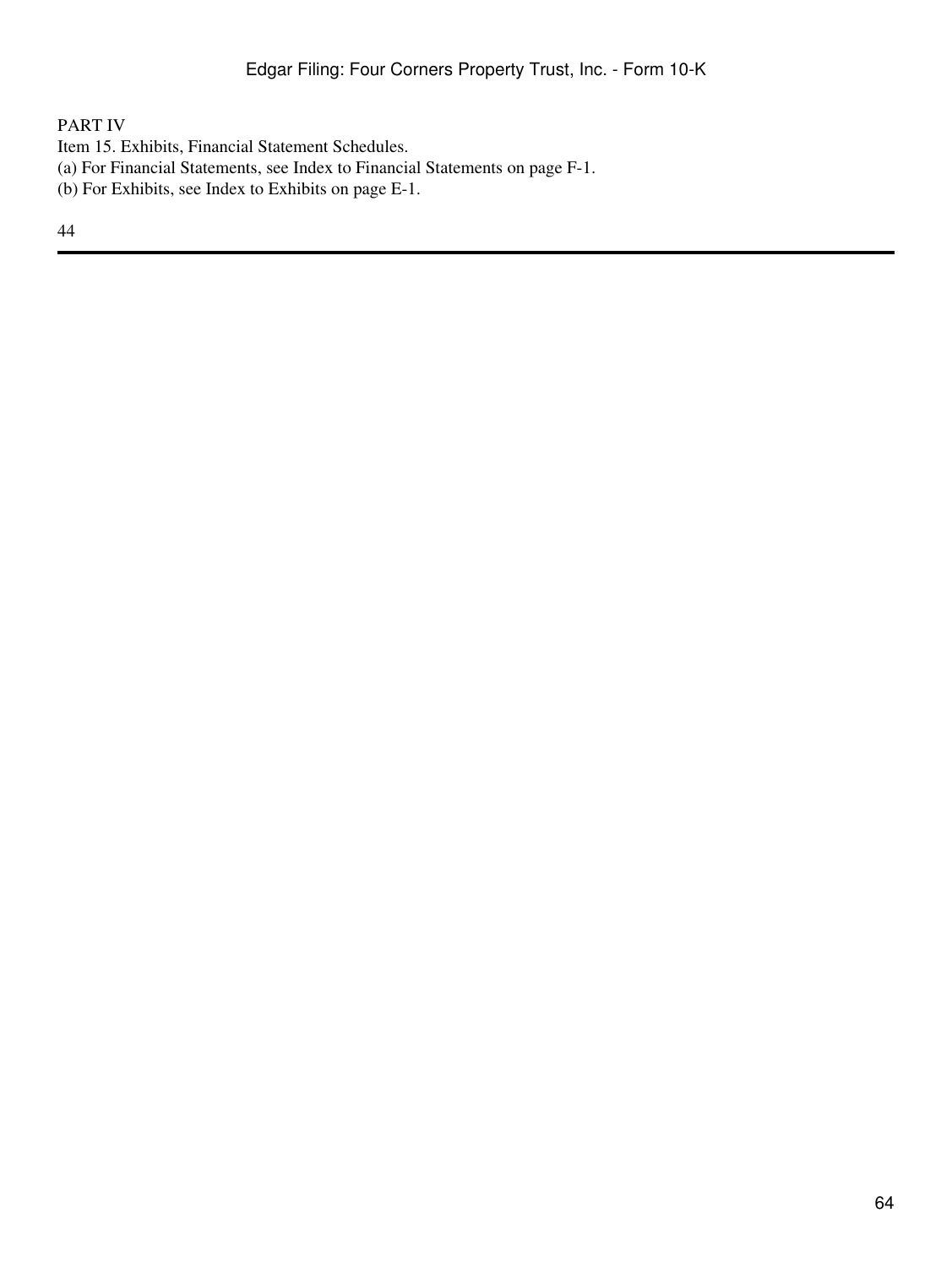# PART IV

## Item 15. Exhibits, Financial Statement Schedules.

(a) For Financial Statements, see Index to Financial Statements on page F-1.

(b) For Exhibits, see Index to Exhibits on page E-1.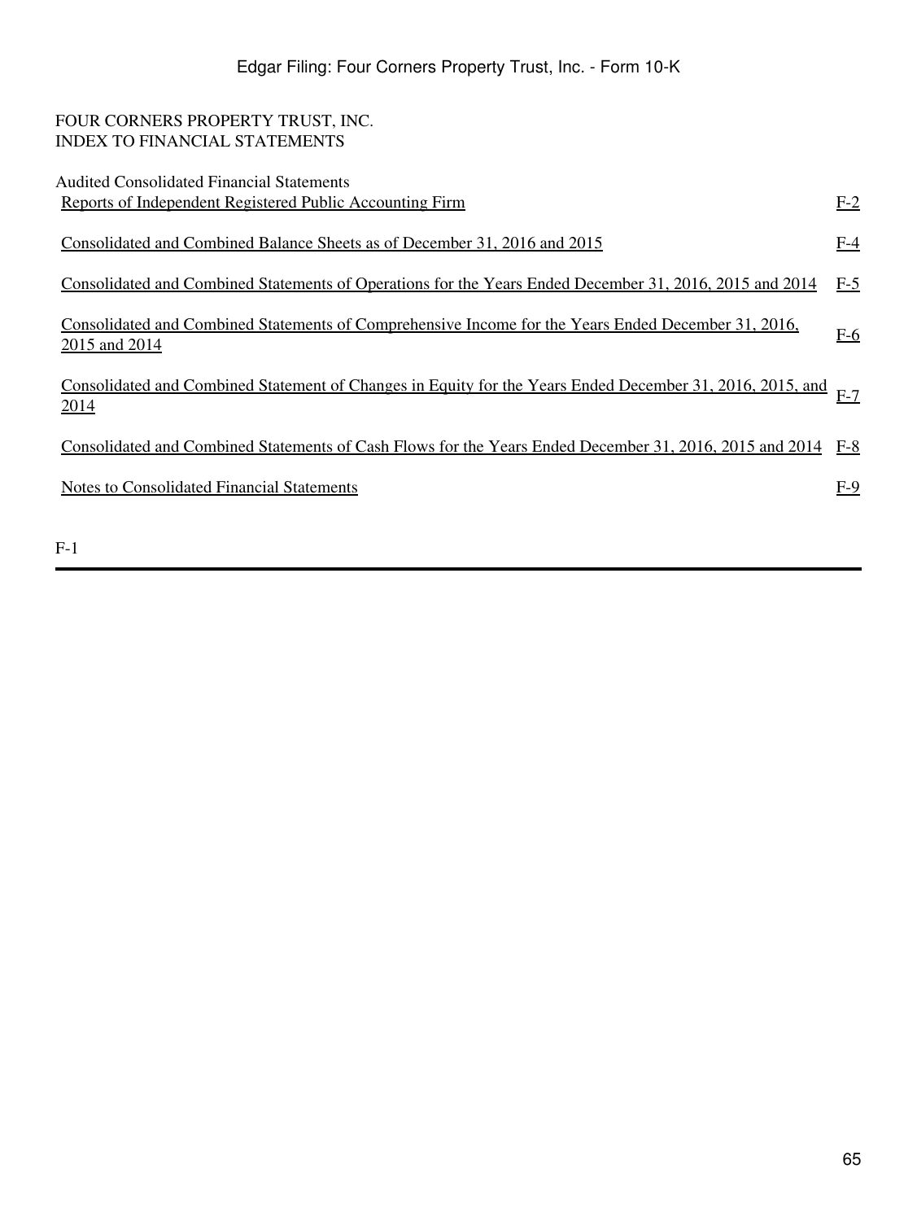FOUR CORNERS PROPERTY TRUST, INC.
INDEX TO FINANCIAL STATEMENTS

| Audited Consolidated Financial Statements | |
|---|---|
| Reports of Independent Registered Public Accounting Firm | F-2 |
| Consolidated and Combined Balance Sheets as of December 31, 2016 and 2015 | F-4 |
| Consolidated and Combined Statements of Operations for the Years Ended December 31, 2016, 2015 and 2014 | F-5 |
| Consolidated and Combined Statements of Comprehensive Income for the Years Ended December 31, 2016, 2015 and 2014 | F-6 |
| Consolidated and Combined Statement of Changes in Equity for the Years Ended December 31, 2016, 2015, and 2014 | F-7 |
| Consolidated and Combined Statements of Cash Flows for the Years Ended December 31, 2016, 2015 and 2014 | F-8 |
| Notes to Consolidated Financial Statements | F-9 |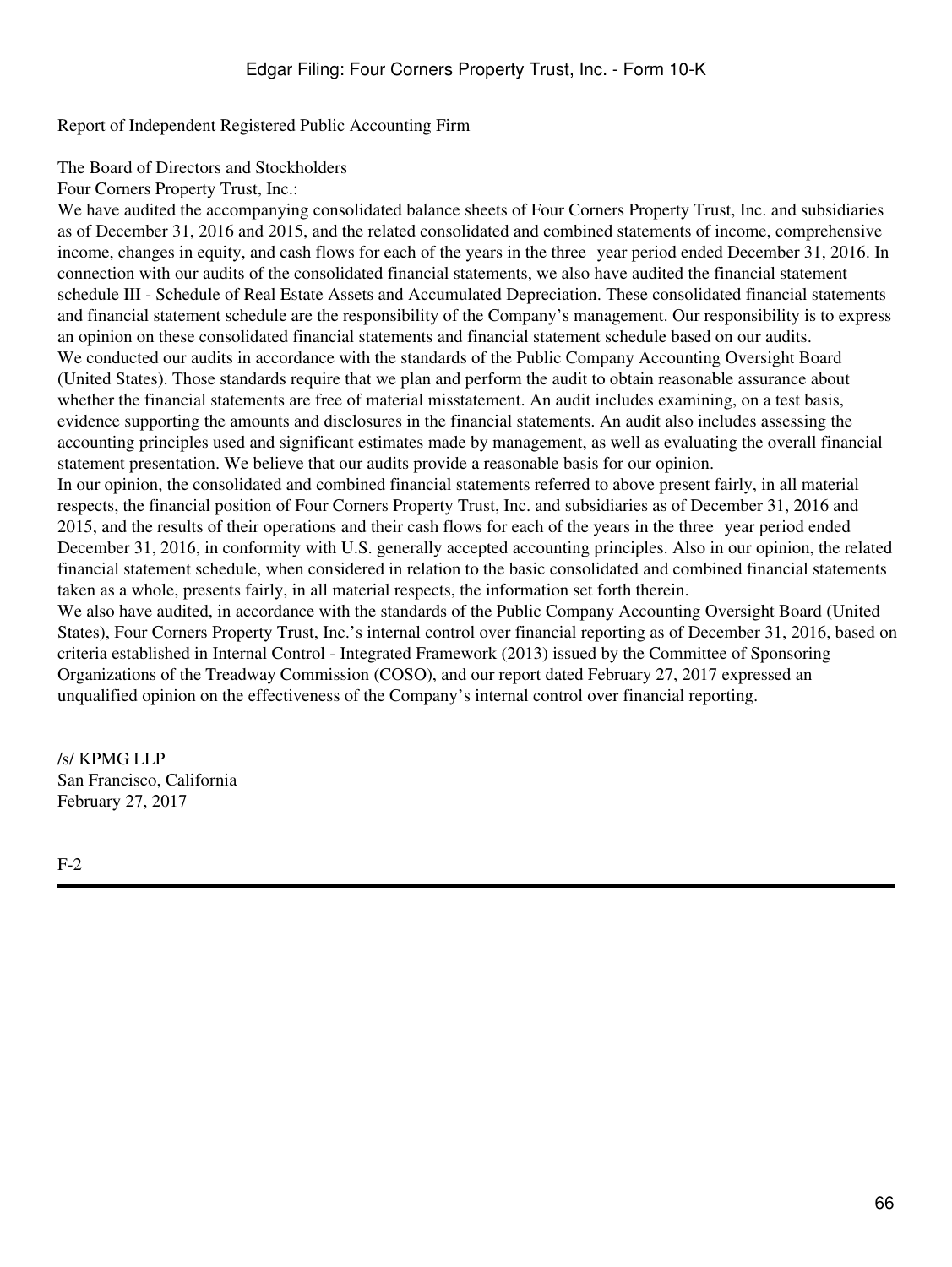Report of Independent Registered Public Accounting Firm

The Board of Directors and Stockholders
Four Corners Property Trust, Inc.:

We have audited the accompanying consolidated balance sheets of Four Corners Property Trust, Inc. and subsidiaries as of December 31, 2016 and 2015, and the related consolidated and combined statements of income, comprehensive income, changes in equity, and cash flows for each of the years in the three year period ended December 31, 2016. In connection with our audits of the consolidated financial statements, we also have audited the financial statement schedule III - Schedule of Real Estate Assets and Accumulated Depreciation. These consolidated financial statements and financial statement schedule are the responsibility of the Company's management. Our responsibility is to express an opinion on these consolidated financial statements and financial statement schedule based on our audits.

We conducted our audits in accordance with the standards of the Public Company Accounting Oversight Board (United States). Those standards require that we plan and perform the audit to obtain reasonable assurance about whether the financial statements are free of material misstatement. An audit includes examining, on a test basis, evidence supporting the amounts and disclosures in the financial statements. An audit also includes assessing the accounting principles used and significant estimates made by management, as well as evaluating the overall financial statement presentation. We believe that our audits provide a reasonable basis for our opinion.

In our opinion, the consolidated and combined financial statements referred to above present fairly, in all material respects, the financial position of Four Corners Property Trust, Inc. and subsidiaries as of December 31, 2016 and 2015, and the results of their operations and their cash flows for each of the years in the three year period ended December 31, 2016, in conformity with U.S. generally accepted accounting principles. Also in our opinion, the related financial statement schedule, when considered in relation to the basic consolidated and combined financial statements taken as a whole, presents fairly, in all material respects, the information set forth therein.

We also have audited, in accordance with the standards of the Public Company Accounting Oversight Board (United States), Four Corners Property Trust, Inc.'s internal control over financial reporting as of December 31, 2016, based on criteria established in Internal Control - Integrated Framework (2013) issued by the Committee of Sponsoring Organizations of the Treadway Commission (COSO), and our report dated February 27, 2017 expressed an unqualified opinion on the effectiveness of the Company's internal control over financial reporting.

/s/ KPMG LLP
San Francisco, California
February 27, 2017

F-2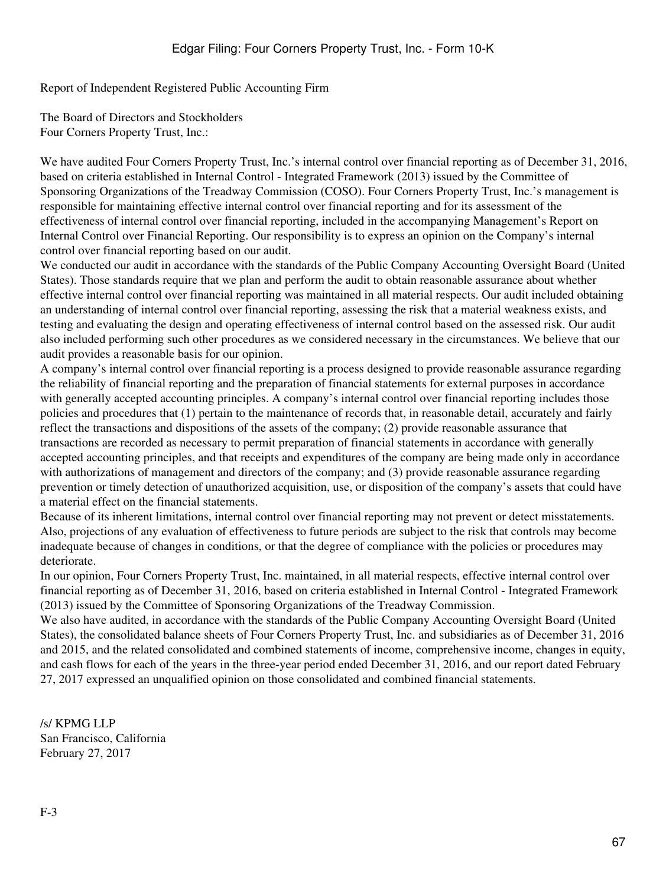Report of Independent Registered Public Accounting Firm

The Board of Directors and Stockholders
Four Corners Property Trust, Inc.:

We have audited Four Corners Property Trust, Inc.'s internal control over financial reporting as of December 31, 2016, based on criteria established in Internal Control - Integrated Framework (2013) issued by the Committee of Sponsoring Organizations of the Treadway Commission (COSO). Four Corners Property Trust, Inc.'s management is responsible for maintaining effective internal control over financial reporting and for its assessment of the effectiveness of internal control over financial reporting, included in the accompanying Management's Report on Internal Control over Financial Reporting. Our responsibility is to express an opinion on the Company's internal control over financial reporting based on our audit.

We conducted our audit in accordance with the standards of the Public Company Accounting Oversight Board (United States). Those standards require that we plan and perform the audit to obtain reasonable assurance about whether effective internal control over financial reporting was maintained in all material respects. Our audit included obtaining an understanding of internal control over financial reporting, assessing the risk that a material weakness exists, and testing and evaluating the design and operating effectiveness of internal control based on the assessed risk. Our audit also included performing such other procedures as we considered necessary in the circumstances. We believe that our audit provides a reasonable basis for our opinion.

A company's internal control over financial reporting is a process designed to provide reasonable assurance regarding the reliability of financial reporting and the preparation of financial statements for external purposes in accordance with generally accepted accounting principles. A company's internal control over financial reporting includes those policies and procedures that (1) pertain to the maintenance of records that, in reasonable detail, accurately and fairly reflect the transactions and dispositions of the assets of the company; (2) provide reasonable assurance that transactions are recorded as necessary to permit preparation of financial statements in accordance with generally accepted accounting principles, and that receipts and expenditures of the company are being made only in accordance with authorizations of management and directors of the company; and (3) provide reasonable assurance regarding prevention or timely detection of unauthorized acquisition, use, or disposition of the company's assets that could have a material effect on the financial statements.

Because of its inherent limitations, internal control over financial reporting may not prevent or detect misstatements. Also, projections of any evaluation of effectiveness to future periods are subject to the risk that controls may become inadequate because of changes in conditions, or that the degree of compliance with the policies or procedures may deteriorate.

In our opinion, Four Corners Property Trust, Inc. maintained, in all material respects, effective internal control over financial reporting as of December 31, 2016, based on criteria established in Internal Control - Integrated Framework (2013) issued by the Committee of Sponsoring Organizations of the Treadway Commission.

We also have audited, in accordance with the standards of the Public Company Accounting Oversight Board (United States), the consolidated balance sheets of Four Corners Property Trust, Inc. and subsidiaries as of December 31, 2016 and 2015, and the related consolidated and combined statements of income, comprehensive income, changes in equity, and cash flows for each of the years in the three-year period ended December 31, 2016, and our report dated February 27, 2017 expressed an unqualified opinion on those consolidated and combined financial statements.

/s/ KPMG LLP
San Francisco, California
February 27, 2017

F-3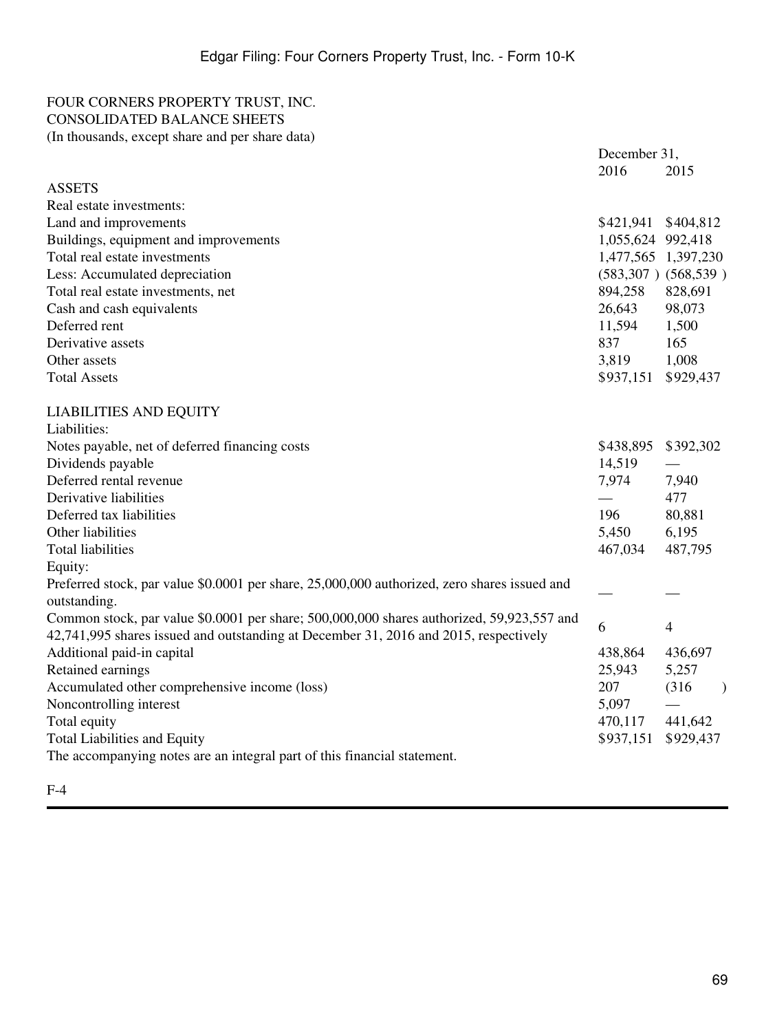FOUR CORNERS PROPERTY TRUST, INC.
CONSOLIDATED BALANCE SHEETS
(In thousands, except share and per share data)

| | December 31, | |
|---|---|---|
| | 2016 | 2015 |
| **ASSETS** | | |
| Real estate investments: | | |
| Land and improvements | $421,941 | $404,812 |
| Buildings, equipment and improvements | 1,055,624 | 992,418 |
| Total real estate investments | 1,477,565 | 1,397,230 |
| Less: Accumulated depreciation | (583,307) | (568,539) |
| Total real estate investments, net | 894,258 | 828,691 |
| Cash and cash equivalents | 26,643 | 98,073 |
| Deferred rent | 11,594 | 1,500 |
| Derivative assets | 837 | 165 |
| Other assets | 3,819 | 1,008 |
| Total Assets | $937,151 | $929,437 |
| | | |
| **LIABILITIES AND EQUITY** | | |
| Liabilities: | | |
| Notes payable, net of deferred financing costs | $438,895 | $392,302 |
| Dividends payable | 14,519 | — |
| Deferred rental revenue | 7,974 | 7,940 |
| Derivative liabilities | — | 477 |
| Deferred tax liabilities | 196 | 80,881 |
| Other liabilities | 5,450 | 6,195 |
| Total liabilities | 467,034 | 487,795 |
| Equity: | | |
| Preferred stock, par value $0.0001 per share, 25,000,000 authorized, zero shares issued and outstanding. | — | — |
| Common stock, par value $0.0001 per share; 500,000,000 shares authorized, 59,923,557 and 42,741,995 shares issued and outstanding at December 31, 2016 and 2015, respectively | 6 | 4 |
| Additional paid-in capital | 438,864 | 436,697 |
| Retained earnings | 25,943 | 5,257 |
| Accumulated other comprehensive income (loss) | 207 | (316) |
| Noncontrolling interest | 5,097 | — |
| Total equity | 470,117 | 441,642 |
| Total Liabilities and Equity | $937,151 | $929,437 |

The accompanying notes are an integral part of this financial statement.

F-4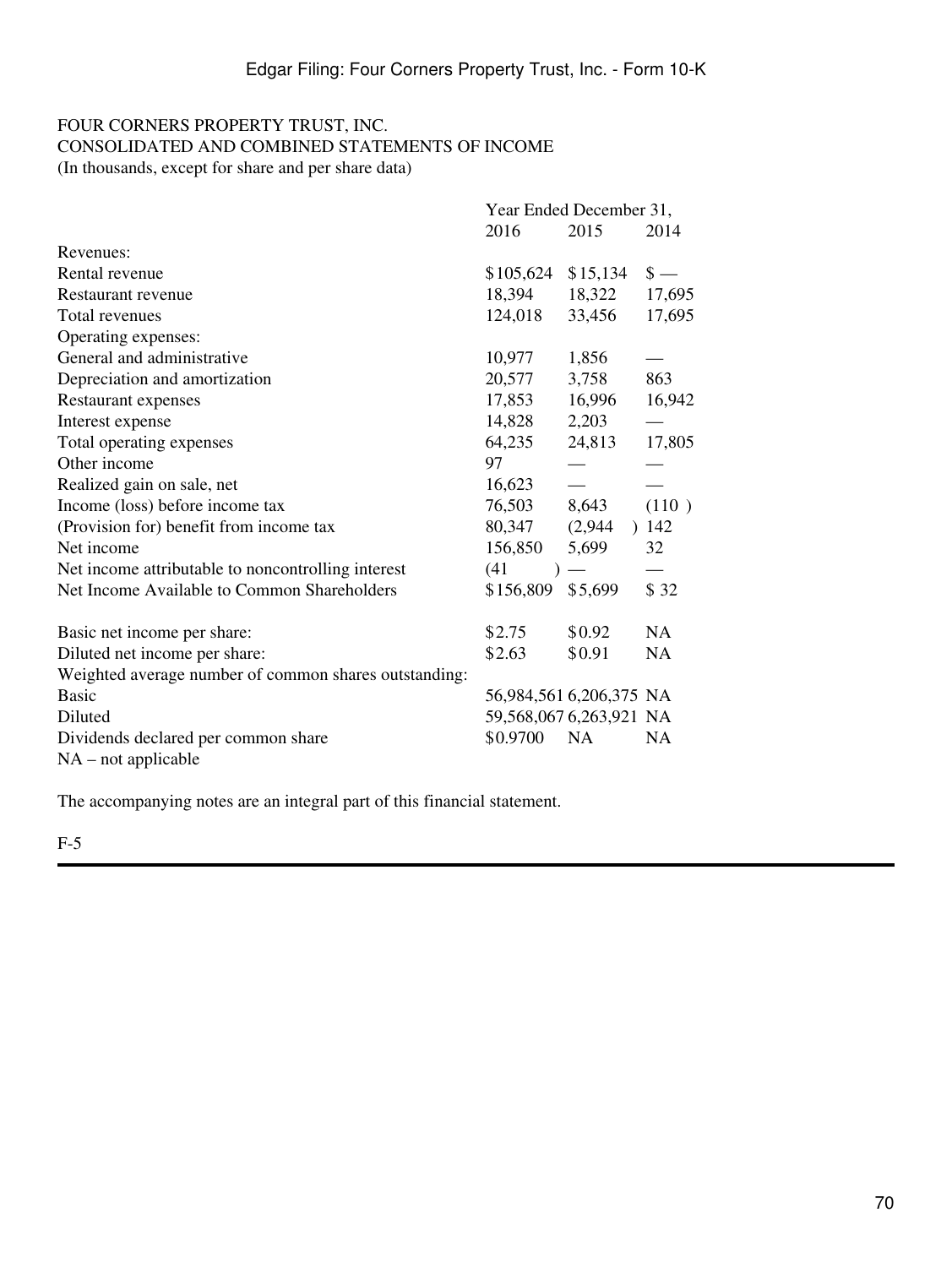FOUR CORNERS PROPERTY TRUST, INC.
CONSOLIDATED AND COMBINED STATEMENTS OF INCOME
(In thousands, except for share and per share data)

| | Year Ended December 31, | | |
|---|---|---|---|
| | 2016 | 2015 | 2014 |
| Revenues: | | | |
| Rental revenue | $105,624 | $15,134 | $ — |
| Restaurant revenue | 18,394 | 18,322 | 17,695 |
| Total revenues | 124,018 | 33,456 | 17,695 |
| Operating expenses: | | | |
| General and administrative | 10,977 | 1,856 | — |
| Depreciation and amortization | 20,577 | 3,758 | 863 |
| Restaurant expenses | 17,853 | 16,996 | 16,942 |
| Interest expense | 14,828 | 2,203 | — |
| Total operating expenses | 64,235 | 24,813 | 17,805 |
| Other income | 97 | — | — |
| Realized gain on sale, net | 16,623 | — | — |
| Income (loss) before income tax | 76,503 | 8,643 | (110 ) |
| (Provision for) benefit from income tax | 80,347 | (2,944 ) | 142 |
| Net income | 156,850 | 5,699 | 32 |
| Net income attributable to noncontrolling interest | (41 ) | — | — |
| Net Income Available to Common Shareholders | $156,809 | $5,699 | $ 32 |
| | | | |
| Basic net income per share: | $2.75 | $0.92 | NA |
| Diluted net income per share: | $2.63 | $0.91 | NA |
| Weighted average number of common shares outstanding: | | | |
| Basic | 56,984,561 | 6,206,375 | NA |
| Diluted | 59,568,067 | 6,263,921 | NA |
| Dividends declared per common share | $0.9700 | NA | NA |

NA – not applicable

The accompanying notes are an integral part of this financial statement.

F-5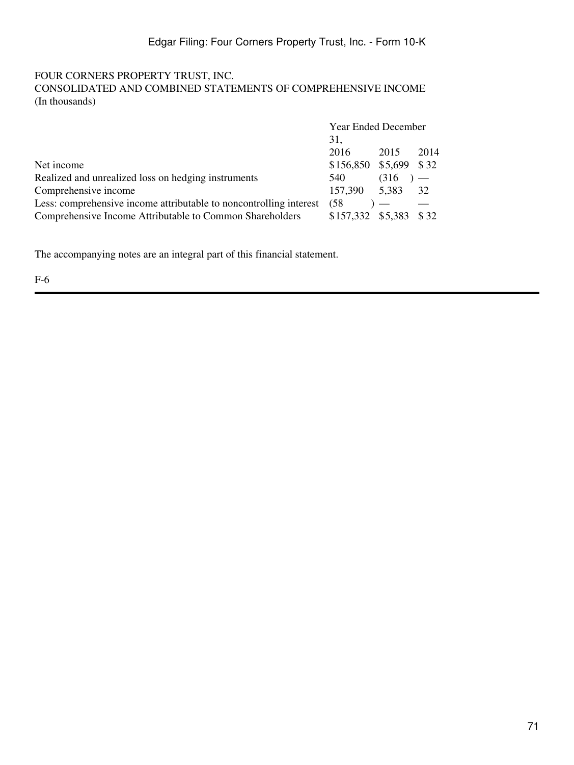FOUR CORNERS PROPERTY TRUST, INC.
CONSOLIDATED AND COMBINED STATEMENTS OF COMPREHENSIVE INCOME
(In thousands)

| | Year Ended December 31, | | |
|---|---|---|---|
| | 2016 | 2015 | 2014 |
| Net income | $156,850 | $5,699 | $ 32 |
| Realized and unrealized loss on hedging instruments | 540 | (316 ) | — |
| Comprehensive income | 157,390 | 5,383 | 32 |
| Less: comprehensive income attributable to noncontrolling interest | (58 ) | — | — |
| Comprehensive Income Attributable to Common Shareholders | $157,332 | $5,383 | $ 32 |

The accompanying notes are an integral part of this financial statement.

F-6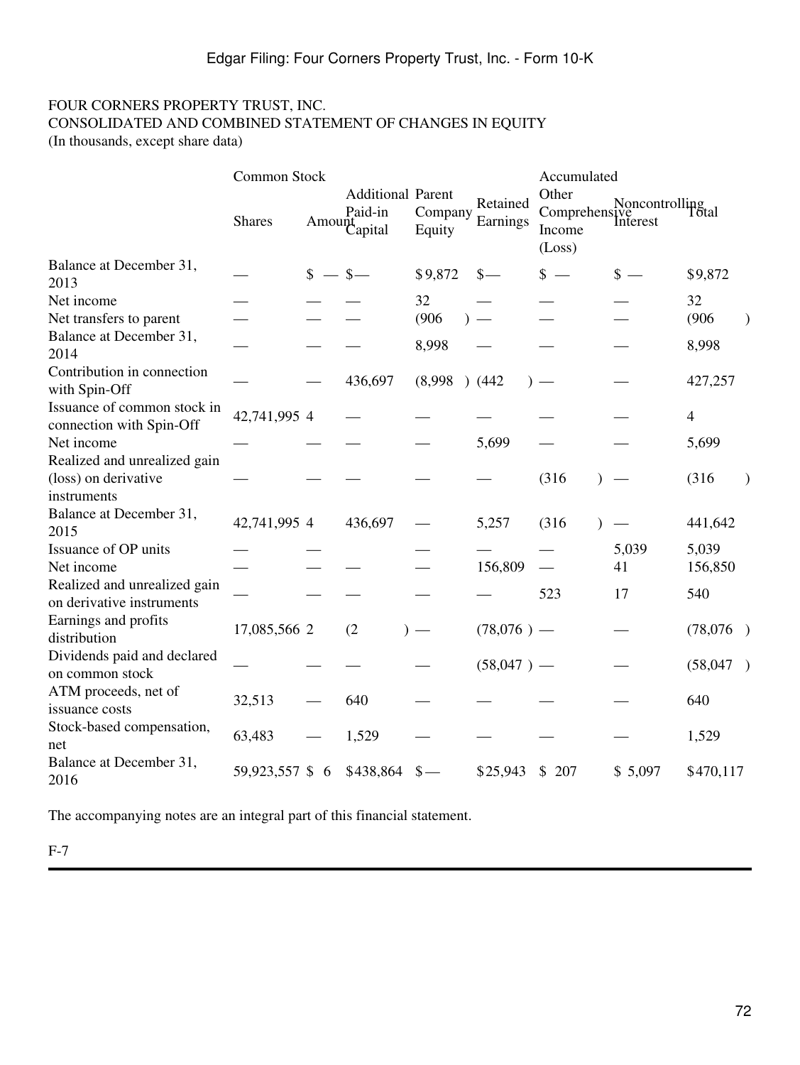FOUR CORNERS PROPERTY TRUST, INC.
CONSOLIDATED AND COMBINED STATEMENT OF CHANGES IN EQUITY
(In thousands, except share data)

| | Common Stock | | Additional Paid-in Capital | Parent Company Equity | Retained Earnings | Accumulated Other Comprehensive Income (Loss) | Noncontrolling Interest | Total |
|---|---|---|---|---|---|---|---|---|
| | Shares | Amount | | | | | | |
| Balance at December 31, 2013 | — | $ — | $— | $9,872 | $— | $ — | $ — | $9,872 |
| Net income | — | — | — | 32 | — | — | — | 32 |
| Net transfers to parent | — | — | — | (906 ) | — | — | — | (906 ) |
| Balance at December 31, 2014 | — | — | — | 8,998 | — | — | — | 8,998 |
| Contribution in connection with Spin-Off | — | — | 436,697 | (8,998 ) | (442 ) | — | — | 427,257 |
| Issuance of common stock in connection with Spin-Off | 42,741,995 | 4 | — | — | — | — | — | 4 |
| Net income | — | — | — | — | 5,699 | — | — | 5,699 |
| Realized and unrealized gain (loss) on derivative instruments | — | — | — | — | — | (316 ) | — | (316 ) |
| Balance at December 31, 2015 | 42,741,995 | 4 | 436,697 | — | 5,257 | (316 ) | — | 441,642 |
| Issuance of OP units | — | — | | — | — | — | 5,039 | 5,039 |
| Net income | — | — | — | — | 156,809 | — | 41 | 156,850 |
| Realized and unrealized gain on derivative instruments | — | — | — | — | — | 523 | 17 | 540 |
| Earnings and profits distribution | 17,085,566 | 2 | (2 ) | — | (78,076 ) | — | — | (78,076 ) |
| Dividends paid and declared on common stock | — | — | — | — | (58,047 ) | — | — | (58,047 ) |
| ATM proceeds, net of issuance costs | 32,513 | — | 640 | — | — | — | — | 640 |
| Stock-based compensation, net | 63,483 | — | 1,529 | — | — | — | — | 1,529 |
| Balance at December 31, 2016 | 59,923,557 | $ 6 | $438,864 | $— | $25,943 | $ 207 | $ 5,097 | $470,117 |

The accompanying notes are an integral part of this financial statement.

F-7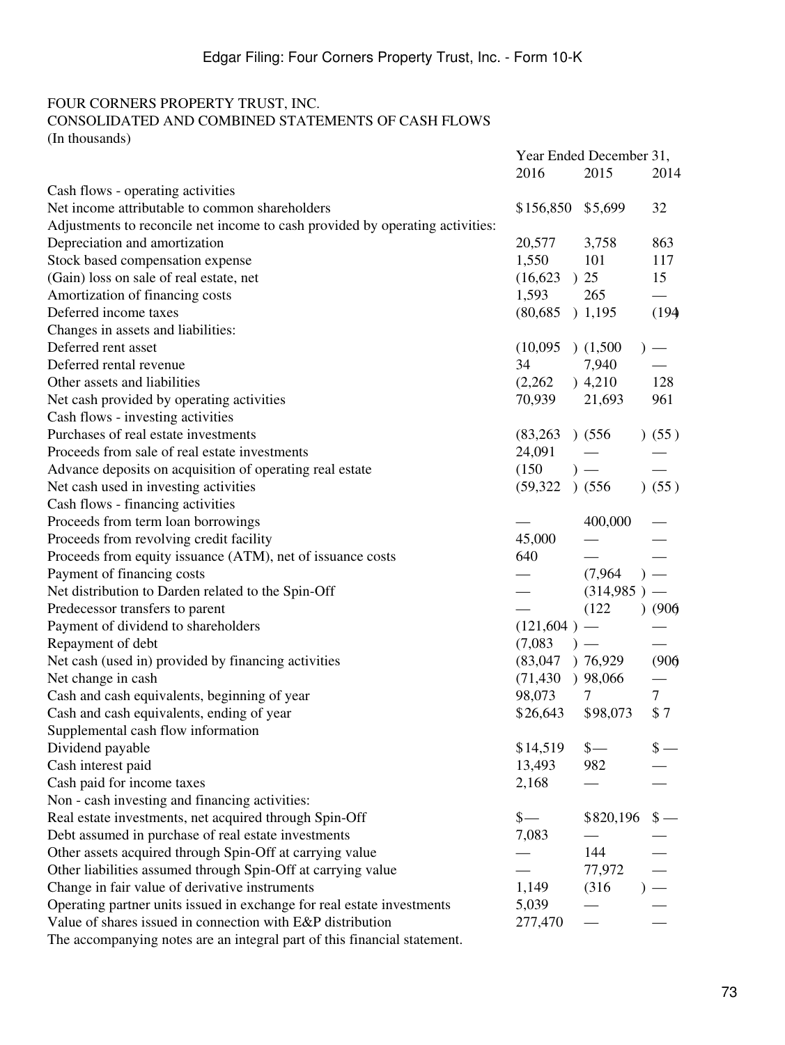FOUR CORNERS PROPERTY TRUST, INC.
CONSOLIDATED AND COMBINED STATEMENTS OF CASH FLOWS
(In thousands)

| | Year Ended December 31, | | |
|---|---|---|---|
| | 2016 | 2015 | 2014 |
| Cash flows - operating activities | | | |
| Net income attributable to common shareholders | $156,850 | $5,699 | 32 |
| Adjustments to reconcile net income to cash provided by operating activities: | | | |
| Depreciation and amortization | 20,577 | 3,758 | 863 |
| Stock based compensation expense | 1,550 | 101 | 117 |
| (Gain) loss on sale of real estate, net | (16,623) | 25 | 15 |
| Amortization of financing costs | 1,593 | 265 | — |
| Deferred income taxes | (80,685) | 1,195 | (194) |
| Changes in assets and liabilities: | | | |
| Deferred rent asset | (10,095) | (1,500) | — |
| Deferred rental revenue | 34 | 7,940 | — |
| Other assets and liabilities | (2,262) | 4,210 | 128 |
| Net cash provided by operating activities | 70,939 | 21,693 | 961 |
| Cash flows - investing activities | | | |
| Purchases of real estate investments | (83,263) | (556) | (55) |
| Proceeds from sale of real estate investments | 24,091 | — | — |
| Advance deposits on acquisition of operating real estate | (150) | — | — |
| Net cash used in investing activities | (59,322) | (556) | (55) |
| Cash flows - financing activities | | | |
| Proceeds from term loan borrowings | — | 400,000 | — |
| Proceeds from revolving credit facility | 45,000 | — | — |
| Proceeds from equity issuance (ATM), net of issuance costs | 640 | — | — |
| Payment of financing costs | — | (7,964) | — |
| Net distribution to Darden related to the Spin-Off | — | (314,985) | — |
| Predecessor transfers to parent | — | (122) | (906) |
| Payment of dividend to shareholders | (121,604) | — | — |
| Repayment of debt | (7,083) | — | — |
| Net cash (used in) provided by financing activities | (83,047) | 76,929 | (906) |
| Net change in cash | (71,430) | 98,066 | — |
| Cash and cash equivalents, beginning of year | 98,073 | 7 | 7 |
| Cash and cash equivalents, ending of year | $26,643 | $98,073 | $7 |
| Supplemental cash flow information | | | |
| Dividend payable | $14,519 | $— | $— |
| Cash interest paid | 13,493 | 982 | — |
| Cash paid for income taxes | 2,168 | — | — |
| Non - cash investing and financing activities: | | | |
| Real estate investments, net acquired through Spin-Off | $— | $820,196 | $— |
| Debt assumed in purchase of real estate investments | 7,083 | — | — |
| Other assets acquired through Spin-Off at carrying value | — | 144 | — |
| Other liabilities assumed through Spin-Off at carrying value | — | 77,972 | — |
| Change in fair value of derivative instruments | 1,149 | (316) | — |
| Operating partner units issued in exchange for real estate investments | 5,039 | — | — |
| Value of shares issued in connection with E&P distribution | 277,470 | — | — |

The accompanying notes are an integral part of this financial statement.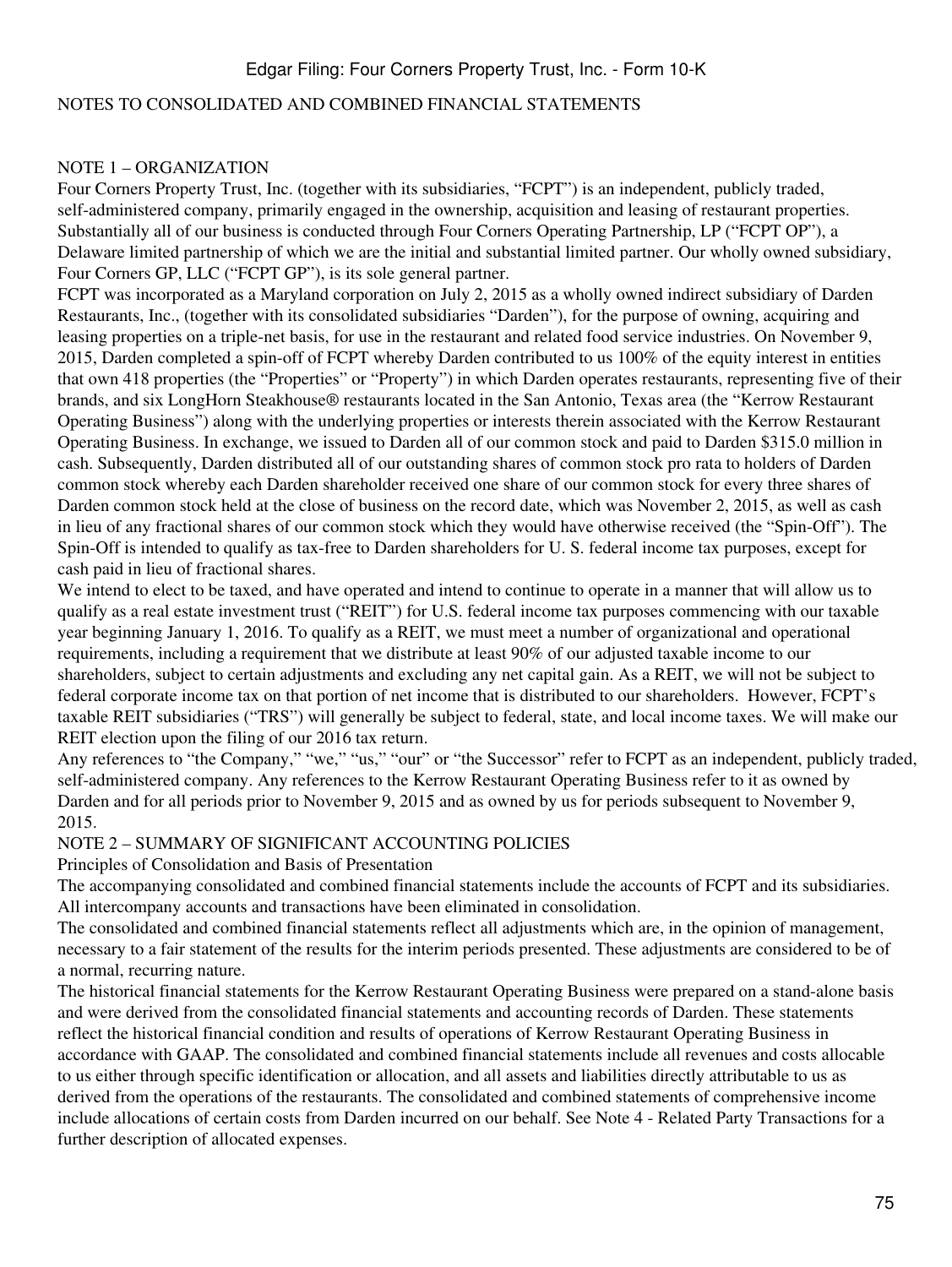NOTES TO CONSOLIDATED AND COMBINED FINANCIAL STATEMENTS

## NOTE 1 – ORGANIZATION

Four Corners Property Trust, Inc. (together with its subsidiaries, "FCPT") is an independent, publicly traded, self-administered company, primarily engaged in the ownership, acquisition and leasing of restaurant properties. Substantially all of our business is conducted through Four Corners Operating Partnership, LP ("FCPT OP"), a Delaware limited partnership of which we are the initial and substantial limited partner. Our wholly owned subsidiary, Four Corners GP, LLC ("FCPT GP"), is its sole general partner.

FCPT was incorporated as a Maryland corporation on July 2, 2015 as a wholly owned indirect subsidiary of Darden Restaurants, Inc., (together with its consolidated subsidiaries "Darden"), for the purpose of owning, acquiring and leasing properties on a triple-net basis, for use in the restaurant and related food service industries. On November 9, 2015, Darden completed a spin-off of FCPT whereby Darden contributed to us 100% of the equity interest in entities that own 418 properties (the "Properties" or "Property") in which Darden operates restaurants, representing five of their brands, and six LongHorn Steakhouse® restaurants located in the San Antonio, Texas area (the "Kerrow Restaurant Operating Business") along with the underlying properties or interests therein associated with the Kerrow Restaurant Operating Business. In exchange, we issued to Darden all of our common stock and paid to Darden $315.0 million in cash. Subsequently, Darden distributed all of our outstanding shares of common stock pro rata to holders of Darden common stock whereby each Darden shareholder received one share of our common stock for every three shares of Darden common stock held at the close of business on the record date, which was November 2, 2015, as well as cash in lieu of any fractional shares of our common stock which they would have otherwise received (the "Spin-Off"). The Spin-Off is intended to qualify as tax-free to Darden shareholders for U. S. federal income tax purposes, except for cash paid in lieu of fractional shares.

We intend to elect to be taxed, and have operated and intend to continue to operate in a manner that will allow us to qualify as a real estate investment trust ("REIT") for U.S. federal income tax purposes commencing with our taxable year beginning January 1, 2016. To qualify as a REIT, we must meet a number of organizational and operational requirements, including a requirement that we distribute at least 90% of our adjusted taxable income to our shareholders, subject to certain adjustments and excluding any net capital gain. As a REIT, we will not be subject to federal corporate income tax on that portion of net income that is distributed to our shareholders. However, FCPT's taxable REIT subsidiaries ("TRS") will generally be subject to federal, state, and local income taxes. We will make our REIT election upon the filing of our 2016 tax return.

Any references to "the Company," "we," "us," "our" or "the Successor" refer to FCPT as an independent, publicly traded, self-administered company. Any references to the Kerrow Restaurant Operating Business refer to it as owned by Darden and for all periods prior to November 9, 2015 and as owned by us for periods subsequent to November 9, 2015.

## NOTE 2 – SUMMARY OF SIGNIFICANT ACCOUNTING POLICIES

### Principles of Consolidation and Basis of Presentation

The accompanying consolidated and combined financial statements include the accounts of FCPT and its subsidiaries. All intercompany accounts and transactions have been eliminated in consolidation.

The consolidated and combined financial statements reflect all adjustments which are, in the opinion of management, necessary to a fair statement of the results for the interim periods presented. These adjustments are considered to be of a normal, recurring nature.

The historical financial statements for the Kerrow Restaurant Operating Business were prepared on a stand-alone basis and were derived from the consolidated financial statements and accounting records of Darden. These statements reflect the historical financial condition and results of operations of Kerrow Restaurant Operating Business in accordance with GAAP. The consolidated and combined financial statements include all revenues and costs allocable to us either through specific identification or allocation, and all assets and liabilities directly attributable to us as derived from the operations of the restaurants. The consolidated and combined statements of comprehensive income include allocations of certain costs from Darden incurred on our behalf. See Note 4 - Related Party Transactions for a further description of allocated expenses.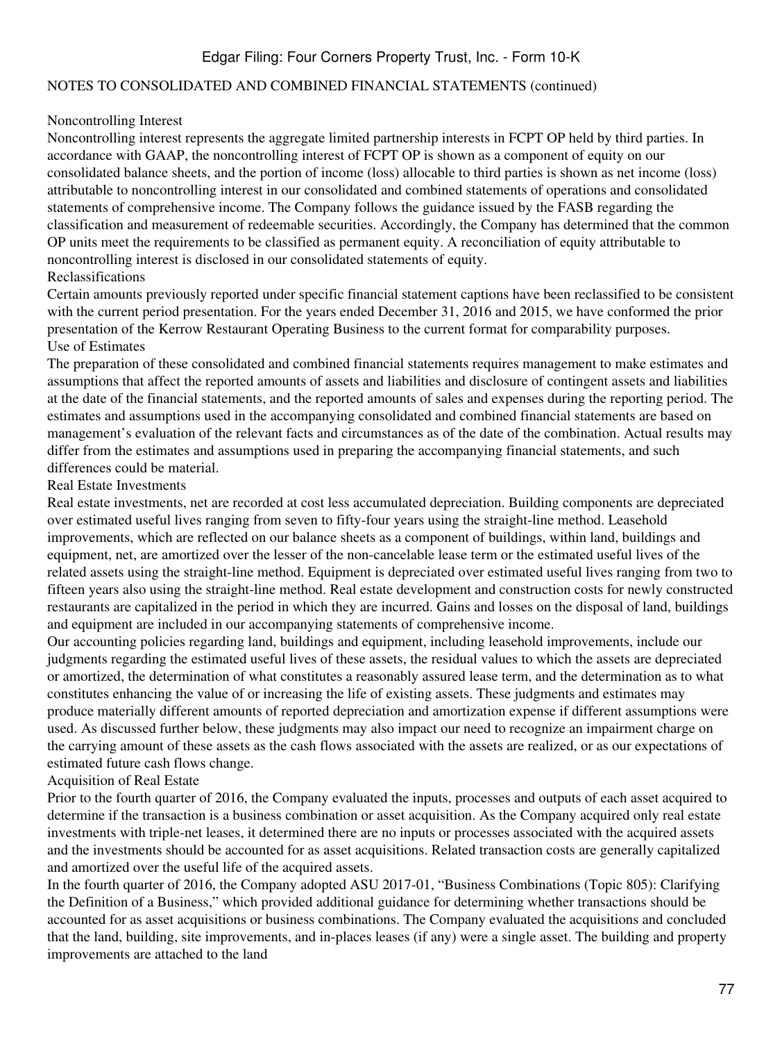NOTES TO CONSOLIDATED AND COMBINED FINANCIAL STATEMENTS (continued)

Noncontrolling Interest

Noncontrolling interest represents the aggregate limited partnership interests in FCPT OP held by third parties. In accordance with GAAP, the noncontrolling interest of FCPT OP is shown as a component of equity on our consolidated balance sheets, and the portion of income (loss) allocable to third parties is shown as net income (loss) attributable to noncontrolling interest in our consolidated and combined statements of operations and consolidated statements of comprehensive income. The Company follows the guidance issued by the FASB regarding the classification and measurement of redeemable securities. Accordingly, the Company has determined that the common OP units meet the requirements to be classified as permanent equity. A reconciliation of equity attributable to noncontrolling interest is disclosed in our consolidated statements of equity.

Reclassifications

Certain amounts previously reported under specific financial statement captions have been reclassified to be consistent with the current period presentation. For the years ended December 31, 2016 and 2015, we have conformed the prior presentation of the Kerrow Restaurant Operating Business to the current format for comparability purposes.

Use of Estimates

The preparation of these consolidated and combined financial statements requires management to make estimates and assumptions that affect the reported amounts of assets and liabilities and disclosure of contingent assets and liabilities at the date of the financial statements, and the reported amounts of sales and expenses during the reporting period. The estimates and assumptions used in the accompanying consolidated and combined financial statements are based on management's evaluation of the relevant facts and circumstances as of the date of the combination. Actual results may differ from the estimates and assumptions used in preparing the accompanying financial statements, and such differences could be material.

Real Estate Investments

Real estate investments, net are recorded at cost less accumulated depreciation. Building components are depreciated over estimated useful lives ranging from seven to fifty-four years using the straight-line method. Leasehold improvements, which are reflected on our balance sheets as a component of buildings, within land, buildings and equipment, net, are amortized over the lesser of the non-cancelable lease term or the estimated useful lives of the related assets using the straight-line method. Equipment is depreciated over estimated useful lives ranging from two to fifteen years also using the straight-line method. Real estate development and construction costs for newly constructed restaurants are capitalized in the period in which they are incurred. Gains and losses on the disposal of land, buildings and equipment are included in our accompanying statements of comprehensive income.

Our accounting policies regarding land, buildings and equipment, including leasehold improvements, include our judgments regarding the estimated useful lives of these assets, the residual values to which the assets are depreciated or amortized, the determination of what constitutes a reasonably assured lease term, and the determination as to what constitutes enhancing the value of or increasing the life of existing assets. These judgments and estimates may produce materially different amounts of reported depreciation and amortization expense if different assumptions were used. As discussed further below, these judgments may also impact our need to recognize an impairment charge on the carrying amount of these assets as the cash flows associated with the assets are realized, or as our expectations of estimated future cash flows change.

Acquisition of Real Estate

Prior to the fourth quarter of 2016, the Company evaluated the inputs, processes and outputs of each asset acquired to determine if the transaction is a business combination or asset acquisition. As the Company acquired only real estate investments with triple-net leases, it determined there are no inputs or processes associated with the acquired assets and the investments should be accounted for as asset acquisitions. Related transaction costs are generally capitalized and amortized over the useful life of the acquired assets.

In the fourth quarter of 2016, the Company adopted ASU 2017-01, "Business Combinations (Topic 805): Clarifying the Definition of a Business," which provided additional guidance for determining whether transactions should be accounted for as asset acquisitions or business combinations. The Company evaluated the acquisitions and concluded that the land, building, site improvements, and in-places leases (if any) were a single asset. The building and property improvements are attached to the land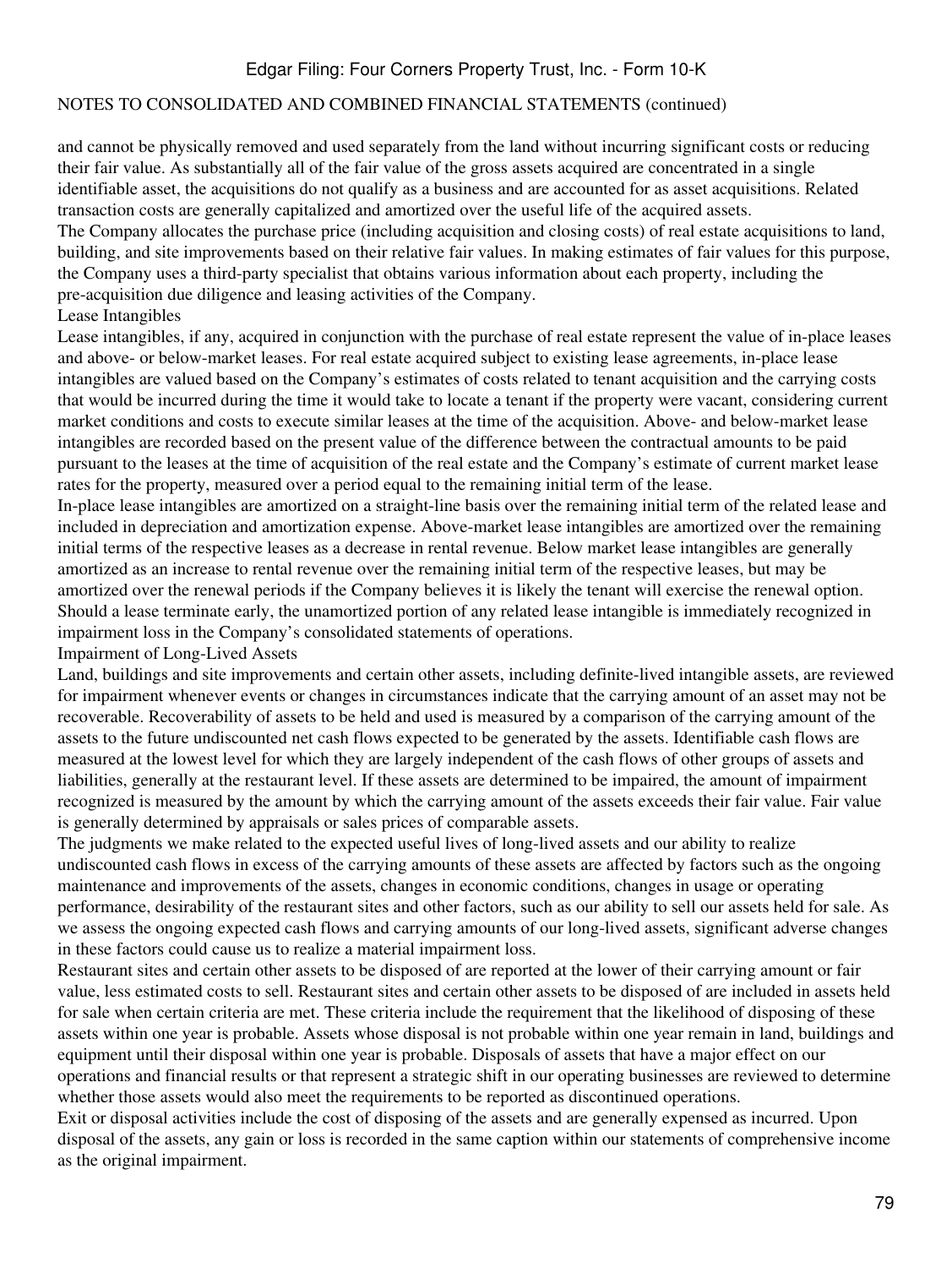and cannot be physically removed and used separately from the land without incurring significant costs or reducing their fair value. As substantially all of the fair value of the gross assets acquired are concentrated in a single identifiable asset, the acquisitions do not qualify as a business and are accounted for as asset acquisitions. Related transaction costs are generally capitalized and amortized over the useful life of the acquired assets.

The Company allocates the purchase price (including acquisition and closing costs) of real estate acquisitions to land, building, and site improvements based on their relative fair values. In making estimates of fair values for this purpose, the Company uses a third-party specialist that obtains various information about each property, including the pre-acquisition due diligence and leasing activities of the Company.

### Lease Intangibles

Lease intangibles, if any, acquired in conjunction with the purchase of real estate represent the value of in-place leases and above- or below-market leases. For real estate acquired subject to existing lease agreements, in-place lease intangibles are valued based on the Company's estimates of costs related to tenant acquisition and the carrying costs that would be incurred during the time it would take to locate a tenant if the property were vacant, considering current market conditions and costs to execute similar leases at the time of the acquisition. Above- and below-market lease intangibles are recorded based on the present value of the difference between the contractual amounts to be paid pursuant to the leases at the time of acquisition of the real estate and the Company's estimate of current market lease rates for the property, measured over a period equal to the remaining initial term of the lease.

In-place lease intangibles are amortized on a straight-line basis over the remaining initial term of the related lease and included in depreciation and amortization expense. Above-market lease intangibles are amortized over the remaining initial terms of the respective leases as a decrease in rental revenue. Below market lease intangibles are generally amortized as an increase to rental revenue over the remaining initial term of the respective leases, but may be amortized over the renewal periods if the Company believes it is likely the tenant will exercise the renewal option. Should a lease terminate early, the unamortized portion of any related lease intangible is immediately recognized in impairment loss in the Company's consolidated statements of operations.

### Impairment of Long-Lived Assets

Land, buildings and site improvements and certain other assets, including definite-lived intangible assets, are reviewed for impairment whenever events or changes in circumstances indicate that the carrying amount of an asset may not be recoverable. Recoverability of assets to be held and used is measured by a comparison of the carrying amount of the assets to the future undiscounted net cash flows expected to be generated by the assets. Identifiable cash flows are measured at the lowest level for which they are largely independent of the cash flows of other groups of assets and liabilities, generally at the restaurant level. If these assets are determined to be impaired, the amount of impairment recognized is measured by the amount by which the carrying amount of the assets exceeds their fair value. Fair value is generally determined by appraisals or sales prices of comparable assets.

The judgments we make related to the expected useful lives of long-lived assets and our ability to realize undiscounted cash flows in excess of the carrying amounts of these assets are affected by factors such as the ongoing maintenance and improvements of the assets, changes in economic conditions, changes in usage or operating performance, desirability of the restaurant sites and other factors, such as our ability to sell our assets held for sale. As we assess the ongoing expected cash flows and carrying amounts of our long-lived assets, significant adverse changes in these factors could cause us to realize a material impairment loss.

Restaurant sites and certain other assets to be disposed of are reported at the lower of their carrying amount or fair value, less estimated costs to sell. Restaurant sites and certain other assets to be disposed of are included in assets held for sale when certain criteria are met. These criteria include the requirement that the likelihood of disposing of these assets within one year is probable. Assets whose disposal is not probable within one year remain in land, buildings and equipment until their disposal within one year is probable. Disposals of assets that have a major effect on our operations and financial results or that represent a strategic shift in our operating businesses are reviewed to determine whether those assets would also meet the requirements to be reported as discontinued operations.

Exit or disposal activities include the cost of disposing of the assets and are generally expensed as incurred. Upon disposal of the assets, any gain or loss is recorded in the same caption within our statements of comprehensive income as the original impairment.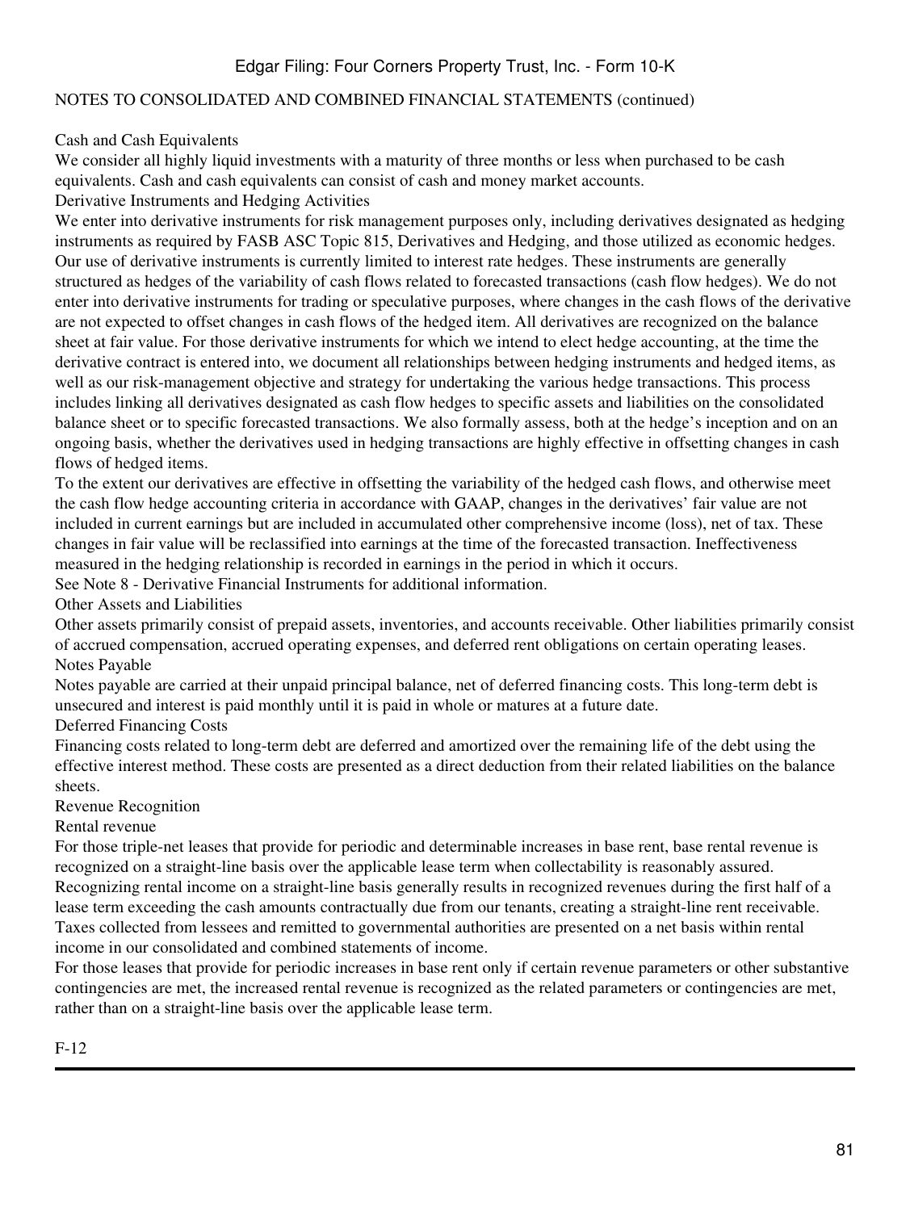NOTES TO CONSOLIDATED AND COMBINED FINANCIAL STATEMENTS (continued)

### Cash and Cash Equivalents

We consider all highly liquid investments with a maturity of three months or less when purchased to be cash equivalents. Cash and cash equivalents can consist of cash and money market accounts.

### Derivative Instruments and Hedging Activities

We enter into derivative instruments for risk management purposes only, including derivatives designated as hedging instruments as required by FASB ASC Topic 815, Derivatives and Hedging, and those utilized as economic hedges. Our use of derivative instruments is currently limited to interest rate hedges. These instruments are generally structured as hedges of the variability of cash flows related to forecasted transactions (cash flow hedges). We do not enter into derivative instruments for trading or speculative purposes, where changes in the cash flows of the derivative are not expected to offset changes in cash flows of the hedged item. All derivatives are recognized on the balance sheet at fair value. For those derivative instruments for which we intend to elect hedge accounting, at the time the derivative contract is entered into, we document all relationships between hedging instruments and hedged items, as well as our risk-management objective and strategy for undertaking the various hedge transactions. This process includes linking all derivatives designated as cash flow hedges to specific assets and liabilities on the consolidated balance sheet or to specific forecasted transactions. We also formally assess, both at the hedge's inception and on an ongoing basis, whether the derivatives used in hedging transactions are highly effective in offsetting changes in cash flows of hedged items.

To the extent our derivatives are effective in offsetting the variability of the hedged cash flows, and otherwise meet the cash flow hedge accounting criteria in accordance with GAAP, changes in the derivatives' fair value are not included in current earnings but are included in accumulated other comprehensive income (loss), net of tax. These changes in fair value will be reclassified into earnings at the time of the forecasted transaction. Ineffectiveness measured in the hedging relationship is recorded in earnings in the period in which it occurs.

See Note 8 - Derivative Financial Instruments for additional information.

### Other Assets and Liabilities

Other assets primarily consist of prepaid assets, inventories, and accounts receivable. Other liabilities primarily consist of accrued compensation, accrued operating expenses, and deferred rent obligations on certain operating leases.

### Notes Payable

Notes payable are carried at their unpaid principal balance, net of deferred financing costs. This long-term debt is unsecured and interest is paid monthly until it is paid in whole or matures at a future date.

### Deferred Financing Costs

Financing costs related to long-term debt are deferred and amortized over the remaining life of the debt using the effective interest method. These costs are presented as a direct deduction from their related liabilities on the balance sheets.

### Revenue Recognition

#### Rental revenue

For those triple-net leases that provide for periodic and determinable increases in base rent, base rental revenue is recognized on a straight-line basis over the applicable lease term when collectability is reasonably assured. Recognizing rental income on a straight-line basis generally results in recognized revenues during the first half of a lease term exceeding the cash amounts contractually due from our tenants, creating a straight-line rent receivable. Taxes collected from lessees and remitted to governmental authorities are presented on a net basis within rental income in our consolidated and combined statements of income.

For those leases that provide for periodic increases in base rent only if certain revenue parameters or other substantive contingencies are met, the increased rental revenue is recognized as the related parameters or contingencies are met, rather than on a straight-line basis over the applicable lease term.

F-12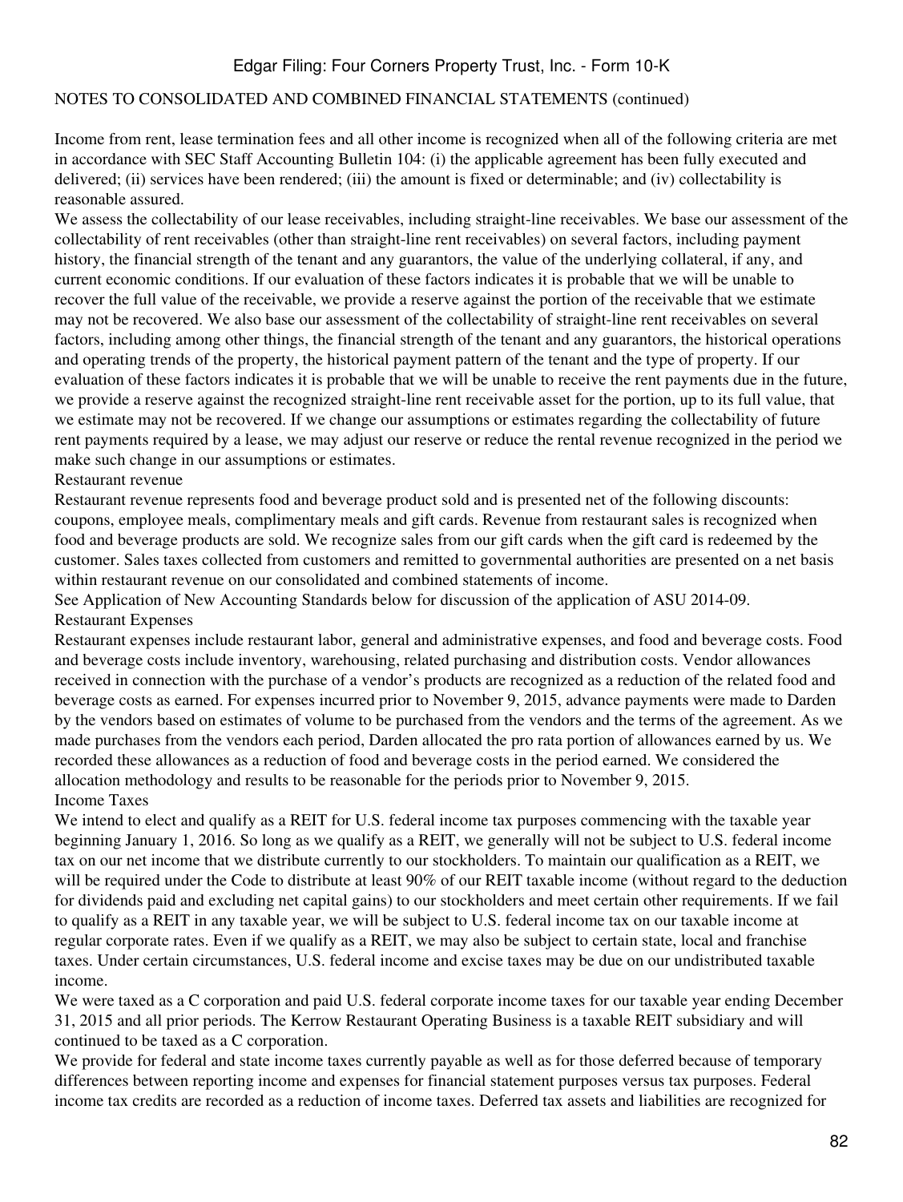NOTES TO CONSOLIDATED AND COMBINED FINANCIAL STATEMENTS (continued)

Income from rent, lease termination fees and all other income is recognized when all of the following criteria are met in accordance with SEC Staff Accounting Bulletin 104: (i) the applicable agreement has been fully executed and delivered; (ii) services have been rendered; (iii) the amount is fixed or determinable; and (iv) collectability is reasonable assured.

We assess the collectability of our lease receivables, including straight-line receivables. We base our assessment of the collectability of rent receivables (other than straight-line rent receivables) on several factors, including payment history, the financial strength of the tenant and any guarantors, the value of the underlying collateral, if any, and current economic conditions. If our evaluation of these factors indicates it is probable that we will be unable to recover the full value of the receivable, we provide a reserve against the portion of the receivable that we estimate may not be recovered. We also base our assessment of the collectability of straight-line rent receivables on several factors, including among other things, the financial strength of the tenant and any guarantors, the historical operations and operating trends of the property, the historical payment pattern of the tenant and the type of property. If our evaluation of these factors indicates it is probable that we will be unable to receive the rent payments due in the future, we provide a reserve against the recognized straight-line rent receivable asset for the portion, up to its full value, that we estimate may not be recovered. If we change our assumptions or estimates regarding the collectability of future rent payments required by a lease, we may adjust our reserve or reduce the rental revenue recognized in the period we make such change in our assumptions or estimates.

### Restaurant revenue

Restaurant revenue represents food and beverage product sold and is presented net of the following discounts: coupons, employee meals, complimentary meals and gift cards. Revenue from restaurant sales is recognized when food and beverage products are sold. We recognize sales from our gift cards when the gift card is redeemed by the customer. Sales taxes collected from customers and remitted to governmental authorities are presented on a net basis within restaurant revenue on our consolidated and combined statements of income.

See Application of New Accounting Standards below for discussion of the application of ASU 2014-09.

### Restaurant Expenses

Restaurant expenses include restaurant labor, general and administrative expenses, and food and beverage costs. Food and beverage costs include inventory, warehousing, related purchasing and distribution costs. Vendor allowances received in connection with the purchase of a vendor's products are recognized as a reduction of the related food and beverage costs as earned. For expenses incurred prior to November 9, 2015, advance payments were made to Darden by the vendors based on estimates of volume to be purchased from the vendors and the terms of the agreement. As we made purchases from the vendors each period, Darden allocated the pro rata portion of allowances earned by us. We recorded these allowances as a reduction of food and beverage costs in the period earned. We considered the allocation methodology and results to be reasonable for the periods prior to November 9, 2015.

### Income Taxes

We intend to elect and qualify as a REIT for U.S. federal income tax purposes commencing with the taxable year beginning January 1, 2016. So long as we qualify as a REIT, we generally will not be subject to U.S. federal income tax on our net income that we distribute currently to our stockholders. To maintain our qualification as a REIT, we will be required under the Code to distribute at least 90% of our REIT taxable income (without regard to the deduction for dividends paid and excluding net capital gains) to our stockholders and meet certain other requirements. If we fail to qualify as a REIT in any taxable year, we will be subject to U.S. federal income tax on our taxable income at regular corporate rates. Even if we qualify as a REIT, we may also be subject to certain state, local and franchise taxes. Under certain circumstances, U.S. federal income and excise taxes may be due on our undistributed taxable income.

We were taxed as a C corporation and paid U.S. federal corporate income taxes for our taxable year ending December 31, 2015 and all prior periods. The Kerrow Restaurant Operating Business is a taxable REIT subsidiary and will continued to be taxed as a C corporation.

We provide for federal and state income taxes currently payable as well as for those deferred because of temporary differences between reporting income and expenses for financial statement purposes versus tax purposes. Federal income tax credits are recorded as a reduction of income taxes. Deferred tax assets and liabilities are recognized for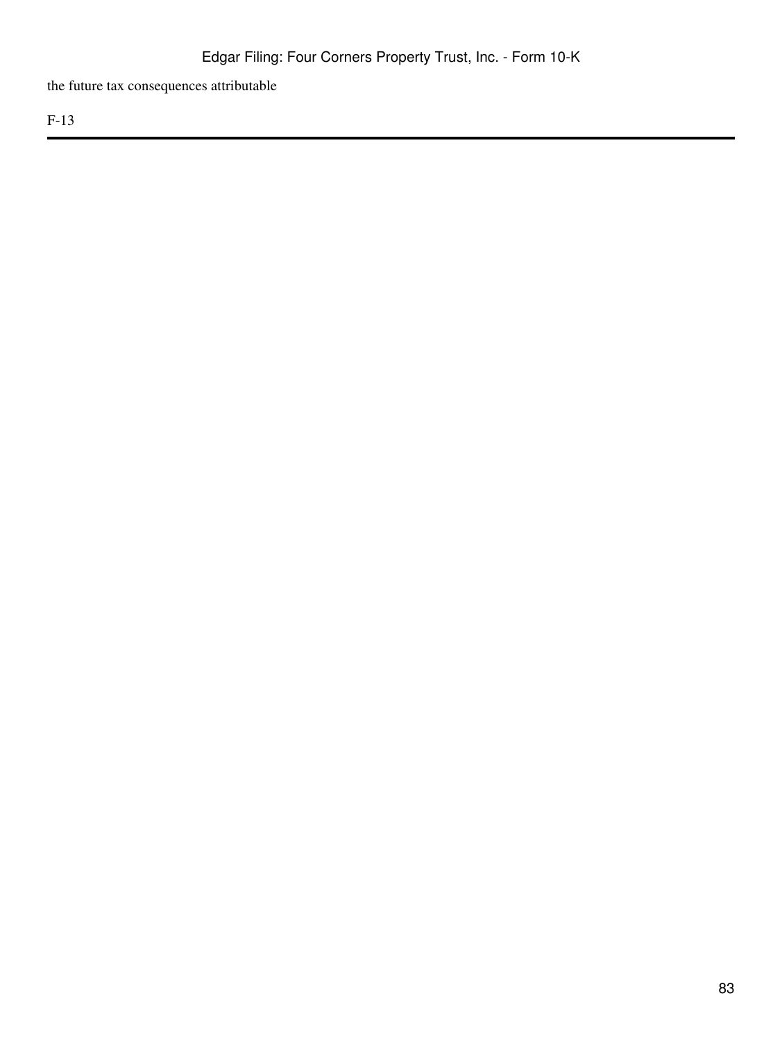the future tax consequences attributable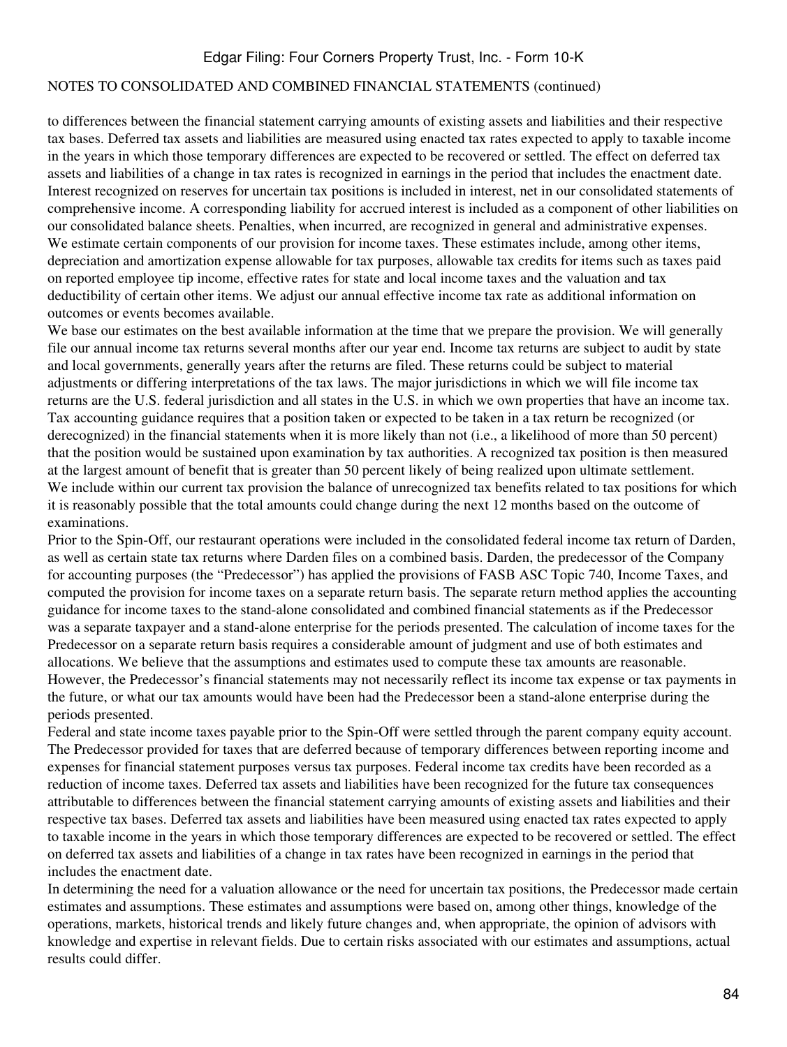to differences between the financial statement carrying amounts of existing assets and liabilities and their respective tax bases. Deferred tax assets and liabilities are measured using enacted tax rates expected to apply to taxable income in the years in which those temporary differences are expected to be recovered or settled. The effect on deferred tax assets and liabilities of a change in tax rates is recognized in earnings in the period that includes the enactment date. Interest recognized on reserves for uncertain tax positions is included in interest, net in our consolidated statements of comprehensive income. A corresponding liability for accrued interest is included as a component of other liabilities on our consolidated balance sheets. Penalties, when incurred, are recognized in general and administrative expenses.

We estimate certain components of our provision for income taxes. These estimates include, among other items, depreciation and amortization expense allowable for tax purposes, allowable tax credits for items such as taxes paid on reported employee tip income, effective rates for state and local income taxes and the valuation and tax deductibility of certain other items. We adjust our annual effective income tax rate as additional information on outcomes or events becomes available.

We base our estimates on the best available information at the time that we prepare the provision. We will generally file our annual income tax returns several months after our year end. Income tax returns are subject to audit by state and local governments, generally years after the returns are filed. These returns could be subject to material adjustments or differing interpretations of the tax laws. The major jurisdictions in which we will file income tax returns are the U.S. federal jurisdiction and all states in the U.S. in which we own properties that have an income tax.

Tax accounting guidance requires that a position taken or expected to be taken in a tax return be recognized (or derecognized) in the financial statements when it is more likely than not (i.e., a likelihood of more than 50 percent) that the position would be sustained upon examination by tax authorities. A recognized tax position is then measured at the largest amount of benefit that is greater than 50 percent likely of being realized upon ultimate settlement.

We include within our current tax provision the balance of unrecognized tax benefits related to tax positions for which it is reasonably possible that the total amounts could change during the next 12 months based on the outcome of examinations.

Prior to the Spin-Off, our restaurant operations were included in the consolidated federal income tax return of Darden, as well as certain state tax returns where Darden files on a combined basis. Darden, the predecessor of the Company for accounting purposes (the "Predecessor") has applied the provisions of FASB ASC Topic 740, Income Taxes, and computed the provision for income taxes on a separate return basis. The separate return method applies the accounting guidance for income taxes to the stand-alone consolidated and combined financial statements as if the Predecessor was a separate taxpayer and a stand-alone enterprise for the periods presented. The calculation of income taxes for the Predecessor on a separate return basis requires a considerable amount of judgment and use of both estimates and allocations. We believe that the assumptions and estimates used to compute these tax amounts are reasonable. However, the Predecessor's financial statements may not necessarily reflect its income tax expense or tax payments in the future, or what our tax amounts would have been had the Predecessor been a stand-alone enterprise during the periods presented.

Federal and state income taxes payable prior to the Spin-Off were settled through the parent company equity account. The Predecessor provided for taxes that are deferred because of temporary differences between reporting income and expenses for financial statement purposes versus tax purposes. Federal income tax credits have been recorded as a reduction of income taxes. Deferred tax assets and liabilities have been recognized for the future tax consequences attributable to differences between the financial statement carrying amounts of existing assets and liabilities and their respective tax bases. Deferred tax assets and liabilities have been measured using enacted tax rates expected to apply to taxable income in the years in which those temporary differences are expected to be recovered or settled. The effect on deferred tax assets and liabilities of a change in tax rates have been recognized in earnings in the period that includes the enactment date.

In determining the need for a valuation allowance or the need for uncertain tax positions, the Predecessor made certain estimates and assumptions. These estimates and assumptions were based on, among other things, knowledge of the operations, markets, historical trends and likely future changes and, when appropriate, the opinion of advisors with knowledge and expertise in relevant fields. Due to certain risks associated with our estimates and assumptions, actual results could differ.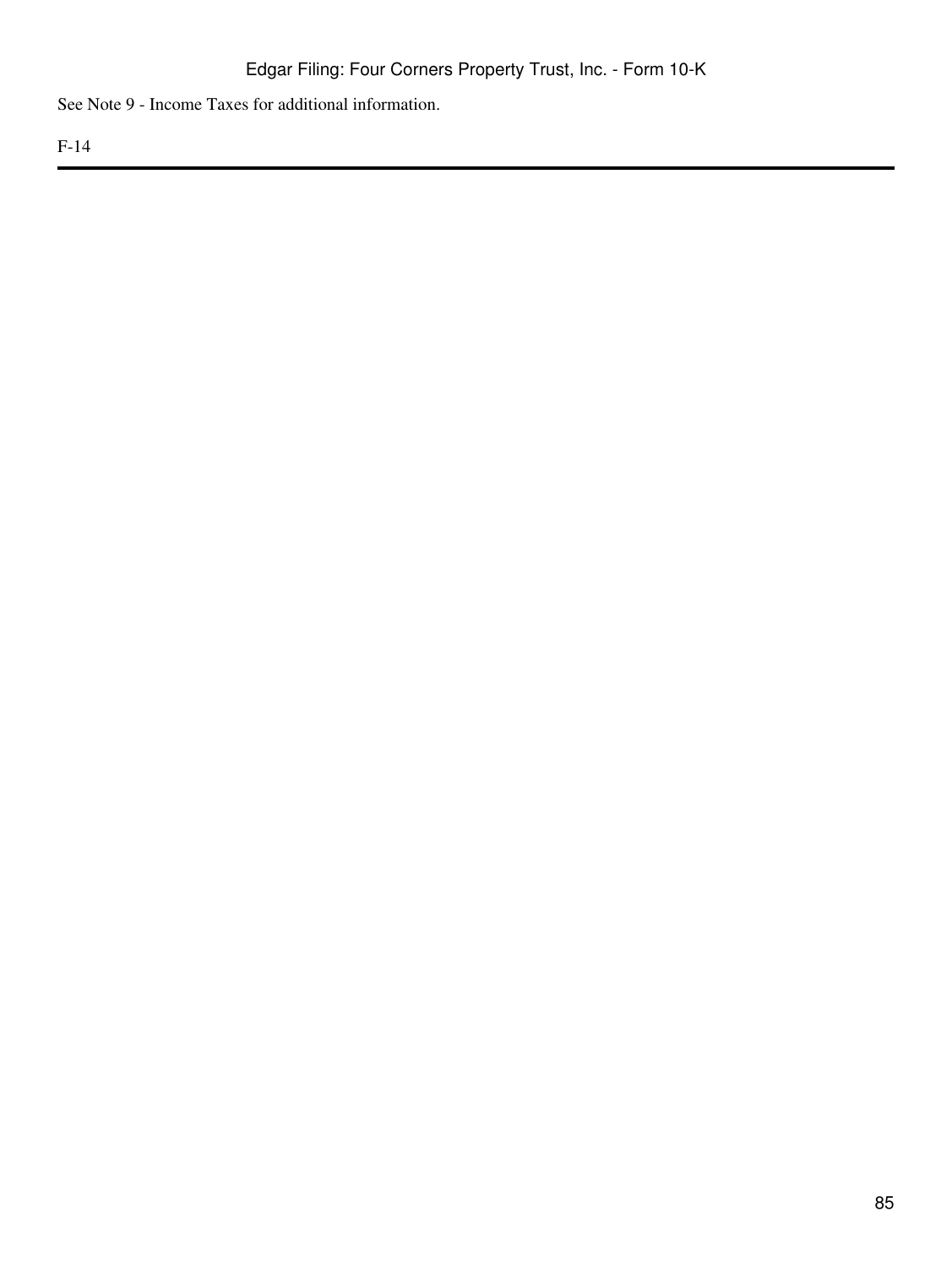See Note 9 - Income Taxes for additional information.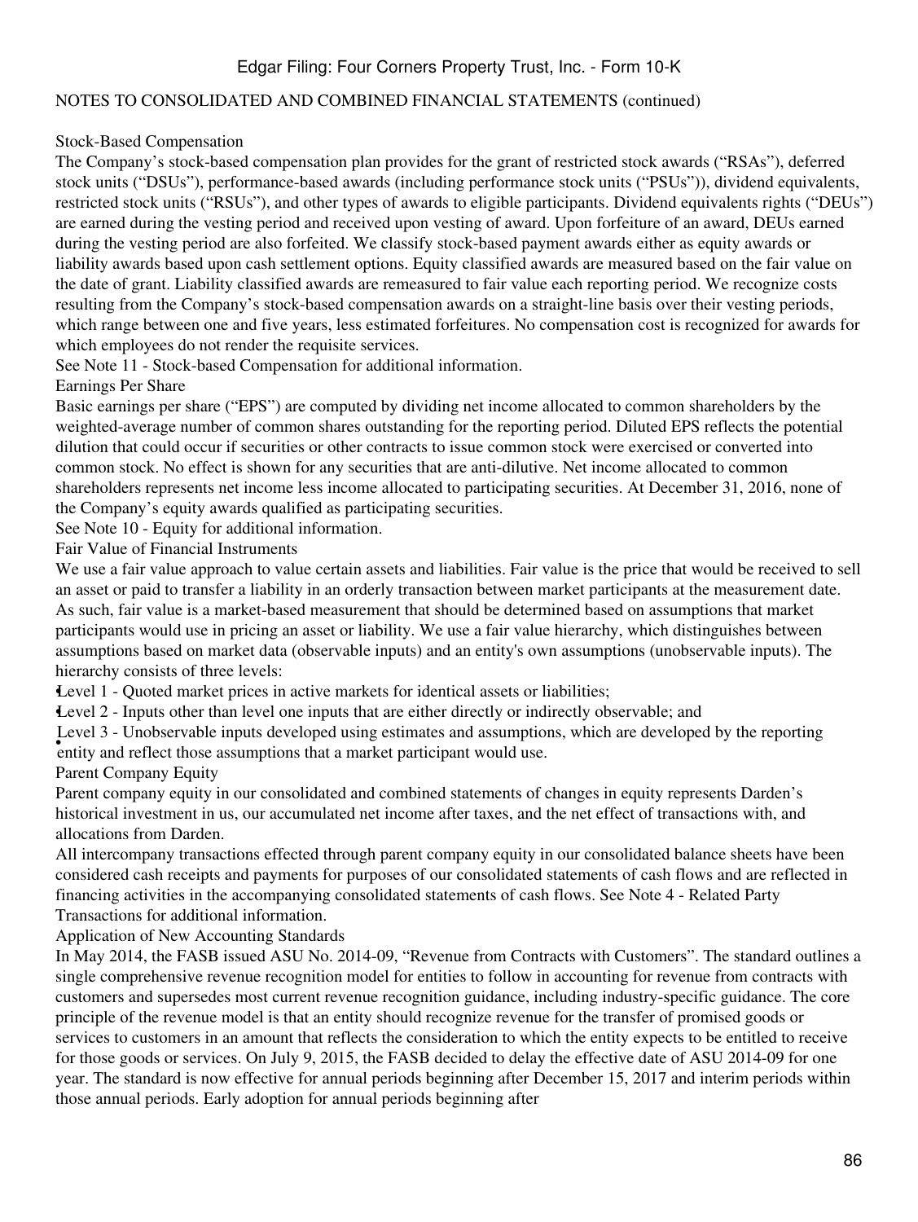NOTES TO CONSOLIDATED AND COMBINED FINANCIAL STATEMENTS (continued)

### Stock-Based Compensation

The Company's stock-based compensation plan provides for the grant of restricted stock awards ("RSAs"), deferred stock units ("DSUs"), performance-based awards (including performance stock units ("PSUs")), dividend equivalents, restricted stock units ("RSUs"), and other types of awards to eligible participants. Dividend equivalents rights ("DEUs") are earned during the vesting period and received upon vesting of award. Upon forfeiture of an award, DEUs earned during the vesting period are also forfeited. We classify stock-based payment awards either as equity awards or liability awards based upon cash settlement options. Equity classified awards are measured based on the fair value on the date of grant. Liability classified awards are remeasured to fair value each reporting period. We recognize costs resulting from the Company's stock-based compensation awards on a straight-line basis over their vesting periods, which range between one and five years, less estimated forfeitures. No compensation cost is recognized for awards for which employees do not render the requisite services.

See Note 11 - Stock-based Compensation for additional information.

### Earnings Per Share

Basic earnings per share ("EPS") are computed by dividing net income allocated to common shareholders by the weighted-average number of common shares outstanding for the reporting period. Diluted EPS reflects the potential dilution that could occur if securities or other contracts to issue common stock were exercised or converted into common stock. No effect is shown for any securities that are anti-dilutive. Net income allocated to common shareholders represents net income less income allocated to participating securities. At December 31, 2016, none of the Company's equity awards qualified as participating securities.

See Note 10 - Equity for additional information.

### Fair Value of Financial Instruments

We use a fair value approach to value certain assets and liabilities. Fair value is the price that would be received to sell an asset or paid to transfer a liability in an orderly transaction between market participants at the measurement date. As such, fair value is a market-based measurement that should be determined based on assumptions that market participants would use in pricing an asset or liability. We use a fair value hierarchy, which distinguishes between assumptions based on market data (observable inputs) and an entity's own assumptions (unobservable inputs). The hierarchy consists of three levels:

- Level 1 - Quoted market prices in active markets for identical assets or liabilities;
- Level 2 - Inputs other than level one inputs that are either directly or indirectly observable; and
- Level 3 - Unobservable inputs developed using estimates and assumptions, which are developed by the reporting entity and reflect those assumptions that a market participant would use.

### Parent Company Equity

Parent company equity in our consolidated and combined statements of changes in equity represents Darden's historical investment in us, our accumulated net income after taxes, and the net effect of transactions with, and allocations from Darden.

All intercompany transactions effected through parent company equity in our consolidated balance sheets have been considered cash receipts and payments for purposes of our consolidated statements of cash flows and are reflected in financing activities in the accompanying consolidated statements of cash flows. See Note 4 - Related Party Transactions for additional information.

### Application of New Accounting Standards

In May 2014, the FASB issued ASU No. 2014-09, "Revenue from Contracts with Customers". The standard outlines a single comprehensive revenue recognition model for entities to follow in accounting for revenue from contracts with customers and supersedes most current revenue recognition guidance, including industry-specific guidance. The core principle of the revenue model is that an entity should recognize revenue for the transfer of promised goods or services to customers in an amount that reflects the consideration to which the entity expects to be entitled to receive for those goods or services. On July 9, 2015, the FASB decided to delay the effective date of ASU 2014-09 for one year. The standard is now effective for annual periods beginning after December 15, 2017 and interim periods within those annual periods. Early adoption for annual periods beginning after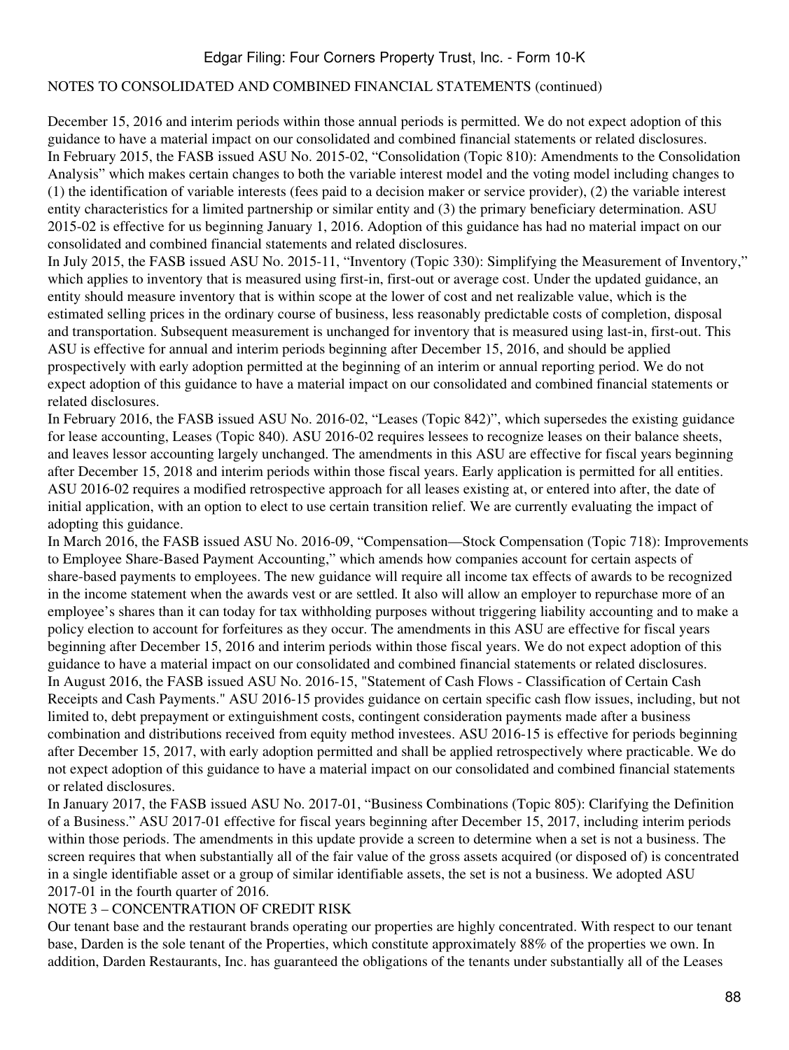NOTES TO CONSOLIDATED AND COMBINED FINANCIAL STATEMENTS (continued)

December 15, 2016 and interim periods within those annual periods is permitted. We do not expect adoption of this guidance to have a material impact on our consolidated and combined financial statements or related disclosures.

In February 2015, the FASB issued ASU No. 2015-02, "Consolidation (Topic 810): Amendments to the Consolidation Analysis" which makes certain changes to both the variable interest model and the voting model including changes to (1) the identification of variable interests (fees paid to a decision maker or service provider), (2) the variable interest entity characteristics for a limited partnership or similar entity and (3) the primary beneficiary determination. ASU 2015-02 is effective for us beginning January 1, 2016. Adoption of this guidance has had no material impact on our consolidated and combined financial statements and related disclosures.

In July 2015, the FASB issued ASU No. 2015-11, "Inventory (Topic 330): Simplifying the Measurement of Inventory," which applies to inventory that is measured using first-in, first-out or average cost. Under the updated guidance, an entity should measure inventory that is within scope at the lower of cost and net realizable value, which is the estimated selling prices in the ordinary course of business, less reasonably predictable costs of completion, disposal and transportation. Subsequent measurement is unchanged for inventory that is measured using last-in, first-out. This ASU is effective for annual and interim periods beginning after December 15, 2016, and should be applied prospectively with early adoption permitted at the beginning of an interim or annual reporting period. We do not expect adoption of this guidance to have a material impact on our consolidated and combined financial statements or related disclosures.

In February 2016, the FASB issued ASU No. 2016-02, "Leases (Topic 842)", which supersedes the existing guidance for lease accounting, Leases (Topic 840). ASU 2016-02 requires lessees to recognize leases on their balance sheets, and leaves lessor accounting largely unchanged. The amendments in this ASU are effective for fiscal years beginning after December 15, 2018 and interim periods within those fiscal years. Early application is permitted for all entities. ASU 2016-02 requires a modified retrospective approach for all leases existing at, or entered into after, the date of initial application, with an option to elect to use certain transition relief. We are currently evaluating the impact of adopting this guidance.

In March 2016, the FASB issued ASU No. 2016-09, "Compensation—Stock Compensation (Topic 718): Improvements to Employee Share-Based Payment Accounting," which amends how companies account for certain aspects of share-based payments to employees. The new guidance will require all income tax effects of awards to be recognized in the income statement when the awards vest or are settled. It also will allow an employer to repurchase more of an employee's shares than it can today for tax withholding purposes without triggering liability accounting and to make a policy election to account for forfeitures as they occur. The amendments in this ASU are effective for fiscal years beginning after December 15, 2016 and interim periods within those fiscal years. We do not expect adoption of this guidance to have a material impact on our consolidated and combined financial statements or related disclosures.

In August 2016, the FASB issued ASU No. 2016-15, "Statement of Cash Flows - Classification of Certain Cash Receipts and Cash Payments." ASU 2016-15 provides guidance on certain specific cash flow issues, including, but not limited to, debt prepayment or extinguishment costs, contingent consideration payments made after a business combination and distributions received from equity method investees. ASU 2016-15 is effective for periods beginning after December 15, 2017, with early adoption permitted and shall be applied retrospectively where practicable. We do not expect adoption of this guidance to have a material impact on our consolidated and combined financial statements or related disclosures.

In January 2017, the FASB issued ASU No. 2017-01, "Business Combinations (Topic 805): Clarifying the Definition of a Business." ASU 2017-01 effective for fiscal years beginning after December 15, 2017, including interim periods within those periods. The amendments in this update provide a screen to determine when a set is not a business. The screen requires that when substantially all of the fair value of the gross assets acquired (or disposed of) is concentrated in a single identifiable asset or a group of similar identifiable assets, the set is not a business. We adopted ASU 2017-01 in the fourth quarter of 2016.

## NOTE 3 – CONCENTRATION OF CREDIT RISK

Our tenant base and the restaurant brands operating our properties are highly concentrated. With respect to our tenant base, Darden is the sole tenant of the Properties, which constitute approximately 88% of the properties we own. In addition, Darden Restaurants, Inc. has guaranteed the obligations of the tenants under substantially all of the Leases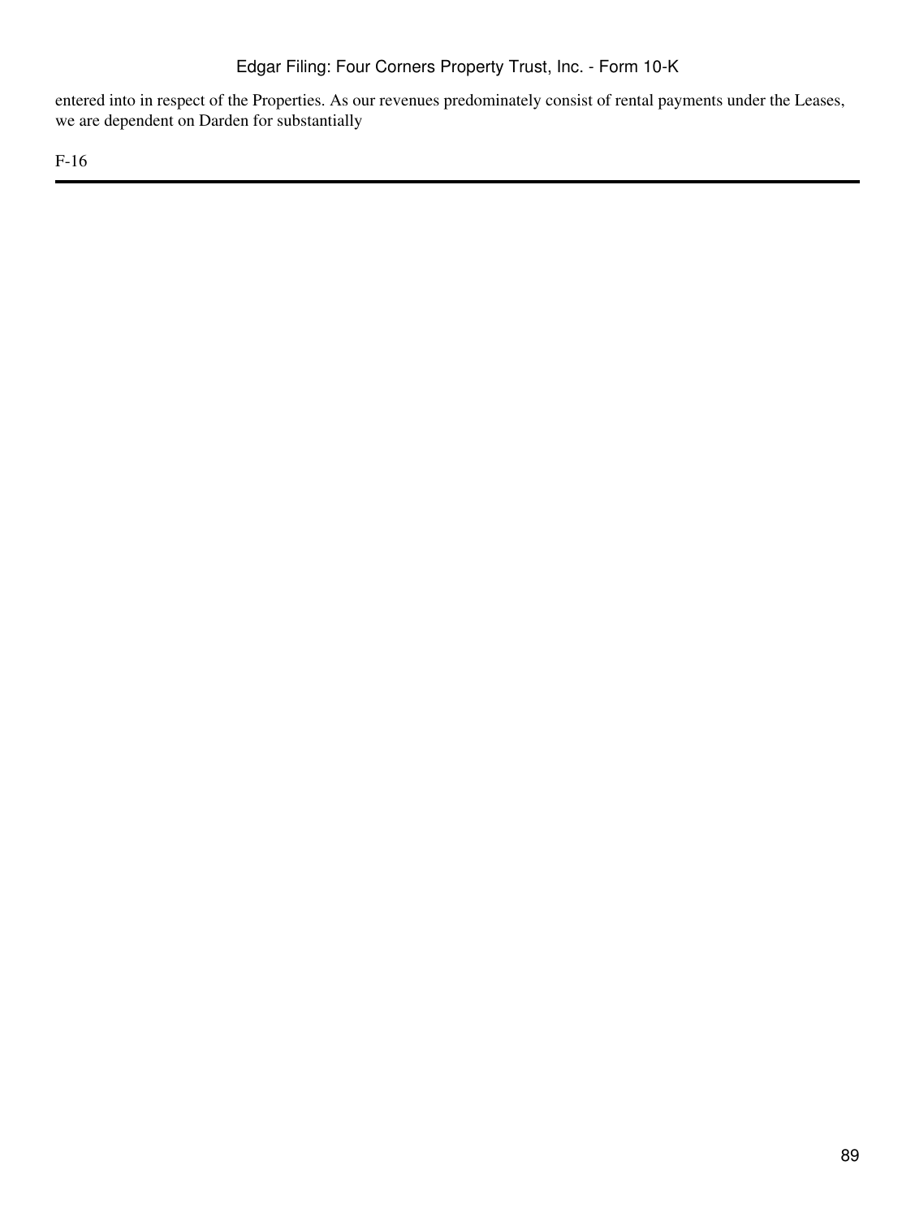entered into in respect of the Properties. As our revenues predominately consist of rental payments under the Leases, we are dependent on Darden for substantially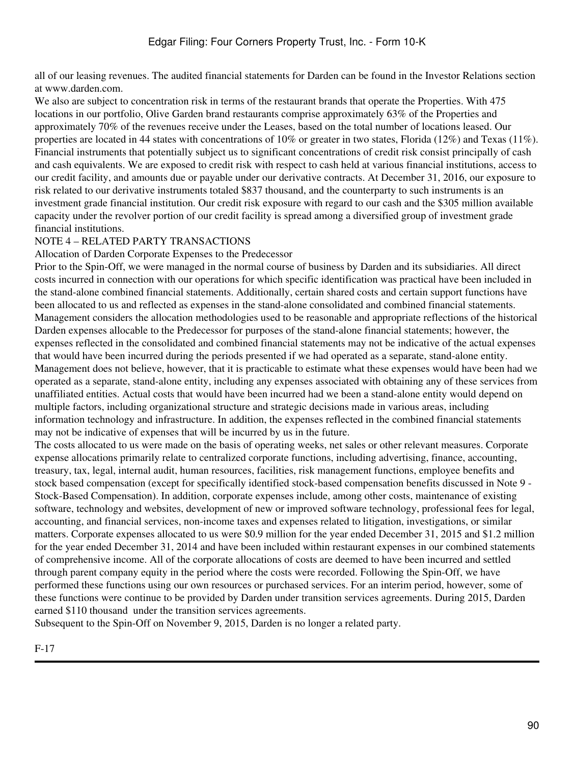all of our leasing revenues. The audited financial statements for Darden can be found in the Investor Relations section at www.darden.com.

We also are subject to concentration risk in terms of the restaurant brands that operate the Properties. With 475 locations in our portfolio, Olive Garden brand restaurants comprise approximately 63% of the Properties and approximately 70% of the revenues receive under the Leases, based on the total number of locations leased. Our properties are located in 44 states with concentrations of 10% or greater in two states, Florida (12%) and Texas (11%).

Financial instruments that potentially subject us to significant concentrations of credit risk consist principally of cash and cash equivalents. We are exposed to credit risk with respect to cash held at various financial institutions, access to our credit facility, and amounts due or payable under our derivative contracts. At December 31, 2016, our exposure to risk related to our derivative instruments totaled $837 thousand, and the counterparty to such instruments is an investment grade financial institution. Our credit risk exposure with regard to our cash and the $305 million available capacity under the revolver portion of our credit facility is spread among a diversified group of investment grade financial institutions.

NOTE 4 – RELATED PARTY TRANSACTIONS

Allocation of Darden Corporate Expenses to the Predecessor

Prior to the Spin-Off, we were managed in the normal course of business by Darden and its subsidiaries. All direct costs incurred in connection with our operations for which specific identification was practical have been included in the stand-alone combined financial statements. Additionally, certain shared costs and certain support functions have been allocated to us and reflected as expenses in the stand-alone consolidated and combined financial statements. Management considers the allocation methodologies used to be reasonable and appropriate reflections of the historical Darden expenses allocable to the Predecessor for purposes of the stand-alone financial statements; however, the expenses reflected in the consolidated and combined financial statements may not be indicative of the actual expenses that would have been incurred during the periods presented if we had operated as a separate, stand-alone entity. Management does not believe, however, that it is practicable to estimate what these expenses would have been had we operated as a separate, stand-alone entity, including any expenses associated with obtaining any of these services from unaffiliated entities. Actual costs that would have been incurred had we been a stand-alone entity would depend on multiple factors, including organizational structure and strategic decisions made in various areas, including information technology and infrastructure. In addition, the expenses reflected in the combined financial statements may not be indicative of expenses that will be incurred by us in the future.

The costs allocated to us were made on the basis of operating weeks, net sales or other relevant measures. Corporate expense allocations primarily relate to centralized corporate functions, including advertising, finance, accounting, treasury, tax, legal, internal audit, human resources, facilities, risk management functions, employee benefits and stock based compensation (except for specifically identified stock-based compensation benefits discussed in Note 9 - Stock-Based Compensation). In addition, corporate expenses include, among other costs, maintenance of existing software, technology and websites, development of new or improved software technology, professional fees for legal, accounting, and financial services, non-income taxes and expenses related to litigation, investigations, or similar matters. Corporate expenses allocated to us were $0.9 million for the year ended December 31, 2015 and $1.2 million for the year ended December 31, 2014 and have been included within restaurant expenses in our combined statements of comprehensive income. All of the corporate allocations of costs are deemed to have been incurred and settled through parent company equity in the period where the costs were recorded. Following the Spin-Off, we have performed these functions using our own resources or purchased services. For an interim period, however, some of these functions were continue to be provided by Darden under transition services agreements. During 2015, Darden earned $110 thousand under the transition services agreements.

Subsequent to the Spin-Off on November 9, 2015, Darden is no longer a related party.

F-17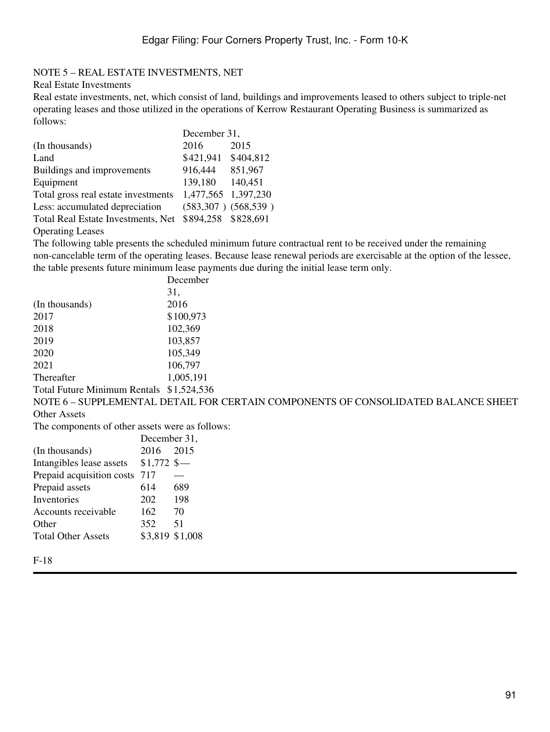## NOTE 5 – REAL ESTATE INVESTMENTS, NET

### Real Estate Investments

Real estate investments, net, which consist of land, buildings and improvements leased to others subject to triple-net operating leases and those utilized in the operations of Kerrow Restaurant Operating Business is summarized as follows:

| | December 31, | |
|---|---|---|
| (In thousands) | 2016 | 2015 |
| Land | $421,941 | $404,812 |
| Buildings and improvements | 916,444 | 851,967 |
| Equipment | 139,180 | 140,451 |
| Total gross real estate investments | 1,477,565 | 1,397,230 |
| Less: accumulated depreciation | (583,307 ) | (568,539 ) |
| Total Real Estate Investments, Net | $894,258 | $828,691 |

### Operating Leases

The following table presents the scheduled minimum future contractual rent to be received under the remaining non-cancelable term of the operating leases. Because lease renewal periods are exercisable at the option of the lessee, the table presents future minimum lease payments due during the initial lease term only.

| | December 31, |
|---|---|
| (In thousands) | 2016 |
| 2017 | $100,973 |
| 2018 | 102,369 |
| 2019 | 103,857 |
| 2020 | 105,349 |
| 2021 | 106,797 |
| Thereafter | 1,005,191 |
| Total Future Minimum Rentals | $1,524,536 |

## NOTE 6 – SUPPLEMENTAL DETAIL FOR CERTAIN COMPONENTS OF CONSOLIDATED BALANCE SHEET

### Other Assets

The components of other assets were as follows:

| | December 31, | |
|---|---|---|
| (In thousands) | 2016 | 2015 |
| Intangibles lease assets | $1,772 | $— |
| Prepaid acquisition costs | 717 | — |
| Prepaid assets | 614 | 689 |
| Inventories | 202 | 198 |
| Accounts receivable | 162 | 70 |
| Other | 352 | 51 |
| Total Other Assets | $3,819 | $1,008 |

F-18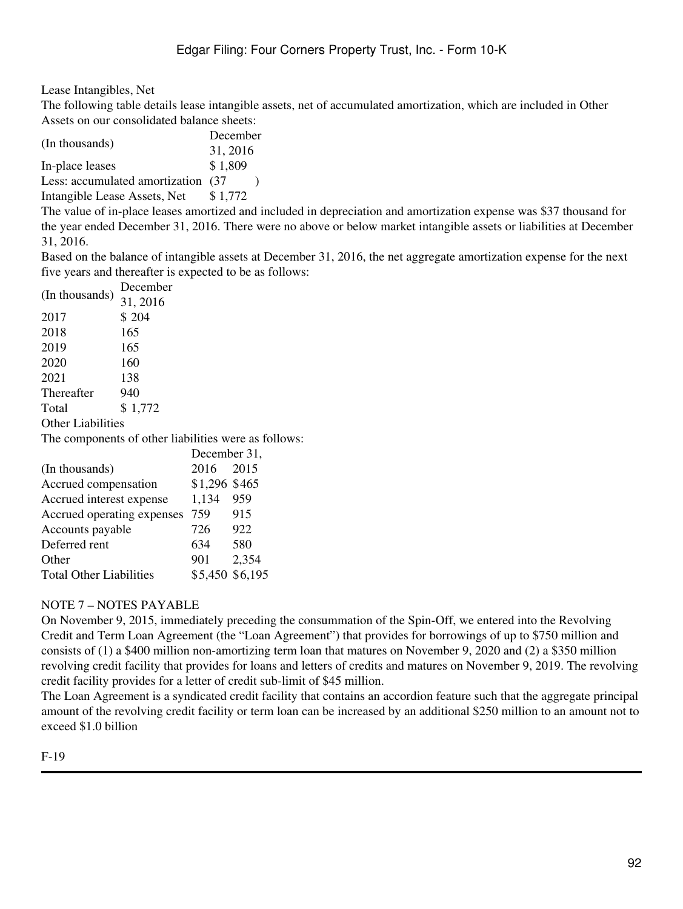Lease Intangibles, Net

The following table details lease intangible assets, net of accumulated amortization, which are included in Other Assets on our consolidated balance sheets:

| (In thousands) | December 31, 2016 |
|---|---|
| In-place leases | $ 1,809 |
| Less: accumulated amortization | (37 ) |
| Intangible Lease Assets, Net | $ 1,772 |

The value of in-place leases amortized and included in depreciation and amortization expense was $37 thousand for the year ended December 31, 2016. There were no above or below market intangible assets or liabilities at December 31, 2016.

Based on the balance of intangible assets at December 31, 2016, the net aggregate amortization expense for the next five years and thereafter is expected to be as follows:

| (In thousands) | December 31, 2016 |
|---|---|
| 2017 | $ 204 |
| 2018 | 165 |
| 2019 | 165 |
| 2020 | 160 |
| 2021 | 138 |
| Thereafter | 940 |
| Total | $ 1,772 |

Other Liabilities

The components of other liabilities were as follows:

| | December 31, | |
|---|---|---|
| (In thousands) | 2016 | 2015 |
| Accrued compensation | $1,296 | $465 |
| Accrued interest expense | 1,134 | 959 |
| Accrued operating expenses | 759 | 915 |
| Accounts payable | 726 | 922 |
| Deferred rent | 634 | 580 |
| Other | 901 | 2,354 |
| Total Other Liabilities | $5,450 | $6,195 |

NOTE 7 – NOTES PAYABLE

On November 9, 2015, immediately preceding the consummation of the Spin-Off, we entered into the Revolving Credit and Term Loan Agreement (the "Loan Agreement") that provides for borrowings of up to $750 million and consists of (1) a $400 million non-amortizing term loan that matures on November 9, 2020 and (2) a $350 million revolving credit facility that provides for loans and letters of credits and matures on November 9, 2019. The revolving credit facility provides for a letter of credit sub-limit of $45 million.

The Loan Agreement is a syndicated credit facility that contains an accordion feature such that the aggregate principal amount of the revolving credit facility or term loan can be increased by an additional $250 million to an amount not to exceed $1.0 billion

F-19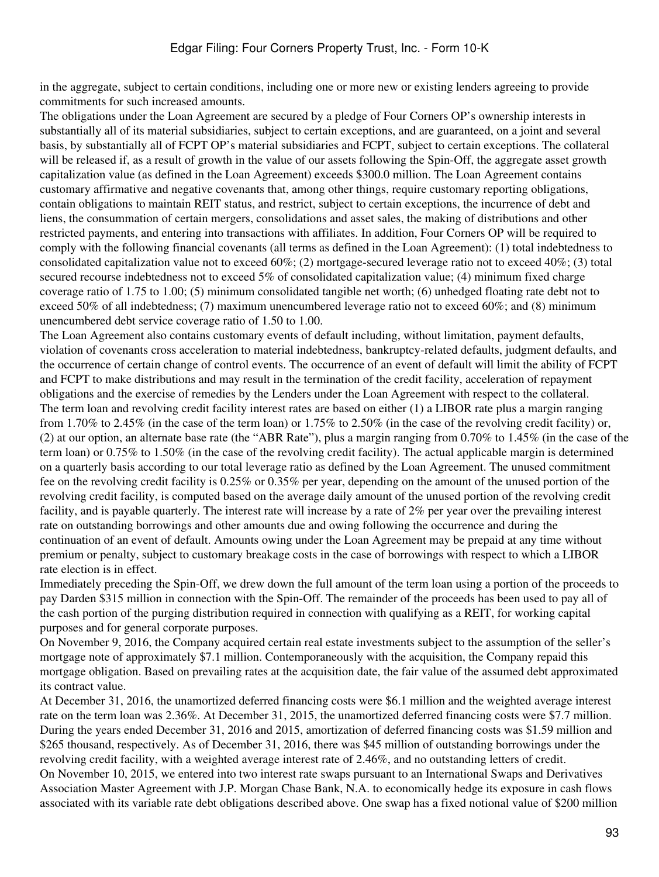in the aggregate, subject to certain conditions, including one or more new or existing lenders agreeing to provide commitments for such increased amounts.

The obligations under the Loan Agreement are secured by a pledge of Four Corners OP's ownership interests in substantially all of its material subsidiaries, subject to certain exceptions, and are guaranteed, on a joint and several basis, by substantially all of FCPT OP's material subsidiaries and FCPT, subject to certain exceptions. The collateral will be released if, as a result of growth in the value of our assets following the Spin-Off, the aggregate asset growth capitalization value (as defined in the Loan Agreement) exceeds $300.0 million. The Loan Agreement contains customary affirmative and negative covenants that, among other things, require customary reporting obligations, contain obligations to maintain REIT status, and restrict, subject to certain exceptions, the incurrence of debt and liens, the consummation of certain mergers, consolidations and asset sales, the making of distributions and other restricted payments, and entering into transactions with affiliates. In addition, Four Corners OP will be required to comply with the following financial covenants (all terms as defined in the Loan Agreement): (1) total indebtedness to consolidated capitalization value not to exceed 60%; (2) mortgage-secured leverage ratio not to exceed 40%; (3) total secured recourse indebtedness not to exceed 5% of consolidated capitalization value; (4) minimum fixed charge coverage ratio of 1.75 to 1.00; (5) minimum consolidated tangible net worth; (6) unhedged floating rate debt not to exceed 50% of all indebtedness; (7) maximum unencumbered leverage ratio not to exceed 60%; and (8) minimum unencumbered debt service coverage ratio of 1.50 to 1.00.

The Loan Agreement also contains customary events of default including, without limitation, payment defaults, violation of covenants cross acceleration to material indebtedness, bankruptcy-related defaults, judgment defaults, and the occurrence of certain change of control events. The occurrence of an event of default will limit the ability of FCPT and FCPT to make distributions and may result in the termination of the credit facility, acceleration of repayment obligations and the exercise of remedies by the Lenders under the Loan Agreement with respect to the collateral.

The term loan and revolving credit facility interest rates are based on either (1) a LIBOR rate plus a margin ranging from 1.70% to 2.45% (in the case of the term loan) or 1.75% to 2.50% (in the case of the revolving credit facility) or, (2) at our option, an alternate base rate (the "ABR Rate"), plus a margin ranging from 0.70% to 1.45% (in the case of the term loan) or 0.75% to 1.50% (in the case of the revolving credit facility). The actual applicable margin is determined on a quarterly basis according to our total leverage ratio as defined by the Loan Agreement. The unused commitment fee on the revolving credit facility is 0.25% or 0.35% per year, depending on the amount of the unused portion of the revolving credit facility, is computed based on the average daily amount of the unused portion of the revolving credit facility, and is payable quarterly. The interest rate will increase by a rate of 2% per year over the prevailing interest rate on outstanding borrowings and other amounts due and owing following the occurrence and during the continuation of an event of default. Amounts owing under the Loan Agreement may be prepaid at any time without premium or penalty, subject to customary breakage costs in the case of borrowings with respect to which a LIBOR rate election is in effect.

Immediately preceding the Spin-Off, we drew down the full amount of the term loan using a portion of the proceeds to pay Darden $315 million in connection with the Spin-Off. The remainder of the proceeds has been used to pay all of the cash portion of the purging distribution required in connection with qualifying as a REIT, for working capital purposes and for general corporate purposes.

On November 9, 2016, the Company acquired certain real estate investments subject to the assumption of the seller's mortgage note of approximately $7.1 million. Contemporaneously with the acquisition, the Company repaid this mortgage obligation. Based on prevailing rates at the acquisition date, the fair value of the assumed debt approximated its contract value.

At December 31, 2016, the unamortized deferred financing costs were $6.1 million and the weighted average interest rate on the term loan was 2.36%. At December 31, 2015, the unamortized deferred financing costs were $7.7 million. During the years ended December 31, 2016 and 2015, amortization of deferred financing costs was $1.59 million and $265 thousand, respectively. As of December 31, 2016, there was $45 million of outstanding borrowings under the revolving credit facility, with a weighted average interest rate of 2.46%, and no outstanding letters of credit.

On November 10, 2015, we entered into two interest rate swaps pursuant to an International Swaps and Derivatives Association Master Agreement with J.P. Morgan Chase Bank, N.A. to economically hedge its exposure in cash flows associated with its variable rate debt obligations described above. One swap has a fixed notional value of $200 million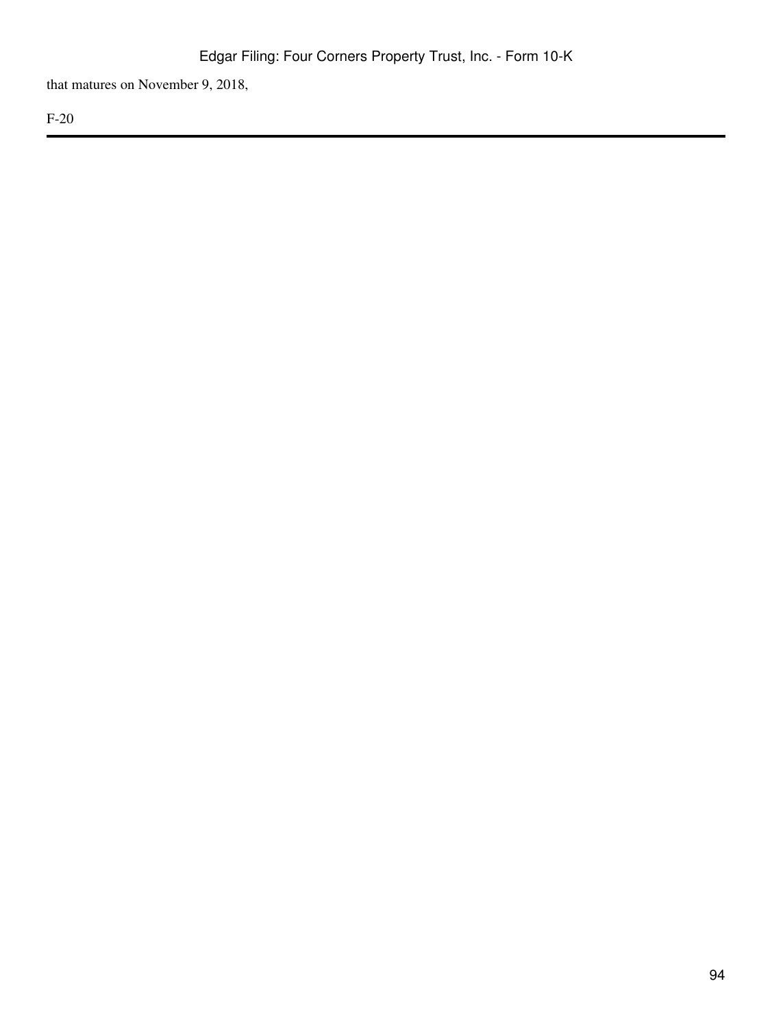that matures on November 9, 2018,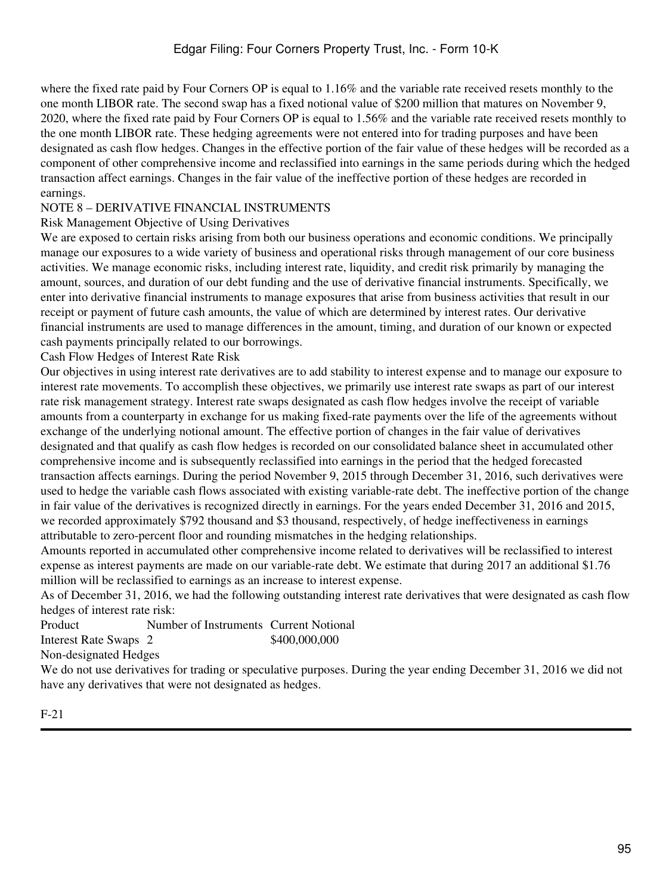where the fixed rate paid by Four Corners OP is equal to 1.16% and the variable rate received resets monthly to the one month LIBOR rate. The second swap has a fixed notional value of $200 million that matures on November 9, 2020, where the fixed rate paid by Four Corners OP is equal to 1.56% and the variable rate received resets monthly to the one month LIBOR rate. These hedging agreements were not entered into for trading purposes and have been designated as cash flow hedges. Changes in the effective portion of the fair value of these hedges will be recorded as a component of other comprehensive income and reclassified into earnings in the same periods during which the hedged transaction affect earnings. Changes in the fair value of the ineffective portion of these hedges are recorded in earnings.

## NOTE 8 – DERIVATIVE FINANCIAL INSTRUMENTS

### Risk Management Objective of Using Derivatives

We are exposed to certain risks arising from both our business operations and economic conditions. We principally manage our exposures to a wide variety of business and operational risks through management of our core business activities. We manage economic risks, including interest rate, liquidity, and credit risk primarily by managing the amount, sources, and duration of our debt funding and the use of derivative financial instruments. Specifically, we enter into derivative financial instruments to manage exposures that arise from business activities that result in our receipt or payment of future cash amounts, the value of which are determined by interest rates. Our derivative financial instruments are used to manage differences in the amount, timing, and duration of our known or expected cash payments principally related to our borrowings.

### Cash Flow Hedges of Interest Rate Risk

Our objectives in using interest rate derivatives are to add stability to interest expense and to manage our exposure to interest rate movements. To accomplish these objectives, we primarily use interest rate swaps as part of our interest rate risk management strategy. Interest rate swaps designated as cash flow hedges involve the receipt of variable amounts from a counterparty in exchange for us making fixed-rate payments over the life of the agreements without exchange of the underlying notional amount. The effective portion of changes in the fair value of derivatives designated and that qualify as cash flow hedges is recorded on our consolidated balance sheet in accumulated other comprehensive income and is subsequently reclassified into earnings in the period that the hedged forecasted transaction affects earnings. During the period November 9, 2015 through December 31, 2016, such derivatives were used to hedge the variable cash flows associated with existing variable-rate debt. The ineffective portion of the change in fair value of the derivatives is recognized directly in earnings. For the years ended December 31, 2016 and 2015, we recorded approximately $792 thousand and $3 thousand, respectively, of hedge ineffectiveness in earnings attributable to zero-percent floor and rounding mismatches in the hedging relationships.

Amounts reported in accumulated other comprehensive income related to derivatives will be reclassified to interest expense as interest payments are made on our variable-rate debt. We estimate that during 2017 an additional $1.76 million will be reclassified to earnings as an increase to interest expense.

As of December 31, 2016, we had the following outstanding interest rate derivatives that were designated as cash flow hedges of interest rate risk:

| Product | Number of Instruments | Current Notional |
|---|---|---|
| Interest Rate Swaps | 2 | $400,000,000 |

### Non-designated Hedges

We do not use derivatives for trading or speculative purposes. During the year ending December 31, 2016 we did not have any derivatives that were not designated as hedges.

F-21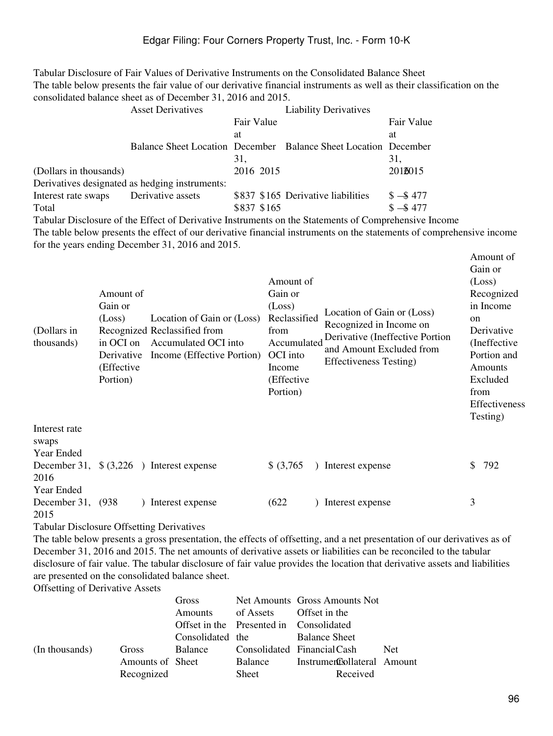Tabular Disclosure of Fair Values of Derivative Instruments on the Consolidated Balance Sheet

The table below presents the fair value of our derivative financial instruments as well as their classification on the consolidated balance sheet as of December 31, 2016 and 2015.

| | Asset Derivatives | | | Liability Derivatives | | |
|---|---|---|---|---|---|---|
| | Balance Sheet Location | Fair Value at December 31, | | Balance Sheet Location | Fair Value at December 31, | |
| (Dollars in thousands) | | 2016 | 2015 | | 2016 | 2015 |
| Derivatives designated as hedging instruments: | | | | | | |
| Interest rate swaps | Derivative assets | $837 | $165 | Derivative liabilities | $ — | $ 477 |
| Total | | $837 | $165 | | $ — | $ 477 |

Tabular Disclosure of the Effect of Derivative Instruments on the Statements of Comprehensive Income

The table below presents the effect of our derivative financial instruments on the statements of comprehensive income for the years ending December 31, 2016 and 2015.

| (Dollars in thousands) | Amount of Gain or (Loss) Recognized in OCI on Derivative (Effective Portion) | Location of Gain or (Loss) Reclassified from Accumulated OCI into Income (Effective Portion) | Amount of Gain or (Loss) Reclassified from Accumulated OCI into Income (Effective Portion) | Location of Gain or (Loss) Recognized in Income on Derivative (Ineffective Portion and Amount Excluded from Effectiveness Testing) | Amount of Gain or (Loss) Recognized in Income on Derivative (Ineffective Portion and Amounts Excluded from Effectiveness Testing) |
|---|---|---|---|---|---|
| Interest rate swaps | | | | | |
| Year Ended December 31, 2016 | $ (3,226 ) | Interest expense | $ (3,765 ) | Interest expense | $ 792 |
| Year Ended December 31, 2015 | (938 ) | Interest expense | (622 ) | Interest expense | 3 |

Tabular Disclosure Offsetting Derivatives

The table below presents a gross presentation, the effects of offsetting, and a net presentation of our derivatives as of December 31, 2016 and 2015. The net amounts of derivative assets or liabilities can be reconciled to the tabular disclosure of fair value. The tabular disclosure of fair value provides the location that derivative assets and liabilities are presented on the consolidated balance sheet.

Offsetting of Derivative Assets

| (In thousands) | Gross Amounts of Recognized | Gross Amounts Offset in the Consolidated Balance Sheet | Net Amounts of Assets Presented in the Consolidated Balance Sheet | Gross Amounts Not Offset in the Consolidated Balance Sheet | | Net Amount |
|---|---|---|---|---|---|---|
| | | | | Financial Instruments | Cash Collateral Received | |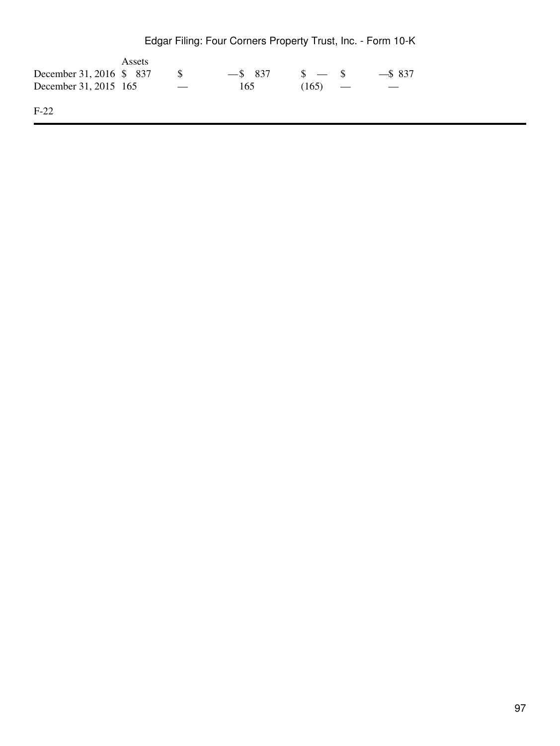| | Assets | | | | |
|---|---|---|---|---|---|
| December 31, 2016 | $ 837 | $ — | $ 837 | $ — | $ — $ 837 |
| December 31, 2015 | 165 | — | 165 | (165) | — — |

F-22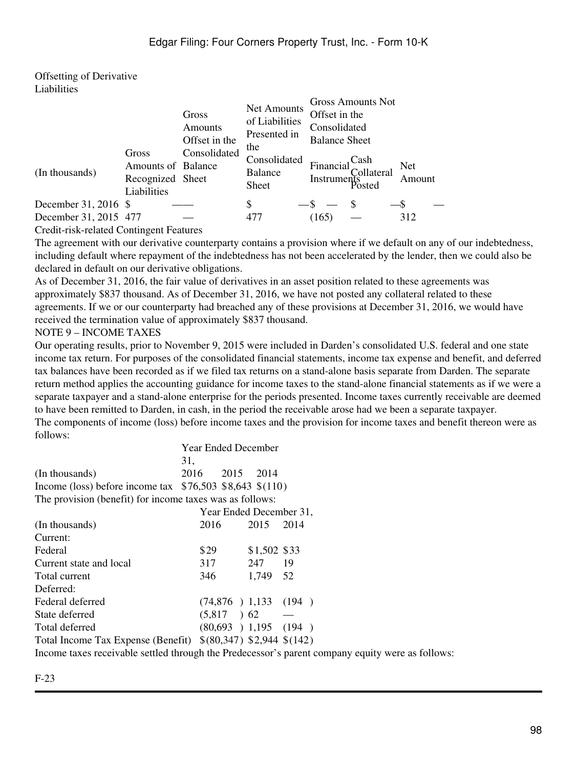Offsetting of Derivative Liabilities

| (In thousands) | Gross Amounts of Recognized Liabilities | Gross Amounts Offset in the Consolidated Balance Sheet | Net Amounts of Liabilities Presented in the Consolidated Balance Sheet | Gross Amounts Not Offset in the Consolidated Balance Sheet | | |
|---|---|---|---|---|---|---|
| | | | | Financial Instruments | Cash Collateral Posted | Net Amount |
| December 31, 2016 | $ — | — | $ — | $ — | $ — | $ — |
| December 31, 2015 | 477 | — | 477 | (165) | — | 312 |

Credit-risk-related Contingent Features

The agreement with our derivative counterparty contains a provision where if we default on any of our indebtedness, including default where repayment of the indebtedness has not been accelerated by the lender, then we could also be declared in default on our derivative obligations.

As of December 31, 2016, the fair value of derivatives in an asset position related to these agreements was approximately $837 thousand. As of December 31, 2016, we have not posted any collateral related to these agreements. If we or our counterparty had breached any of these provisions at December 31, 2016, we would have received the termination value of approximately $837 thousand.

NOTE 9 – INCOME TAXES

Our operating results, prior to November 9, 2015 were included in Darden's consolidated U.S. federal and one state income tax return. For purposes of the consolidated financial statements, income tax expense and benefit, and deferred tax balances have been recorded as if we filed tax returns on a stand-alone basis separate from Darden. The separate return method applies the accounting guidance for income taxes to the stand-alone financial statements as if we were a separate taxpayer and a stand-alone enterprise for the periods presented. Income taxes currently receivable are deemed to have been remitted to Darden, in cash, in the period the receivable arose had we been a separate taxpayer.

The components of income (loss) before income taxes and the provision for income taxes and benefit thereon were as follows:

| | Year Ended December 31, | | |
|---|---|---|---|
| (In thousands) | 2016 | 2015 | 2014 |
| Income (loss) before income tax | $76,503 | $8,643 | $(110) |

The provision (benefit) for income taxes was as follows:

| | Year Ended December 31, | | |
|---|---|---|---|
| (In thousands) | 2016 | 2015 | 2014 |
| Current: | | | |
| Federal | $29 | $1,502 | $33 |
| Current state and local | 317 | 247 | 19 |
| Total current | 346 | 1,749 | 52 |
| Deferred: | | | |
| Federal deferred | (74,876) | 1,133 | (194) |
| State deferred | (5,817) | 62 | — |
| Total deferred | (80,693) | 1,195 | (194) |
| Total Income Tax Expense (Benefit) | $(80,347) | $2,944 | $(142) |

Income taxes receivable settled through the Predecessor's parent company equity were as follows:

F-23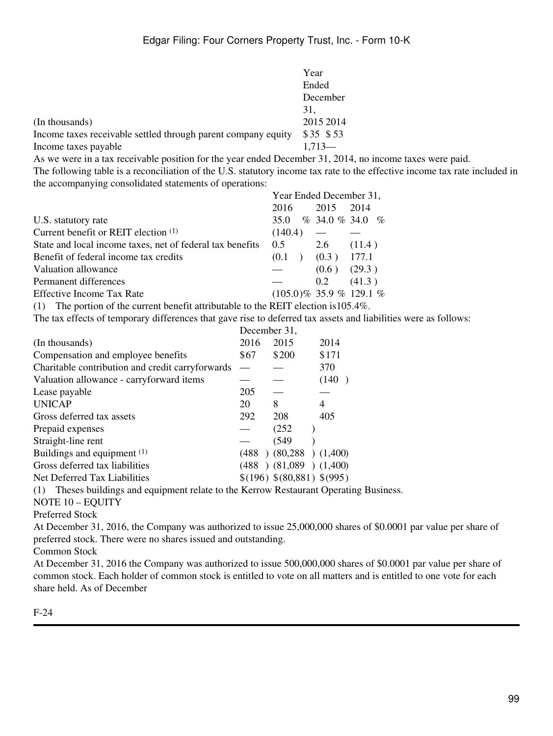| (In thousands) | Year Ended December 31, 2015 | 2014 |
|---|---|---|
| Income taxes receivable settled through parent company equity | $35 | $53 |
| Income taxes payable | 1,713 | — |

As we were in a tax receivable position for the year ended December 31, 2014, no income taxes were paid.

The following table is a reconciliation of the U.S. statutory income tax rate to the effective income tax rate included in the accompanying consolidated statements of operations:

| | Year Ended December 31, | | |
|---|---|---|---|
| | 2016 | 2015 | 2014 |
| U.S. statutory rate | 35.0 % | 34.0 % | 34.0 % |
| Current benefit or REIT election [1] | (140.4) | — | — |
| State and local income taxes, net of federal tax benefits | 0.5 | 2.6 | (11.4) |
| Benefit of federal income tax credits | (0.1) | (0.3) | 177.1 |
| Valuation allowance | — | (0.6) | (29.3) |
| Permanent differences | — | 0.2 | (41.3) |
| Effective Income Tax Rate | (105.0)% | 35.9 % | 129.1 % |

(1) The portion of the current benefit attributable to the REIT election is105.4%.

The tax effects of temporary differences that gave rise to deferred tax assets and liabilities were as follows:

| | December 31, | | |
|---|---|---|---|
| (In thousands) | 2016 | 2015 | 2014 |
| Compensation and employee benefits | $67 | $200 | $171 |
| Charitable contribution and credit carryforwards | — | — | 370 |
| Valuation allowance - carryforward items | — | — | (140) |
| Lease payable | 205 | — | — |
| UNICAP | 20 | 8 | 4 |
| Gross deferred tax assets | 292 | 208 | 405 |
| Prepaid expenses | — | (252) | |
| Straight-line rent | — | (549) | |
| Buildings and equipment [1] | (488) | (80,288) | (1,400) |
| Gross deferred tax liabilities | (488) | (81,089) | (1,400) |
| Net Deferred Tax Liabilities | $(196) | $(80,881) | $(995) |

(1) Theses buildings and equipment relate to the Kerrow Restaurant Operating Business.

## NOTE 10 – EQUITY

### Preferred Stock

At December 31, 2016, the Company was authorized to issue 25,000,000 shares of $0.0001 par value per share of preferred stock. There were no shares issued and outstanding.

### Common Stock

At December 31, 2016 the Company was authorized to issue 500,000,000 shares of $0.0001 par value per share of common stock. Each holder of common stock is entitled to vote on all matters and is entitled to one vote for each share held. As of December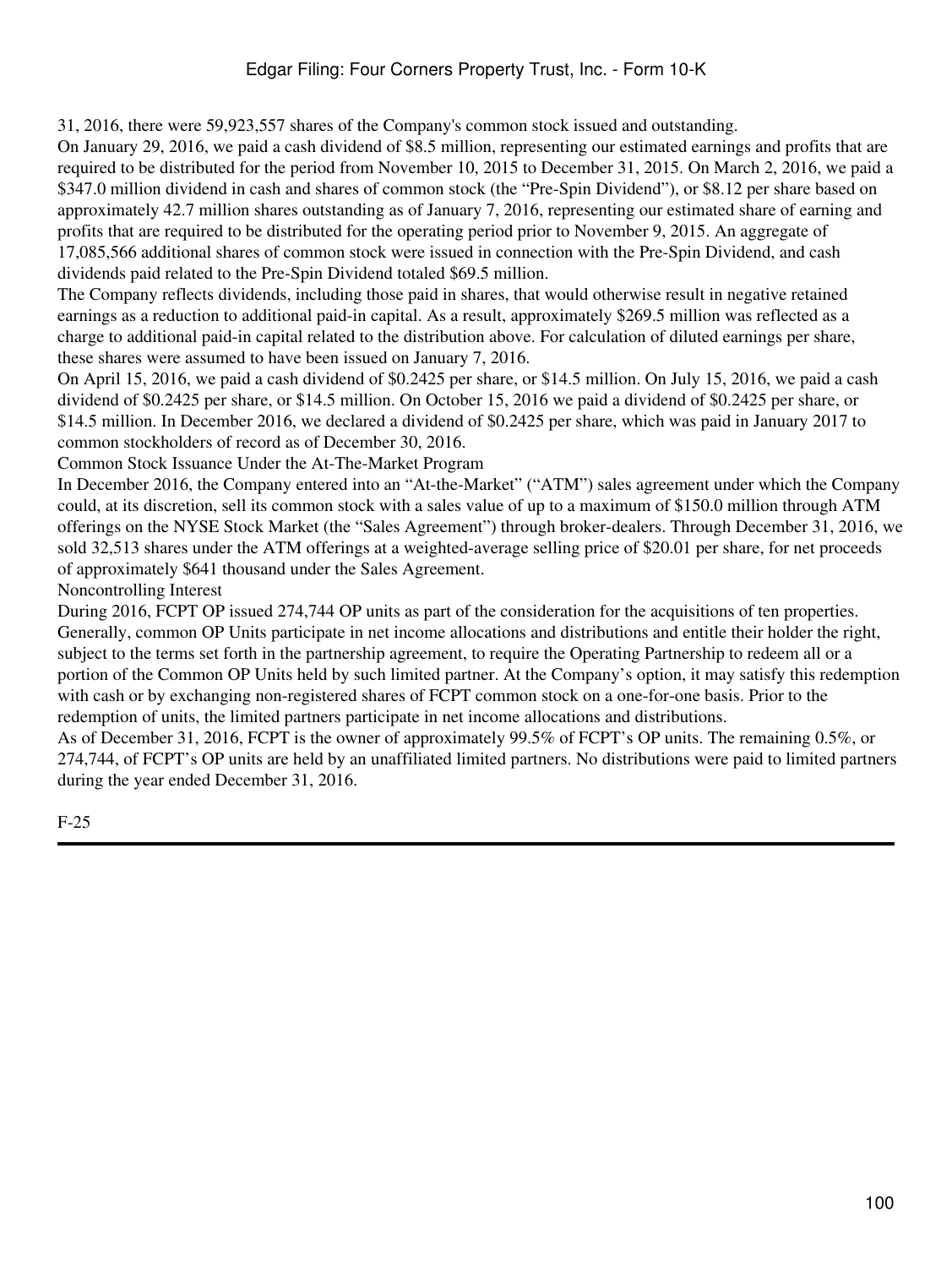31, 2016, there were 59,923,557 shares of the Company's common stock issued and outstanding.

On January 29, 2016, we paid a cash dividend of $8.5 million, representing our estimated earnings and profits that are required to be distributed for the period from November 10, 2015 to December 31, 2015. On March 2, 2016, we paid a $347.0 million dividend in cash and shares of common stock (the "Pre-Spin Dividend"), or $8.12 per share based on approximately 42.7 million shares outstanding as of January 7, 2016, representing our estimated share of earning and profits that are required to be distributed for the operating period prior to November 9, 2015. An aggregate of 17,085,566 additional shares of common stock were issued in connection with the Pre-Spin Dividend, and cash dividends paid related to the Pre-Spin Dividend totaled $69.5 million.

The Company reflects dividends, including those paid in shares, that would otherwise result in negative retained earnings as a reduction to additional paid-in capital. As a result, approximately $269.5 million was reflected as a charge to additional paid-in capital related to the distribution above. For calculation of diluted earnings per share, these shares were assumed to have been issued on January 7, 2016.

On April 15, 2016, we paid a cash dividend of $0.2425 per share, or $14.5 million. On July 15, 2016, we paid a cash dividend of $0.2425 per share, or $14.5 million. On October 15, 2016 we paid a dividend of $0.2425 per share, or $14.5 million. In December 2016, we declared a dividend of $0.2425 per share, which was paid in January 2017 to common stockholders of record as of December 30, 2016.

Common Stock Issuance Under the At-The-Market Program

In December 2016, the Company entered into an "At-the-Market" ("ATM") sales agreement under which the Company could, at its discretion, sell its common stock with a sales value of up to a maximum of $150.0 million through ATM offerings on the NYSE Stock Market (the "Sales Agreement") through broker-dealers. Through December 31, 2016, we sold 32,513 shares under the ATM offerings at a weighted-average selling price of $20.01 per share, for net proceeds of approximately $641 thousand under the Sales Agreement.

Noncontrolling Interest

During 2016, FCPT OP issued 274,744 OP units as part of the consideration for the acquisitions of ten properties. Generally, common OP Units participate in net income allocations and distributions and entitle their holder the right, subject to the terms set forth in the partnership agreement, to require the Operating Partnership to redeem all or a portion of the Common OP Units held by such limited partner. At the Company's option, it may satisfy this redemption with cash or by exchanging non-registered shares of FCPT common stock on a one-for-one basis. Prior to the redemption of units, the limited partners participate in net income allocations and distributions.

As of December 31, 2016, FCPT is the owner of approximately 99.5% of FCPT's OP units. The remaining 0.5%, or 274,744, of FCPT's OP units are held by an unaffiliated limited partners. No distributions were paid to limited partners during the year ended December 31, 2016.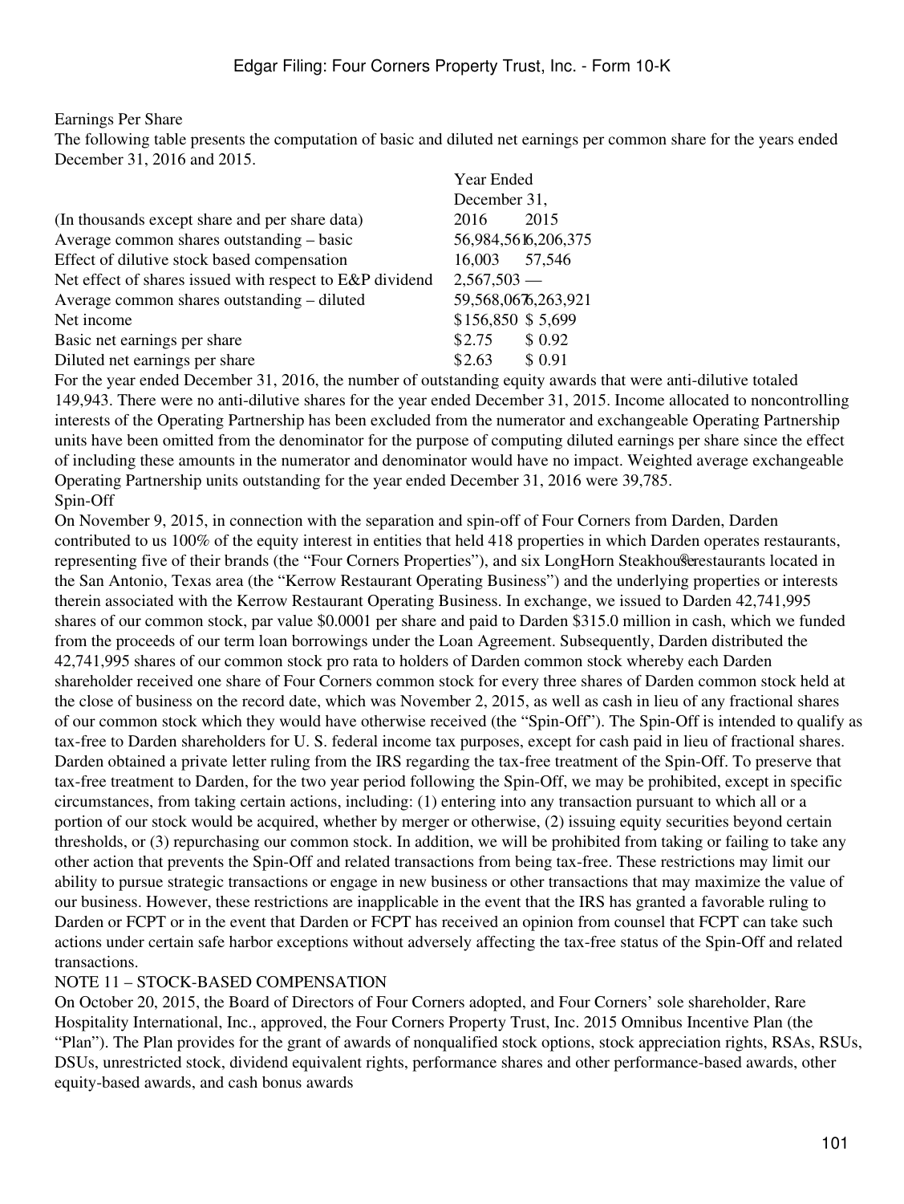Earnings Per Share

The following table presents the computation of basic and diluted net earnings per common share for the years ended December 31, 2016 and 2015.

| (In thousands except share and per share data) | Year Ended December 31, 2016 | 2015 |
|---|---|---|
| Average common shares outstanding – basic | 56,984,561 | 6,206,375 |
| Effect of dilutive stock based compensation | 16,003 | 57,546 |
| Net effect of shares issued with respect to E&P dividend | 2,567,503 | — |
| Average common shares outstanding – diluted | 59,568,067 | 6,263,921 |
| Net income | $156,850 | $ 5,699 |
| Basic net earnings per share | $2.75 | $ 0.92 |
| Diluted net earnings per share | $2.63 | $ 0.91 |

For the year ended December 31, 2016, the number of outstanding equity awards that were anti-dilutive totaled 149,943. There were no anti-dilutive shares for the year ended December 31, 2015. Income allocated to noncontrolling interests of the Operating Partnership has been excluded from the numerator and exchangeable Operating Partnership units have been omitted from the denominator for the purpose of computing diluted earnings per share since the effect of including these amounts in the numerator and denominator would have no impact. Weighted average exchangeable Operating Partnership units outstanding for the year ended December 31, 2016 were 39,785.

Spin-Off

On November 9, 2015, in connection with the separation and spin-off of Four Corners from Darden, Darden contributed to us 100% of the equity interest in entities that held 418 properties in which Darden operates restaurants, representing five of their brands (the "Four Corners Properties"), and six LongHorn Steakhouse® restaurants located in the San Antonio, Texas area (the "Kerrow Restaurant Operating Business") and the underlying properties or interests therein associated with the Kerrow Restaurant Operating Business. In exchange, we issued to Darden 42,741,995 shares of our common stock, par value $0.0001 per share and paid to Darden $315.0 million in cash, which we funded from the proceeds of our term loan borrowings under the Loan Agreement. Subsequently, Darden distributed the 42,741,995 shares of our common stock pro rata to holders of Darden common stock whereby each Darden shareholder received one share of Four Corners common stock for every three shares of Darden common stock held at the close of business on the record date, which was November 2, 2015, as well as cash in lieu of any fractional shares of our common stock which they would have otherwise received (the "Spin-Off"). The Spin-Off is intended to qualify as tax-free to Darden shareholders for U. S. federal income tax purposes, except for cash paid in lieu of fractional shares. Darden obtained a private letter ruling from the IRS regarding the tax-free treatment of the Spin-Off. To preserve that tax-free treatment to Darden, for the two year period following the Spin-Off, we may be prohibited, except in specific circumstances, from taking certain actions, including: (1) entering into any transaction pursuant to which all or a portion of our stock would be acquired, whether by merger or otherwise, (2) issuing equity securities beyond certain thresholds, or (3) repurchasing our common stock. In addition, we will be prohibited from taking or failing to take any other action that prevents the Spin-Off and related transactions from being tax-free. These restrictions may limit our ability to pursue strategic transactions or engage in new business or other transactions that may maximize the value of our business. However, these restrictions are inapplicable in the event that the IRS has granted a favorable ruling to Darden or FCPT or in the event that Darden or FCPT has received an opinion from counsel that FCPT can take such actions under certain safe harbor exceptions without adversely affecting the tax-free status of the Spin-Off and related transactions.

NOTE 11 – STOCK-BASED COMPENSATION

On October 20, 2015, the Board of Directors of Four Corners adopted, and Four Corners' sole shareholder, Rare Hospitality International, Inc., approved, the Four Corners Property Trust, Inc. 2015 Omnibus Incentive Plan (the "Plan"). The Plan provides for the grant of awards of nonqualified stock options, stock appreciation rights, RSAs, RSUs, DSUs, unrestricted stock, dividend equivalent rights, performance shares and other performance-based awards, other equity-based awards, and cash bonus awards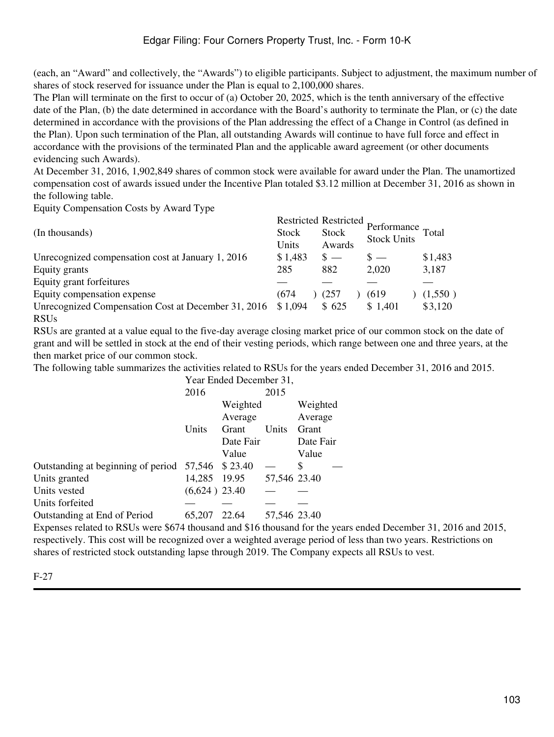(each, an “Award” and collectively, the “Awards”) to eligible participants. Subject to adjustment, the maximum number of shares of stock reserved for issuance under the Plan is equal to 2,100,000 shares.

The Plan will terminate on the first to occur of (a) October 20, 2025, which is the tenth anniversary of the effective date of the Plan, (b) the date determined in accordance with the Board’s authority to terminate the Plan, or (c) the date determined in accordance with the provisions of the Plan addressing the effect of a Change in Control (as defined in the Plan). Upon such termination of the Plan, all outstanding Awards will continue to have full force and effect in accordance with the provisions of the terminated Plan and the applicable award agreement (or other documents evidencing such Awards).

At December 31, 2016, 1,902,849 shares of common stock were available for award under the Plan. The unamortized compensation cost of awards issued under the Incentive Plan totaled $3.12 million at December 31, 2016 as shown in the following table.

Equity Compensation Costs by Award Type

| (In thousands) | Restricted Stock Units | Restricted Stock Awards | Performance Stock Units | Total |
|---|---|---|---|---|
| Unrecognized compensation cost at January 1, 2016 | $ 1,483 | $ — | $ — | $1,483 |
| Equity grants | 285 | 882 | 2,020 | 3,187 |
| Equity grant forfeitures | — | — | — | — |
| Equity compensation expense | (674 ) | (257 ) | (619 ) | (1,550 ) |
| Unrecognized Compensation Cost at December 31, 2016 | $ 1,094 | $ 625 | $ 1,401 | $3,120 |

RSUs

RSUs are granted at a value equal to the five-day average closing market price of our common stock on the date of grant and will be settled in stock at the end of their vesting periods, which range between one and three years, at the then market price of our common stock.

The following table summarizes the activities related to RSUs for the years ended December 31, 2016 and 2015.

| | Year Ended December 31, | | | |
|---|---|---|---|---|
| | 2016 | | 2015 | |
| | Units | Weighted Average Grant Date Fair Value | Units | Weighted Average Grant Date Fair Value |
| Outstanding at beginning of period | 57,546 | $ 23.40 | — | $ — |
| Units granted | 14,285 | 19.95 | 57,546 | 23.40 |
| Units vested | (6,624 ) | 23.40 | — | — |
| Units forfeited | — | — | — | — |
| Outstanding at End of Period | 65,207 | 22.64 | 57,546 | 23.40 |

Expenses related to RSUs were $674 thousand and $16 thousand for the years ended December 31, 2016 and 2015, respectively. This cost will be recognized over a weighted average period of less than two years. Restrictions on shares of restricted stock outstanding lapse through 2019. The Company expects all RSUs to vest.

F-27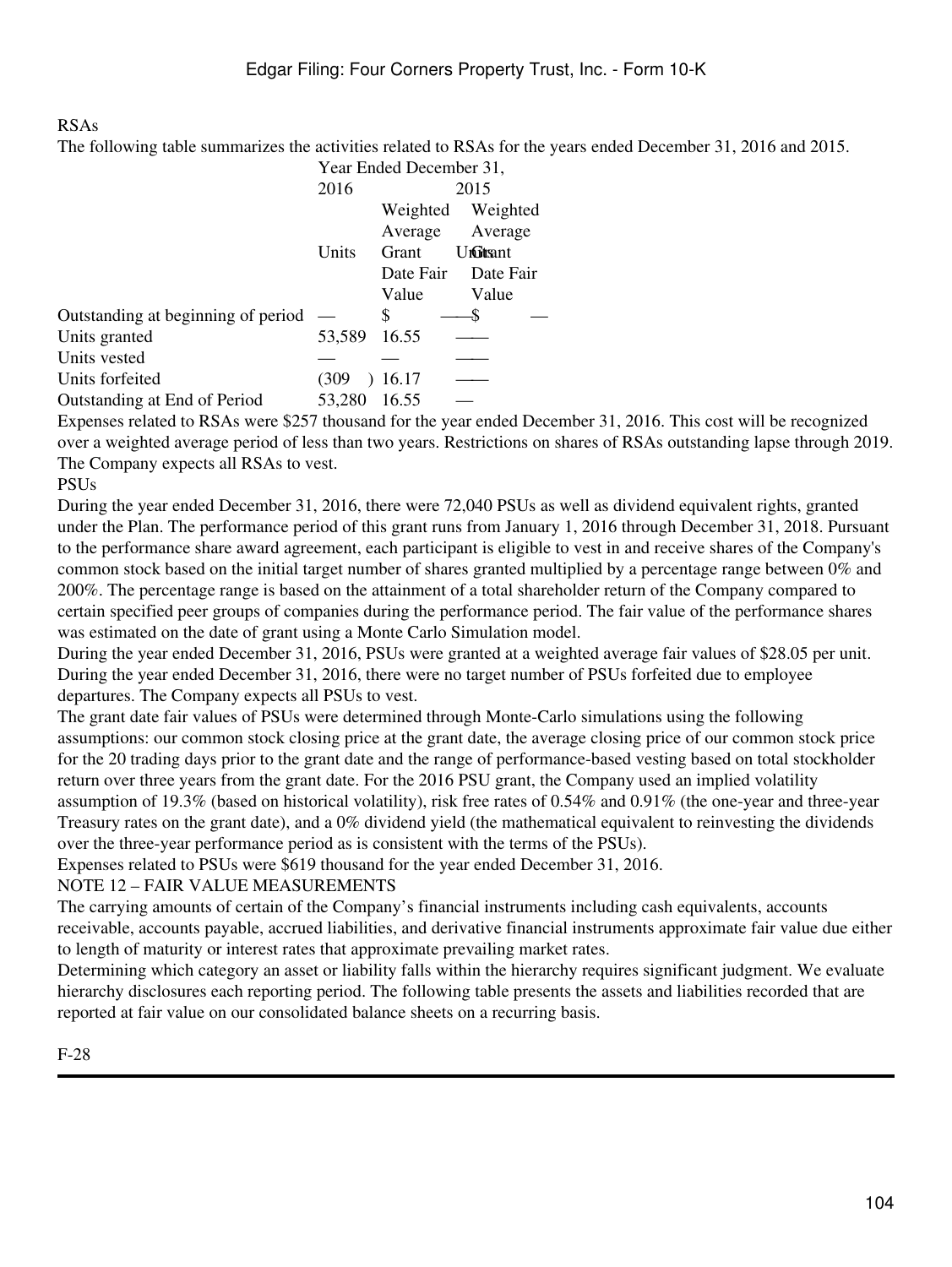RSAs

The following table summarizes the activities related to RSAs for the years ended December 31, 2016 and 2015.

| | Year Ended December 31, | | | |
|---|---|---|---|---|
| | 2016 | | 2015 | |
| | Units | Weighted Average Grant Date Fair Value | Units | Weighted Average Grant Date Fair Value |
| Outstanding at beginning of period | — | $ — | — | $ — |
| Units granted | 53,589 | 16.55 | — | — |
| Units vested | — | — | — | — |
| Units forfeited | (309) | 16.17 | — | — |
| Outstanding at End of Period | 53,280 | 16.55 | — | — |

Expenses related to RSAs were $257 thousand for the year ended December 31, 2016. This cost will be recognized over a weighted average period of less than two years. Restrictions on shares of RSAs outstanding lapse through 2019. The Company expects all RSAs to vest.

PSUs

During the year ended December 31, 2016, there were 72,040 PSUs as well as dividend equivalent rights, granted under the Plan. The performance period of this grant runs from January 1, 2016 through December 31, 2018. Pursuant to the performance share award agreement, each participant is eligible to vest in and receive shares of the Company's common stock based on the initial target number of shares granted multiplied by a percentage range between 0% and 200%. The percentage range is based on the attainment of a total shareholder return of the Company compared to certain specified peer groups of companies during the performance period. The fair value of the performance shares was estimated on the date of grant using a Monte Carlo Simulation model.

During the year ended December 31, 2016, PSUs were granted at a weighted average fair values of $28.05 per unit. During the year ended December 31, 2016, there were no target number of PSUs forfeited due to employee departures. The Company expects all PSUs to vest.

The grant date fair values of PSUs were determined through Monte-Carlo simulations using the following assumptions: our common stock closing price at the grant date, the average closing price of our common stock price for the 20 trading days prior to the grant date and the range of performance-based vesting based on total stockholder return over three years from the grant date. For the 2016 PSU grant, the Company used an implied volatility assumption of 19.3% (based on historical volatility), risk free rates of 0.54% and 0.91% (the one-year and three-year Treasury rates on the grant date), and a 0% dividend yield (the mathematical equivalent to reinvesting the dividends over the three-year performance period as is consistent with the terms of the PSUs).

Expenses related to PSUs were $619 thousand for the year ended December 31, 2016.

NOTE 12 – FAIR VALUE MEASUREMENTS

The carrying amounts of certain of the Company's financial instruments including cash equivalents, accounts receivable, accounts payable, accrued liabilities, and derivative financial instruments approximate fair value due either to length of maturity or interest rates that approximate prevailing market rates.

Determining which category an asset or liability falls within the hierarchy requires significant judgment. We evaluate hierarchy disclosures each reporting period. The following table presents the assets and liabilities recorded that are reported at fair value on our consolidated balance sheets on a recurring basis.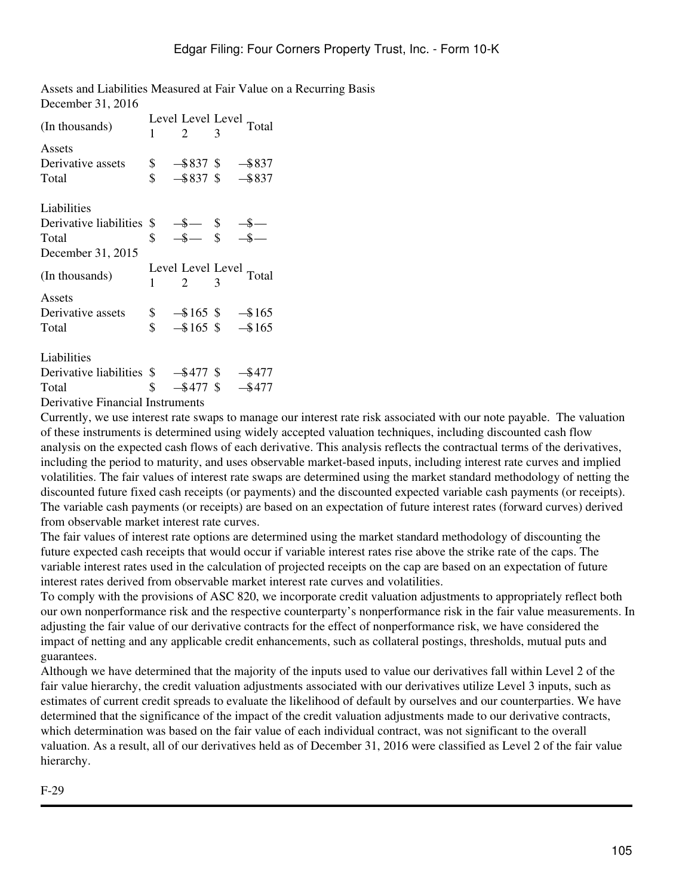Assets and Liabilities Measured at Fair Value on a Recurring Basis

December 31, 2016

| (In thousands) | Level 1 | Level 2 | Level 3 | Total |
|---|---|---|---|---|
| Assets | | | | |
| Derivative assets | $ — | $837 | $ — | $837 |
| Total | $ — | $837 | $ — | $837 |
| | | | | |
| Liabilities | | | | |
| Derivative liabilities | $ — | $— | $ — | $— |
| Total | $ — | $— | $ — | $— |

December 31, 2015

| (In thousands) | Level 1 | Level 2 | Level 3 | Total |
|---|---|---|---|---|
| Assets | | | | |
| Derivative assets | $ — | $165 | $ — | $165 |
| Total | $ — | $165 | $ — | $165 |
| | | | | |
| Liabilities | | | | |
| Derivative liabilities | $ — | $477 | $ — | $477 |
| Total | $ — | $477 | $ — | $477 |

Derivative Financial Instruments

Currently, we use interest rate swaps to manage our interest rate risk associated with our note payable. The valuation of these instruments is determined using widely accepted valuation techniques, including discounted cash flow analysis on the expected cash flows of each derivative. This analysis reflects the contractual terms of the derivatives, including the period to maturity, and uses observable market-based inputs, including interest rate curves and implied volatilities. The fair values of interest rate swaps are determined using the market standard methodology of netting the discounted future fixed cash receipts (or payments) and the discounted expected variable cash payments (or receipts). The variable cash payments (or receipts) are based on an expectation of future interest rates (forward curves) derived from observable market interest rate curves.

The fair values of interest rate options are determined using the market standard methodology of discounting the future expected cash receipts that would occur if variable interest rates rise above the strike rate of the caps. The variable interest rates used in the calculation of projected receipts on the cap are based on an expectation of future interest rates derived from observable market interest rate curves and volatilities.

To comply with the provisions of ASC 820, we incorporate credit valuation adjustments to appropriately reflect both our own nonperformance risk and the respective counterparty's nonperformance risk in the fair value measurements. In adjusting the fair value of our derivative contracts for the effect of nonperformance risk, we have considered the impact of netting and any applicable credit enhancements, such as collateral postings, thresholds, mutual puts and guarantees.

Although we have determined that the majority of the inputs used to value our derivatives fall within Level 2 of the fair value hierarchy, the credit valuation adjustments associated with our derivatives utilize Level 3 inputs, such as estimates of current credit spreads to evaluate the likelihood of default by ourselves and our counterparties. We have determined that the significance of the impact of the credit valuation adjustments made to our derivative contracts, which determination was based on the fair value of each individual contract, was not significant to the overall valuation. As a result, all of our derivatives held as of December 31, 2016 were classified as Level 2 of the fair value hierarchy.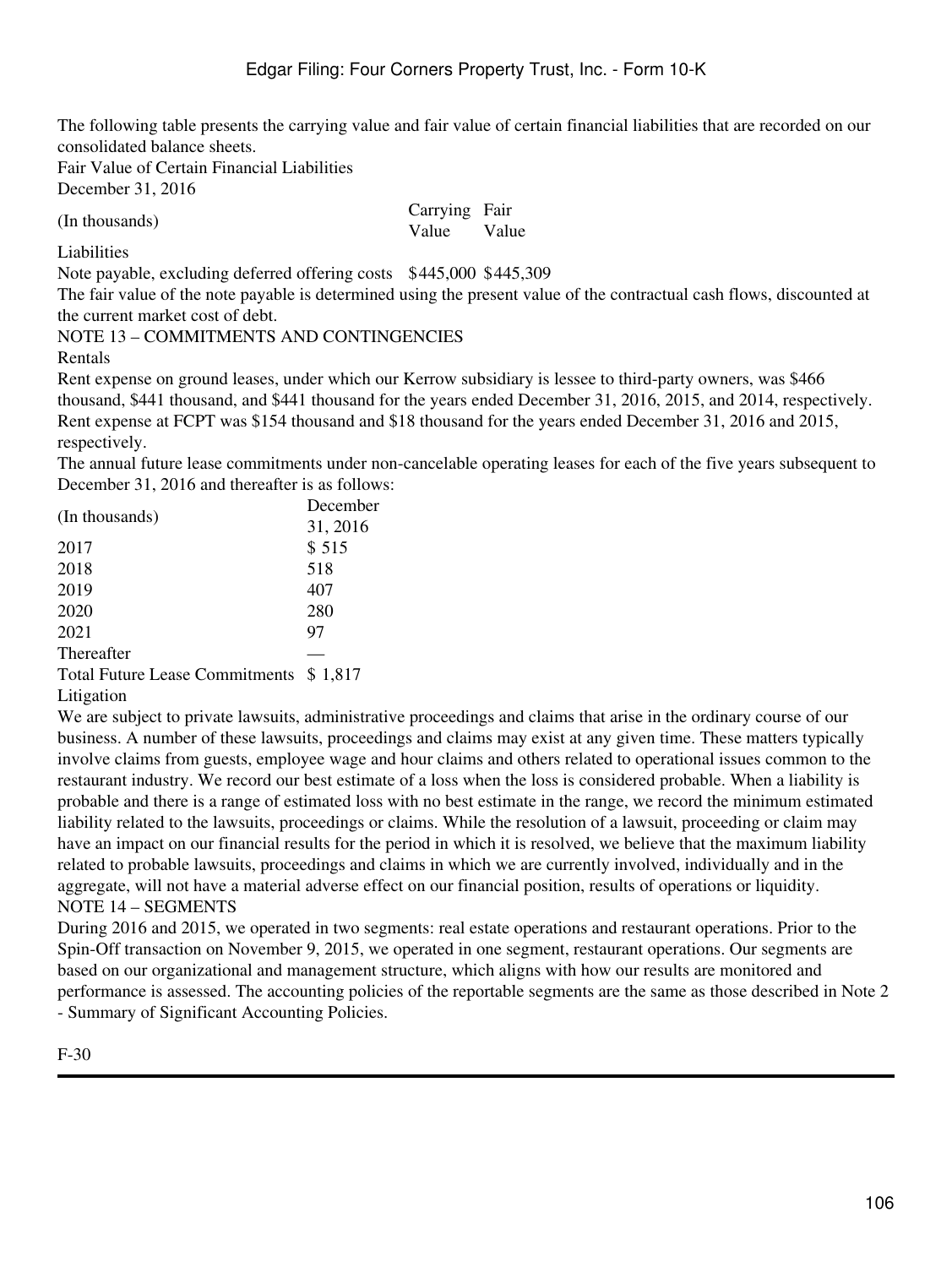The following table presents the carrying value and fair value of certain financial liabilities that are recorded on our consolidated balance sheets.

Fair Value of Certain Financial Liabilities

December 31, 2016

| (In thousands) | Carrying Value | Fair Value |
|---|---|---|
| Liabilities | | |
| Note payable, excluding deferred offering costs | $445,000 | $445,309 |

The fair value of the note payable is determined using the present value of the contractual cash flows, discounted at the current market cost of debt.

## NOTE 13 – COMMITMENTS AND CONTINGENCIES

### Rentals

Rent expense on ground leases, under which our Kerrow subsidiary is lessee to third-party owners, was $466 thousand, $441 thousand, and $441 thousand for the years ended December 31, 2016, 2015, and 2014, respectively. Rent expense at FCPT was $154 thousand and $18 thousand for the years ended December 31, 2016 and 2015, respectively.

The annual future lease commitments under non-cancelable operating leases for each of the five years subsequent to December 31, 2016 and thereafter is as follows:

| (In thousands) | December 31, 2016 |
|---|---|
| 2017 | $ 515 |
| 2018 | 518 |
| 2019 | 407 |
| 2020 | 280 |
| 2021 | 97 |
| Thereafter | — |
| Total Future Lease Commitments | $ 1,817 |

### Litigation

We are subject to private lawsuits, administrative proceedings and claims that arise in the ordinary course of our business. A number of these lawsuits, proceedings and claims may exist at any given time. These matters typically involve claims from guests, employee wage and hour claims and others related to operational issues common to the restaurant industry. We record our best estimate of a loss when the loss is considered probable. When a liability is probable and there is a range of estimated loss with no best estimate in the range, we record the minimum estimated liability related to the lawsuits, proceedings or claims. While the resolution of a lawsuit, proceeding or claim may have an impact on our financial results for the period in which it is resolved, we believe that the maximum liability related to probable lawsuits, proceedings and claims in which we are currently involved, individually and in the aggregate, will not have a material adverse effect on our financial position, results of operations or liquidity.

## NOTE 14 – SEGMENTS

During 2016 and 2015, we operated in two segments: real estate operations and restaurant operations. Prior to the Spin-Off transaction on November 9, 2015, we operated in one segment, restaurant operations. Our segments are based on our organizational and management structure, which aligns with how our results are monitored and performance is assessed. The accounting policies of the reportable segments are the same as those described in Note 2 - Summary of Significant Accounting Policies.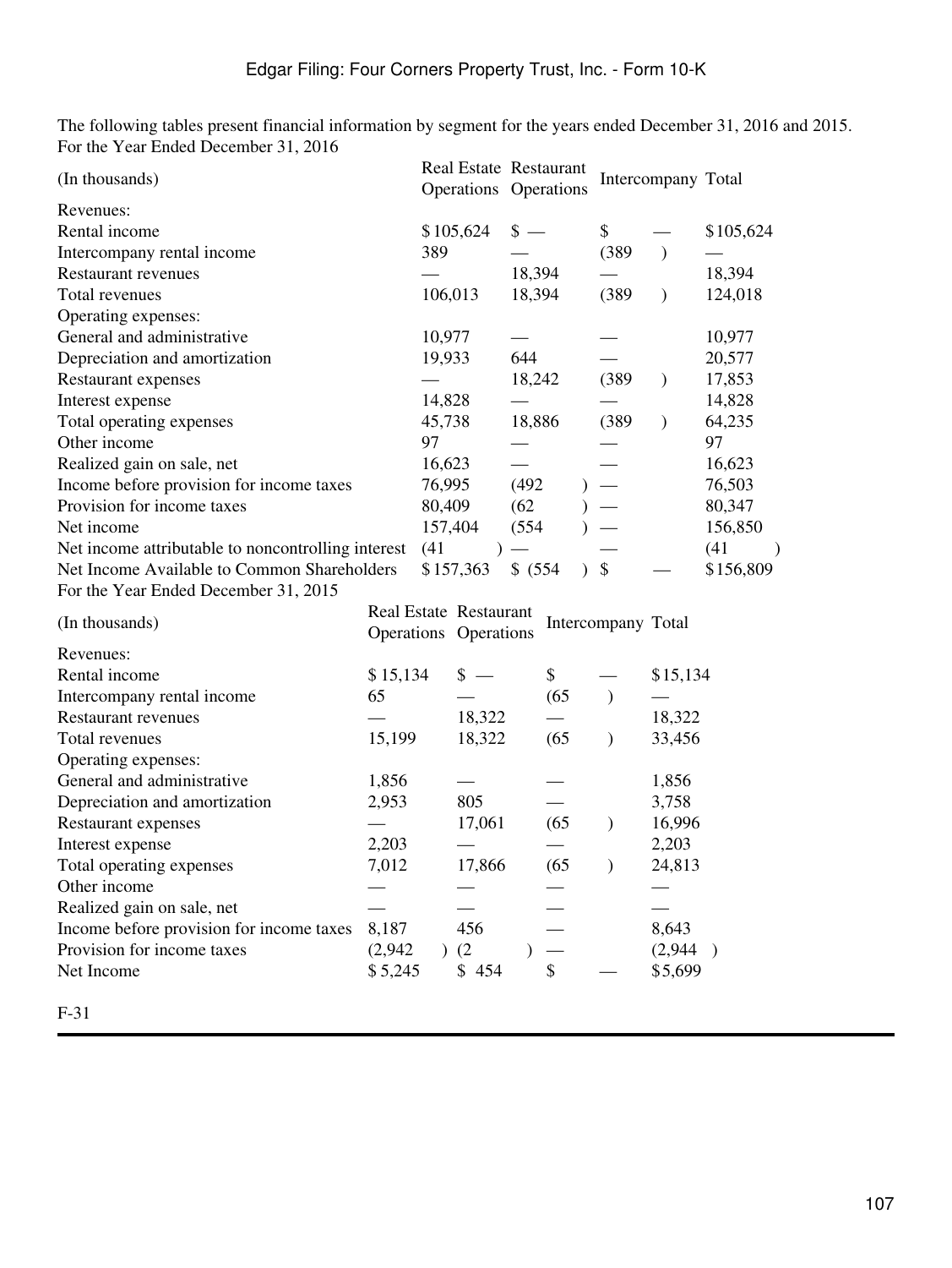The following tables present financial information by segment for the years ended December 31, 2016 and 2015.

For the Year Ended December 31, 2016

| (In thousands) | Real Estate Operations | Restaurant Operations | Intercompany | Total |
|---|---|---|---|---|
| Revenues: | | | | |
| Rental income | $105,624 | $ — | $ — | $105,624 |
| Intercompany rental income | 389 | — | (389) | — |
| Restaurant revenues | — | 18,394 | — | 18,394 |
| Total revenues | 106,013 | 18,394 | (389) | 124,018 |
| Operating expenses: | | | | |
| General and administrative | 10,977 | — | — | 10,977 |
| Depreciation and amortization | 19,933 | 644 | — | 20,577 |
| Restaurant expenses | — | 18,242 | (389) | 17,853 |
| Interest expense | 14,828 | — | — | 14,828 |
| Total operating expenses | 45,738 | 18,886 | (389) | 64,235 |
| Other income | 97 | — | — | 97 |
| Realized gain on sale, net | 16,623 | — | — | 16,623 |
| Income before provision for income taxes | 76,995 | (492) | — | 76,503 |
| Provision for income taxes | 80,409 | (62) | — | 80,347 |
| Net income | 157,404 | (554) | — | 156,850 |
| Net income attributable to noncontrolling interest | (41) | — | — | (41) |
| Net Income Available to Common Shareholders | $157,363 | $ (554) | $ — | $156,809 |

For the Year Ended December 31, 2015

| (In thousands) | Real Estate Operations | Restaurant Operations | Intercompany | Total |
|---|---|---|---|---|
| Revenues: | | | | |
| Rental income | $ 15,134 | $ — | $ — | $15,134 |
| Intercompany rental income | 65 | — | (65) | — |
| Restaurant revenues | — | 18,322 | — | 18,322 |
| Total revenues | 15,199 | 18,322 | (65) | 33,456 |
| Operating expenses: | | | | |
| General and administrative | 1,856 | — | — | 1,856 |
| Depreciation and amortization | 2,953 | 805 | — | 3,758 |
| Restaurant expenses | — | 17,061 | (65) | 16,996 |
| Interest expense | 2,203 | — | — | 2,203 |
| Total operating expenses | 7,012 | 17,866 | (65) | 24,813 |
| Other income | — | — | — | — |
| Realized gain on sale, net | — | — | — | — |
| Income before provision for income taxes | 8,187 | 456 | — | 8,643 |
| Provision for income taxes | (2,942) | (2) | — | (2,944) |
| Net Income | $ 5,245 | $ 454 | $ — | $5,699 |

F-31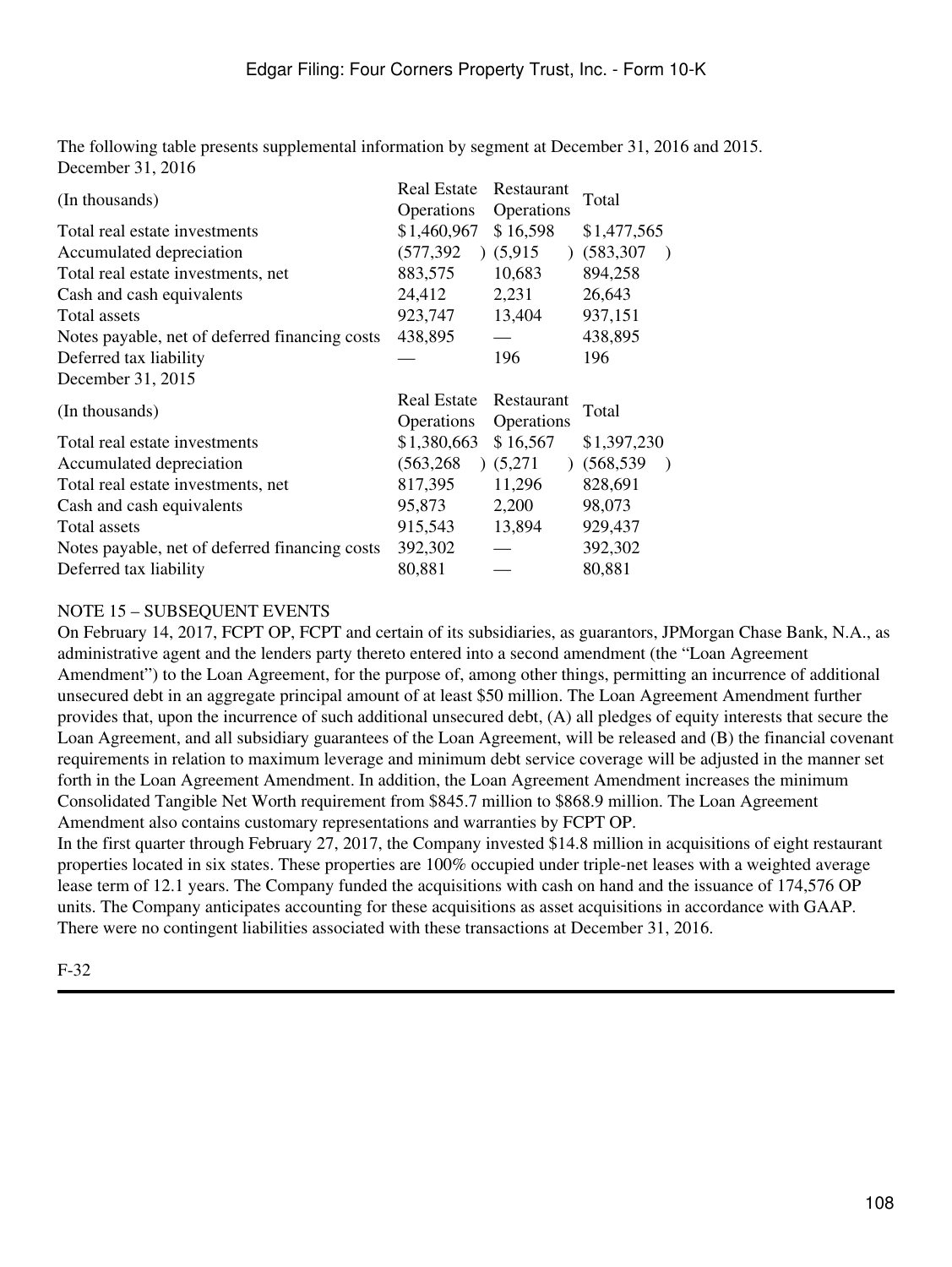The following table presents supplemental information by segment at December 31, 2016 and 2015.

December 31, 2016

| (In thousands) | Real Estate Operations | Restaurant Operations | Total |
|---|---|---|---|
| Total real estate investments | $1,460,967 | $ 16,598 | $1,477,565 |
| Accumulated depreciation | (577,392) | (5,915) | (583,307) |
| Total real estate investments, net | 883,575 | 10,683 | 894,258 |
| Cash and cash equivalents | 24,412 | 2,231 | 26,643 |
| Total assets | 923,747 | 13,404 | 937,151 |
| Notes payable, net of deferred financing costs | 438,895 | — | 438,895 |
| Deferred tax liability | — | 196 | 196 |

December 31, 2015

| (In thousands) | Real Estate Operations | Restaurant Operations | Total |
|---|---|---|---|
| Total real estate investments | $1,380,663 | $ 16,567 | $1,397,230 |
| Accumulated depreciation | (563,268) | (5,271) | (568,539) |
| Total real estate investments, net | 817,395 | 11,296 | 828,691 |
| Cash and cash equivalents | 95,873 | 2,200 | 98,073 |
| Total assets | 915,543 | 13,894 | 929,437 |
| Notes payable, net of deferred financing costs | 392,302 | — | 392,302 |
| Deferred tax liability | 80,881 | — | 80,881 |

NOTE 15 – SUBSEQUENT EVENTS

On February 14, 2017, FCPT OP, FCPT and certain of its subsidiaries, as guarantors, JPMorgan Chase Bank, N.A., as administrative agent and the lenders party thereto entered into a second amendment (the "Loan Agreement Amendment") to the Loan Agreement, for the purpose of, among other things, permitting an incurrence of additional unsecured debt in an aggregate principal amount of at least $50 million. The Loan Agreement Amendment further provides that, upon the incurrence of such additional unsecured debt, (A) all pledges of equity interests that secure the Loan Agreement, and all subsidiary guarantees of the Loan Agreement, will be released and (B) the financial covenant requirements in relation to maximum leverage and minimum debt service coverage will be adjusted in the manner set forth in the Loan Agreement Amendment. In addition, the Loan Agreement Amendment increases the minimum Consolidated Tangible Net Worth requirement from $845.7 million to $868.9 million. The Loan Agreement Amendment also contains customary representations and warranties by FCPT OP.

In the first quarter through February 27, 2017, the Company invested $14.8 million in acquisitions of eight restaurant properties located in six states. These properties are 100% occupied under triple-net leases with a weighted average lease term of 12.1 years. The Company funded the acquisitions with cash on hand and the issuance of 174,576 OP units. The Company anticipates accounting for these acquisitions as asset acquisitions in accordance with GAAP. There were no contingent liabilities associated with these transactions at December 31, 2016.

F-32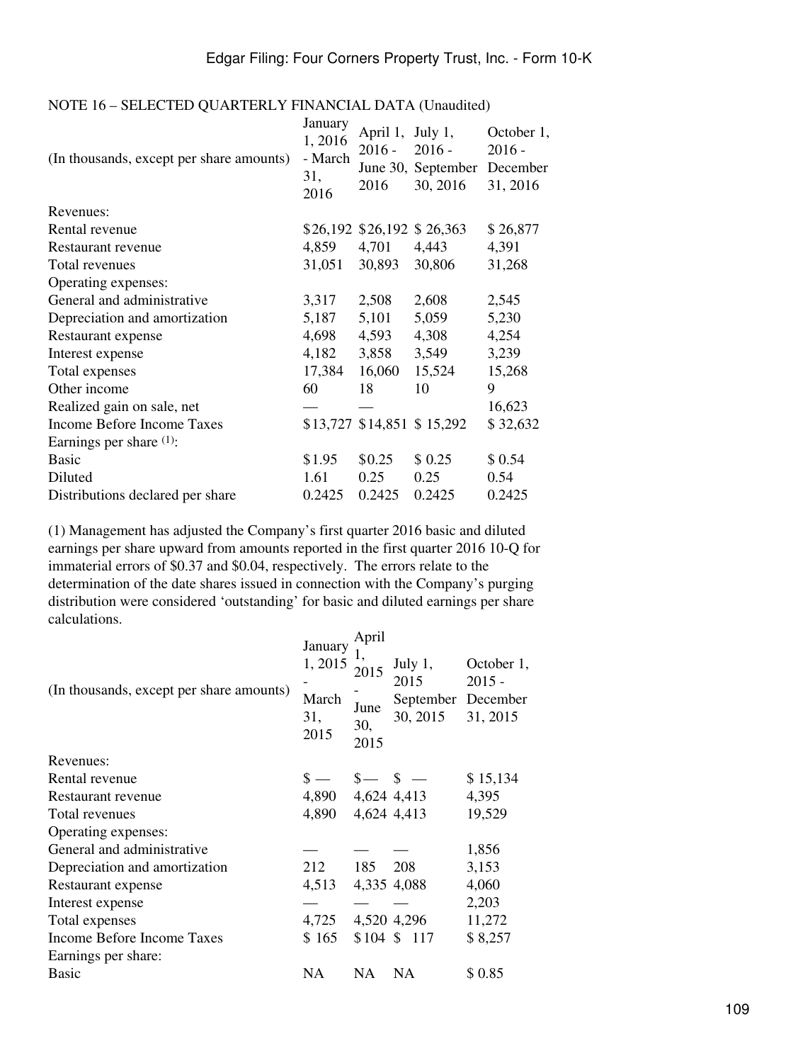NOTE 16 – SELECTED QUARTERLY FINANCIAL DATA (Unaudited)

| (In thousands, except per share amounts) | January 1, 2016 - March 31, 2016 | April 1, 2016 - June 30, 2016 | July 1, 2016 - September 30, 2016 | October 1, 2016 - December 31, 2016 |
|---|---|---|---|---|
| Revenues: | | | | |
| Rental revenue | $26,192 | $26,192 | $ 26,363 | $ 26,877 |
| Restaurant revenue | 4,859 | 4,701 | 4,443 | 4,391 |
| Total revenues | 31,051 | 30,893 | 30,806 | 31,268 |
| Operating expenses: | | | | |
| General and administrative | 3,317 | 2,508 | 2,608 | 2,545 |
| Depreciation and amortization | 5,187 | 5,101 | 5,059 | 5,230 |
| Restaurant expense | 4,698 | 4,593 | 4,308 | 4,254 |
| Interest expense | 4,182 | 3,858 | 3,549 | 3,239 |
| Total expenses | 17,384 | 16,060 | 15,524 | 15,268 |
| Other income | 60 | 18 | 10 | 9 |
| Realized gain on sale, net | — | — | | 16,623 |
| Income Before Income Taxes | $13,727 | $14,851 | $ 15,292 | $ 32,632 |
| Earnings per share (1): | | | | |
| Basic | $1.95 | $0.25 | $ 0.25 | $ 0.54 |
| Diluted | 1.61 | 0.25 | 0.25 | 0.54 |
| Distributions declared per share | 0.2425 | 0.2425 | 0.2425 | 0.2425 |

(1) Management has adjusted the Company's first quarter 2016 basic and diluted earnings per share upward from amounts reported in the first quarter 2016 10-Q for immaterial errors of $0.37 and $0.04, respectively. The errors relate to the determination of the date shares issued in connection with the Company's purging distribution were considered 'outstanding' for basic and diluted earnings per share calculations.

| (In thousands, except per share amounts) | January 1, 2015 - March 31, 2015 | April 1, 2015 - June 30, 2015 | July 1, 2015 September 30, 2015 | October 1, 2015 - December 31, 2015 |
|---|---|---|---|---|
| Revenues: | | | | |
| Rental revenue | $ — | $— | $ — | $ 15,134 |
| Restaurant revenue | 4,890 | 4,624 | 4,413 | 4,395 |
| Total revenues | 4,890 | 4,624 | 4,413 | 19,529 |
| Operating expenses: | | | | |
| General and administrative | — | — | — | 1,856 |
| Depreciation and amortization | 212 | 185 | 208 | 3,153 |
| Restaurant expense | 4,513 | 4,335 | 4,088 | 4,060 |
| Interest expense | — | — | — | 2,203 |
| Total expenses | 4,725 | 4,520 | 4,296 | 11,272 |
| Income Before Income Taxes | $ 165 | $104 | $ 117 | $ 8,257 |
| Earnings per share: | | | | |
| Basic | NA | NA | NA | $ 0.85 |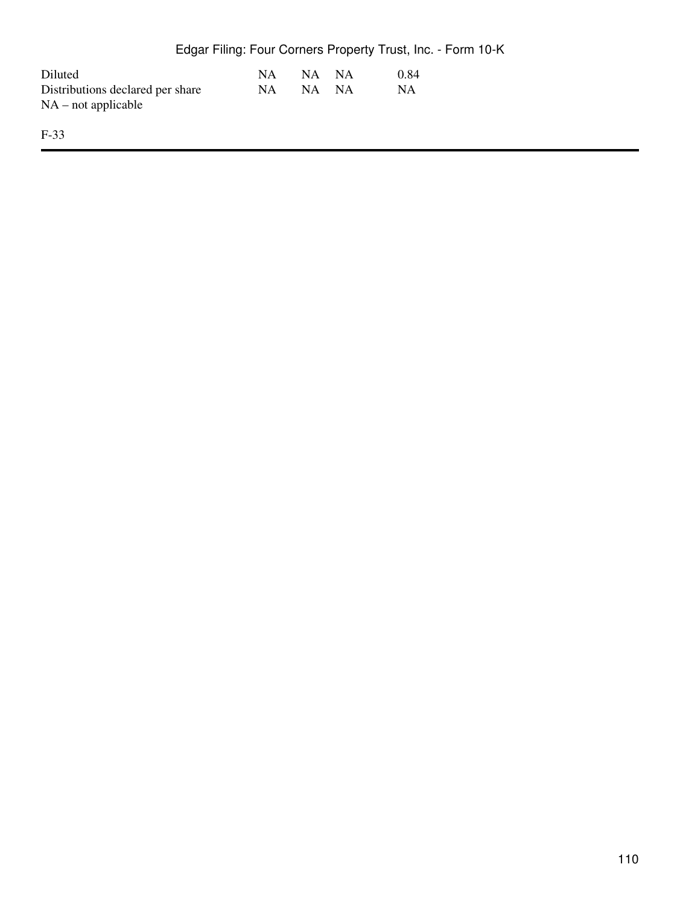| | | | | |
|---|---|---|---|---|
| Diluted | NA | NA | NA | 0.84 |
| Distributions declared per share | NA | NA | NA | NA |

NA – not applicable

F-33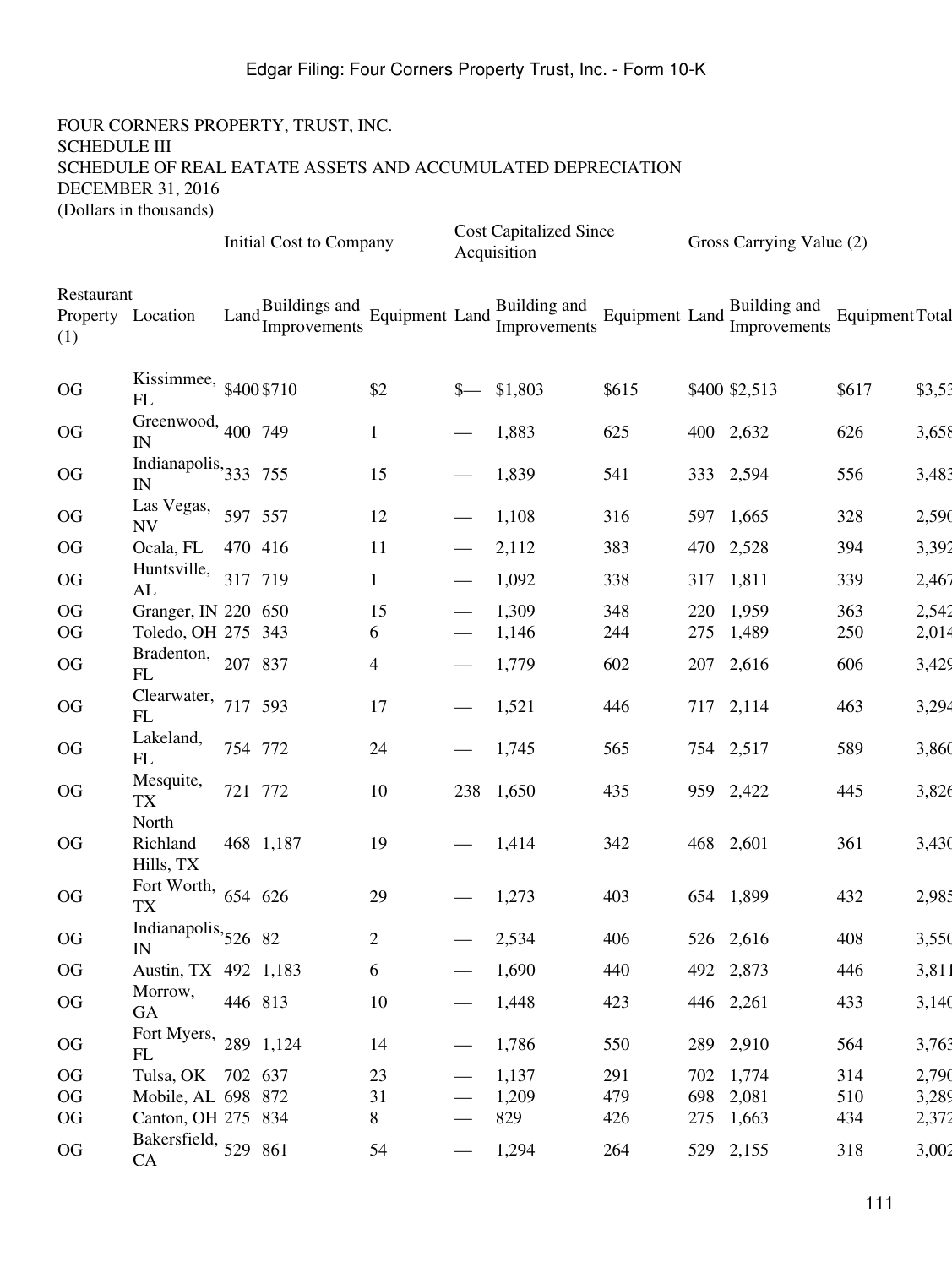FOUR CORNERS PROPERTY, TRUST, INC.
SCHEDULE III
SCHEDULE OF REAL EATATE ASSETS AND ACCUMULATED DEPRECIATION
DECEMBER 31, 2016
(Dollars in thousands)

| | | Initial Cost to Company | | | Cost Capitalized Since Acquisition | | | Gross Carrying Value (2) | | | |
|---|---|---|---|---|---|---|---|---|---|---|---|
| Restaurant Property (1) | Location | Land | Buildings and Improvements | Equipment | Land | Building and Improvements | Equipment | Land | Building and Improvements | Equipment | Total |
| OG | Kissimmee, FL | $400 | $710 | $2 | $— | $1,803 | $615 | $400 | $2,513 | $617 | $3,53 |
| OG | Greenwood, IN | 400 | 749 | 1 | — | 1,883 | 625 | 400 | 2,632 | 626 | 3,658 |
| OG | Indianapolis, IN | 333 | 755 | 15 | — | 1,839 | 541 | 333 | 2,594 | 556 | 3,483 |
| OG | Las Vegas, NV | 597 | 557 | 12 | — | 1,108 | 316 | 597 | 1,665 | 328 | 2,590 |
| OG | Ocala, FL | 470 | 416 | 11 | — | 2,112 | 383 | 470 | 2,528 | 394 | 3,392 |
| OG | Huntsville, AL | 317 | 719 | 1 | — | 1,092 | 338 | 317 | 1,811 | 339 | 2,467 |
| OG | Granger, IN | 220 | 650 | 15 | — | 1,309 | 348 | 220 | 1,959 | 363 | 2,542 |
| OG | Toledo, OH | 275 | 343 | 6 | — | 1,146 | 244 | 275 | 1,489 | 250 | 2,014 |
| OG | Bradenton, FL | 207 | 837 | 4 | — | 1,779 | 602 | 207 | 2,616 | 606 | 3,429 |
| OG | Clearwater, FL | 717 | 593 | 17 | — | 1,521 | 446 | 717 | 2,114 | 463 | 3,294 |
| OG | Lakeland, FL | 754 | 772 | 24 | — | 1,745 | 565 | 754 | 2,517 | 589 | 3,860 |
| OG | Mesquite, TX | 721 | 772 | 10 | 238 | 1,650 | 435 | 959 | 2,422 | 445 | 3,826 |
| OG | North Richland Hills, TX | 468 | 1,187 | 19 | — | 1,414 | 342 | 468 | 2,601 | 361 | 3,430 |
| OG | Fort Worth, TX | 654 | 626 | 29 | — | 1,273 | 403 | 654 | 1,899 | 432 | 2,985 |
| OG | Indianapolis, IN | 526 | 82 | 2 | — | 2,534 | 406 | 526 | 2,616 | 408 | 3,550 |
| OG | Austin, TX | 492 | 1,183 | 6 | — | 1,690 | 440 | 492 | 2,873 | 446 | 3,811 |
| OG | Morrow, GA | 446 | 813 | 10 | — | 1,448 | 423 | 446 | 2,261 | 433 | 3,140 |
| OG | Fort Myers, FL | 289 | 1,124 | 14 | — | 1,786 | 550 | 289 | 2,910 | 564 | 3,763 |
| OG | Tulsa, OK | 702 | 637 | 23 | — | 1,137 | 291 | 702 | 1,774 | 314 | 2,790 |
| OG | Mobile, AL | 698 | 872 | 31 | — | 1,209 | 479 | 698 | 2,081 | 510 | 3,289 |
| OG | Canton, OH | 275 | 834 | 8 | — | 829 | 426 | 275 | 1,663 | 434 | 2,372 |
| OG | Bakersfield, CA | 529 | 861 | 54 | — | 1,294 | 264 | 529 | 2,155 | 318 | 3,002 |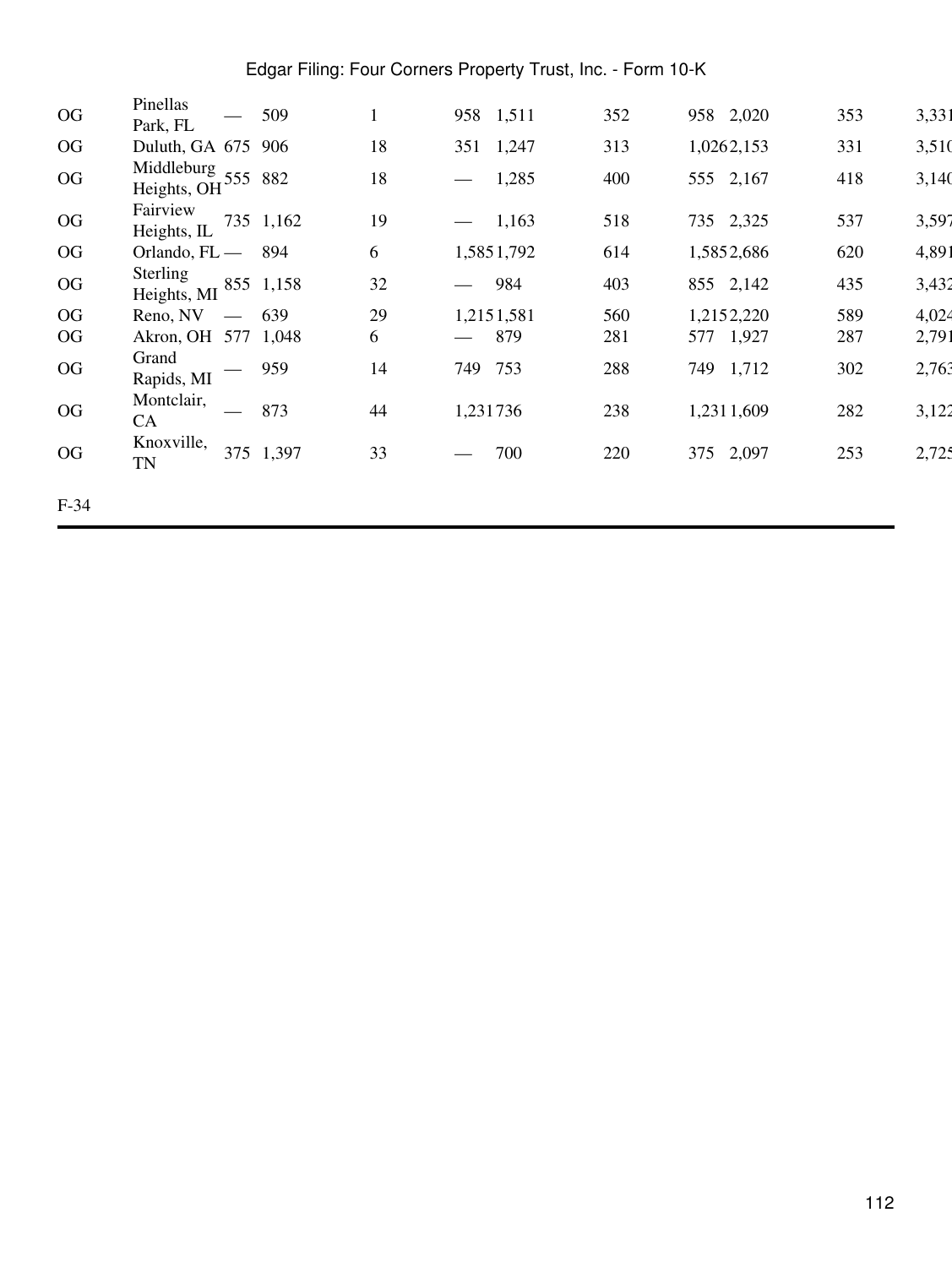| | | | | | | | | | | | |
|---|---|---|---|---|---|---|---|---|---|---|---|
| OG | Pinellas Park, FL | — | 509 | 1 | 958 | 1,511 | 352 | 958 | 2,020 | 353 | 3,331 |
| OG | Duluth, GA | 675 | 906 | 18 | 351 | 1,247 | 313 | 1,026 | 2,153 | 331 | 3,510 |
| OG | Middleburg Heights, OH | 555 | 882 | 18 | — | 1,285 | 400 | 555 | 2,167 | 418 | 3,140 |
| OG | Fairview Heights, IL | 735 | 1,162 | 19 | — | 1,163 | 518 | 735 | 2,325 | 537 | 3,597 |
| OG | Orlando, FL | — | 894 | 6 | 1,585 | 1,792 | 614 | 1,585 | 2,686 | 620 | 4,891 |
| OG | Sterling Heights, MI | 855 | 1,158 | 32 | — | 984 | 403 | 855 | 2,142 | 435 | 3,432 |
| OG | Reno, NV | — | 639 | 29 | 1,215 | 1,581 | 560 | 1,215 | 2,220 | 589 | 4,024 |
| OG | Akron, OH | 577 | 1,048 | 6 | — | 879 | 281 | 577 | 1,927 | 287 | 2,791 |
| OG | Grand Rapids, MI | — | 959 | 14 | 749 | 753 | 288 | 749 | 1,712 | 302 | 2,763 |
| OG | Montclair, CA | — | 873 | 44 | 1,231 | 736 | 238 | 1,231 | 1,609 | 282 | 3,122 |
| OG | Knoxville, TN | 375 | 1,397 | 33 | — | 700 | 220 | 375 | 2,097 | 253 | 2,725 |

F-34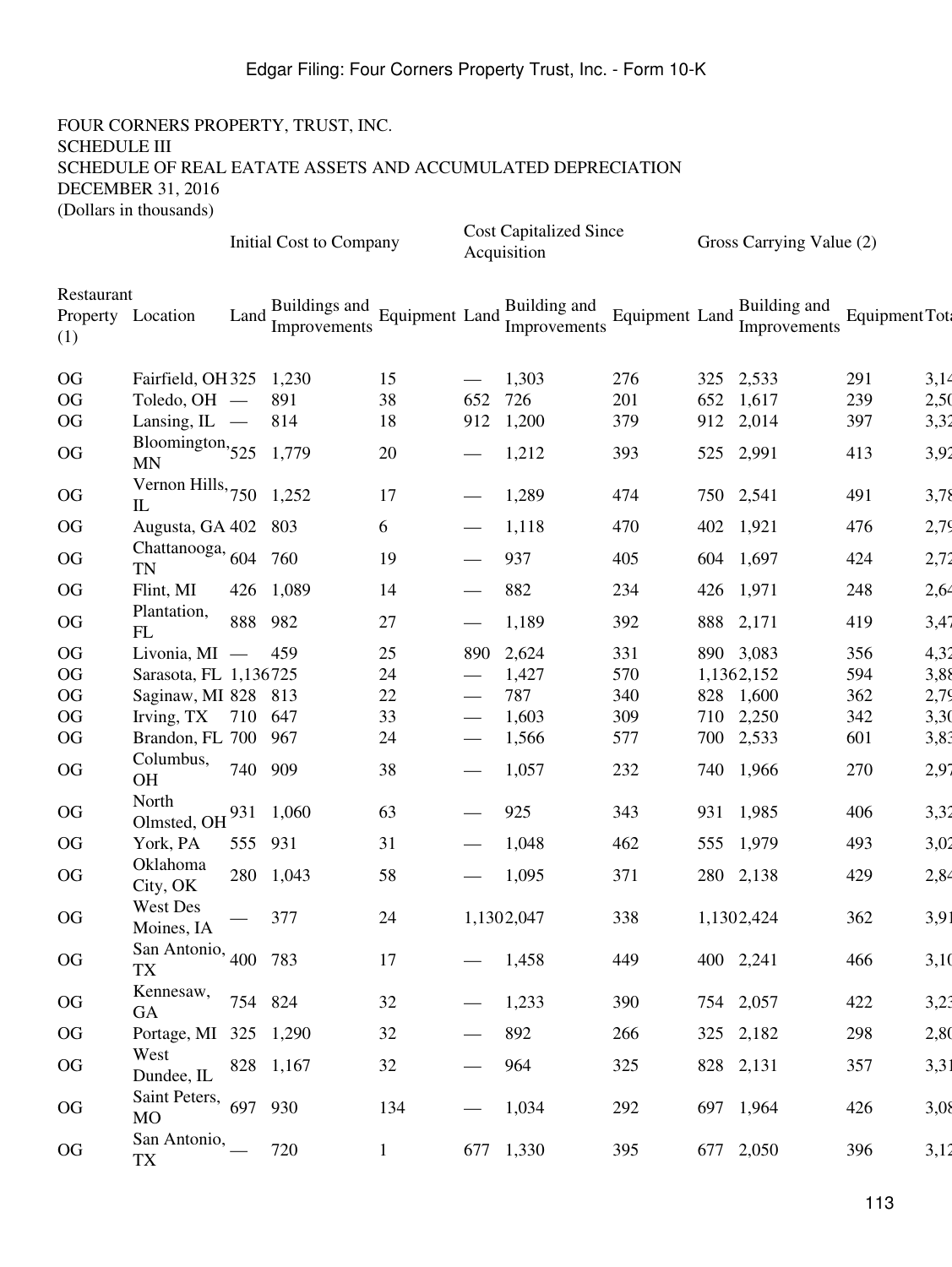FOUR CORNERS PROPERTY, TRUST, INC.
SCHEDULE III
SCHEDULE OF REAL EATATE ASSETS AND ACCUMULATED DEPRECIATION
DECEMBER 31, 2016
(Dollars in thousands)

| | | Initial Cost to Company | | | Cost Capitalized Since Acquisition | | | Gross Carrying Value (2) | | | |
|---|---|---|---|---|---|---|---|---|---|---|---|
| Restaurant Property (1) | Location | Land | Buildings and Improvements | Equipment | Land | Building and Improvements | Equipment | Land | Building and Improvements | Equipment | Tota |
| OG | Fairfield, OH | 325 | 1,230 | 15 | — | 1,303 | 276 | 325 | 2,533 | 291 | 3,14 |
| OG | Toledo, OH | — | 891 | 38 | 652 | 726 | 201 | 652 | 1,617 | 239 | 2,50 |
| OG | Lansing, IL | — | 814 | 18 | 912 | 1,200 | 379 | 912 | 2,014 | 397 | 3,32 |
| OG | Bloomington, MN | 525 | 1,779 | 20 | — | 1,212 | 393 | 525 | 2,991 | 413 | 3,92 |
| OG | Vernon Hills, IL | 750 | 1,252 | 17 | — | 1,289 | 474 | 750 | 2,541 | 491 | 3,78 |
| OG | Augusta, GA | 402 | 803 | 6 | — | 1,118 | 470 | 402 | 1,921 | 476 | 2,79 |
| OG | Chattanooga, TN | 604 | 760 | 19 | — | 937 | 405 | 604 | 1,697 | 424 | 2,72 |
| OG | Flint, MI | 426 | 1,089 | 14 | — | 882 | 234 | 426 | 1,971 | 248 | 2,64 |
| OG | Plantation, FL | 888 | 982 | 27 | — | 1,189 | 392 | 888 | 2,171 | 419 | 3,47 |
| OG | Livonia, MI | — | 459 | 25 | 890 | 2,624 | 331 | 890 | 3,083 | 356 | 4,32 |
| OG | Sarasota, FL | 1,136 | 725 | 24 | — | 1,427 | 570 | 1,136 | 2,152 | 594 | 3,88 |
| OG | Saginaw, MI | 828 | 813 | 22 | — | 787 | 340 | 828 | 1,600 | 362 | 2,79 |
| OG | Irving, TX | 710 | 647 | 33 | — | 1,603 | 309 | 710 | 2,250 | 342 | 3,30 |
| OG | Brandon, FL | 700 | 967 | 24 | — | 1,566 | 577 | 700 | 2,533 | 601 | 3,83 |
| OG | Columbus, OH | 740 | 909 | 38 | — | 1,057 | 232 | 740 | 1,966 | 270 | 2,97 |
| OG | North Olmsted, OH | 931 | 1,060 | 63 | — | 925 | 343 | 931 | 1,985 | 406 | 3,32 |
| OG | York, PA | 555 | 931 | 31 | — | 1,048 | 462 | 555 | 1,979 | 493 | 3,02 |
| OG | Oklahoma City, OK | 280 | 1,043 | 58 | — | 1,095 | 371 | 280 | 2,138 | 429 | 2,84 |
| OG | West Des Moines, IA | — | 377 | 24 | 1,130 | 2,047 | 338 | 1,130 | 2,424 | 362 | 3,91 |
| OG | San Antonio, TX | 400 | 783 | 17 | — | 1,458 | 449 | 400 | 2,241 | 466 | 3,10 |
| OG | Kennesaw, GA | 754 | 824 | 32 | — | 1,233 | 390 | 754 | 2,057 | 422 | 3,23 |
| OG | Portage, MI | 325 | 1,290 | 32 | — | 892 | 266 | 325 | 2,182 | 298 | 2,80 |
| OG | West Dundee, IL | 828 | 1,167 | 32 | — | 964 | 325 | 828 | 2,131 | 357 | 3,31 |
| OG | Saint Peters, MO | 697 | 930 | 134 | — | 1,034 | 292 | 697 | 1,964 | 426 | 3,08 |
| OG | San Antonio, TX | — | 720 | 1 | 677 | 1,330 | 395 | 677 | 2,050 | 396 | 3,12 |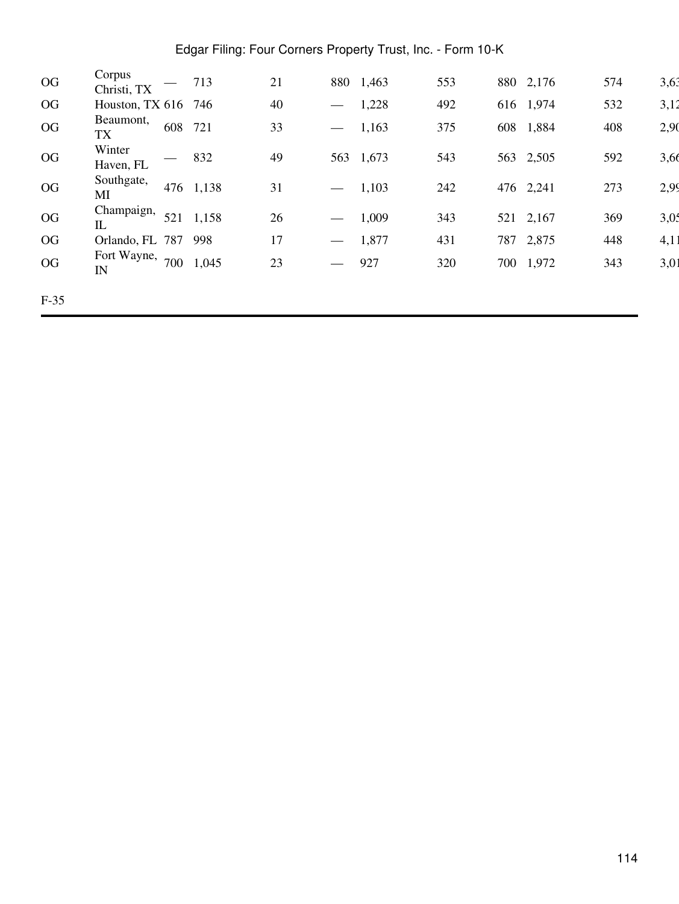| | | | | | | | | | | | |
|---|---|---|---|---|---|---|---|---|---|---|---|
| OG | Corpus Christi, TX | — | 713 | 21 | 880 | 1,463 | 553 | 880 | 2,176 | 574 | 3,63 |
| OG | Houston, TX | 616 | 746 | 40 | — | 1,228 | 492 | 616 | 1,974 | 532 | 3,12 |
| OG | Beaumont, TX | 608 | 721 | 33 | — | 1,163 | 375 | 608 | 1,884 | 408 | 2,90 |
| OG | Winter Haven, FL | — | 832 | 49 | 563 | 1,673 | 543 | 563 | 2,505 | 592 | 3,66 |
| OG | Southgate, MI | 476 | 1,138 | 31 | — | 1,103 | 242 | 476 | 2,241 | 273 | 2,99 |
| OG | Champaign, IL | 521 | 1,158 | 26 | — | 1,009 | 343 | 521 | 2,167 | 369 | 3,05 |
| OG | Orlando, FL | 787 | 998 | 17 | — | 1,877 | 431 | 787 | 2,875 | 448 | 4,11 |
| OG | Fort Wayne, IN | 700 | 1,045 | 23 | — | 927 | 320 | 700 | 1,972 | 343 | 3,01 |

F-35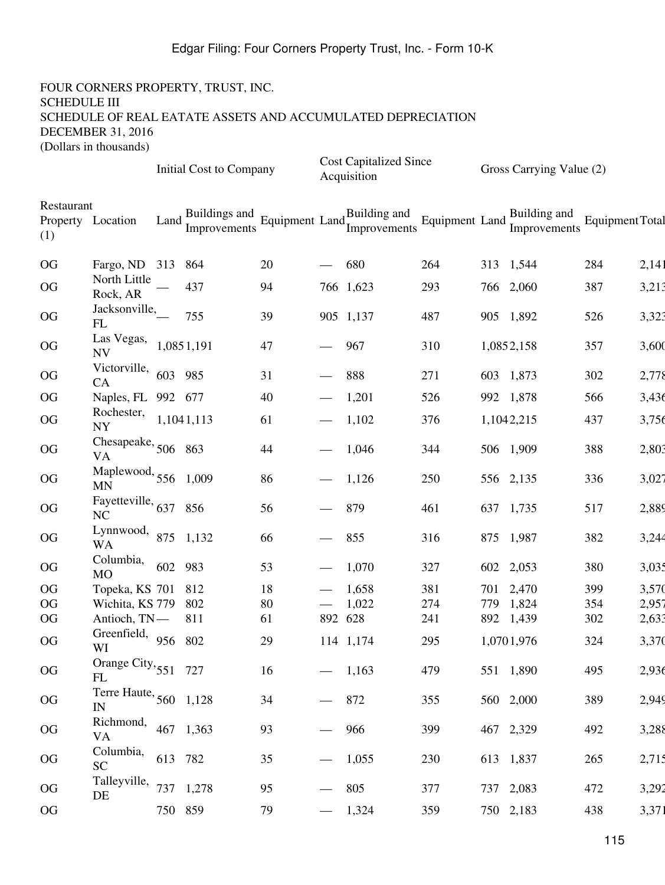FOUR CORNERS PROPERTY, TRUST, INC.
SCHEDULE III
SCHEDULE OF REAL EATATE ASSETS AND ACCUMULATED DEPRECIATION
DECEMBER 31, 2016
(Dollars in thousands)

| | | Initial Cost to Company | | | Cost Capitalized Since Acquisition | | | Gross Carrying Value (2) | | | |
|---|---|---|---|---|---|---|---|---|---|---|---|
| Restaurant Property (1) | Location | Land | Buildings and Improvements | Equipment | Land | Building and Improvements | Equipment | Land | Building and Improvements | Equipment | Total |
| OG | Fargo, ND | 313 | 864 | 20 | — | 680 | 264 | 313 | 1,544 | 284 | 2,141 |
| OG | North Little Rock, AR | — | 437 | 94 | 766 | 1,623 | 293 | 766 | 2,060 | 387 | 3,213 |
| OG | Jacksonville, FL | — | 755 | 39 | 905 | 1,137 | 487 | 905 | 1,892 | 526 | 3,323 |
| OG | Las Vegas, NV | 1,085 | 1,191 | 47 | — | 967 | 310 | 1,085 | 2,158 | 357 | 3,600 |
| OG | Victorville, CA | 603 | 985 | 31 | — | 888 | 271 | 603 | 1,873 | 302 | 2,778 |
| OG | Naples, FL | 992 | 677 | 40 | — | 1,201 | 526 | 992 | 1,878 | 566 | 3,436 |
| OG | Rochester, NY | 1,104 | 1,113 | 61 | — | 1,102 | 376 | 1,104 | 2,215 | 437 | 3,756 |
| OG | Chesapeake, VA | 506 | 863 | 44 | — | 1,046 | 344 | 506 | 1,909 | 388 | 2,803 |
| OG | Maplewood, MN | 556 | 1,009 | 86 | — | 1,126 | 250 | 556 | 2,135 | 336 | 3,027 |
| OG | Fayetteville, NC | 637 | 856 | 56 | — | 879 | 461 | 637 | 1,735 | 517 | 2,889 |
| OG | Lynnwood, WA | 875 | 1,132 | 66 | — | 855 | 316 | 875 | 1,987 | 382 | 3,244 |
| OG | Columbia, MO | 602 | 983 | 53 | — | 1,070 | 327 | 602 | 2,053 | 380 | 3,035 |
| OG | Topeka, KS | 701 | 812 | 18 | — | 1,658 | 381 | 701 | 2,470 | 399 | 3,570 |
| OG | Wichita, KS | 779 | 802 | 80 | — | 1,022 | 274 | 779 | 1,824 | 354 | 2,957 |
| OG | Antioch, TN | — | 811 | 61 | 892 | 628 | 241 | 892 | 1,439 | 302 | 2,633 |
| OG | Greenfield, WI | 956 | 802 | 29 | 114 | 1,174 | 295 | 1,070 | 1,976 | 324 | 3,370 |
| OG | Orange City, FL | 551 | 727 | 16 | — | 1,163 | 479 | 551 | 1,890 | 495 | 2,936 |
| OG | Terre Haute, IN | 560 | 1,128 | 34 | — | 872 | 355 | 560 | 2,000 | 389 | 2,949 |
| OG | Richmond, VA | 467 | 1,363 | 93 | — | 966 | 399 | 467 | 2,329 | 492 | 3,288 |
| OG | Columbia, SC | 613 | 782 | 35 | — | 1,055 | 230 | 613 | 1,837 | 265 | 2,715 |
| OG | Talleyville, DE | 737 | 1,278 | 95 | — | 805 | 377 | 737 | 2,083 | 472 | 3,292 |
| OG | | 750 | 859 | 79 | — | 1,324 | 359 | 750 | 2,183 | 438 | 3,371 |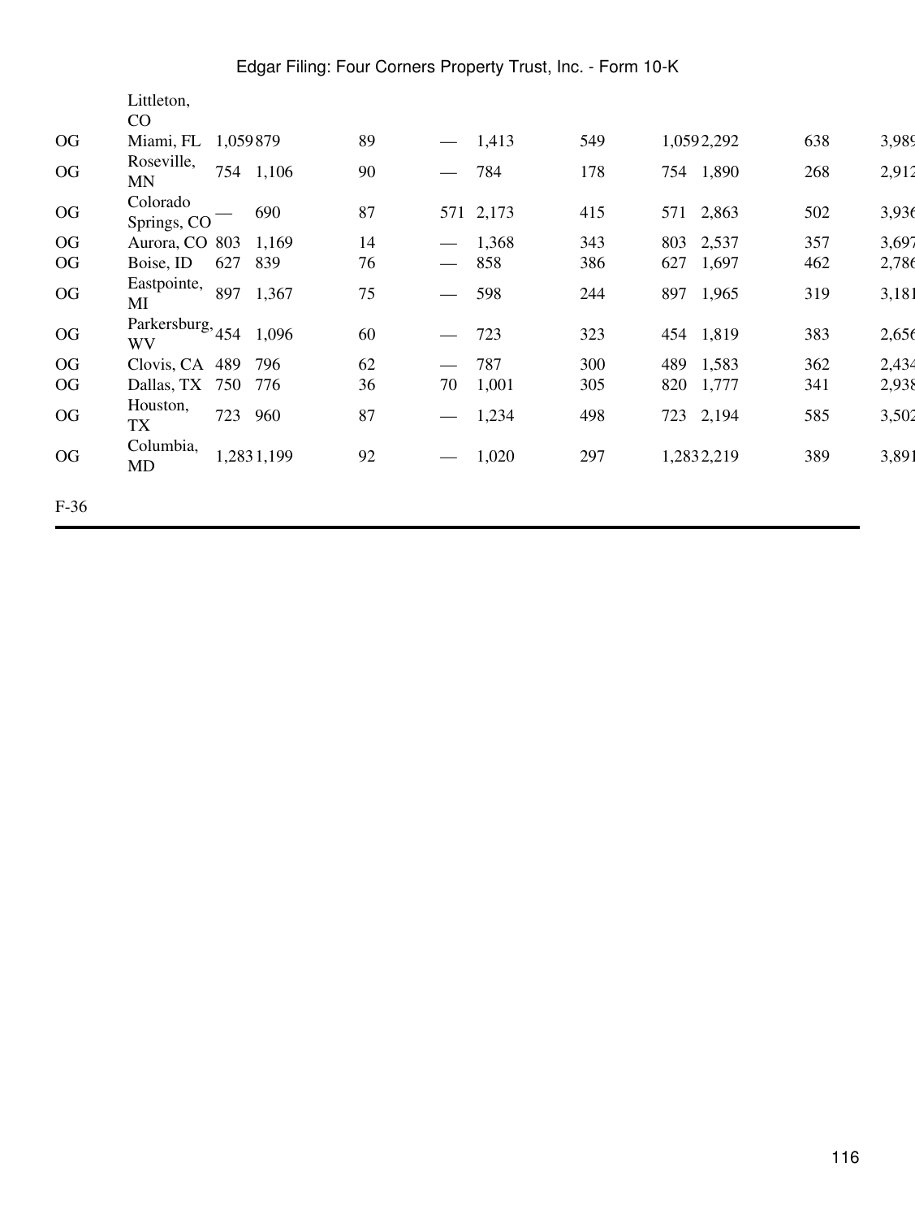| | Littleton, CO | | | | | | | | | | |
|---|---|---|---|---|---|---|---|---|---|---|---|
| OG | Miami, FL | 1,059 | 879 | 89 | — | 1,413 | 549 | 1,059 | 2,292 | 638 | 3,989 |
| OG | Roseville, MN | 754 | 1,106 | 90 | — | 784 | 178 | 754 | 1,890 | 268 | 2,912 |
| OG | Colorado Springs, CO | — | 690 | 87 | 571 | 2,173 | 415 | 571 | 2,863 | 502 | 3,936 |
| OG | Aurora, CO | 803 | 1,169 | 14 | — | 1,368 | 343 | 803 | 2,537 | 357 | 3,697 |
| OG | Boise, ID | 627 | 839 | 76 | — | 858 | 386 | 627 | 1,697 | 462 | 2,786 |
| OG | Eastpointe, MI | 897 | 1,367 | 75 | — | 598 | 244 | 897 | 1,965 | 319 | 3,181 |
| OG | Parkersburg, WV | 454 | 1,096 | 60 | — | 723 | 323 | 454 | 1,819 | 383 | 2,656 |
| OG | Clovis, CA | 489 | 796 | 62 | — | 787 | 300 | 489 | 1,583 | 362 | 2,434 |
| OG | Dallas, TX | 750 | 776 | 36 | 70 | 1,001 | 305 | 820 | 1,777 | 341 | 2,938 |
| OG | Houston, TX | 723 | 960 | 87 | — | 1,234 | 498 | 723 | 2,194 | 585 | 3,502 |
| OG | Columbia, MD | 1,283 | 1,199 | 92 | — | 1,020 | 297 | 1,283 | 2,219 | 389 | 3,891 |

F-36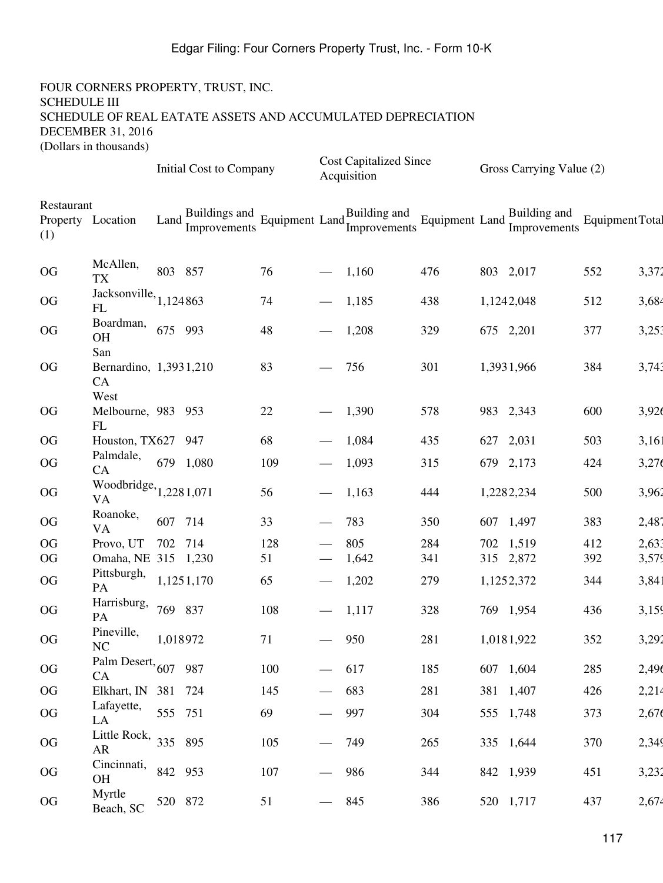FOUR CORNERS PROPERTY, TRUST, INC.
SCHEDULE III
SCHEDULE OF REAL EATATE ASSETS AND ACCUMULATED DEPRECIATION
DECEMBER 31, 2016
(Dollars in thousands)

| | | Initial Cost to Company | | | Cost Capitalized Since Acquisition | | | Gross Carrying Value (2) | | | |
|---|---|---|---|---|---|---|---|---|---|---|---|
| Restaurant Property (1) | Location | Land | Buildings and Improvements | Equipment | Land | Building and Improvements | Equipment | Land | Building and Improvements | Equipment | Total |
| OG | McAllen, TX | 803 | 857 | 76 | — | 1,160 | 476 | 803 | 2,017 | 552 | 3,372 |
| OG | Jacksonville, FL | 1,124 | 863 | 74 | — | 1,185 | 438 | 1,124 | 2,048 | 512 | 3,684 |
| OG | Boardman, OH | 675 | 993 | 48 | — | 1,208 | 329 | 675 | 2,201 | 377 | 3,253 |
| OG | San Bernardino, CA | 1,393 | 1,210 | 83 | — | 756 | 301 | 1,393 | 1,966 | 384 | 3,743 |
| OG | West Melbourne, FL | 983 | 953 | 22 | — | 1,390 | 578 | 983 | 2,343 | 600 | 3,926 |
| OG | Houston, TX | 627 | 947 | 68 | — | 1,084 | 435 | 627 | 2,031 | 503 | 3,161 |
| OG | Palmdale, CA | 679 | 1,080 | 109 | — | 1,093 | 315 | 679 | 2,173 | 424 | 3,276 |
| OG | Woodbridge, VA | 1,228 | 1,071 | 56 | — | 1,163 | 444 | 1,228 | 2,234 | 500 | 3,962 |
| OG | Roanoke, VA | 607 | 714 | 33 | — | 783 | 350 | 607 | 1,497 | 383 | 2,487 |
| OG | Provo, UT | 702 | 714 | 128 | — | 805 | 284 | 702 | 1,519 | 412 | 2,633 |
| OG | Omaha, NE | 315 | 1,230 | 51 | — | 1,642 | 341 | 315 | 2,872 | 392 | 3,579 |
| OG | Pittsburgh, PA | 1,125 | 1,170 | 65 | — | 1,202 | 279 | 1,125 | 2,372 | 344 | 3,841 |
| OG | Harrisburg, PA | 769 | 837 | 108 | — | 1,117 | 328 | 769 | 1,954 | 436 | 3,159 |
| OG | Pineville, NC | 1,018 | 972 | 71 | — | 950 | 281 | 1,018 | 1,922 | 352 | 3,292 |
| OG | Palm Desert, CA | 607 | 987 | 100 | — | 617 | 185 | 607 | 1,604 | 285 | 2,496 |
| OG | Elkhart, IN | 381 | 724 | 145 | — | 683 | 281 | 381 | 1,407 | 426 | 2,214 |
| OG | Lafayette, LA | 555 | 751 | 69 | — | 997 | 304 | 555 | 1,748 | 373 | 2,676 |
| OG | Little Rock, AR | 335 | 895 | 105 | — | 749 | 265 | 335 | 1,644 | 370 | 2,349 |
| OG | Cincinnati, OH | 842 | 953 | 107 | — | 986 | 344 | 842 | 1,939 | 451 | 3,232 |
| OG | Myrtle Beach, SC | 520 | 872 | 51 | — | 845 | 386 | 520 | 1,717 | 437 | 2,674 |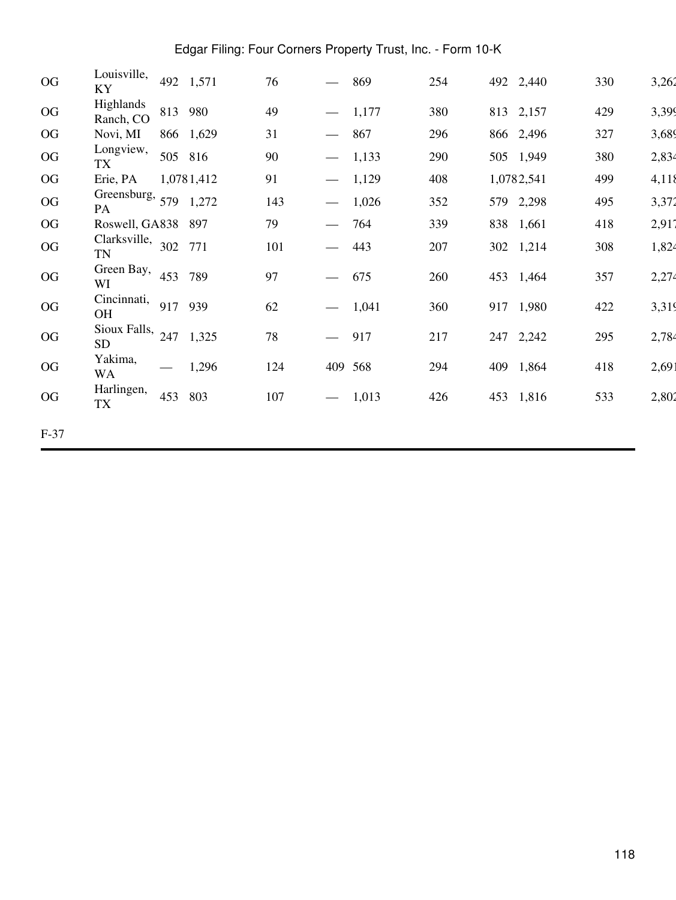| | | | | | | | | | | | |
|---|---|---|---|---|---|---|---|---|---|---|---|
| OG | Louisville, KY | 492 | 1,571 | 76 | — | 869 | 254 | 492 | 2,440 | 330 | 3,262 |
| OG | Highlands Ranch, CO | 813 | 980 | 49 | — | 1,177 | 380 | 813 | 2,157 | 429 | 3,399 |
| OG | Novi, MI | 866 | 1,629 | 31 | — | 867 | 296 | 866 | 2,496 | 327 | 3,689 |
| OG | Longview, TX | 505 | 816 | 90 | — | 1,133 | 290 | 505 | 1,949 | 380 | 2,834 |
| OG | Erie, PA | 1,078 | 1,412 | 91 | — | 1,129 | 408 | 1,078 | 2,541 | 499 | 4,118 |
| OG | Greensburg, PA | 579 | 1,272 | 143 | — | 1,026 | 352 | 579 | 2,298 | 495 | 3,372 |
| OG | Roswell, GA | 838 | 897 | 79 | — | 764 | 339 | 838 | 1,661 | 418 | 2,917 |
| OG | Clarksville, TN | 302 | 771 | 101 | — | 443 | 207 | 302 | 1,214 | 308 | 1,824 |
| OG | Green Bay, WI | 453 | 789 | 97 | — | 675 | 260 | 453 | 1,464 | 357 | 2,274 |
| OG | Cincinnati, OH | 917 | 939 | 62 | — | 1,041 | 360 | 917 | 1,980 | 422 | 3,319 |
| OG | Sioux Falls, SD | 247 | 1,325 | 78 | — | 917 | 217 | 247 | 2,242 | 295 | 2,784 |
| OG | Yakima, WA | — | 1,296 | 124 | 409 | 568 | 294 | 409 | 1,864 | 418 | 2,691 |
| OG | Harlingen, TX | 453 | 803 | 107 | — | 1,013 | 426 | 453 | 1,816 | 533 | 2,802 |

F-37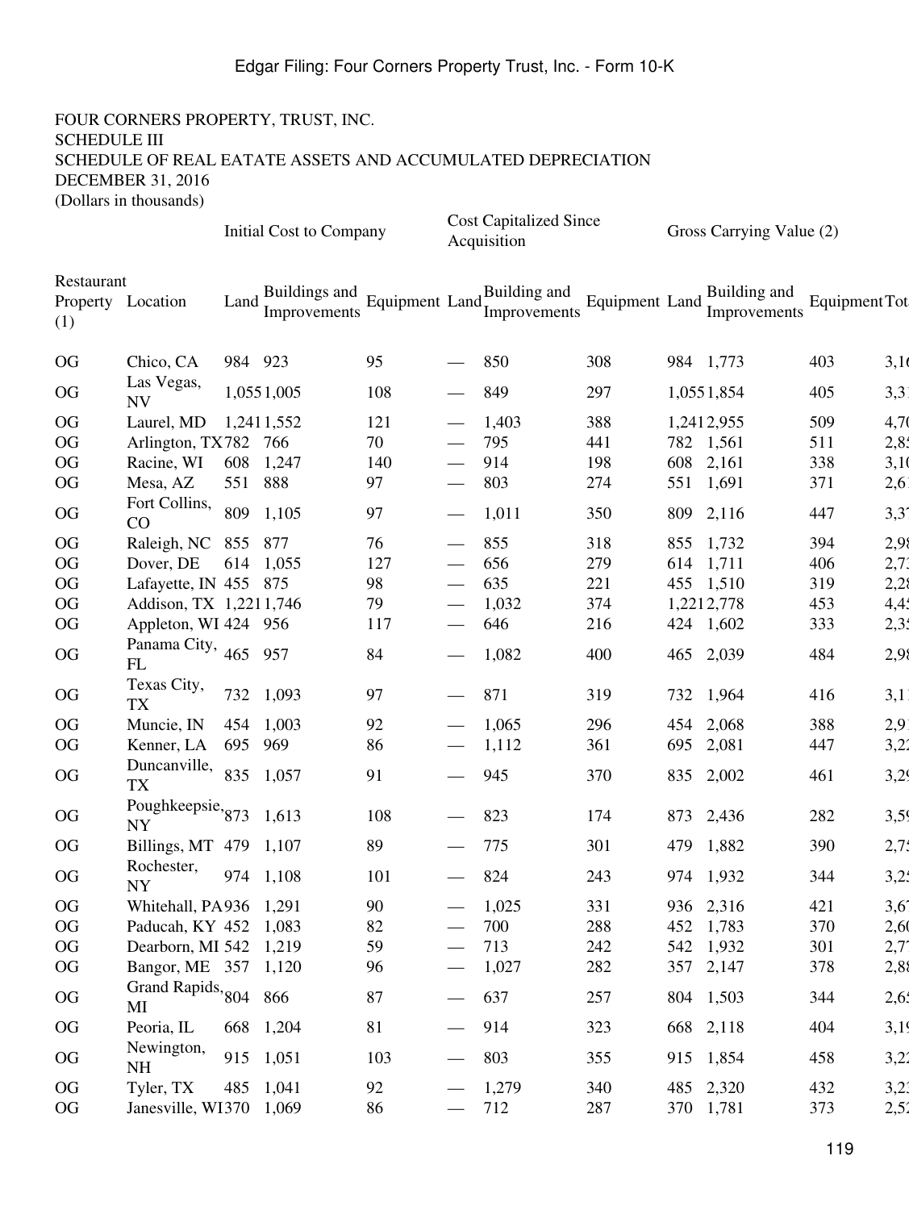FOUR CORNERS PROPERTY, TRUST, INC.
SCHEDULE III
SCHEDULE OF REAL EATATE ASSETS AND ACCUMULATED DEPRECIATION
DECEMBER 31, 2016
(Dollars in thousands)

| | | Initial Cost to Company | | | Cost Capitalized Since Acquisition | | | Gross Carrying Value (2) | | | |
|---|---|---|---|---|---|---|---|---|---|---|---|
| Restaurant Property (1) | Location | Land | Buildings and Improvements | Equipment | Land | Building and Improvements | Equipment | Land | Building and Improvements | Equipment | Tot |
| OG | Chico, CA | 984 | 923 | 95 | — | 850 | 308 | 984 | 1,773 | 403 | 3,16 |
| OG | Las Vegas, NV | 1,055 | 1,005 | 108 | — | 849 | 297 | 1,055 | 1,854 | 405 | 3,31 |
| OG | Laurel, MD | 1,241 | 1,552 | 121 | — | 1,403 | 388 | 1,241 | 2,955 | 509 | 4,70 |
| OG | Arlington, TX | 782 | 766 | 70 | — | 795 | 441 | 782 | 1,561 | 511 | 2,85 |
| OG | Racine, WI | 608 | 1,247 | 140 | — | 914 | 198 | 608 | 2,161 | 338 | 3,10 |
| OG | Mesa, AZ | 551 | 888 | 97 | — | 803 | 274 | 551 | 1,691 | 371 | 2,61 |
| OG | Fort Collins, CO | 809 | 1,105 | 97 | — | 1,011 | 350 | 809 | 2,116 | 447 | 3,37 |
| OG | Raleigh, NC | 855 | 877 | 76 | — | 855 | 318 | 855 | 1,732 | 394 | 2,98 |
| OG | Dover, DE | 614 | 1,055 | 127 | — | 656 | 279 | 614 | 1,711 | 406 | 2,73 |
| OG | Lafayette, IN | 455 | 875 | 98 | — | 635 | 221 | 455 | 1,510 | 319 | 2,28 |
| OG | Addison, TX | 1,221 | 1,746 | 79 | — | 1,032 | 374 | 1,221 | 2,778 | 453 | 4,45 |
| OG | Appleton, WI | 424 | 956 | 117 | — | 646 | 216 | 424 | 1,602 | 333 | 2,35 |
| OG | Panama City, FL | 465 | 957 | 84 | — | 1,082 | 400 | 465 | 2,039 | 484 | 2,98 |
| OG | Texas City, TX | 732 | 1,093 | 97 | — | 871 | 319 | 732 | 1,964 | 416 | 3,11 |
| OG | Muncie, IN | 454 | 1,003 | 92 | — | 1,065 | 296 | 454 | 2,068 | 388 | 2,91 |
| OG | Kenner, LA | 695 | 969 | 86 | — | 1,112 | 361 | 695 | 2,081 | 447 | 3,22 |
| OG | Duncanville, TX | 835 | 1,057 | 91 | — | 945 | 370 | 835 | 2,002 | 461 | 3,29 |
| OG | Poughkeepsie, NY | 873 | 1,613 | 108 | — | 823 | 174 | 873 | 2,436 | 282 | 3,59 |
| OG | Billings, MT | 479 | 1,107 | 89 | — | 775 | 301 | 479 | 1,882 | 390 | 2,75 |
| OG | Rochester, NY | 974 | 1,108 | 101 | — | 824 | 243 | 974 | 1,932 | 344 | 3,25 |
| OG | Whitehall, PA | 936 | 1,291 | 90 | — | 1,025 | 331 | 936 | 2,316 | 421 | 3,67 |
| OG | Paducah, KY | 452 | 1,083 | 82 | — | 700 | 288 | 452 | 1,783 | 370 | 2,60 |
| OG | Dearborn, MI | 542 | 1,219 | 59 | — | 713 | 242 | 542 | 1,932 | 301 | 2,77 |
| OG | Bangor, ME | 357 | 1,120 | 96 | — | 1,027 | 282 | 357 | 2,147 | 378 | 2,88 |
| OG | Grand Rapids, MI | 804 | 866 | 87 | — | 637 | 257 | 804 | 1,503 | 344 | 2,65 |
| OG | Peoria, IL | 668 | 1,204 | 81 | — | 914 | 323 | 668 | 2,118 | 404 | 3,19 |
| OG | Newington, NH | 915 | 1,051 | 103 | — | 803 | 355 | 915 | 1,854 | 458 | 3,22 |
| OG | Tyler, TX | 485 | 1,041 | 92 | — | 1,279 | 340 | 485 | 2,320 | 432 | 3,23 |
| OG | Janesville, WI | 370 | 1,069 | 86 | — | 712 | 287 | 370 | 1,781 | 373 | 2,52 |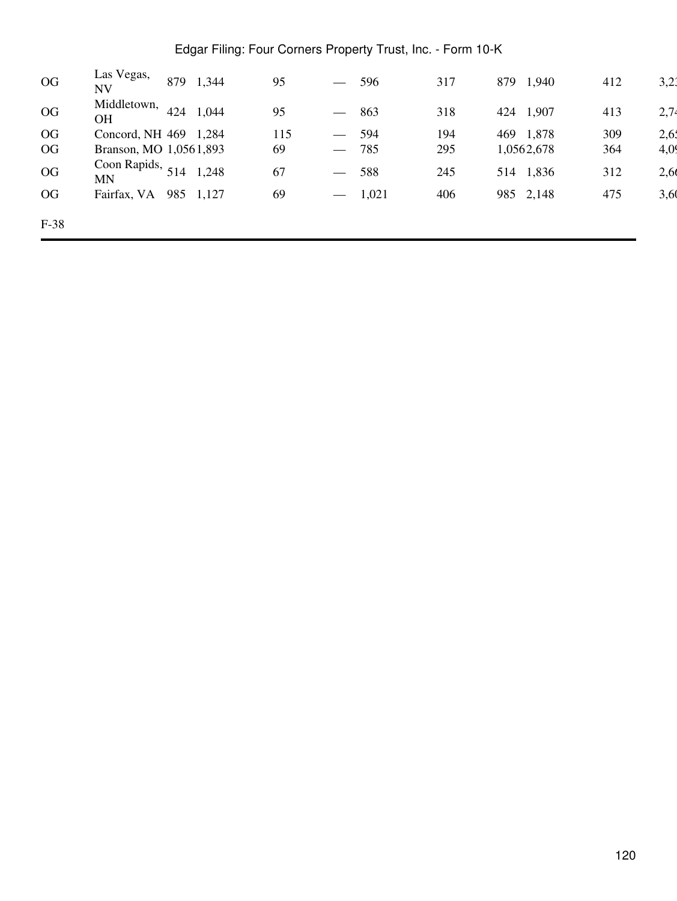| | | | | | | | | | | | |
|---|---|---|---|---|---|---|---|---|---|---|---|
| OG | Las Vegas, NV | 879 | 1,344 | 95 | — | 596 | 317 | 879 | 1,940 | 412 | 3,23 |
| OG | Middletown, OH | 424 | 1,044 | 95 | — | 863 | 318 | 424 | 1,907 | 413 | 2,74 |
| OG | Concord, NH | 469 | 1,284 | 115 | — | 594 | 194 | 469 | 1,878 | 309 | 2,65 |
| OG | Branson, MO | 1,056 | 1,893 | 69 | — | 785 | 295 | 1,056 | 2,678 | 364 | 4,09 |
| OG | Coon Rapids, MN | 514 | 1,248 | 67 | — | 588 | 245 | 514 | 1,836 | 312 | 2,66 |
| OG | Fairfax, VA | 985 | 1,127 | 69 | — | 1,021 | 406 | 985 | 2,148 | 475 | 3,60 |

F-38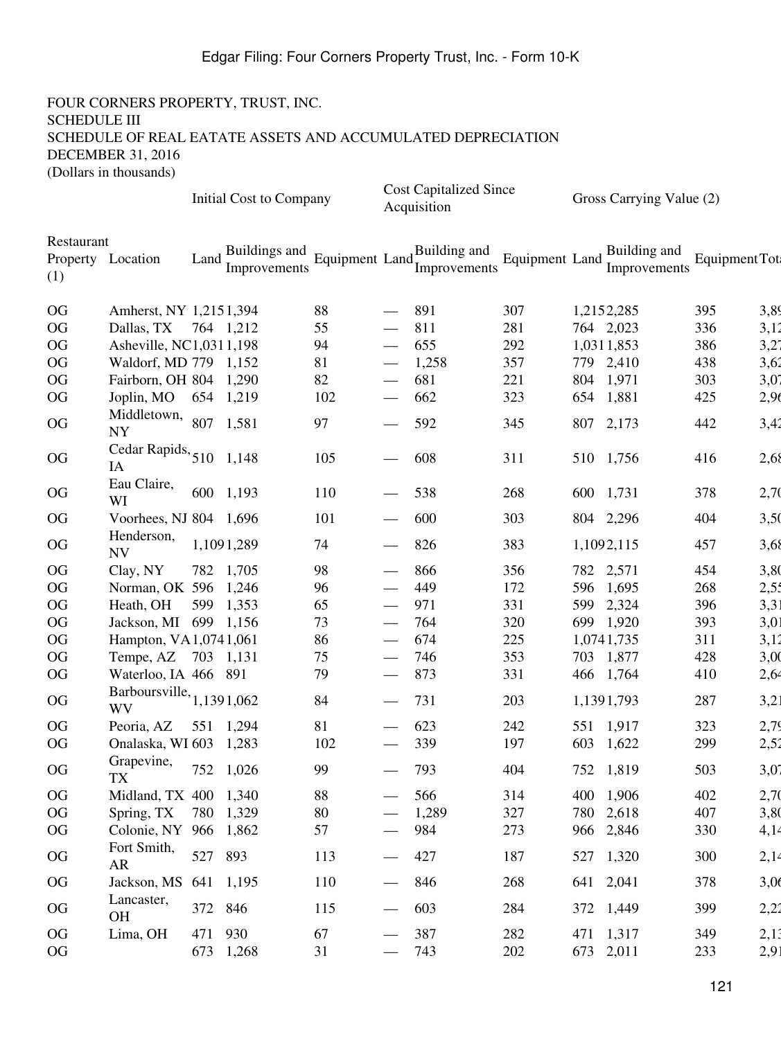FOUR CORNERS PROPERTY, TRUST, INC.
SCHEDULE III
SCHEDULE OF REAL EATATE ASSETS AND ACCUMULATED DEPRECIATION
DECEMBER 31, 2016
(Dollars in thousands)

| | | Initial Cost to Company | | | Cost Capitalized Since Acquisition | | | Gross Carrying Value (2) | | | |
|---|---|---|---|---|---|---|---|---|---|---|---|
| Restaurant Property (1) | Location | Land | Buildings and Improvements | Equipment | Land | Building and Improvements | Equipment | Land | Building and Improvements | Equipment | Tota |
| OG | Amherst, NY | 1,215 | 1,394 | 88 | — | 891 | 307 | 1,215 | 2,285 | 395 | 3,89 |
| OG | Dallas, TX | 764 | 1,212 | 55 | — | 811 | 281 | 764 | 2,023 | 336 | 3,12 |
| OG | Asheville, NC | 1,031 | 1,198 | 94 | — | 655 | 292 | 1,031 | 1,853 | 386 | 3,27 |
| OG | Waldorf, MD | 779 | 1,152 | 81 | — | 1,258 | 357 | 779 | 2,410 | 438 | 3,62 |
| OG | Fairborn, OH | 804 | 1,290 | 82 | — | 681 | 221 | 804 | 1,971 | 303 | 3,07 |
| OG | Joplin, MO | 654 | 1,219 | 102 | — | 662 | 323 | 654 | 1,881 | 425 | 2,96 |
| OG | Middletown, NY | 807 | 1,581 | 97 | — | 592 | 345 | 807 | 2,173 | 442 | 3,42 |
| OG | Cedar Rapids, IA | 510 | 1,148 | 105 | — | 608 | 311 | 510 | 1,756 | 416 | 2,68 |
| OG | Eau Claire, WI | 600 | 1,193 | 110 | — | 538 | 268 | 600 | 1,731 | 378 | 2,70 |
| OG | Voorhees, NJ | 804 | 1,696 | 101 | — | 600 | 303 | 804 | 2,296 | 404 | 3,50 |
| OG | Henderson, NV | 1,109 | 1,289 | 74 | — | 826 | 383 | 1,109 | 2,115 | 457 | 3,68 |
| OG | Clay, NY | 782 | 1,705 | 98 | — | 866 | 356 | 782 | 2,571 | 454 | 3,80 |
| OG | Norman, OK | 596 | 1,246 | 96 | — | 449 | 172 | 596 | 1,695 | 268 | 2,55 |
| OG | Heath, OH | 599 | 1,353 | 65 | — | 971 | 331 | 599 | 2,324 | 396 | 3,31 |
| OG | Jackson, MI | 699 | 1,156 | 73 | — | 764 | 320 | 699 | 1,920 | 393 | 3,01 |
| OG | Hampton, VA | 1,074 | 1,061 | 86 | — | 674 | 225 | 1,074 | 1,735 | 311 | 3,12 |
| OG | Tempe, AZ | 703 | 1,131 | 75 | — | 746 | 353 | 703 | 1,877 | 428 | 3,00 |
| OG | Waterloo, IA | 466 | 891 | 79 | — | 873 | 331 | 466 | 1,764 | 410 | 2,64 |
| OG | Barboursville, WV | 1,139 | 1,062 | 84 | — | 731 | 203 | 1,139 | 1,793 | 287 | 3,21 |
| OG | Peoria, AZ | 551 | 1,294 | 81 | — | 623 | 242 | 551 | 1,917 | 323 | 2,79 |
| OG | Onalaska, WI | 603 | 1,283 | 102 | — | 339 | 197 | 603 | 1,622 | 299 | 2,52 |
| OG | Grapevine, TX | 752 | 1,026 | 99 | — | 793 | 404 | 752 | 1,819 | 503 | 3,07 |
| OG | Midland, TX | 400 | 1,340 | 88 | — | 566 | 314 | 400 | 1,906 | 402 | 2,70 |
| OG | Spring, TX | 780 | 1,329 | 80 | — | 1,289 | 327 | 780 | 2,618 | 407 | 3,80 |
| OG | Colonie, NY | 966 | 1,862 | 57 | — | 984 | 273 | 966 | 2,846 | 330 | 4,14 |
| OG | Fort Smith, AR | 527 | 893 | 113 | — | 427 | 187 | 527 | 1,320 | 300 | 2,14 |
| OG | Jackson, MS | 641 | 1,195 | 110 | — | 846 | 268 | 641 | 2,041 | 378 | 3,06 |
| OG | Lancaster, OH | 372 | 846 | 115 | — | 603 | 284 | 372 | 1,449 | 399 | 2,22 |
| OG | Lima, OH | 471 | 930 | 67 | — | 387 | 282 | 471 | 1,317 | 349 | 2,13 |
| OG | | 673 | 1,268 | 31 | — | 743 | 202 | 673 | 2,011 | 233 | 2,91 |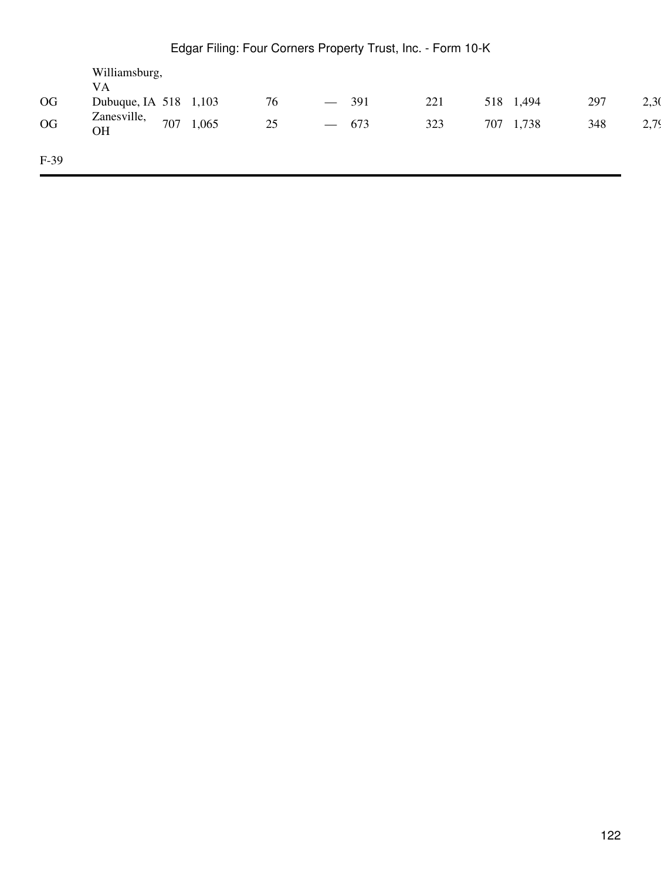| | Williamsburg, VA | | | | | | | | | | |
|---|---|---|---|---|---|---|---|---|---|---|---|
| OG | Dubuque, IA | 518 | 1,103 | 76 | — | 391 | 221 | 518 | 1,494 | 297 | 2,30 |
| OG | Zanesville, OH | 707 | 1,065 | 25 | — | 673 | 323 | 707 | 1,738 | 348 | 2,79 |

F-39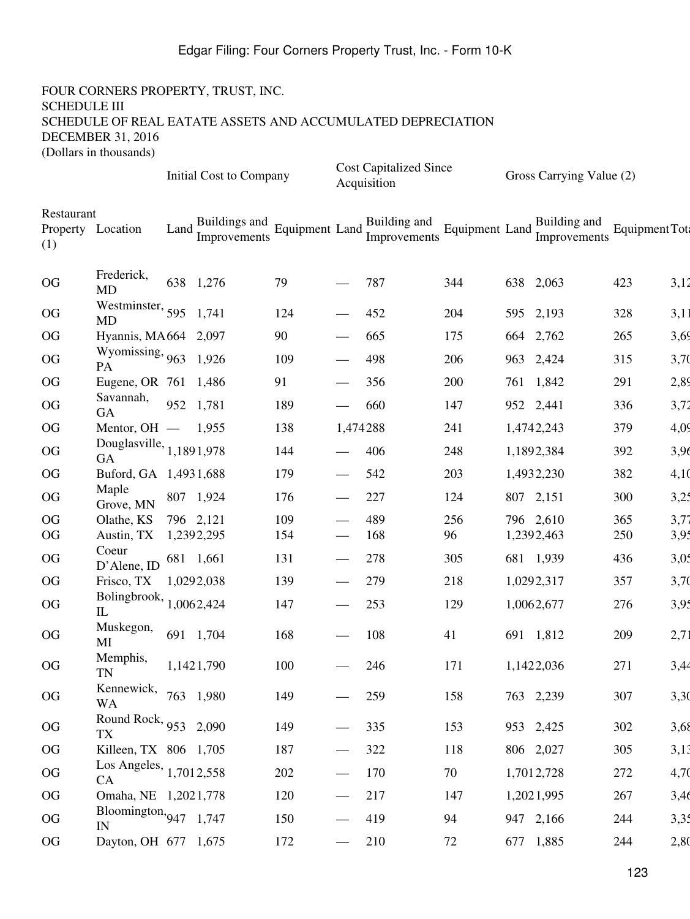FOUR CORNERS PROPERTY, TRUST, INC.
SCHEDULE III
SCHEDULE OF REAL EATATE ASSETS AND ACCUMULATED DEPRECIATION
DECEMBER 31, 2016
(Dollars in thousands)

| | | Initial Cost to Company | | | Cost Capitalized Since Acquisition | | | Gross Carrying Value (2) | | | |
|---|---|---|---|---|---|---|---|---|---|---|---|
| Restaurant Property (1) | Location | Land | Buildings and Improvements | Equipment | Land | Building and Improvements | Equipment | Land | Building and Improvements | Equipment | Tota |
| OG | Frederick, MD | 638 | 1,276 | 79 | — | 787 | 344 | 638 | 2,063 | 423 | 3,12 |
| OG | Westminster, MD | 595 | 1,741 | 124 | — | 452 | 204 | 595 | 2,193 | 328 | 3,11 |
| OG | Hyannis, MA | 664 | 2,097 | 90 | — | 665 | 175 | 664 | 2,762 | 265 | 3,69 |
| OG | Wyomissing, PA | 963 | 1,926 | 109 | — | 498 | 206 | 963 | 2,424 | 315 | 3,70 |
| OG | Eugene, OR | 761 | 1,486 | 91 | — | 356 | 200 | 761 | 1,842 | 291 | 2,89 |
| OG | Savannah, GA | 952 | 1,781 | 189 | — | 660 | 147 | 952 | 2,441 | 336 | 3,72 |
| OG | Mentor, OH | — | 1,955 | 138 | 1,474 | 288 | 241 | 1,474 | 2,243 | 379 | 4,09 |
| OG | Douglasville, GA | 1,189 | 1,978 | 144 | — | 406 | 248 | 1,189 | 2,384 | 392 | 3,96 |
| OG | Buford, GA | 1,493 | 1,688 | 179 | — | 542 | 203 | 1,493 | 2,230 | 382 | 4,10 |
| OG | Maple Grove, MN | 807 | 1,924 | 176 | — | 227 | 124 | 807 | 2,151 | 300 | 3,25 |
| OG | Olathe, KS | 796 | 2,121 | 109 | — | 489 | 256 | 796 | 2,610 | 365 | 3,77 |
| OG | Austin, TX | 1,239 | 2,295 | 154 | — | 168 | 96 | 1,239 | 2,463 | 250 | 3,95 |
| OG | Coeur D'Alene, ID | 681 | 1,661 | 131 | — | 278 | 305 | 681 | 1,939 | 436 | 3,05 |
| OG | Frisco, TX | 1,029 | 2,038 | 139 | — | 279 | 218 | 1,029 | 2,317 | 357 | 3,70 |
| OG | Bolingbrook, IL | 1,006 | 2,424 | 147 | — | 253 | 129 | 1,006 | 2,677 | 276 | 3,95 |
| OG | Muskegon, MI | 691 | 1,704 | 168 | — | 108 | 41 | 691 | 1,812 | 209 | 2,71 |
| OG | Memphis, TN | 1,142 | 1,790 | 100 | — | 246 | 171 | 1,142 | 2,036 | 271 | 3,44 |
| OG | Kennewick, WA | 763 | 1,980 | 149 | — | 259 | 158 | 763 | 2,239 | 307 | 3,30 |
| OG | Round Rock, TX | 953 | 2,090 | 149 | — | 335 | 153 | 953 | 2,425 | 302 | 3,68 |
| OG | Killeen, TX | 806 | 1,705 | 187 | — | 322 | 118 | 806 | 2,027 | 305 | 3,13 |
| OG | Los Angeles, CA | 1,701 | 2,558 | 202 | — | 170 | 70 | 1,701 | 2,728 | 272 | 4,70 |
| OG | Omaha, NE | 1,202 | 1,778 | 120 | — | 217 | 147 | 1,202 | 1,995 | 267 | 3,46 |
| OG | Bloomington, IN | 947 | 1,747 | 150 | — | 419 | 94 | 947 | 2,166 | 244 | 3,35 |
| OG | Dayton, OH | 677 | 1,675 | 172 | — | 210 | 72 | 677 | 1,885 | 244 | 2,80 |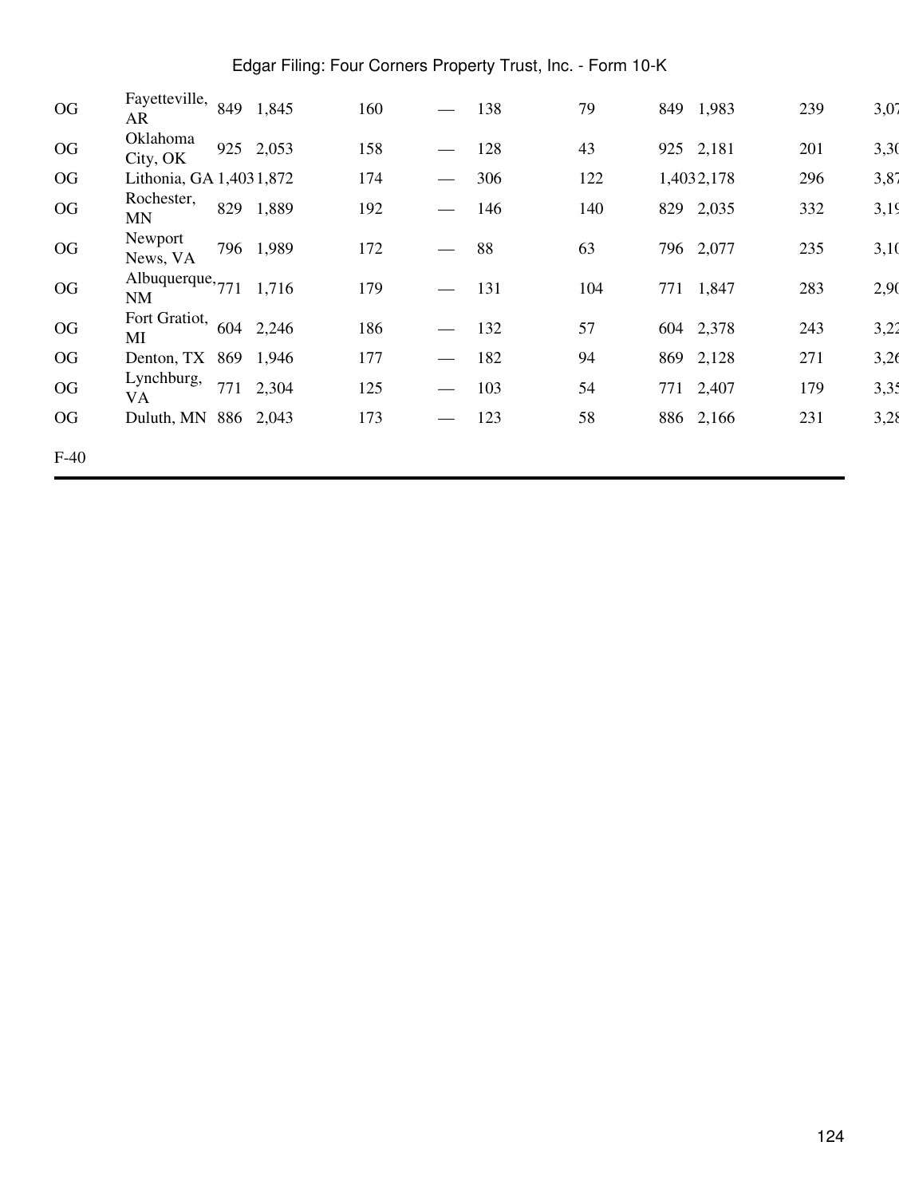| | | | | | | | | | | | |
|---|---|---|---|---|---|---|---|---|---|---|---|
| OG | Fayetteville, AR | 849 | 1,845 | 160 | — | 138 | 79 | 849 | 1,983 | 239 | 3,07 |
| OG | Oklahoma City, OK | 925 | 2,053 | 158 | — | 128 | 43 | 925 | 2,181 | 201 | 3,30 |
| OG | Lithonia, GA | 1,403 | 1,872 | 174 | — | 306 | 122 | 1,403 | 2,178 | 296 | 3,87 |
| OG | Rochester, MN | 829 | 1,889 | 192 | — | 146 | 140 | 829 | 2,035 | 332 | 3,19 |
| OG | Newport News, VA | 796 | 1,989 | 172 | — | 88 | 63 | 796 | 2,077 | 235 | 3,10 |
| OG | Albuquerque, NM | 771 | 1,716 | 179 | — | 131 | 104 | 771 | 1,847 | 283 | 2,90 |
| OG | Fort Gratiot, MI | 604 | 2,246 | 186 | — | 132 | 57 | 604 | 2,378 | 243 | 3,22 |
| OG | Denton, TX | 869 | 1,946 | 177 | — | 182 | 94 | 869 | 2,128 | 271 | 3,26 |
| OG | Lynchburg, VA | 771 | 2,304 | 125 | — | 103 | 54 | 771 | 2,407 | 179 | 3,35 |
| OG | Duluth, MN | 886 | 2,043 | 173 | — | 123 | 58 | 886 | 2,166 | 231 | 3,28 |

F-40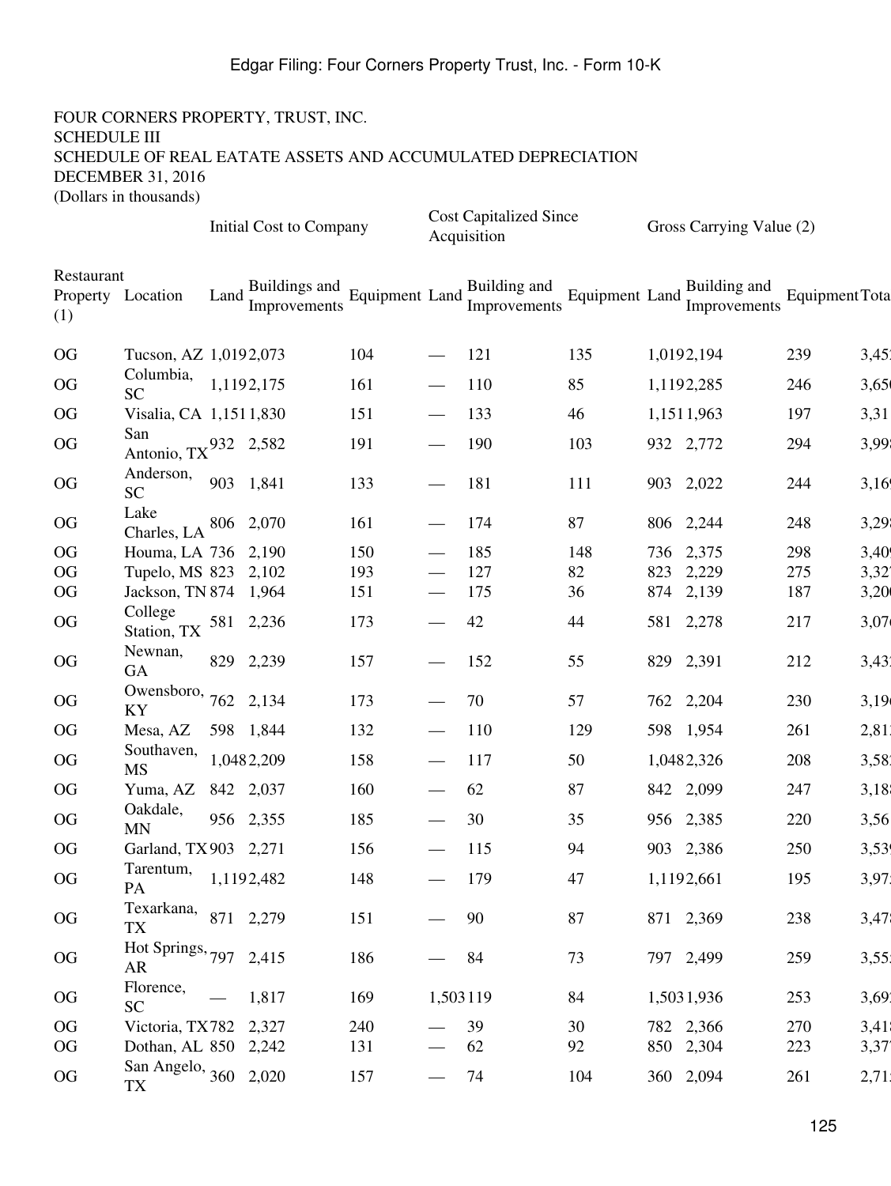FOUR CORNERS PROPERTY, TRUST, INC.
SCHEDULE III
SCHEDULE OF REAL EATATE ASSETS AND ACCUMULATED DEPRECIATION
DECEMBER 31, 2016
(Dollars in thousands)

| | | Initial Cost to Company | | | Cost Capitalized Since Acquisition | | | Gross Carrying Value (2) | | | |
|---|---|---|---|---|---|---|---|---|---|---|---|
| Restaurant Property (1) | Location | Land | Buildings and Improvements | Equipment | Land | Building and Improvements | Equipment | Land | Building and Improvements | Equipment | Tota |
| OG | Tucson, AZ | 1,019 | 2,073 | 104 | — | 121 | 135 | 1,019 | 2,194 | 239 | 3,45 |
| OG | Columbia, SC | 1,119 | 2,175 | 161 | — | 110 | 85 | 1,119 | 2,285 | 246 | 3,65 |
| OG | Visalia, CA | 1,151 | 1,830 | 151 | — | 133 | 46 | 1,151 | 1,963 | 197 | 3,31 |
| OG | San Antonio, TX | 932 | 2,582 | 191 | — | 190 | 103 | 932 | 2,772 | 294 | 3,99 |
| OG | Anderson, SC | 903 | 1,841 | 133 | — | 181 | 111 | 903 | 2,022 | 244 | 3,16 |
| OG | Lake Charles, LA | 806 | 2,070 | 161 | — | 174 | 87 | 806 | 2,244 | 248 | 3,29 |
| OG | Houma, LA | 736 | 2,190 | 150 | — | 185 | 148 | 736 | 2,375 | 298 | 3,40 |
| OG | Tupelo, MS | 823 | 2,102 | 193 | — | 127 | 82 | 823 | 2,229 | 275 | 3,32 |
| OG | Jackson, TN | 874 | 1,964 | 151 | — | 175 | 36 | 874 | 2,139 | 187 | 3,20 |
| OG | College Station, TX | 581 | 2,236 | 173 | — | 42 | 44 | 581 | 2,278 | 217 | 3,07 |
| OG | Newnan, GA | 829 | 2,239 | 157 | — | 152 | 55 | 829 | 2,391 | 212 | 3,43 |
| OG | Owensboro, KY | 762 | 2,134 | 173 | — | 70 | 57 | 762 | 2,204 | 230 | 3,19 |
| OG | Mesa, AZ | 598 | 1,844 | 132 | — | 110 | 129 | 598 | 1,954 | 261 | 2,81 |
| OG | Southaven, MS | 1,048 | 2,209 | 158 | — | 117 | 50 | 1,048 | 2,326 | 208 | 3,58 |
| OG | Yuma, AZ | 842 | 2,037 | 160 | — | 62 | 87 | 842 | 2,099 | 247 | 3,18 |
| OG | Oakdale, MN | 956 | 2,355 | 185 | — | 30 | 35 | 956 | 2,385 | 220 | 3,56 |
| OG | Garland, TX | 903 | 2,271 | 156 | — | 115 | 94 | 903 | 2,386 | 250 | 3,53 |
| OG | Tarentum, PA | 1,119 | 2,482 | 148 | — | 179 | 47 | 1,119 | 2,661 | 195 | 3,97 |
| OG | Texarkana, TX | 871 | 2,279 | 151 | — | 90 | 87 | 871 | 2,369 | 238 | 3,47 |
| OG | Hot Springs, AR | 797 | 2,415 | 186 | — | 84 | 73 | 797 | 2,499 | 259 | 3,55 |
| OG | Florence, SC | — | 1,817 | 169 | 1,503 | 119 | 84 | 1,503 | 1,936 | 253 | 3,69 |
| OG | Victoria, TX | 782 | 2,327 | 240 | — | 39 | 30 | 782 | 2,366 | 270 | 3,41 |
| OG | Dothan, AL | 850 | 2,242 | 131 | — | 62 | 92 | 850 | 2,304 | 223 | 3,37 |
| OG | San Angelo, TX | 360 | 2,020 | 157 | — | 74 | 104 | 360 | 2,094 | 261 | 2,71 |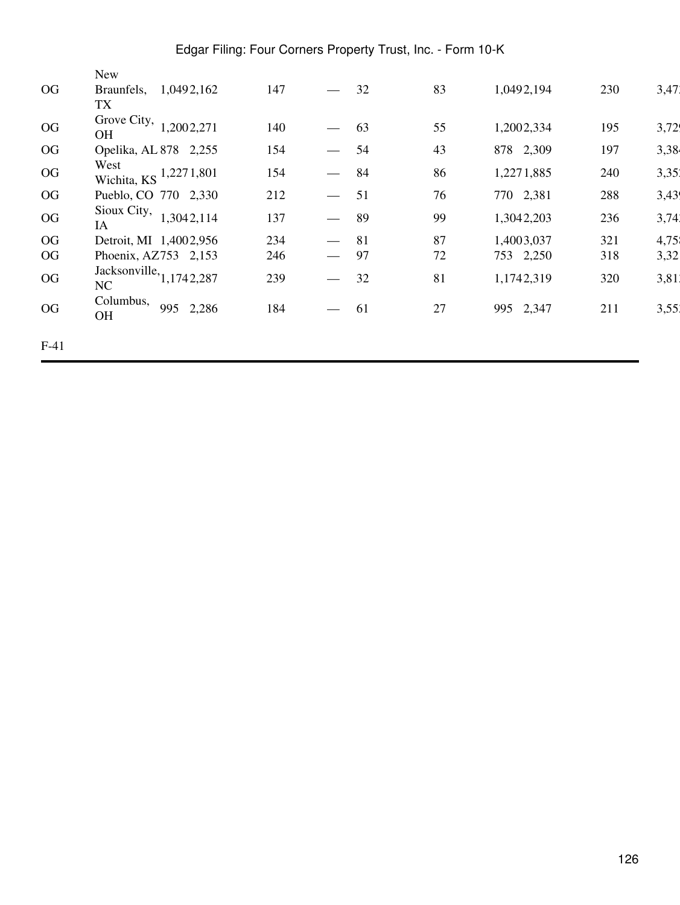| | | | | | | | | | | |
|---|---|---|---|---|---|---|---|---|---|---|
| OG | New Braunfels, TX | 1,049 | 2,162 | 147 | — | 32 | 83 | 1,049 | 2,194 | 230 | 3,47 |
| OG | Grove City, OH | 1,200 | 2,271 | 140 | — | 63 | 55 | 1,200 | 2,334 | 195 | 3,72 |
| OG | Opelika, AL | 878 | 2,255 | 154 | — | 54 | 43 | 878 | 2,309 | 197 | 3,38 |
| OG | West Wichita, KS | 1,227 | 1,801 | 154 | — | 84 | 86 | 1,227 | 1,885 | 240 | 3,35 |
| OG | Pueblo, CO | 770 | 2,330 | 212 | — | 51 | 76 | 770 | 2,381 | 288 | 3,43 |
| OG | Sioux City, IA | 1,304 | 2,114 | 137 | — | 89 | 99 | 1,304 | 2,203 | 236 | 3,74 |
| OG | Detroit, MI | 1,400 | 2,956 | 234 | — | 81 | 87 | 1,400 | 3,037 | 321 | 4,75 |
| OG | Phoenix, AZ | 753 | 2,153 | 246 | — | 97 | 72 | 753 | 2,250 | 318 | 3,32 |
| OG | Jacksonville, NC | 1,174 | 2,287 | 239 | — | 32 | 81 | 1,174 | 2,319 | 320 | 3,81 |
| OG | Columbus, OH | 995 | 2,286 | 184 | — | 61 | 27 | 995 | 2,347 | 211 | 3,55 |

F-41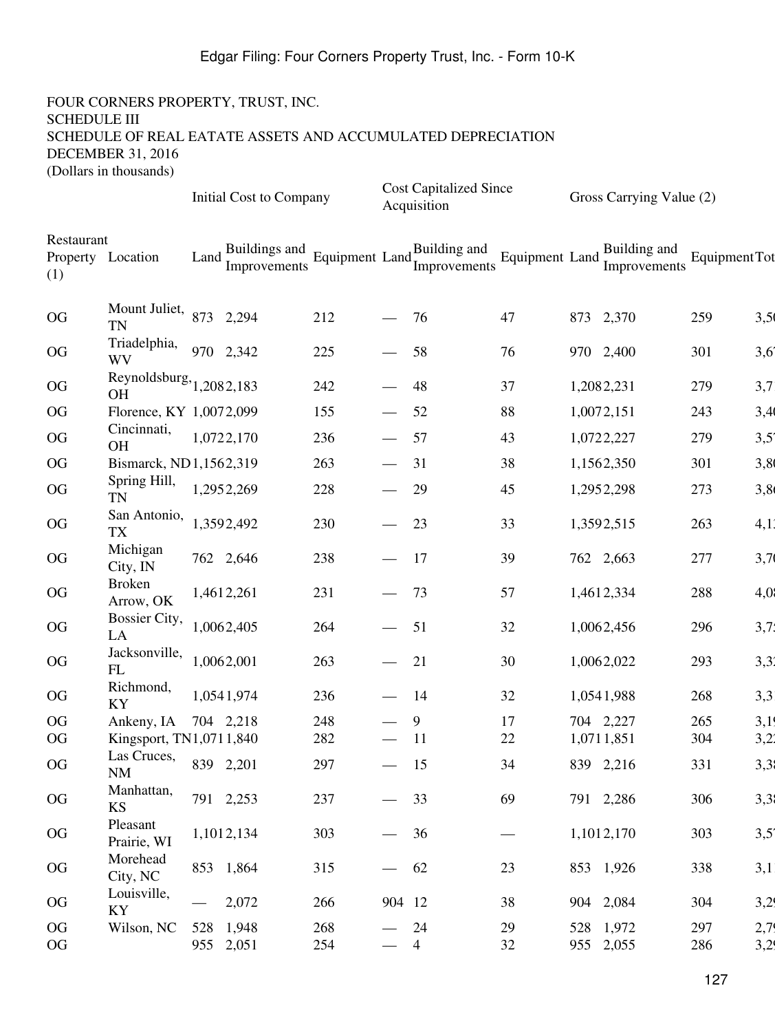FOUR CORNERS PROPERTY, TRUST, INC.
SCHEDULE III
SCHEDULE OF REAL EATATE ASSETS AND ACCUMULATED DEPRECIATION
DECEMBER 31, 2016
(Dollars in thousands)

| | | Initial Cost to Company | | | Cost Capitalized Since Acquisition | | | Gross Carrying Value (2) | | | |
|---|---|---|---|---|---|---|---|---|---|---|---|
| Restaurant Property (1) | Location | Land | Buildings and Improvements | Equipment | Land | Building and Improvements | Equipment | Land | Building and Improvements | Equipment | Tot |
| OG | Mount Juliet, TN | 873 | 2,294 | 212 | — | 76 | 47 | 873 | 2,370 | 259 | 3,50 |
| OG | Triadelphia, WV | 970 | 2,342 | 225 | — | 58 | 76 | 970 | 2,400 | 301 | 3,67 |
| OG | Reynoldsburg, OH | 1,208 | 2,183 | 242 | — | 48 | 37 | 1,208 | 2,231 | 279 | 3,71 |
| OG | Florence, KY | 1,007 | 2,099 | 155 | — | 52 | 88 | 1,007 | 2,151 | 243 | 3,40 |
| OG | Cincinnati, OH | 1,072 | 2,170 | 236 | — | 57 | 43 | 1,072 | 2,227 | 279 | 3,57 |
| OG | Bismarck, ND | 1,156 | 2,319 | 263 | — | 31 | 38 | 1,156 | 2,350 | 301 | 3,80 |
| OG | Spring Hill, TN | 1,295 | 2,269 | 228 | — | 29 | 45 | 1,295 | 2,298 | 273 | 3,86 |
| OG | San Antonio, TX | 1,359 | 2,492 | 230 | — | 23 | 33 | 1,359 | 2,515 | 263 | 4,13 |
| OG | Michigan City, IN | 762 | 2,646 | 238 | — | 17 | 39 | 762 | 2,663 | 277 | 3,70 |
| OG | Broken Arrow, OK | 1,461 | 2,261 | 231 | — | 73 | 57 | 1,461 | 2,334 | 288 | 4,08 |
| OG | Bossier City, LA | 1,006 | 2,405 | 264 | — | 51 | 32 | 1,006 | 2,456 | 296 | 3,75 |
| OG | Jacksonville, FL | 1,006 | 2,001 | 263 | — | 21 | 30 | 1,006 | 2,022 | 293 | 3,32 |
| OG | Richmond, KY | 1,054 | 1,974 | 236 | — | 14 | 32 | 1,054 | 1,988 | 268 | 3,3 |
| OG | Ankeny, IA | 704 | 2,218 | 248 | — | 9 | 17 | 704 | 2,227 | 265 | 3,19 |
| OG | Kingsport, TN | 1,071 | 1,840 | 282 | — | 11 | 22 | 1,071 | 1,851 | 304 | 3,22 |
| OG | Las Cruces, NM | 839 | 2,201 | 297 | — | 15 | 34 | 839 | 2,216 | 331 | 3,38 |
| OG | Manhattan, KS | 791 | 2,253 | 237 | — | 33 | 69 | 791 | 2,286 | 306 | 3,38 |
| OG | Pleasant Prairie, WI | 1,101 | 2,134 | 303 | — | 36 | — | 1,101 | 2,170 | 303 | 3,57 |
| OG | Morehead City, NC | 853 | 1,864 | 315 | — | 62 | 23 | 853 | 1,926 | 338 | 3,11 |
| OG | Louisville, KY | — | 2,072 | 266 | 904 | 12 | 38 | 904 | 2,084 | 304 | 3,29 |
| OG | Wilson, NC | 528 | 1,948 | 268 | — | 24 | 29 | 528 | 1,972 | 297 | 2,79 |
| OG | | 955 | 2,051 | 254 | — | 4 | 32 | 955 | 2,055 | 286 | 3,29 |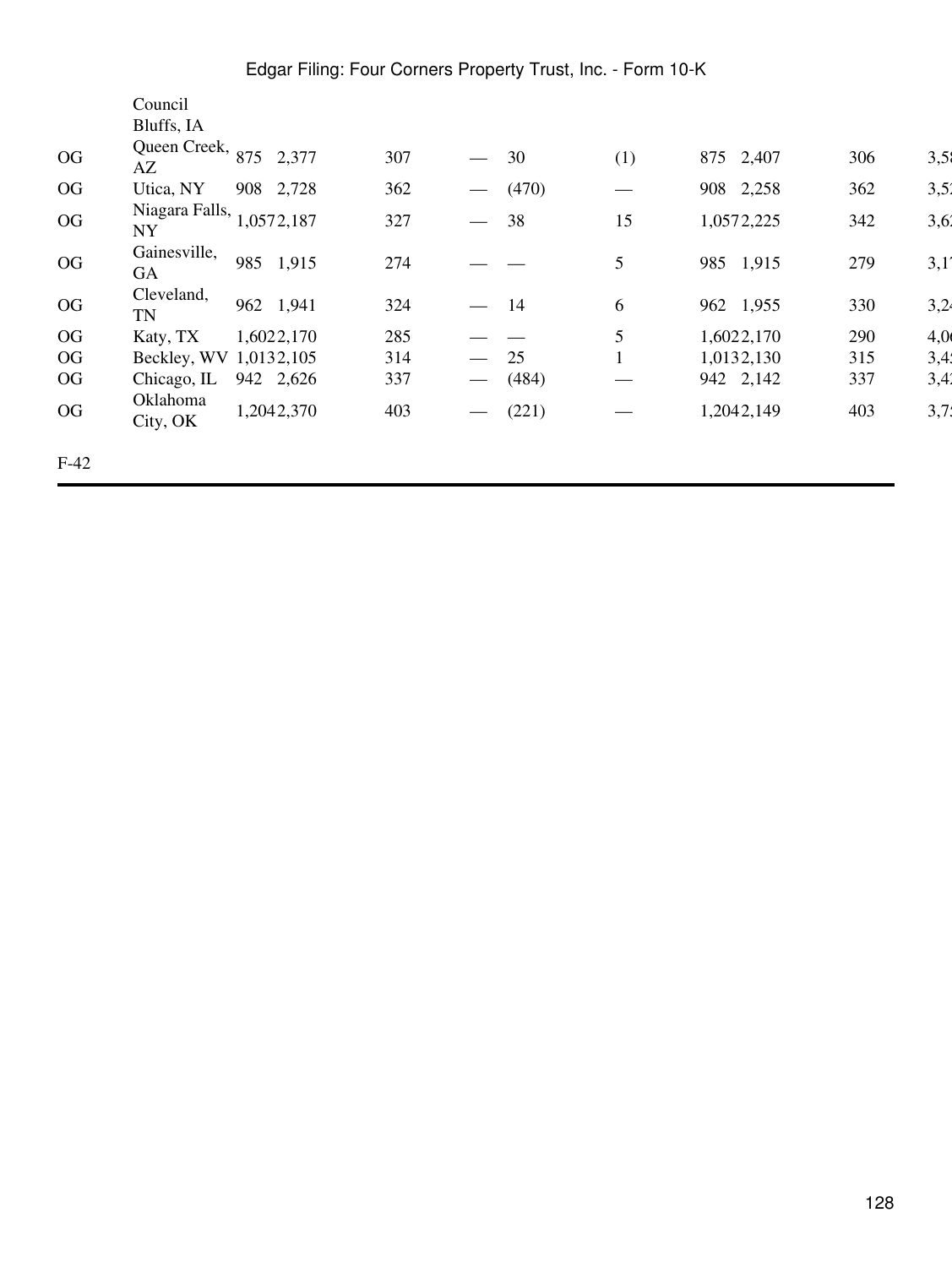| | Council Bluffs, IA | | | | | | | | | | |
|---|---|---|---|---|---|---|---|---|---|---|---|
| OG | Queen Creek, AZ | 875 | 2,377 | 307 | — | 30 | (1) | 875 | 2,407 | 306 | 3,5 |
| OG | Utica, NY | 908 | 2,728 | 362 | — | (470) | — | 908 | 2,258 | 362 | 3,5 |
| OG | Niagara Falls, NY | 1,057 | 2,187 | 327 | — | 38 | 15 | 1,057 | 2,225 | 342 | 3,6 |
| OG | Gainesville, GA | 985 | 1,915 | 274 | — | — | 5 | 985 | 1,915 | 279 | 3,1 |
| OG | Cleveland, TN | 962 | 1,941 | 324 | — | 14 | 6 | 962 | 1,955 | 330 | 3,2 |
| OG | Katy, TX | 1,602 | 2,170 | 285 | — | — | 5 | 1,602 | 2,170 | 290 | 4,0 |
| OG | Beckley, WV | 1,013 | 2,105 | 314 | — | 25 | 1 | 1,013 | 2,130 | 315 | 3,4 |
| OG | Chicago, IL | 942 | 2,626 | 337 | — | (484) | — | 942 | 2,142 | 337 | 3,4 |
| OG | Oklahoma City, OK | 1,204 | 2,370 | 403 | — | (221) | — | 1,204 | 2,149 | 403 | 3,7 |

F-42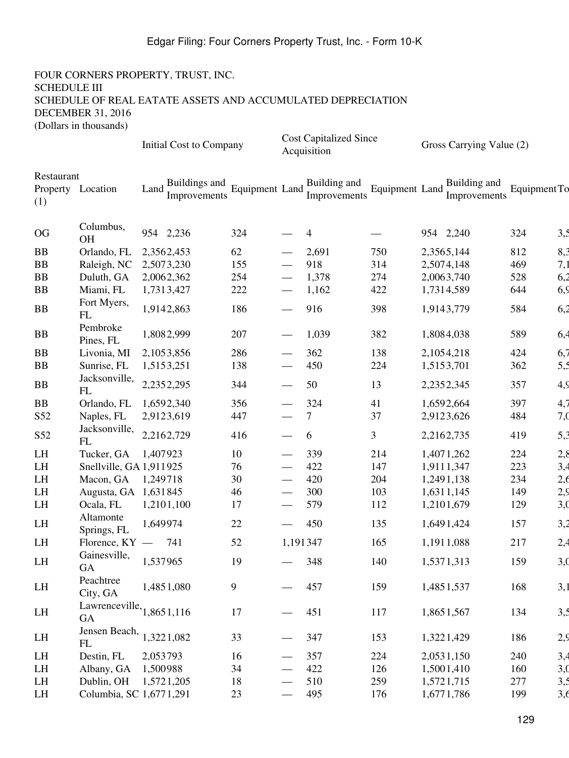FOUR CORNERS PROPERTY, TRUST, INC.
SCHEDULE III
SCHEDULE OF REAL EATATE ASSETS AND ACCUMULATED DEPRECIATION
DECEMBER 31, 2016
(Dollars in thousands)

| | | Initial Cost to Company | | | Cost Capitalized Since Acquisition | | | Gross Carrying Value (2) | | | |
|---|---|---|---|---|---|---|---|---|---|---|---|
| Restaurant Property (1) | Location | Land | Buildings and Improvements | Equipment | Land | Building and Improvements | Equipment | Land | Building and Improvements | Equipment | To |
| OG | Columbus, OH | 954 | 2,236 | 324 | — | 4 | — | 954 | 2,240 | 324 | 3,5 |
| BB | Orlando, FL | 2,356 | 2,453 | 62 | — | 2,691 | 750 | 2,356 | 5,144 | 812 | 8,3 |
| BB | Raleigh, NC | 2,507 | 3,230 | 155 | — | 918 | 314 | 2,507 | 4,148 | 469 | 7,1 |
| BB | Duluth, GA | 2,006 | 2,362 | 254 | — | 1,378 | 274 | 2,006 | 3,740 | 528 | 6,2 |
| BB | Miami, FL | 1,731 | 3,427 | 222 | — | 1,162 | 422 | 1,731 | 4,589 | 644 | 6,9 |
| BB | Fort Myers, FL | 1,914 | 2,863 | 186 | — | 916 | 398 | 1,914 | 3,779 | 584 | 6,2 |
| BB | Pembroke Pines, FL | 1,808 | 2,999 | 207 | — | 1,039 | 382 | 1,808 | 4,038 | 589 | 6,4 |
| BB | Livonia, MI | 2,105 | 3,856 | 286 | — | 362 | 138 | 2,105 | 4,218 | 424 | 6,7 |
| BB | Sunrise, FL | 1,515 | 3,251 | 138 | — | 450 | 224 | 1,515 | 3,701 | 362 | 5,5 |
| BB | Jacksonville, FL | 2,235 | 2,295 | 344 | — | 50 | 13 | 2,235 | 2,345 | 357 | 4,9 |
| BB | Orlando, FL | 1,659 | 2,340 | 356 | — | 324 | 41 | 1,659 | 2,664 | 397 | 4,7 |
| S52 | Naples, FL | 2,912 | 3,619 | 447 | — | 7 | 37 | 2,912 | 3,626 | 484 | 7,0 |
| S52 | Jacksonville, FL | 2,216 | 2,729 | 416 | — | 6 | 3 | 2,216 | 2,735 | 419 | 5,3 |
| LH | Tucker, GA | 1,407 | 923 | 10 | — | 339 | 214 | 1,407 | 1,262 | 224 | 2,8 |
| LH | Snellville, GA | 1,911 | 925 | 76 | — | 422 | 147 | 1,911 | 1,347 | 223 | 3,4 |
| LH | Macon, GA | 1,249 | 718 | 30 | — | 420 | 204 | 1,249 | 1,138 | 234 | 2,6 |
| LH | Augusta, GA | 1,631 | 845 | 46 | — | 300 | 103 | 1,631 | 1,145 | 149 | 2,9 |
| LH | Ocala, FL | 1,210 | 1,100 | 17 | — | 579 | 112 | 1,210 | 1,679 | 129 | 3,0 |
| LH | Altamonte Springs, FL | 1,649 | 974 | 22 | — | 450 | 135 | 1,649 | 1,424 | 157 | 3,2 |
| LH | Florence, KY | — | 741 | 52 | 1,191 | 347 | 165 | 1,191 | 1,088 | 217 | 2,4 |
| LH | Gainesville, GA | 1,537 | 965 | 19 | — | 348 | 140 | 1,537 | 1,313 | 159 | 3,0 |
| LH | Peachtree City, GA | 1,485 | 1,080 | 9 | — | 457 | 159 | 1,485 | 1,537 | 168 | 3,1 |
| LH | Lawrenceville, GA | 1,865 | 1,116 | 17 | — | 451 | 117 | 1,865 | 1,567 | 134 | 3,5 |
| LH | Jensen Beach, FL | 1,322 | 1,082 | 33 | — | 347 | 153 | 1,322 | 1,429 | 186 | 2,9 |
| LH | Destin, FL | 2,053 | 793 | 16 | — | 357 | 224 | 2,053 | 1,150 | 240 | 3,4 |
| LH | Albany, GA | 1,500 | 988 | 34 | — | 422 | 126 | 1,500 | 1,410 | 160 | 3,0 |
| LH | Dublin, OH | 1,572 | 1,205 | 18 | — | 510 | 259 | 1,572 | 1,715 | 277 | 3,5 |
| LH | Columbia, SC | 1,677 | 1,291 | 23 | — | 495 | 176 | 1,677 | 1,786 | 199 | 3,6 |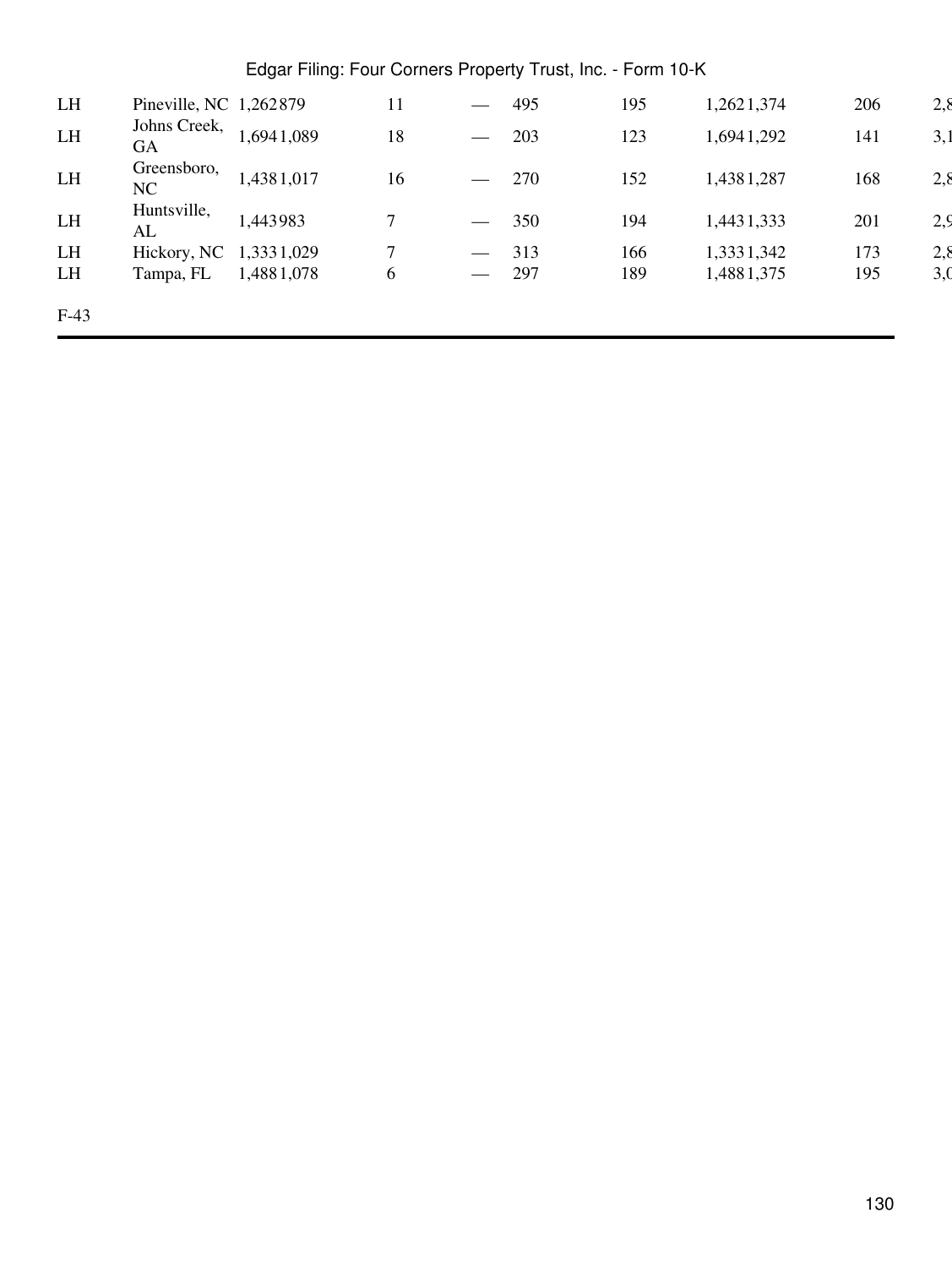| | | | | | | | | | | |
|---|---|---|---|---|---|---|---|---|---|---|
| LH | Pineville, NC | 1,262 | 879 | 11 | — | 495 | 195 | 1,262 | 1,374 | 206 | 2,8 |
| LH | Johns Creek, GA | 1,694 | 1,089 | 18 | — | 203 | 123 | 1,694 | 1,292 | 141 | 3,1 |
| LH | Greensboro, NC | 1,438 | 1,017 | 16 | — | 270 | 152 | 1,438 | 1,287 | 168 | 2,8 |
| LH | Huntsville, AL | 1,443 | 983 | 7 | — | 350 | 194 | 1,443 | 1,333 | 201 | 2,9 |
| LH | Hickory, NC | 1,333 | 1,029 | 7 | — | 313 | 166 | 1,333 | 1,342 | 173 | 2,8 |
| LH | Tampa, FL | 1,488 | 1,078 | 6 | — | 297 | 189 | 1,488 | 1,375 | 195 | 3,0 |

F-43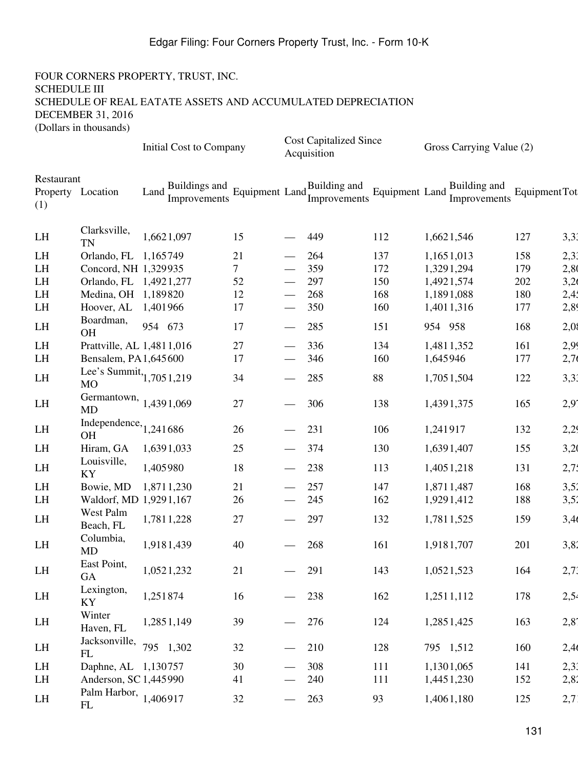FOUR CORNERS PROPERTY, TRUST, INC.
SCHEDULE III
SCHEDULE OF REAL EATATE ASSETS AND ACCUMULATED DEPRECIATION
DECEMBER 31, 2016
(Dollars in thousands)

| | | Initial Cost to Company | | | Cost Capitalized Since Acquisition | | | Gross Carrying Value (2) | | | |
|---|---|---|---|---|---|---|---|---|---|---|---|
| Restaurant Property (1) | Location | Land | Buildings and Improvements | Equipment | Land | Building and Improvements | Equipment | Land | Building and Improvements | Equipment | Tot |
| LH | Clarksville, TN | 1,662 | 1,097 | 15 | — | 449 | 112 | 1,662 | 1,546 | 127 | 3,3 |
| LH | Orlando, FL | 1,165 | 749 | 21 | — | 264 | 137 | 1,165 | 1,013 | 158 | 2,3 |
| LH | Concord, NH | 1,329 | 935 | 7 | — | 359 | 172 | 1,329 | 1,294 | 179 | 2,8 |
| LH | Orlando, FL | 1,492 | 1,277 | 52 | — | 297 | 150 | 1,492 | 1,574 | 202 | 3,2 |
| LH | Medina, OH | 1,189 | 820 | 12 | — | 268 | 168 | 1,189 | 1,088 | 180 | 2,4 |
| LH | Hoover, AL | 1,401 | 966 | 17 | — | 350 | 160 | 1,401 | 1,316 | 177 | 2,8 |
| LH | Boardman, OH | 954 | 673 | 17 | — | 285 | 151 | 954 | 958 | 168 | 2,0 |
| LH | Prattville, AL | 1,481 | 1,016 | 27 | — | 336 | 134 | 1,481 | 1,352 | 161 | 2,9 |
| LH | Bensalem, PA | 1,645 | 600 | 17 | — | 346 | 160 | 1,645 | 946 | 177 | 2,7 |
| LH | Lee's Summit, MO | 1,705 | 1,219 | 34 | — | 285 | 88 | 1,705 | 1,504 | 122 | 3,3 |
| LH | Germantown, MD | 1,439 | 1,069 | 27 | — | 306 | 138 | 1,439 | 1,375 | 165 | 2,9 |
| LH | Independence, OH | 1,241 | 686 | 26 | — | 231 | 106 | 1,241 | 917 | 132 | 2,2 |
| LH | Hiram, GA | 1,639 | 1,033 | 25 | — | 374 | 130 | 1,639 | 1,407 | 155 | 3,2 |
| LH | Louisville, KY | 1,405 | 980 | 18 | — | 238 | 113 | 1,405 | 1,218 | 131 | 2,7 |
| LH | Bowie, MD | 1,871 | 1,230 | 21 | — | 257 | 147 | 1,871 | 1,487 | 168 | 3,5 |
| LH | Waldorf, MD | 1,929 | 1,167 | 26 | — | 245 | 162 | 1,929 | 1,412 | 188 | 3,5 |
| LH | West Palm Beach, FL | 1,781 | 1,228 | 27 | — | 297 | 132 | 1,781 | 1,525 | 159 | 3,4 |
| LH | Columbia, MD | 1,918 | 1,439 | 40 | — | 268 | 161 | 1,918 | 1,707 | 201 | 3,8 |
| LH | East Point, GA | 1,052 | 1,232 | 21 | — | 291 | 143 | 1,052 | 1,523 | 164 | 2,7 |
| LH | Lexington, KY | 1,251 | 874 | 16 | — | 238 | 162 | 1,251 | 1,112 | 178 | 2,5 |
| LH | Winter Haven, FL | 1,285 | 1,149 | 39 | — | 276 | 124 | 1,285 | 1,425 | 163 | 2,8 |
| LH | Jacksonville, FL | 795 | 1,302 | 32 | — | 210 | 128 | 795 | 1,512 | 160 | 2,4 |
| LH | Daphne, AL | 1,130 | 757 | 30 | — | 308 | 111 | 1,130 | 1,065 | 141 | 2,3 |
| LH | Anderson, SC | 1,445 | 990 | 41 | — | 240 | 111 | 1,445 | 1,230 | 152 | 2,8 |
| LH | Palm Harbor, FL | 1,406 | 917 | 32 | — | 263 | 93 | 1,406 | 1,180 | 125 | 2,7 |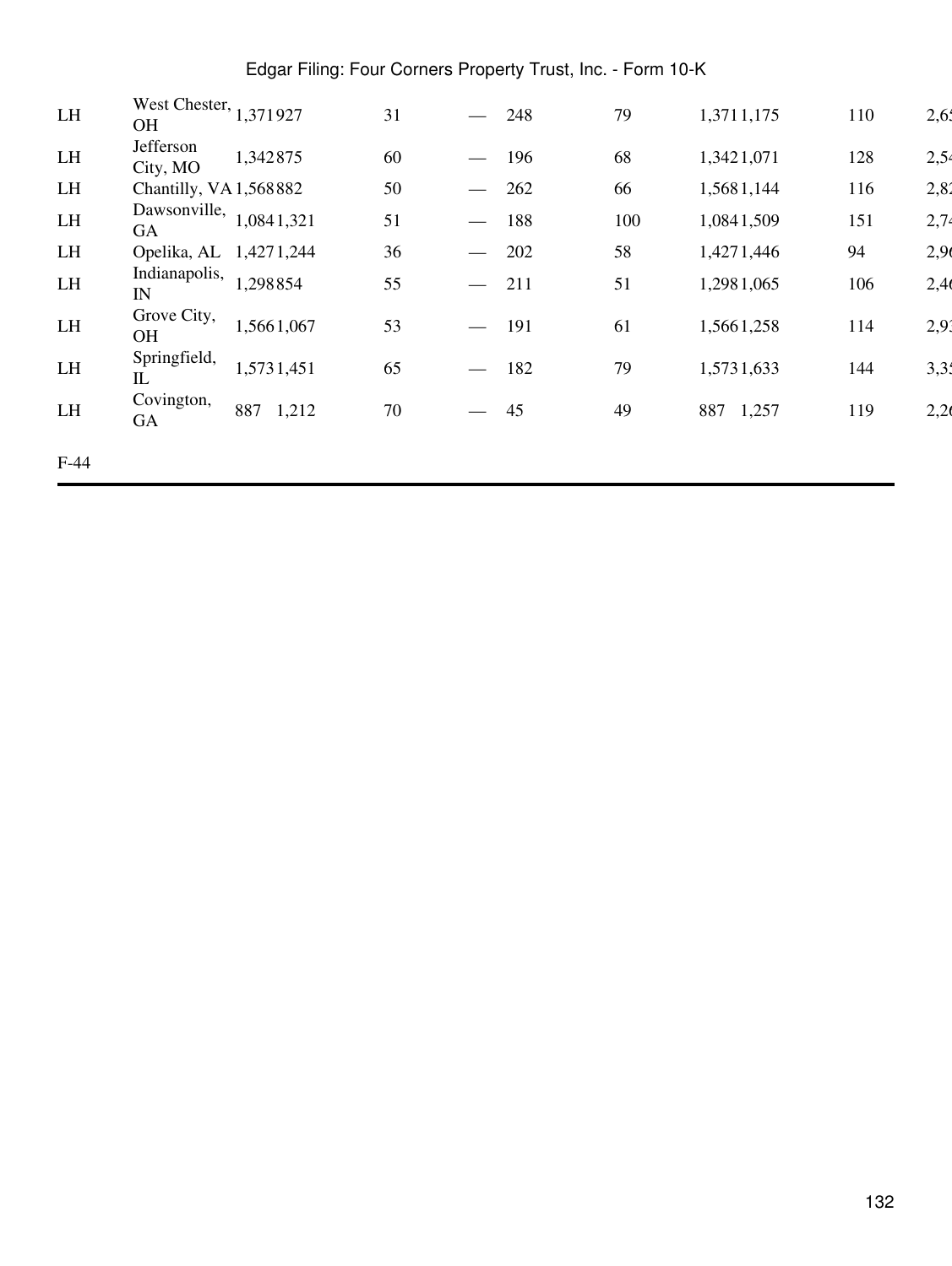| | | | | | | | | | | |
|---|---|---|---|---|---|---|---|---|---|---|
| LH | West Chester, OH | 1,371 | 927 | 31 | — | 248 | 79 | 1,371 | 1,175 | 110 | 2,65 |
| LH | Jefferson City, MO | 1,342 | 875 | 60 | — | 196 | 68 | 1,342 | 1,071 | 128 | 2,54 |
| LH | Chantilly, VA | 1,568 | 882 | 50 | — | 262 | 66 | 1,568 | 1,144 | 116 | 2,82 |
| LH | Dawsonville, GA | 1,084 | 1,321 | 51 | — | 188 | 100 | 1,084 | 1,509 | 151 | 2,74 |
| LH | Opelika, AL | 1,427 | 1,244 | 36 | — | 202 | 58 | 1,427 | 1,446 | 94 | 2,96 |
| LH | Indianapolis, IN | 1,298 | 854 | 55 | — | 211 | 51 | 1,298 | 1,065 | 106 | 2,46 |
| LH | Grove City, OH | 1,566 | 1,067 | 53 | — | 191 | 61 | 1,566 | 1,258 | 114 | 2,93 |
| LH | Springfield, IL | 1,573 | 1,451 | 65 | — | 182 | 79 | 1,573 | 1,633 | 144 | 3,35 |
| LH | Covington, GA | 887 | 1,212 | 70 | — | 45 | 49 | 887 | 1,257 | 119 | 2,26 |

F-44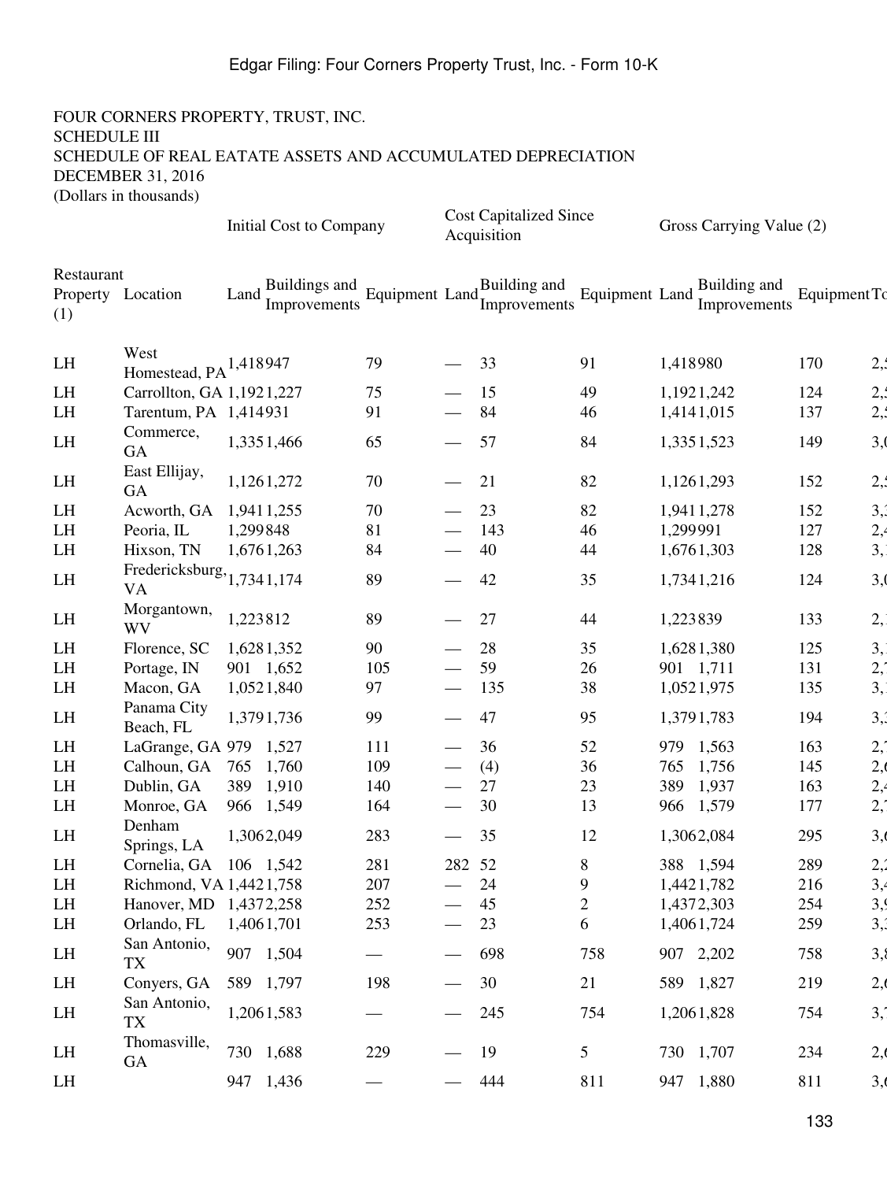FOUR CORNERS PROPERTY, TRUST, INC.
SCHEDULE III
SCHEDULE OF REAL EATATE ASSETS AND ACCUMULATED DEPRECIATION
DECEMBER 31, 2016
(Dollars in thousands)

| | | Initial Cost to Company | | | Cost Capitalized Since Acquisition | | | Gross Carrying Value (2) | | | |
|---|---|---|---|---|---|---|---|---|---|---|---|
| Restaurant Property (1) | Location | Land | Buildings and Improvements | Equipment | Land | Building and Improvements | Equipment | Land | Building and Improvements | Equipment | To |
| LH | West Homestead, PA | 1,418 | 947 | 79 | — | 33 | 91 | 1,418 | 980 | 170 | 2, |
| LH | Carrollton, GA | 1,192 | 1,227 | 75 | — | 15 | 49 | 1,192 | 1,242 | 124 | 2, |
| LH | Tarentum, PA | 1,414 | 931 | 91 | — | 84 | 46 | 1,414 | 1,015 | 137 | 2, |
| LH | Commerce, GA | 1,335 | 1,466 | 65 | — | 57 | 84 | 1,335 | 1,523 | 149 | 3, |
| LH | East Ellijay, GA | 1,126 | 1,272 | 70 | — | 21 | 82 | 1,126 | 1,293 | 152 | 2, |
| LH | Acworth, GA | 1,941 | 1,255 | 70 | — | 23 | 82 | 1,941 | 1,278 | 152 | 3, |
| LH | Peoria, IL | 1,299 | 848 | 81 | — | 143 | 46 | 1,299 | 991 | 127 | 2, |
| LH | Hixson, TN | 1,676 | 1,263 | 84 | — | 40 | 44 | 1,676 | 1,303 | 128 | 3, |
| LH | Fredericksburg, VA | 1,734 | 1,174 | 89 | — | 42 | 35 | 1,734 | 1,216 | 124 | 3, |
| LH | Morgantown, WV | 1,223 | 812 | 89 | — | 27 | 44 | 1,223 | 839 | 133 | 2, |
| LH | Florence, SC | 1,628 | 1,352 | 90 | — | 28 | 35 | 1,628 | 1,380 | 125 | 3, |
| LH | Portage, IN | 901 | 1,652 | 105 | — | 59 | 26 | 901 | 1,711 | 131 | 2, |
| LH | Macon, GA | 1,052 | 1,840 | 97 | — | 135 | 38 | 1,052 | 1,975 | 135 | 3, |
| LH | Panama City Beach, FL | 1,379 | 1,736 | 99 | — | 47 | 95 | 1,379 | 1,783 | 194 | 3, |
| LH | LaGrange, GA | 979 | 1,527 | 111 | — | 36 | 52 | 979 | 1,563 | 163 | 2, |
| LH | Calhoun, GA | 765 | 1,760 | 109 | — | (4) | 36 | 765 | 1,756 | 145 | 2, |
| LH | Dublin, GA | 389 | 1,910 | 140 | — | 27 | 23 | 389 | 1,937 | 163 | 2, |
| LH | Monroe, GA | 966 | 1,549 | 164 | — | 30 | 13 | 966 | 1,579 | 177 | 2, |
| LH | Denham Springs, LA | 1,306 | 2,049 | 283 | — | 35 | 12 | 1,306 | 2,084 | 295 | 3, |
| LH | Cornelia, GA | 106 | 1,542 | 281 | 282 | 52 | 8 | 388 | 1,594 | 289 | 2, |
| LH | Richmond, VA | 1,442 | 1,758 | 207 | — | 24 | 9 | 1,442 | 1,782 | 216 | 3, |
| LH | Hanover, MD | 1,437 | 2,258 | 252 | — | 45 | 2 | 1,437 | 2,303 | 254 | 3, |
| LH | Orlando, FL | 1,406 | 1,701 | 253 | — | 23 | 6 | 1,406 | 1,724 | 259 | 3, |
| LH | San Antonio, TX | 907 | 1,504 | — | — | 698 | 758 | 907 | 2,202 | 758 | 3, |
| LH | Conyers, GA | 589 | 1,797 | 198 | — | 30 | 21 | 589 | 1,827 | 219 | 2, |
| LH | San Antonio, TX | 1,206 | 1,583 | — | — | 245 | 754 | 1,206 | 1,828 | 754 | 3, |
| LH | Thomasville, GA | 730 | 1,688 | 229 | — | 19 | 5 | 730 | 1,707 | 234 | 2, |
| LH | | 947 | 1,436 | — | — | 444 | 811 | 947 | 1,880 | 811 | 3, |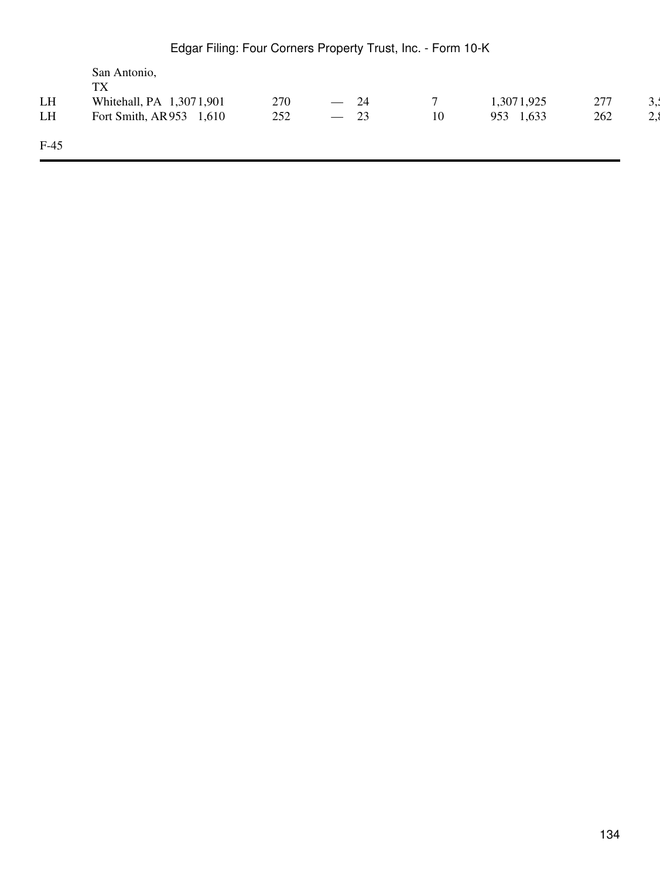| | | | | | | | | | | | |
|---|---|---|---|---|---|---|---|---|---|---|---|
| | San Antonio, TX | | | | | | | | | | |
| LH | Whitehall, PA | 1,307 | 1,901 | 270 | — | 24 | 7 | 1,307 | 1,925 | 277 | 3,5 |
| LH | Fort Smith, AR | 953 | 1,610 | 252 | — | 23 | 10 | 953 | 1,633 | 262 | 2,8 |

F-45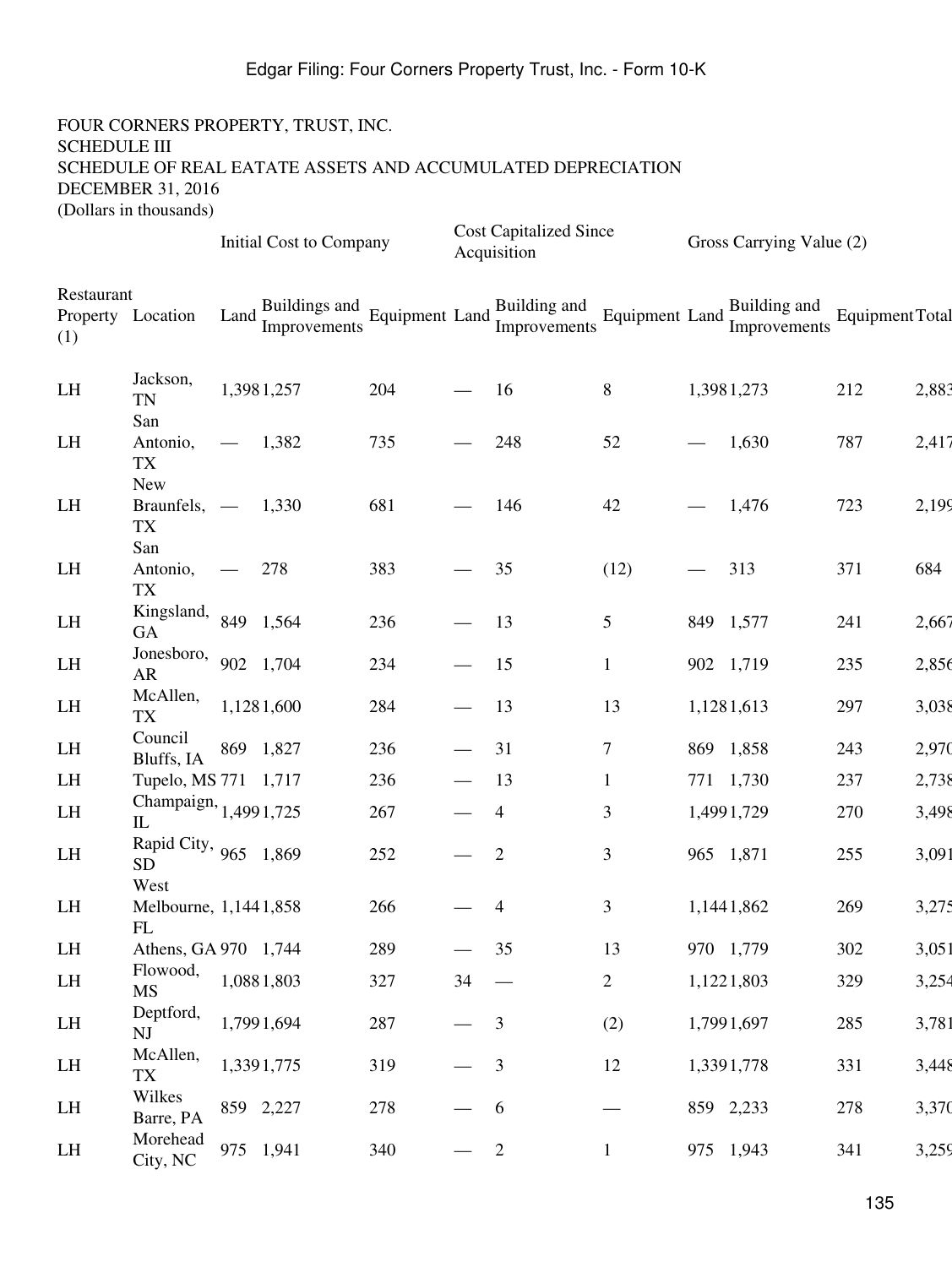FOUR CORNERS PROPERTY, TRUST, INC.
SCHEDULE III
SCHEDULE OF REAL EATATE ASSETS AND ACCUMULATED DEPRECIATION
DECEMBER 31, 2016
(Dollars in thousands)

| | | Initial Cost to Company | | | Cost Capitalized Since Acquisition | | | Gross Carrying Value (2) | | | |
|---|---|---|---|---|---|---|---|---|---|---|---|
| Restaurant Property (1) | Location | Land | Buildings and Improvements | Equipment | Land | Building and Improvements | Equipment | Land | Building and Improvements | Equipment | Total |
| LH | Jackson, TN | 1,398 | 1,257 | 204 | — | 16 | 8 | 1,398 | 1,273 | 212 | 2,883 |
| LH | San Antonio, TX | — | 1,382 | 735 | — | 248 | 52 | — | 1,630 | 787 | 2,417 |
| LH | New Braunfels, TX | — | 1,330 | 681 | — | 146 | 42 | — | 1,476 | 723 | 2,199 |
| LH | San Antonio, TX | — | 278 | 383 | — | 35 | (12) | — | 313 | 371 | 684 |
| LH | Kingsland, GA | 849 | 1,564 | 236 | — | 13 | 5 | 849 | 1,577 | 241 | 2,667 |
| LH | Jonesboro, AR | 902 | 1,704 | 234 | — | 15 | 1 | 902 | 1,719 | 235 | 2,856 |
| LH | McAllen, TX | 1,128 | 1,600 | 284 | — | 13 | 13 | 1,128 | 1,613 | 297 | 3,038 |
| LH | Council Bluffs, IA | 869 | 1,827 | 236 | — | 31 | 7 | 869 | 1,858 | 243 | 2,970 |
| LH | Tupelo, MS | 771 | 1,717 | 236 | — | 13 | 1 | 771 | 1,730 | 237 | 2,738 |
| LH | Champaign, IL | 1,499 | 1,725 | 267 | — | 4 | 3 | 1,499 | 1,729 | 270 | 3,498 |
| LH | Rapid City, SD | 965 | 1,869 | 252 | — | 2 | 3 | 965 | 1,871 | 255 | 3,091 |
| LH | West Melbourne, FL | 1,144 | 1,858 | 266 | — | 4 | 3 | 1,144 | 1,862 | 269 | 3,275 |
| LH | Athens, GA | 970 | 1,744 | 289 | — | 35 | 13 | 970 | 1,779 | 302 | 3,051 |
| LH | Flowood, MS | 1,088 | 1,803 | 327 | 34 | — | 2 | 1,122 | 1,803 | 329 | 3,254 |
| LH | Deptford, NJ | 1,799 | 1,694 | 287 | — | 3 | (2) | 1,799 | 1,697 | 285 | 3,781 |
| LH | McAllen, TX | 1,339 | 1,775 | 319 | — | 3 | 12 | 1,339 | 1,778 | 331 | 3,448 |
| LH | Wilkes Barre, PA | 859 | 2,227 | 278 | — | 6 | — | 859 | 2,233 | 278 | 3,370 |
| LH | Morehead City, NC | 975 | 1,941 | 340 | — | 2 | 1 | 975 | 1,943 | 341 | 3,259 |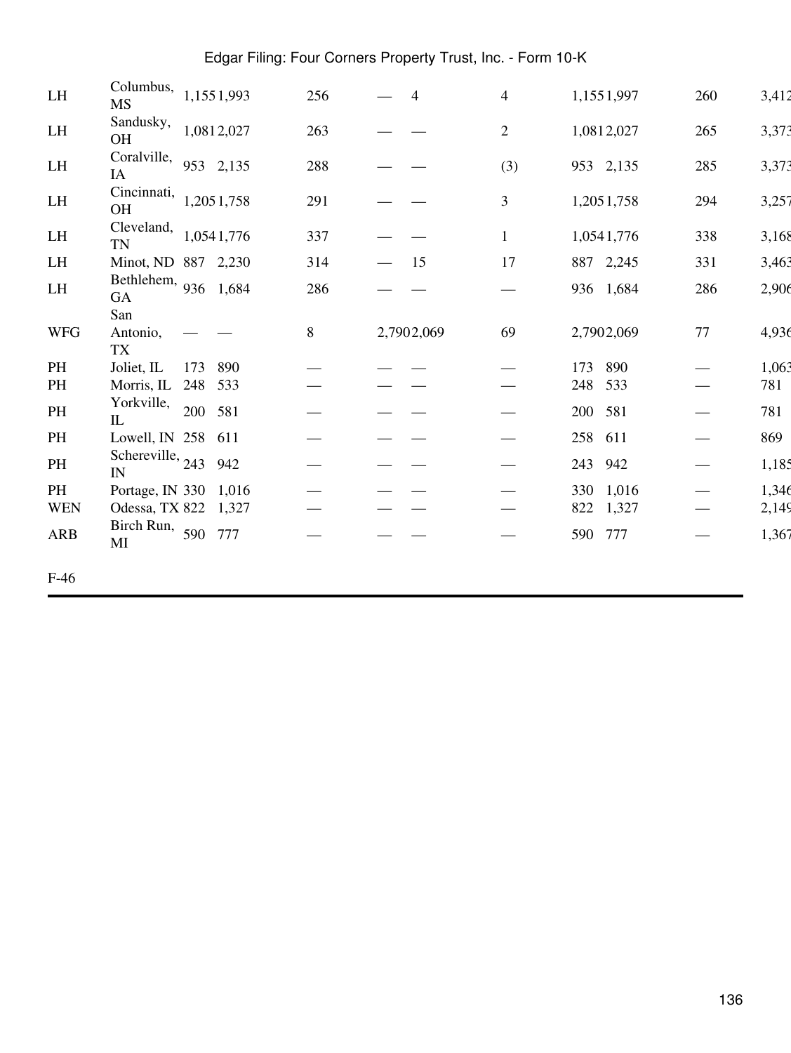| | | | | | | | | | | | |
|---|---|---|---|---|---|---|---|---|---|---|---|
| LH | Columbus, MS | 1,155 | 1,993 | 256 | — | 4 | 4 | 1,155 | 1,997 | 260 | 3,412 |
| LH | Sandusky, OH | 1,081 | 2,027 | 263 | — | — | 2 | 1,081 | 2,027 | 265 | 3,373 |
| LH | Coralville, IA | 953 | 2,135 | 288 | — | — | (3) | 953 | 2,135 | 285 | 3,373 |
| LH | Cincinnati, OH | 1,205 | 1,758 | 291 | — | — | 3 | 1,205 | 1,758 | 294 | 3,257 |
| LH | Cleveland, TN | 1,054 | 1,776 | 337 | — | — | 1 | 1,054 | 1,776 | 338 | 3,168 |
| LH | Minot, ND | 887 | 2,230 | 314 | — | 15 | 17 | 887 | 2,245 | 331 | 3,463 |
| LH | Bethlehem, GA | 936 | 1,684 | 286 | — | — | — | 936 | 1,684 | 286 | 2,906 |
| WFG | San Antonio, TX | — | — | 8 | 2,790 | 2,069 | 69 | 2,790 | 2,069 | 77 | 4,936 |
| PH | Joliet, IL | 173 | 890 | — | — | — | — | 173 | 890 | — | 1,063 |
| PH | Morris, IL | 248 | 533 | — | — | — | — | 248 | 533 | — | 781 |
| PH | Yorkville, IL | 200 | 581 | — | — | — | — | 200 | 581 | — | 781 |
| PH | Lowell, IN | 258 | 611 | — | — | — | — | 258 | 611 | — | 869 |
| PH | Schereville, IN | 243 | 942 | — | — | — | — | 243 | 942 | — | 1,185 |
| PH | Portage, IN | 330 | 1,016 | — | — | — | — | 330 | 1,016 | — | 1,346 |
| WEN | Odessa, TX | 822 | 1,327 | — | — | — | — | 822 | 1,327 | — | 2,149 |
| ARB | Birch Run, MI | 590 | 777 | — | — | — | — | 590 | 777 | — | 1,367 |

F-46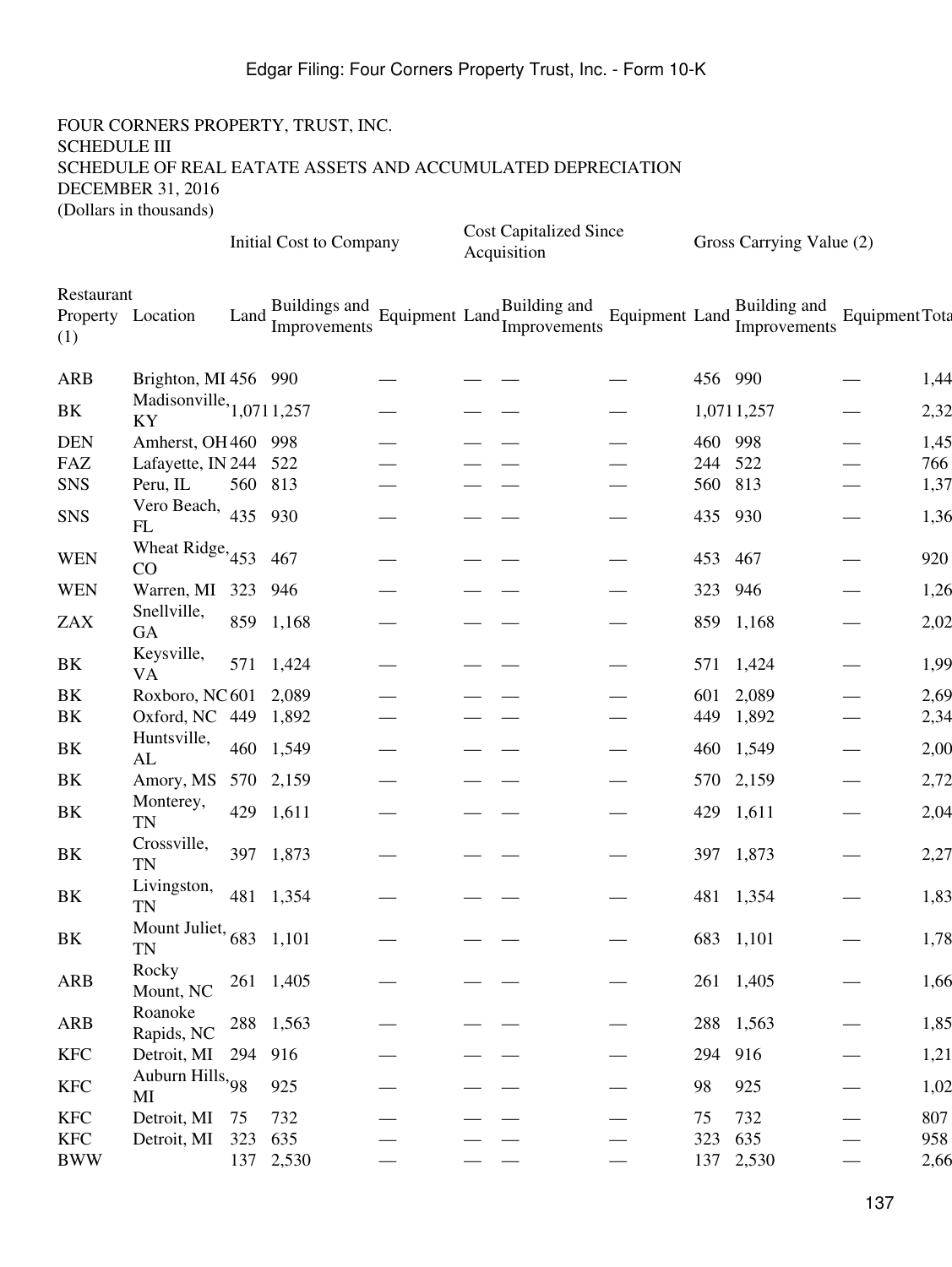FOUR CORNERS PROPERTY, TRUST, INC.
SCHEDULE III
SCHEDULE OF REAL EATATE ASSETS AND ACCUMULATED DEPRECIATION
DECEMBER 31, 2016
(Dollars in thousands)

| | | Initial Cost to Company | | | Cost Capitalized Since Acquisition | | | Gross Carrying Value (2) | | | |
|---|---|---|---|---|---|---|---|---|---|---|---|
| Restaurant Property (1) | Location | Land | Buildings and Improvements | Equipment | Land | Building and Improvements | Equipment | Land | Building and Improvements | Equipment | Tota |
| ARB | Brighton, MI | 456 | 990 | — | — | — | — | 456 | 990 | — | 1,44 |
| BK | Madisonville, KY | 1,071 | 1,257 | — | — | — | — | 1,071 | 1,257 | — | 2,32 |
| DEN | Amherst, OH | 460 | 998 | — | — | — | — | 460 | 998 | — | 1,45 |
| FAZ | Lafayette, IN | 244 | 522 | — | — | — | — | 244 | 522 | — | 766 |
| SNS | Peru, IL | 560 | 813 | — | — | — | — | 560 | 813 | — | 1,37 |
| SNS | Vero Beach, FL | 435 | 930 | — | — | — | — | 435 | 930 | — | 1,36 |
| WEN | Wheat Ridge, CO | 453 | 467 | — | — | — | — | 453 | 467 | — | 920 |
| WEN | Warren, MI | 323 | 946 | — | — | — | — | 323 | 946 | — | 1,26 |
| ZAX | Snellville, GA | 859 | 1,168 | — | — | — | — | 859 | 1,168 | — | 2,02 |
| BK | Keysville, VA | 571 | 1,424 | — | — | — | — | 571 | 1,424 | — | 1,99 |
| BK | Roxboro, NC | 601 | 2,089 | — | — | — | — | 601 | 2,089 | — | 2,69 |
| BK | Oxford, NC | 449 | 1,892 | — | — | — | — | 449 | 1,892 | — | 2,34 |
| BK | Huntsville, AL | 460 | 1,549 | — | — | — | — | 460 | 1,549 | — | 2,00 |
| BK | Amory, MS | 570 | 2,159 | — | — | — | — | 570 | 2,159 | — | 2,72 |
| BK | Monterey, TN | 429 | 1,611 | — | — | — | — | 429 | 1,611 | — | 2,04 |
| BK | Crossville, TN | 397 | 1,873 | — | — | — | — | 397 | 1,873 | — | 2,27 |
| BK | Livingston, TN | 481 | 1,354 | — | — | — | — | 481 | 1,354 | — | 1,83 |
| BK | Mount Juliet, TN | 683 | 1,101 | — | — | — | — | 683 | 1,101 | — | 1,78 |
| ARB | Rocky Mount, NC | 261 | 1,405 | — | — | — | — | 261 | 1,405 | — | 1,66 |
| ARB | Roanoke Rapids, NC | 288 | 1,563 | — | — | — | — | 288 | 1,563 | — | 1,85 |
| KFC | Detroit, MI | 294 | 916 | — | — | — | — | 294 | 916 | — | 1,21 |
| KFC | Auburn Hills, MI | 98 | 925 | — | — | — | — | 98 | 925 | — | 1,02 |
| KFC | Detroit, MI | 75 | 732 | — | — | — | — | 75 | 732 | — | 807 |
| KFC | Detroit, MI | 323 | 635 | — | — | — | — | 323 | 635 | — | 958 |
| BWW | | 137 | 2,530 | — | — | — | — | 137 | 2,530 | — | 2,66 |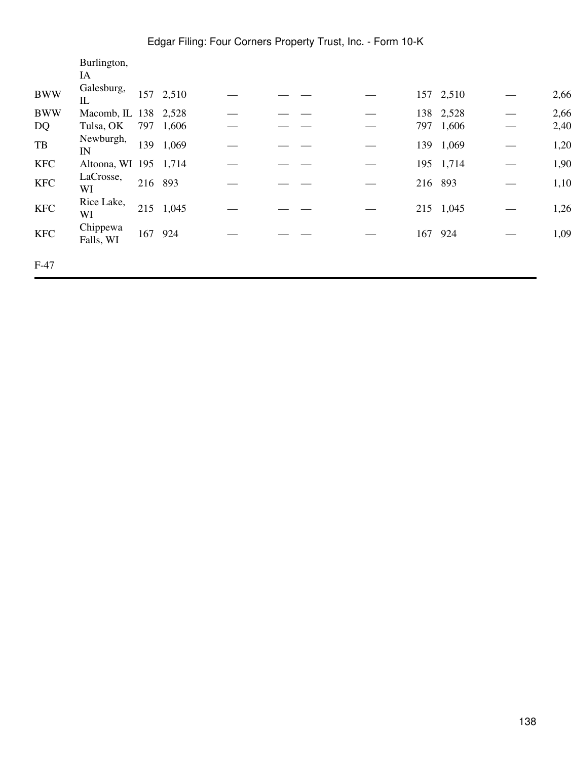| | Burlington, IA | | | | | | | | | | |
|---|---|---|---|---|---|---|---|---|---|---|---|
| BWW | Galesburg, IL | 157 | 2,510 | — | — | — | — | 157 | 2,510 | — | 2,66 |
| BWW | Macomb, IL | 138 | 2,528 | — | — | — | — | 138 | 2,528 | — | 2,66 |
| DQ | Tulsa, OK | 797 | 1,606 | — | — | — | — | 797 | 1,606 | — | 2,40 |
| TB | Newburgh, IN | 139 | 1,069 | — | — | — | — | 139 | 1,069 | — | 1,20 |
| KFC | Altoona, WI | 195 | 1,714 | — | — | — | — | 195 | 1,714 | — | 1,90 |
| KFC | LaCrosse, WI | 216 | 893 | — | — | — | — | 216 | 893 | — | 1,10 |
| KFC | Rice Lake, WI | 215 | 1,045 | — | — | — | — | 215 | 1,045 | — | 1,26 |
| KFC | Chippewa Falls, WI | 167 | 924 | — | — | — | — | 167 | 924 | — | 1,09 |

F-47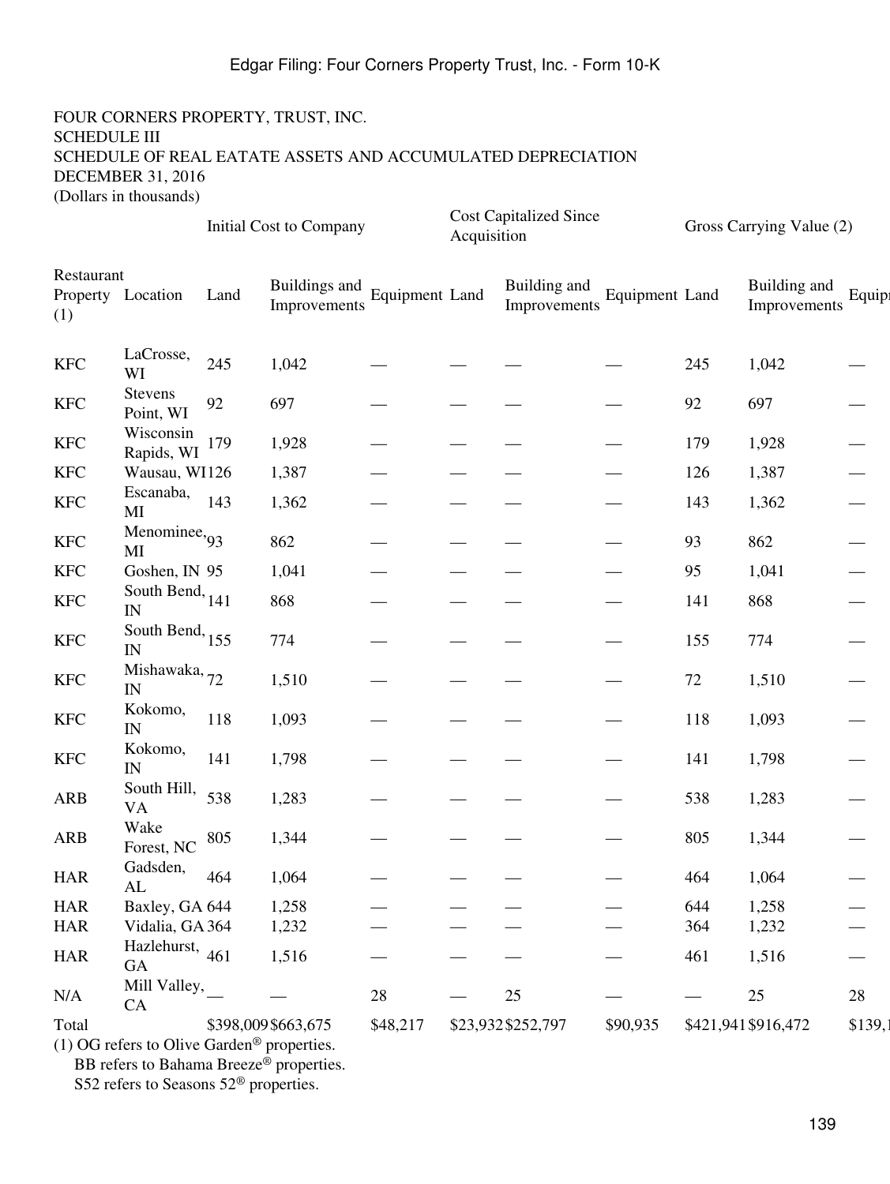FOUR CORNERS PROPERTY, TRUST, INC.
SCHEDULE III
SCHEDULE OF REAL EATATE ASSETS AND ACCUMULATED DEPRECIATION
DECEMBER 31, 2016
(Dollars in thousands)

| | | Initial Cost to Company | | | Cost Capitalized Since Acquisition | | | Gross Carrying Value (2) | | |
|---|---|---|---|---|---|---|---|---|---|---|
| Restaurant Property (1) | Location | Land | Buildings and Improvements | Equipment | Land | Building and Improvements | Equipment | Land | Building and Improvements | Equipr |
| KFC | LaCrosse, WI | 245 | 1,042 | — | — | — | — | 245 | 1,042 | — |
| KFC | Stevens Point, WI | 92 | 697 | — | — | — | — | 92 | 697 | — |
| KFC | Wisconsin Rapids, WI | 179 | 1,928 | — | — | — | — | 179 | 1,928 | — |
| KFC | Wausau, WI | 126 | 1,387 | — | — | — | — | 126 | 1,387 | — |
| KFC | Escanaba, MI | 143 | 1,362 | — | — | — | — | 143 | 1,362 | — |
| KFC | Menominee, MI | 93 | 862 | — | — | — | — | 93 | 862 | — |
| KFC | Goshen, IN | 95 | 1,041 | — | — | — | — | 95 | 1,041 | — |
| KFC | South Bend, IN | 141 | 868 | — | — | — | — | 141 | 868 | — |
| KFC | South Bend, IN | 155 | 774 | — | — | — | — | 155 | 774 | — |
| KFC | Mishawaka, IN | 72 | 1,510 | — | — | — | — | 72 | 1,510 | — |
| KFC | Kokomo, IN | 118 | 1,093 | — | — | — | — | 118 | 1,093 | — |
| KFC | Kokomo, IN | 141 | 1,798 | — | — | — | — | 141 | 1,798 | — |
| ARB | South Hill, VA | 538 | 1,283 | — | — | — | — | 538 | 1,283 | — |
| ARB | Wake Forest, NC | 805 | 1,344 | — | — | — | — | 805 | 1,344 | — |
| HAR | Gadsden, AL | 464 | 1,064 | — | — | — | — | 464 | 1,064 | — |
| HAR | Baxley, GA | 644 | 1,258 | — | — | — | — | 644 | 1,258 | — |
| HAR | Vidalia, GA | 364 | 1,232 | — | — | — | — | 364 | 1,232 | — |
| HAR | Hazlehurst, GA | 461 | 1,516 | — | — | — | — | 461 | 1,516 | — |
| N/A | Mill Valley, CA | — | — | 28 | — | 25 | — | — | 25 | 28 |
| Total | | $398,009 | $663,675 | $48,217 | $23,932 | $252,797 | $90,935 | $421,941 | $916,472 | $139,1 |

(1) OG refers to Olive Garden® properties.
BB refers to Bahama Breeze® properties.
S52 refers to Seasons 52® properties.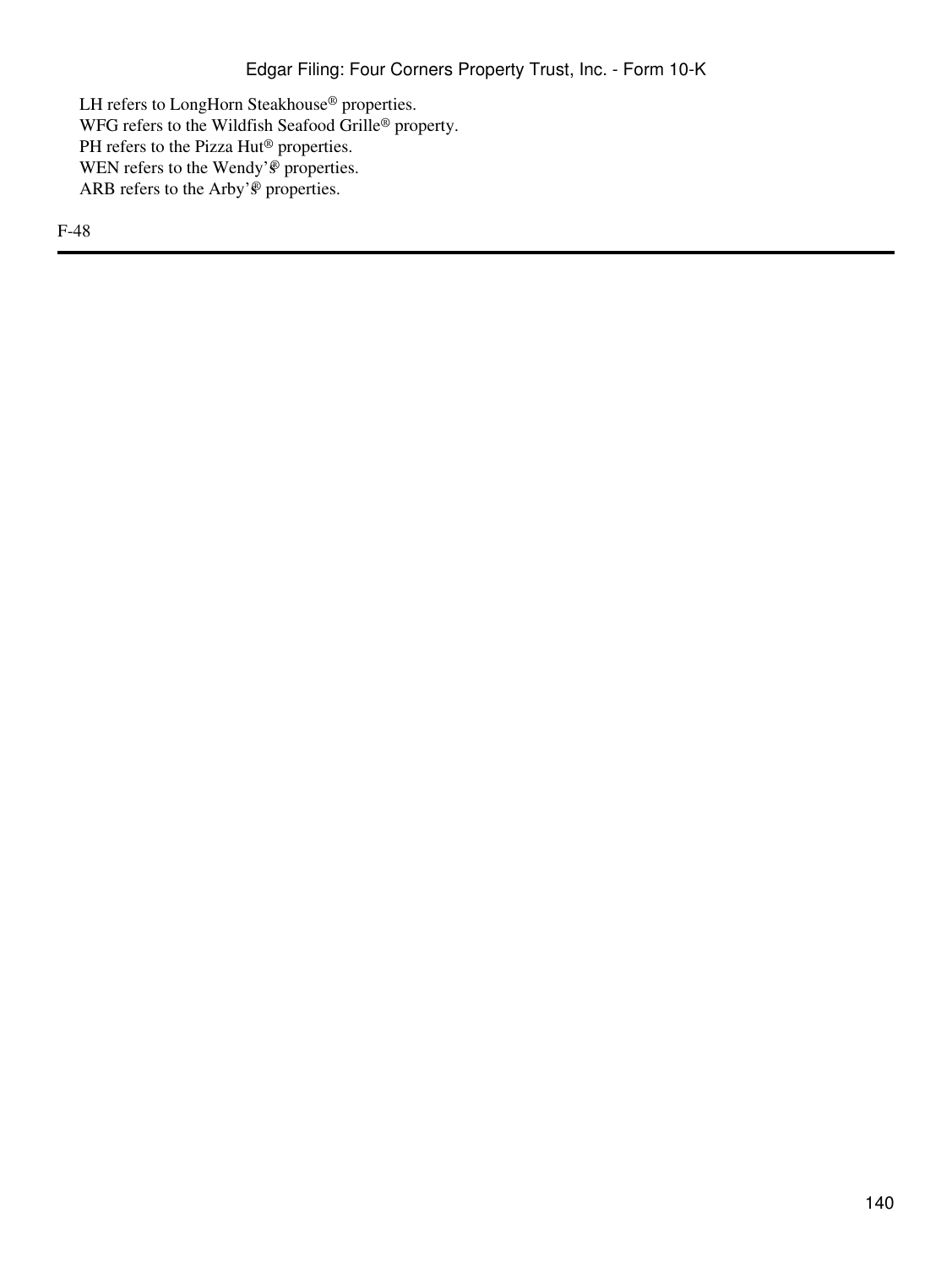LH refers to LongHorn Steakhouse® properties.
WFG refers to the Wildfish Seafood Grille® property.
PH refers to the Pizza Hut® properties.
WEN refers to the Wendy's® properties.
ARB refers to the Arby's® properties.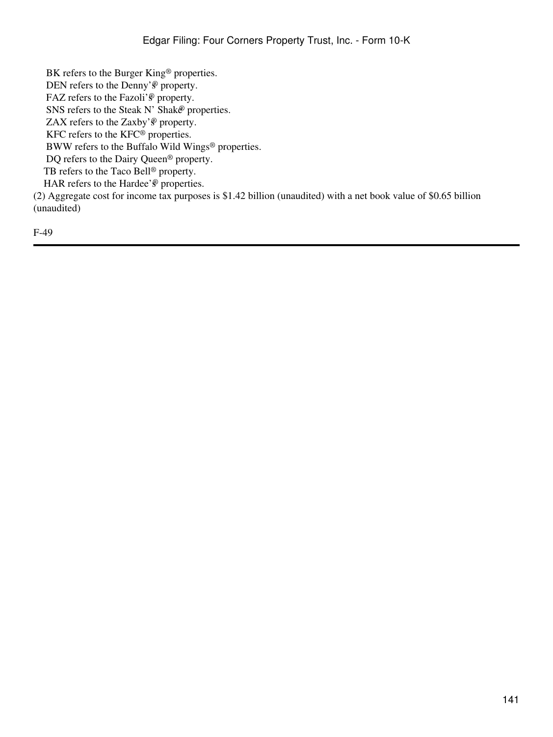BK refers to the Burger King® properties.
DEN refers to the Denny's® property.
FAZ refers to the Fazoli's® property.
SNS refers to the Steak N' Shake® properties.
ZAX refers to the Zaxby's® property.
KFC refers to the KFC® properties.
BWW refers to the Buffalo Wild Wings® properties.
DQ refers to the Dairy Queen® property.
TB refers to the Taco Bell® property.
HAR refers to the Hardee's® properties.

(2) Aggregate cost for income tax purposes is $1.42 billion (unaudited) with a net book value of $0.65 billion (unaudited)

F-49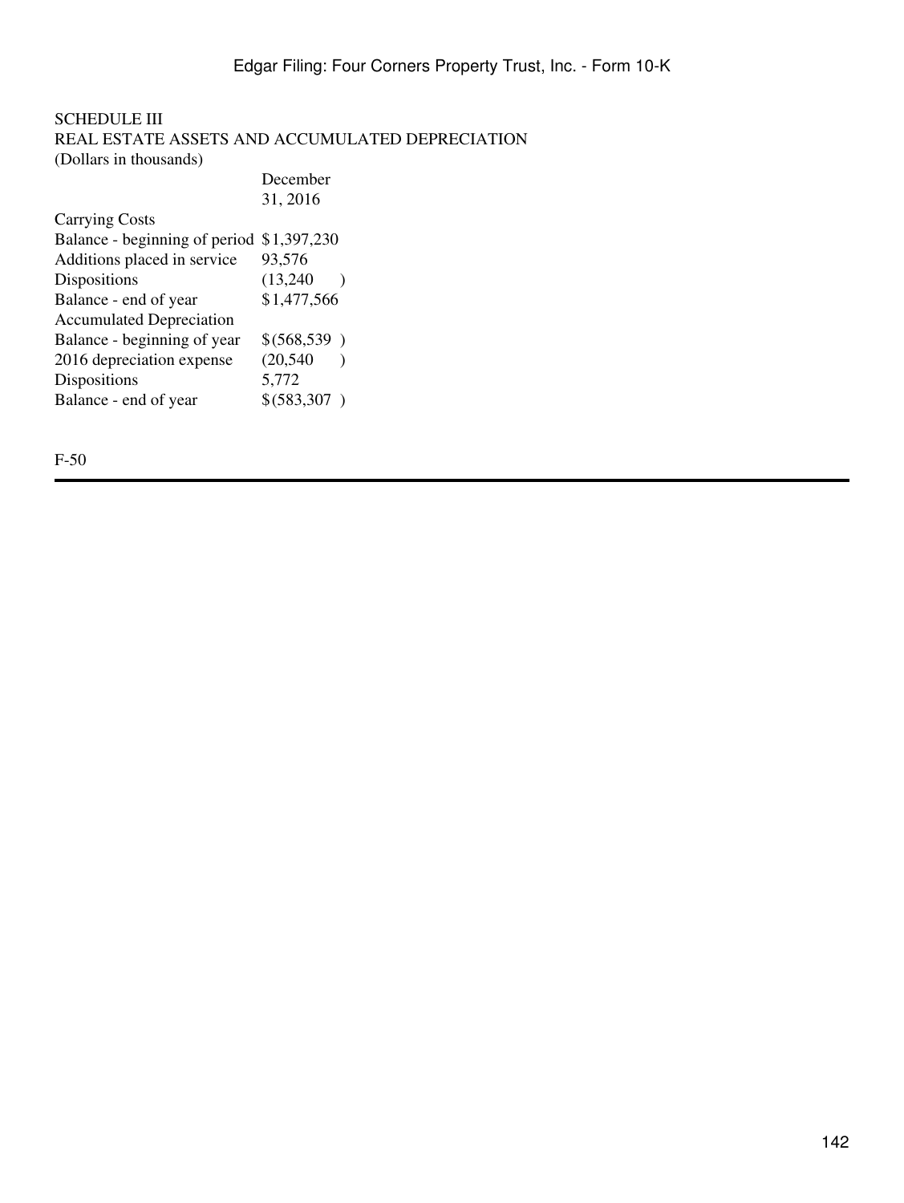SCHEDULE III
REAL ESTATE ASSETS AND ACCUMULATED DEPRECIATION
(Dollars in thousands)

| | December 31, 2016 |
|---|---|
| Carrying Costs | |
| Balance - beginning of period | $1,397,230 |
| Additions placed in service | 93,576 |
| Dispositions | (13,240) |
| Balance - end of year | $1,477,566 |
| Accumulated Depreciation | |
| Balance - beginning of year | $(568,539) |
| 2016 depreciation expense | (20,540) |
| Dispositions | 5,772 |
| Balance - end of year | $(583,307) |

F-50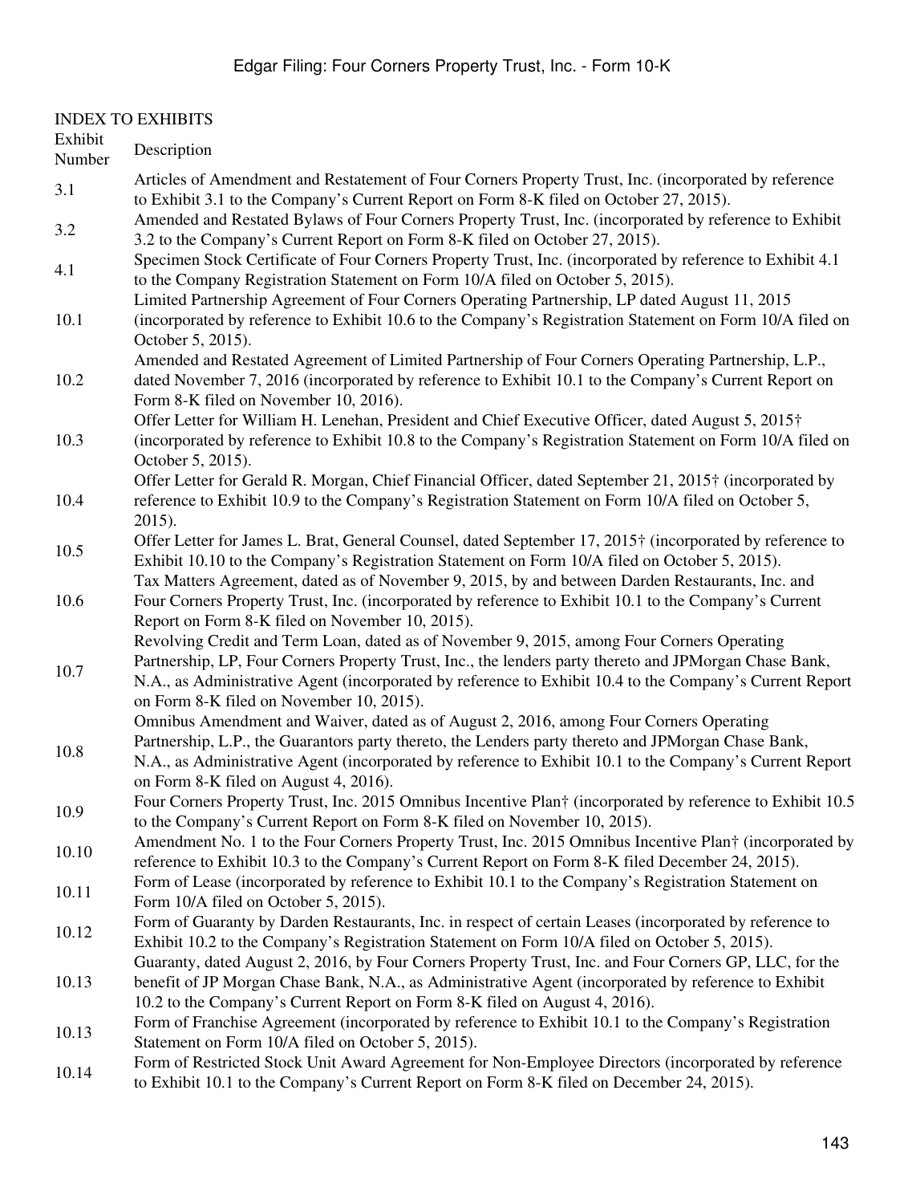INDEX TO EXHIBITS

| Exhibit Number | Description |
|---|---|
| 3.1 | Articles of Amendment and Restatement of Four Corners Property Trust, Inc. (incorporated by reference to Exhibit 3.1 to the Company's Current Report on Form 8-K filed on October 27, 2015). |
| 3.2 | Amended and Restated Bylaws of Four Corners Property Trust, Inc. (incorporated by reference to Exhibit 3.2 to the Company's Current Report on Form 8-K filed on October 27, 2015). |
| 4.1 | Specimen Stock Certificate of Four Corners Property Trust, Inc. (incorporated by reference to Exhibit 4.1 to the Company Registration Statement on Form 10/A filed on October 5, 2015). |
| 10.1 | Limited Partnership Agreement of Four Corners Operating Partnership, LP dated August 11, 2015 (incorporated by reference to Exhibit 10.6 to the Company's Registration Statement on Form 10/A filed on October 5, 2015). |
| 10.2 | Amended and Restated Agreement of Limited Partnership of Four Corners Operating Partnership, L.P., dated November 7, 2016 (incorporated by reference to Exhibit 10.1 to the Company's Current Report on Form 8-K filed on November 10, 2016). |
| 10.3 | Offer Letter for William H. Lenehan, President and Chief Executive Officer, dated August 5, 2015† (incorporated by reference to Exhibit 10.8 to the Company's Registration Statement on Form 10/A filed on October 5, 2015). |
| 10.4 | Offer Letter for Gerald R. Morgan, Chief Financial Officer, dated September 21, 2015† (incorporated by reference to Exhibit 10.9 to the Company's Registration Statement on Form 10/A filed on October 5, 2015). |
| 10.5 | Offer Letter for James L. Brat, General Counsel, dated September 17, 2015† (incorporated by reference to Exhibit 10.10 to the Company's Registration Statement on Form 10/A filed on October 5, 2015). |
| 10.6 | Tax Matters Agreement, dated as of November 9, 2015, by and between Darden Restaurants, Inc. and Four Corners Property Trust, Inc. (incorporated by reference to Exhibit 10.1 to the Company's Current Report on Form 8-K filed on November 10, 2015). |
| 10.7 | Revolving Credit and Term Loan, dated as of November 9, 2015, among Four Corners Operating Partnership, LP, Four Corners Property Trust, Inc., the lenders party thereto and JPMorgan Chase Bank, N.A., as Administrative Agent (incorporated by reference to Exhibit 10.4 to the Company's Current Report on Form 8-K filed on November 10, 2015). |
| 10.8 | Omnibus Amendment and Waiver, dated as of August 2, 2016, among Four Corners Operating Partnership, L.P., the Guarantors party thereto, the Lenders party thereto and JPMorgan Chase Bank, N.A., as Administrative Agent (incorporated by reference to Exhibit 10.1 to the Company's Current Report on Form 8-K filed on August 4, 2016). |
| 10.9 | Four Corners Property Trust, Inc. 2015 Omnibus Incentive Plan† (incorporated by reference to Exhibit 10.5 to the Company's Current Report on Form 8-K filed on November 10, 2015). |
| 10.10 | Amendment No. 1 to the Four Corners Property Trust, Inc. 2015 Omnibus Incentive Plan† (incorporated by reference to Exhibit 10.3 to the Company's Current Report on Form 8-K filed December 24, 2015). |
| 10.11 | Form of Lease (incorporated by reference to Exhibit 10.1 to the Company's Registration Statement on Form 10/A filed on October 5, 2015). |
| 10.12 | Form of Guaranty by Darden Restaurants, Inc. in respect of certain Leases (incorporated by reference to Exhibit 10.2 to the Company's Registration Statement on Form 10/A filed on October 5, 2015). |
| 10.13 | Guaranty, dated August 2, 2016, by Four Corners Property Trust, Inc. and Four Corners GP, LLC, for the benefit of JP Morgan Chase Bank, N.A., as Administrative Agent (incorporated by reference to Exhibit 10.2 to the Company's Current Report on Form 8-K filed on August 4, 2016). |
| 10.13 | Form of Franchise Agreement (incorporated by reference to Exhibit 10.1 to the Company's Registration Statement on Form 10/A filed on October 5, 2015). |
| 10.14 | Form of Restricted Stock Unit Award Agreement for Non-Employee Directors (incorporated by reference to Exhibit 10.1 to the Company's Current Report on Form 8-K filed on December 24, 2015). |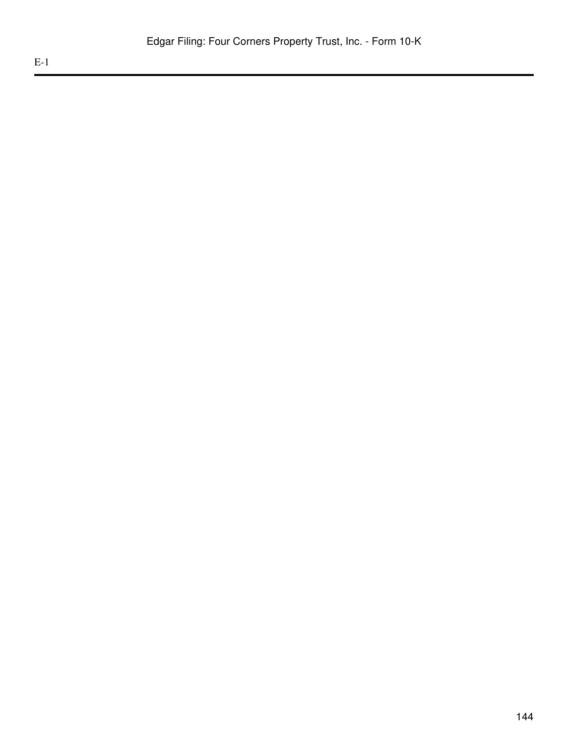E-1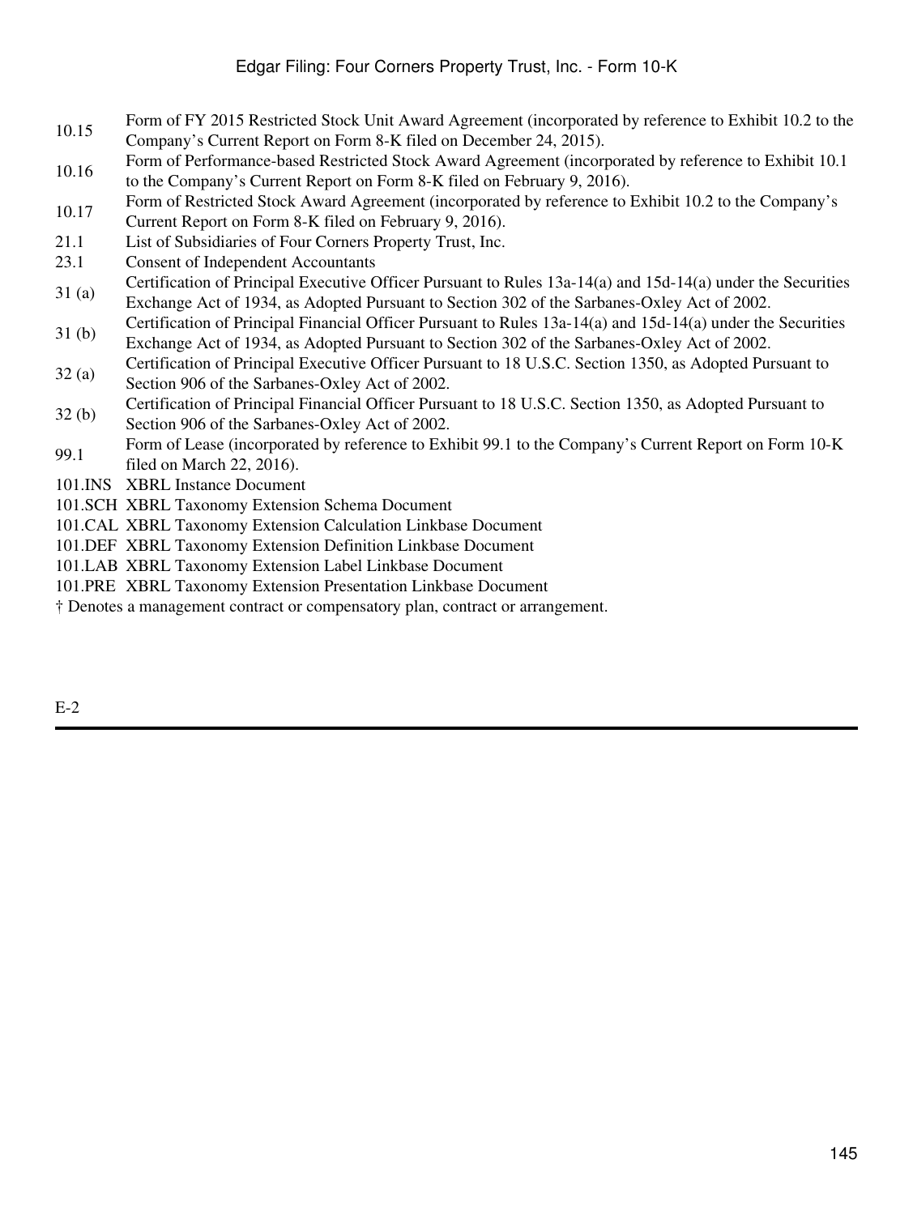| | |
|---|---|
| 10.15 | Form of FY 2015 Restricted Stock Unit Award Agreement (incorporated by reference to Exhibit 10.2 to the Company's Current Report on Form 8-K filed on December 24, 2015). |
| 10.16 | Form of Performance-based Restricted Stock Award Agreement (incorporated by reference to Exhibit 10.1 to the Company's Current Report on Form 8-K filed on February 9, 2016). |
| 10.17 | Form of Restricted Stock Award Agreement (incorporated by reference to Exhibit 10.2 to the Company's Current Report on Form 8-K filed on February 9, 2016). |
| 21.1 | List of Subsidiaries of Four Corners Property Trust, Inc. |
| 23.1 | Consent of Independent Accountants |
| 31 (a) | Certification of Principal Executive Officer Pursuant to Rules 13a-14(a) and 15d-14(a) under the Securities Exchange Act of 1934, as Adopted Pursuant to Section 302 of the Sarbanes-Oxley Act of 2002. |
| 31 (b) | Certification of Principal Financial Officer Pursuant to Rules 13a-14(a) and 15d-14(a) under the Securities Exchange Act of 1934, as Adopted Pursuant to Section 302 of the Sarbanes-Oxley Act of 2002. |
| 32 (a) | Certification of Principal Executive Officer Pursuant to 18 U.S.C. Section 1350, as Adopted Pursuant to Section 906 of the Sarbanes-Oxley Act of 2002. |
| 32 (b) | Certification of Principal Financial Officer Pursuant to 18 U.S.C. Section 1350, as Adopted Pursuant to Section 906 of the Sarbanes-Oxley Act of 2002. |
| 99.1 | Form of Lease (incorporated by reference to Exhibit 99.1 to the Company's Current Report on Form 10-K filed on March 22, 2016). |
| 101.INS | XBRL Instance Document |
| 101.SCH | XBRL Taxonomy Extension Schema Document |
| 101.CAL | XBRL Taxonomy Extension Calculation Linkbase Document |
| 101.DEF | XBRL Taxonomy Extension Definition Linkbase Document |
| 101.LAB | XBRL Taxonomy Extension Label Linkbase Document |
| 101.PRE | XBRL Taxonomy Extension Presentation Linkbase Document |

† Denotes a management contract or compensatory plan, contract or arrangement.

E-2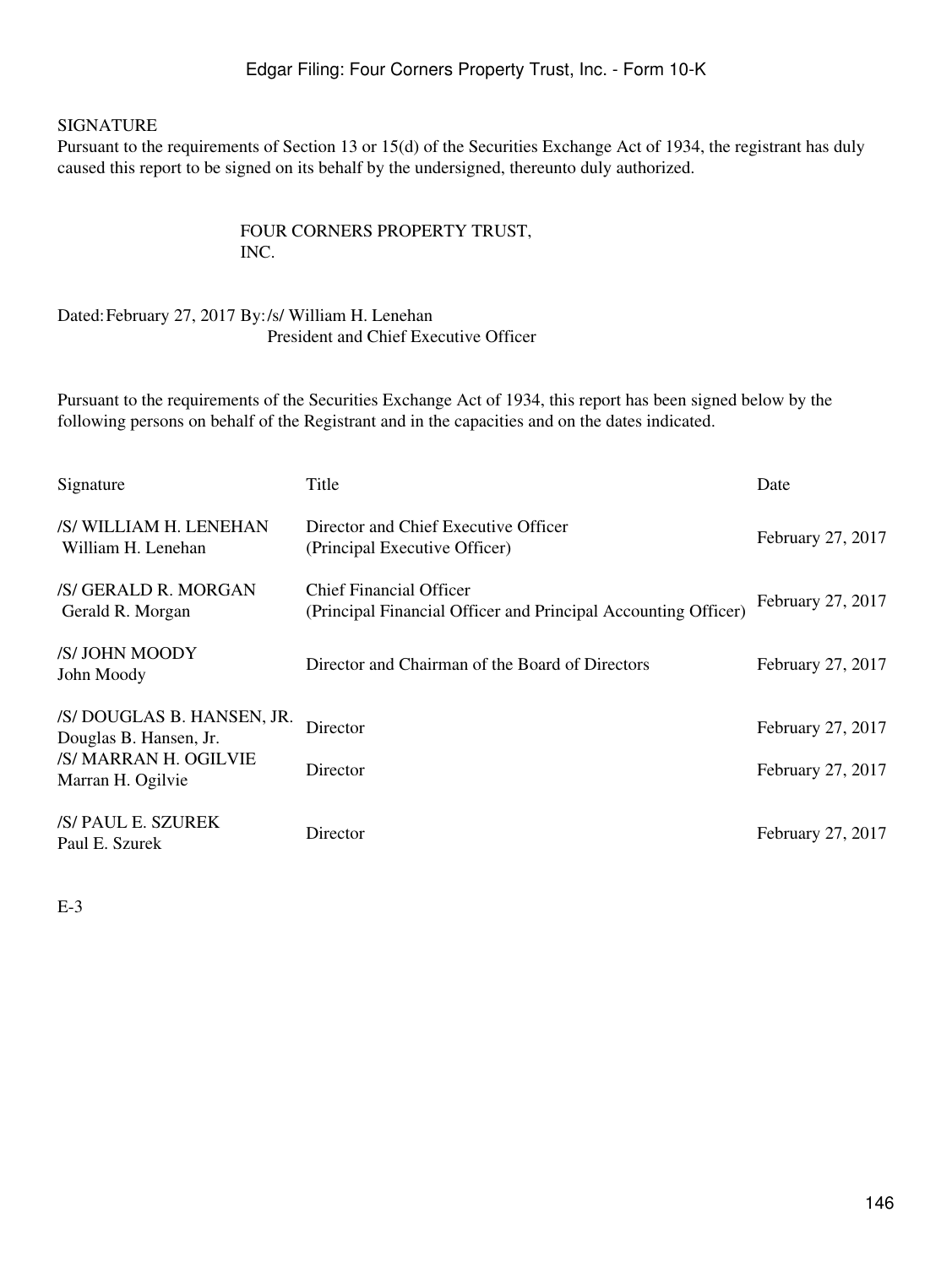SIGNATURE

Pursuant to the requirements of Section 13 or 15(d) of the Securities Exchange Act of 1934, the registrant has duly caused this report to be signed on its behalf by the undersigned, thereunto duly authorized.

FOUR CORNERS PROPERTY TRUST, INC.

Dated: February 27, 2017 By: /s/ William H. Lenehan
President and Chief Executive Officer

Pursuant to the requirements of the Securities Exchange Act of 1934, this report has been signed below by the following persons on behalf of the Registrant and in the capacities and on the dates indicated.

| Signature | Title | Date |
|---|---|---|
| /S/ WILLIAM H. LENEHAN<br>William H. Lenehan | Director and Chief Executive Officer<br>(Principal Executive Officer) | February 27, 2017 |
| /S/ GERALD R. MORGAN<br>Gerald R. Morgan | Chief Financial Officer<br>(Principal Financial Officer and Principal Accounting Officer) | February 27, 2017 |
| /S/ JOHN MOODY<br>John Moody | Director and Chairman of the Board of Directors | February 27, 2017 |
| /S/ DOUGLAS B. HANSEN, JR.<br>Douglas B. Hansen, Jr. | Director | February 27, 2017 |
| /S/ MARRAN H. OGILVIE<br>Marran H. Ogilvie | Director | February 27, 2017 |
| /S/ PAUL E. SZUREK<br>Paul E. Szurek | Director | February 27, 2017 |

E-3